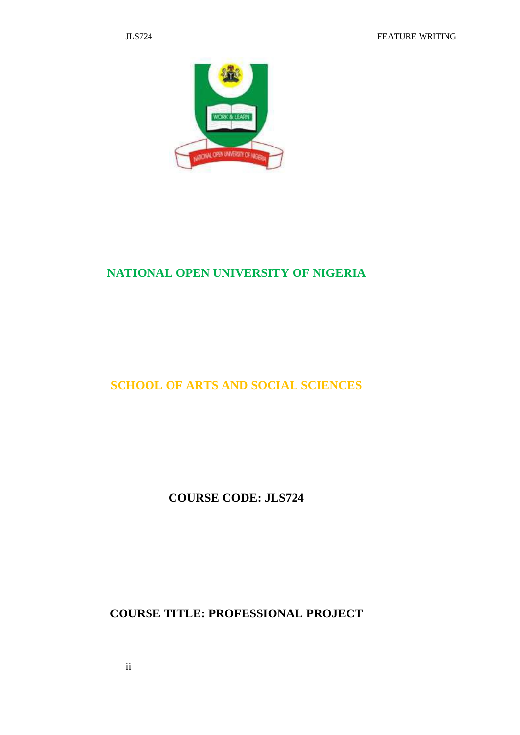# NATIONAL OPEN UNIVERSITY OF NIGERIA

## SCHOOL OF ARTS AND SOCIAL SCIENCES

**COURSE CODE: JLS724**

**COURSE TITLE: PROFESSIONAL PROJECT**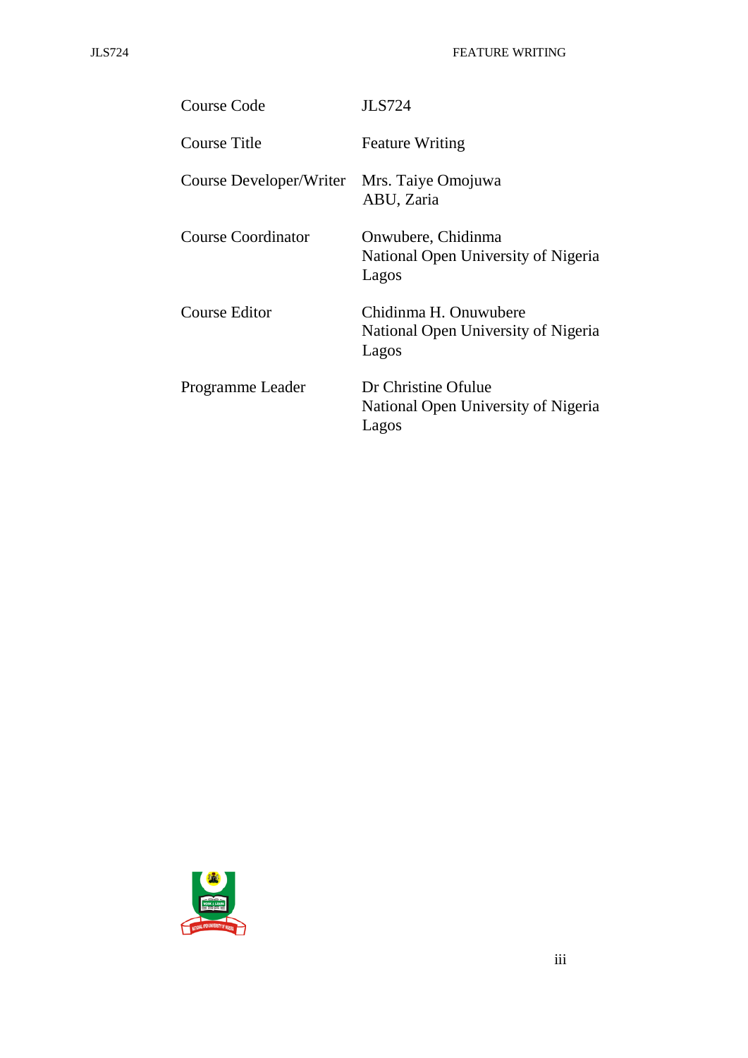| | |
|---|---|
| Course Code | JLS724 |
| Course Title | Feature Writing |
| Course Developer/Writer | Mrs. Taiye Omojuwa<br>ABU, Zaria |
| Course Coordinator | Onwubere, Chidinma<br>National Open University of Nigeria<br>Lagos |
| Course Editor | Chidinma H. Onuwubere<br>National Open University of Nigeria<br>Lagos |
| Programme Leader | Dr Christine Ofulue<br>National Open University of Nigeria<br>Lagos |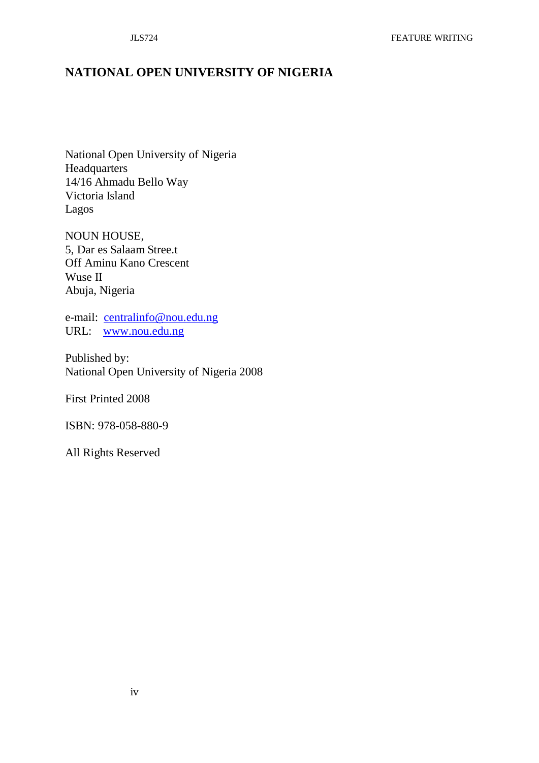# NATIONAL OPEN UNIVERSITY OF NIGERIA

National Open University of Nigeria
Headquarters
14/16 Ahmadu Bello Way
Victoria Island
Lagos

NOUN HOUSE,
5, Dar es Salaam Stree.t
Off Aminu Kano Crescent
Wuse II
Abuja, Nigeria

e-mail: centralinfo@nou.edu.ng
URL: www.nou.edu.ng

Published by:
National Open University of Nigeria 2008

First Printed 2008

ISBN: 978-058-880-9

All Rights Reserved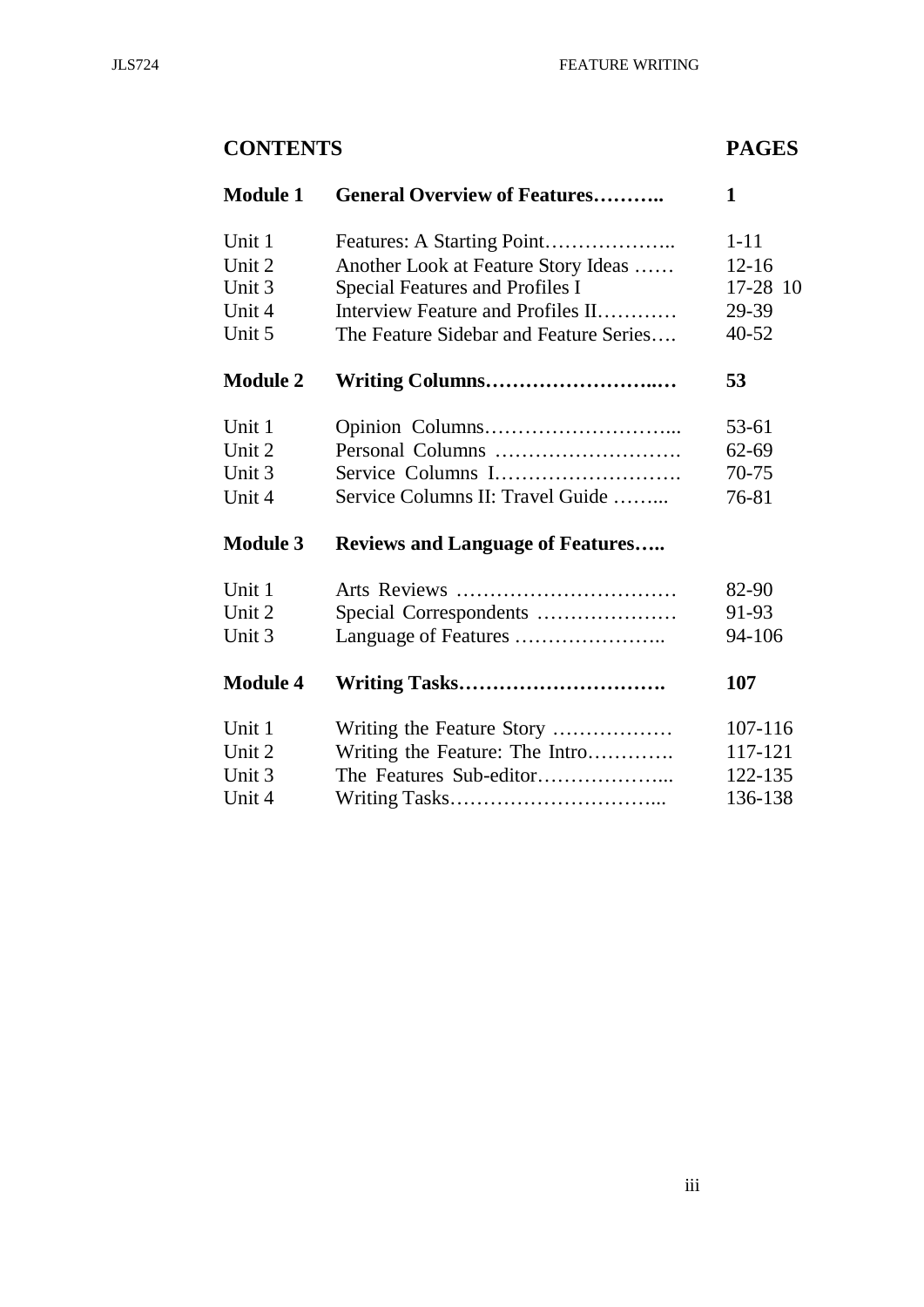# CONTENTS

| | | PAGES |
|---|---|---|
| **Module 1** | **General Overview of Features………..** | **1** |
| Unit 1 | Features: A Starting Point……………….. | 1-11 |
| Unit 2 | Another Look at Feature Story Ideas …… | 12-16 |
| Unit 3 | Special Features and Profiles I | 17-28 10 |
| Unit 4 | Interview Feature and Profiles II………… | 29-39 |
| Unit 5 | The Feature Sidebar and Feature Series…. | 40-52 |
| **Module 2** | **Writing Columns……………………..…** | **53** |
| Unit 1 | Opinion Columns………………………... | 53-61 |
| Unit 2 | Personal Columns ………………………. | 62-69 |
| Unit 3 | Service Columns I………………………. | 70-75 |
| Unit 4 | Service Columns II: Travel Guide ……... | 76-81 |
| **Module 3** | **Reviews and Language of Features…..** | |
| Unit 1 | Arts Reviews …………………………… | 82-90 |
| Unit 2 | Special Correspondents ………………… | 91-93 |
| Unit 3 | Language of Features ………………….. | 94-106 |
| **Module 4** | **Writing Tasks………………………….** | **107** |
| Unit 1 | Writing the Feature Story ……………… | 107-116 |
| Unit 2 | Writing the Feature: The Intro…………. | 117-121 |
| Unit 3 | The Features Sub-editor………………... | 122-135 |
| Unit 4 | Writing Tasks…………………………... | 136-138 |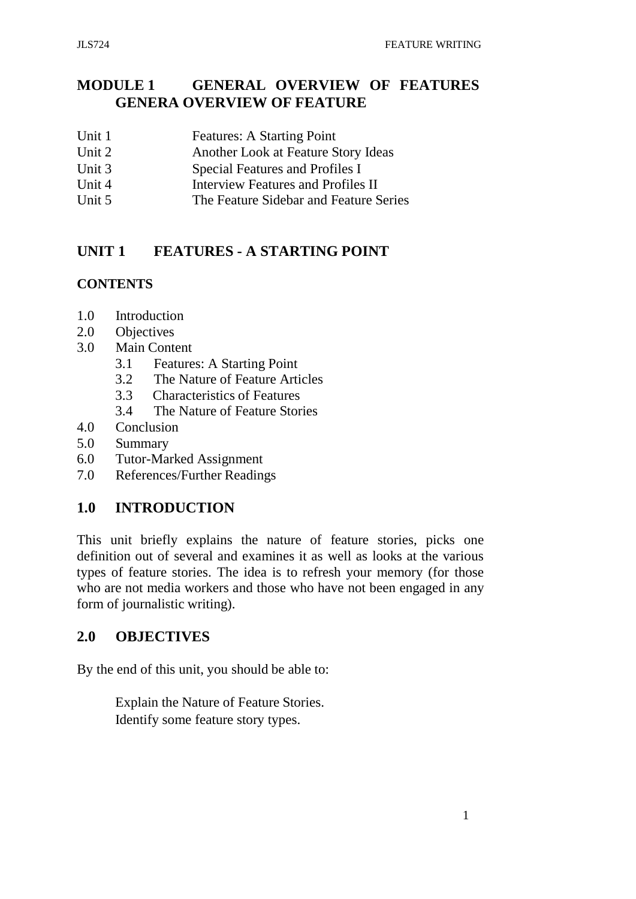# MODULE 1 GENERAL OVERVIEW OF FEATURES GENERA OVERVIEW OF FEATURE

| | |
|---|---|
| Unit 1 | Features: A Starting Point |
| Unit 2 | Another Look at Feature Story Ideas |
| Unit 3 | Special Features and Profiles I |
| Unit 4 | Interview Features and Profiles II |
| Unit 5 | The Feature Sidebar and Feature Series |

## UNIT 1 FEATURES - A STARTING POINT

### CONTENTS

1.0 Introduction
2.0 Objectives
3.0 Main Content
 3.1 Features: A Starting Point
 3.2 The Nature of Feature Articles
 3.3 Characteristics of Features
 3.4 The Nature of Feature Stories
4.0 Conclusion
5.0 Summary
6.0 Tutor-Marked Assignment
7.0 References/Further Readings

## 1.0 INTRODUCTION

This unit briefly explains the nature of feature stories, picks one definition out of several and examines it as well as looks at the various types of feature stories. The idea is to refresh your memory (for those who are not media workers and those who have not been engaged in any form of journalistic writing).

## 2.0 OBJECTIVES

By the end of this unit, you should be able to:

- Explain the Nature of Feature Stories.
- Identify some feature story types.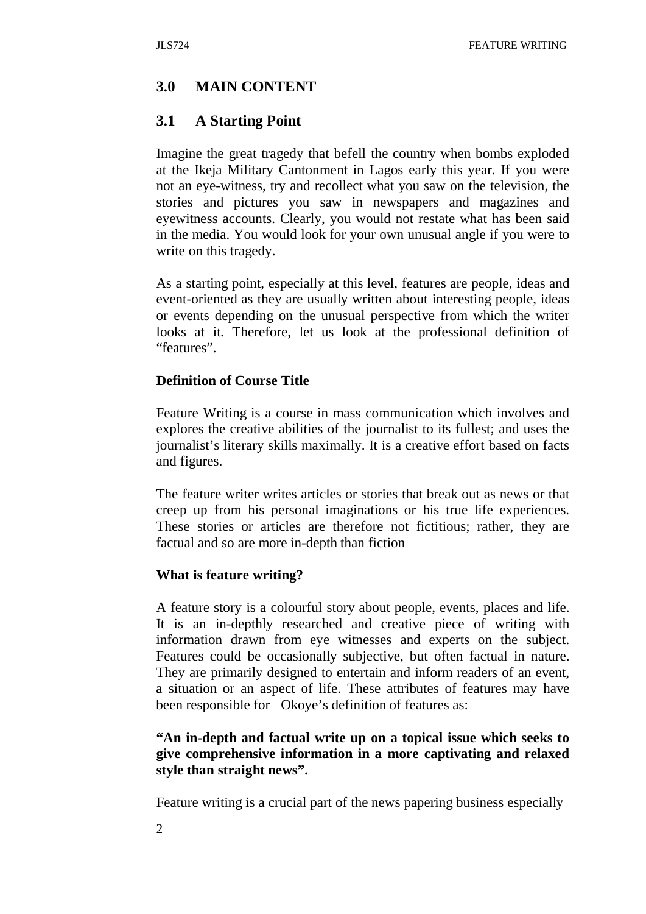## 3.0 MAIN CONTENT

### 3.1 A Starting Point

Imagine the great tragedy that befell the country when bombs exploded at the Ikeja Military Cantonment in Lagos early this year. If you were not an eye-witness, try and recollect what you saw on the television, the stories and pictures you saw in newspapers and magazines and eyewitness accounts. Clearly, you would not restate what has been said in the media. You would look for your own unusual angle if you were to write on this tragedy.

As a starting point, especially at this level, features are people, ideas and event-oriented as they are usually written about interesting people, ideas or events depending on the unusual perspective from which the writer looks at it. Therefore, let us look at the professional definition of "features".

**Definition of Course Title**

Feature Writing is a course in mass communication which involves and explores the creative abilities of the journalist to its fullest; and uses the journalist's literary skills maximally. It is a creative effort based on facts and figures.

The feature writer writes articles or stories that break out as news or that creep up from his personal imaginations or his true life experiences. These stories or articles are therefore not fictitious; rather, they are factual and so are more in-depth than fiction

**What is feature writing?**

A feature story is a colourful story about people, events, places and life. It is an in-depthly researched and creative piece of writing with information drawn from eye witnesses and experts on the subject. Features could be occasionally subjective, but often factual in nature. They are primarily designed to entertain and inform readers of an event, a situation or an aspect of life. These attributes of features may have been responsible for Okoye's definition of features as:

**"An in-depth and factual write up on a topical issue which seeks to give comprehensive information in a more captivating and relaxed style than straight news".**

Feature writing is a crucial part of the news papering business especially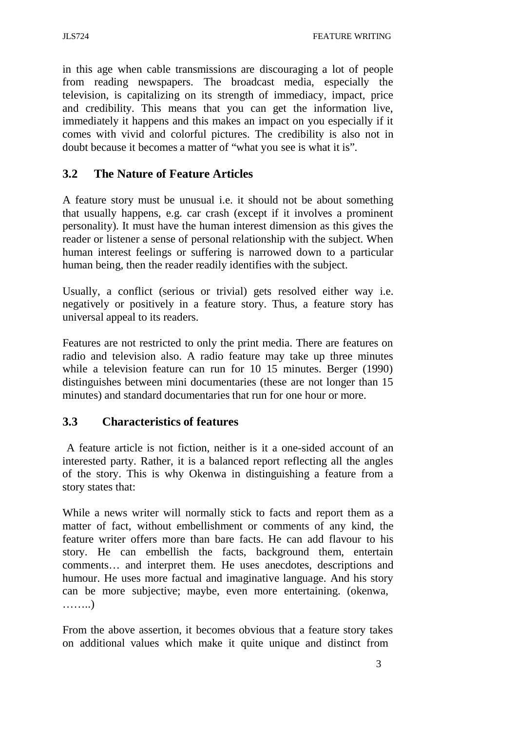in this age when cable transmissions are discouraging a lot of people from reading newspapers. The broadcast media, especially the television, is capitalizing on its strength of immediacy, impact, price and credibility. This means that you can get the information live, immediately it happens and this makes an impact on you especially if it comes with vivid and colorful pictures. The credibility is also not in doubt because it becomes a matter of "what you see is what it is".

## 3.2 The Nature of Feature Articles

A feature story must be unusual i.e. it should not be about something that usually happens, e.g. car crash (except if it involves a prominent personality). It must have the human interest dimension as this gives the reader or listener a sense of personal relationship with the subject. When human interest feelings or suffering is narrowed down to a particular human being, then the reader readily identifies with the subject.

Usually, a conflict (serious or trivial) gets resolved either way i.e. negatively or positively in a feature story. Thus, a feature story has universal appeal to its readers.

Features are not restricted to only the print media. There are features on radio and television also. A radio feature may take up three minutes while a television feature can run for 10 15 minutes. Berger (1990) distinguishes between mini documentaries (these are not longer than 15 minutes) and standard documentaries that run for one hour or more.

## 3.3 Characteristics of features

A feature article is not fiction, neither is it a one-sided account of an interested party. Rather, it is a balanced report reflecting all the angles of the story. This is why Okenwa in distinguishing a feature from a story states that:

While a news writer will normally stick to facts and report them as a matter of fact, without embellishment or comments of any kind, the feature writer offers more than bare facts. He can add flavour to his story. He can embellish the facts, background them, entertain comments… and interpret them. He uses anecdotes, descriptions and humour. He uses more factual and imaginative language. And his story can be more subjective; maybe, even more entertaining. (okenwa, ……..)

From the above assertion, it becomes obvious that a feature story takes on additional values which make it quite unique and distinct from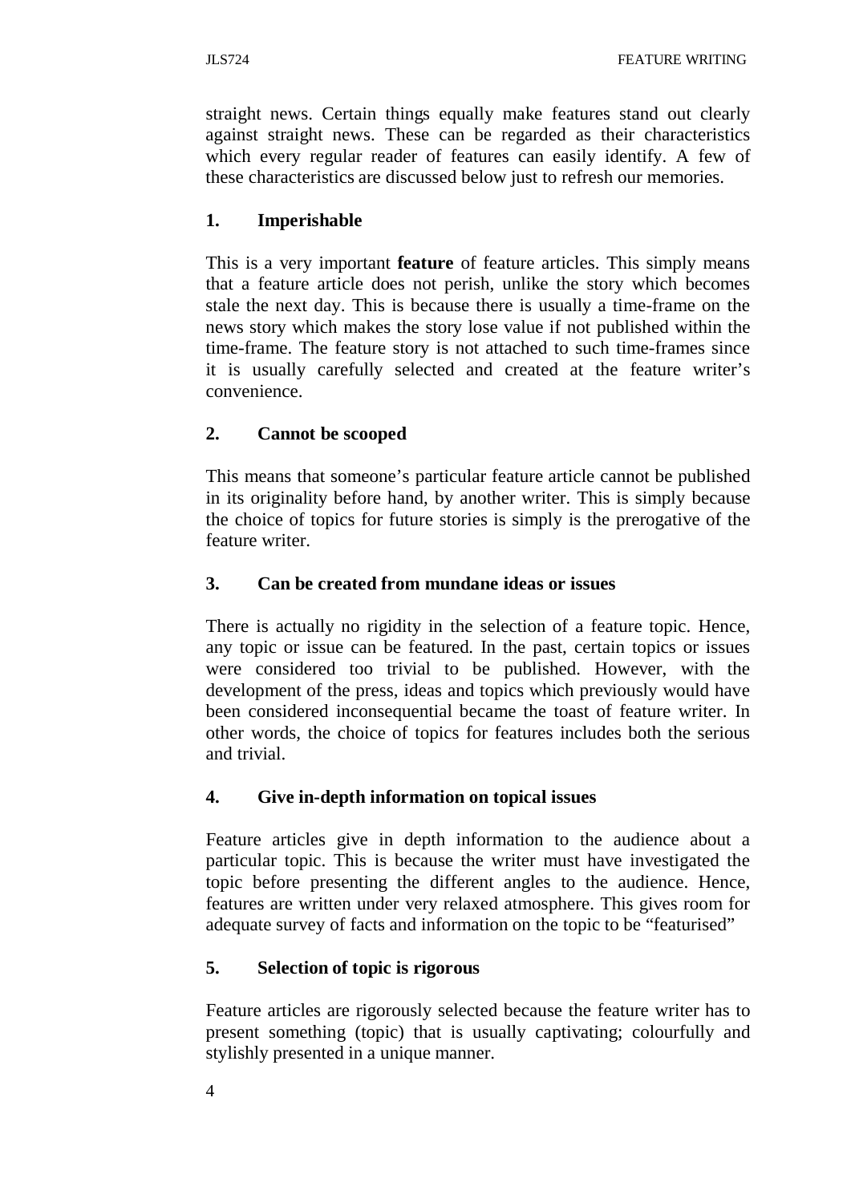straight news. Certain things equally make features stand out clearly against straight news. These can be regarded as their characteristics which every regular reader of features can easily identify. A few of these characteristics are discussed below just to refresh our memories.

**1. Imperishable**

This is a very important **feature** of feature articles. This simply means that a feature article does not perish, unlike the story which becomes stale the next day. This is because there is usually a time-frame on the news story which makes the story lose value if not published within the time-frame. The feature story is not attached to such time-frames since it is usually carefully selected and created at the feature writer's convenience.

**2. Cannot be scooped**

This means that someone's particular feature article cannot be published in its originality before hand, by another writer. This is simply because the choice of topics for future stories is simply is the prerogative of the feature writer.

**3. Can be created from mundane ideas or issues**

There is actually no rigidity in the selection of a feature topic. Hence, any topic or issue can be featured. In the past, certain topics or issues were considered too trivial to be published. However, with the development of the press, ideas and topics which previously would have been considered inconsequential became the toast of feature writer. In other words, the choice of topics for features includes both the serious and trivial.

**4. Give in-depth information on topical issues**

Feature articles give in depth information to the audience about a particular topic. This is because the writer must have investigated the topic before presenting the different angles to the audience. Hence, features are written under very relaxed atmosphere. This gives room for adequate survey of facts and information on the topic to be "featurised"

**5. Selection of topic is rigorous**

Feature articles are rigorously selected because the feature writer has to present something (topic) that is usually captivating; colourfully and stylishly presented in a unique manner.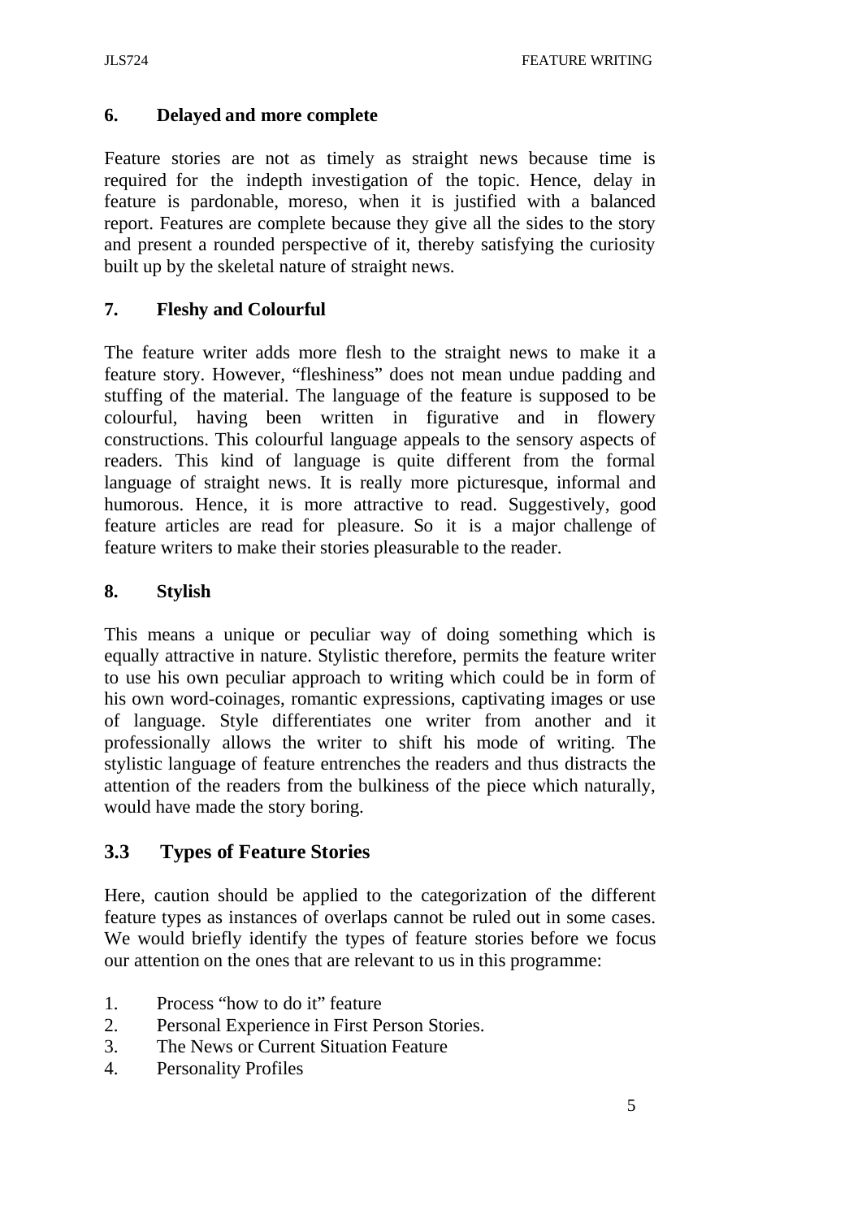**6. Delayed and more complete**

Feature stories are not as timely as straight news because time is required for the indepth investigation of the topic. Hence, delay in feature is pardonable, moreso, when it is justified with a balanced report. Features are complete because they give all the sides to the story and present a rounded perspective of it, thereby satisfying the curiosity built up by the skeletal nature of straight news.

**7. Fleshy and Colourful**

The feature writer adds more flesh to the straight news to make it a feature story. However, "fleshiness" does not mean undue padding and stuffing of the material. The language of the feature is supposed to be colourful, having been written in figurative and in flowery constructions. This colourful language appeals to the sensory aspects of readers. This kind of language is quite different from the formal language of straight news. It is really more picturesque, informal and humorous. Hence, it is more attractive to read. Suggestively, good feature articles are read for pleasure. So it is a major challenge of feature writers to make their stories pleasurable to the reader.

**8. Stylish**

This means a unique or peculiar way of doing something which is equally attractive in nature. Stylistic therefore, permits the feature writer to use his own peculiar approach to writing which could be in form of his own word-coinages, romantic expressions, captivating images or use of language. Style differentiates one writer from another and it professionally allows the writer to shift his mode of writing. The stylistic language of feature entrenches the readers and thus distracts the attention of the readers from the bulkiness of the piece which naturally, would have made the story boring.

## 3.3 Types of Feature Stories

Here, caution should be applied to the categorization of the different feature types as instances of overlaps cannot be ruled out in some cases. We would briefly identify the types of feature stories before we focus our attention on the ones that are relevant to us in this programme:

1. Process "how to do it" feature
2. Personal Experience in First Person Stories.
3. The News or Current Situation Feature
4. Personality Profiles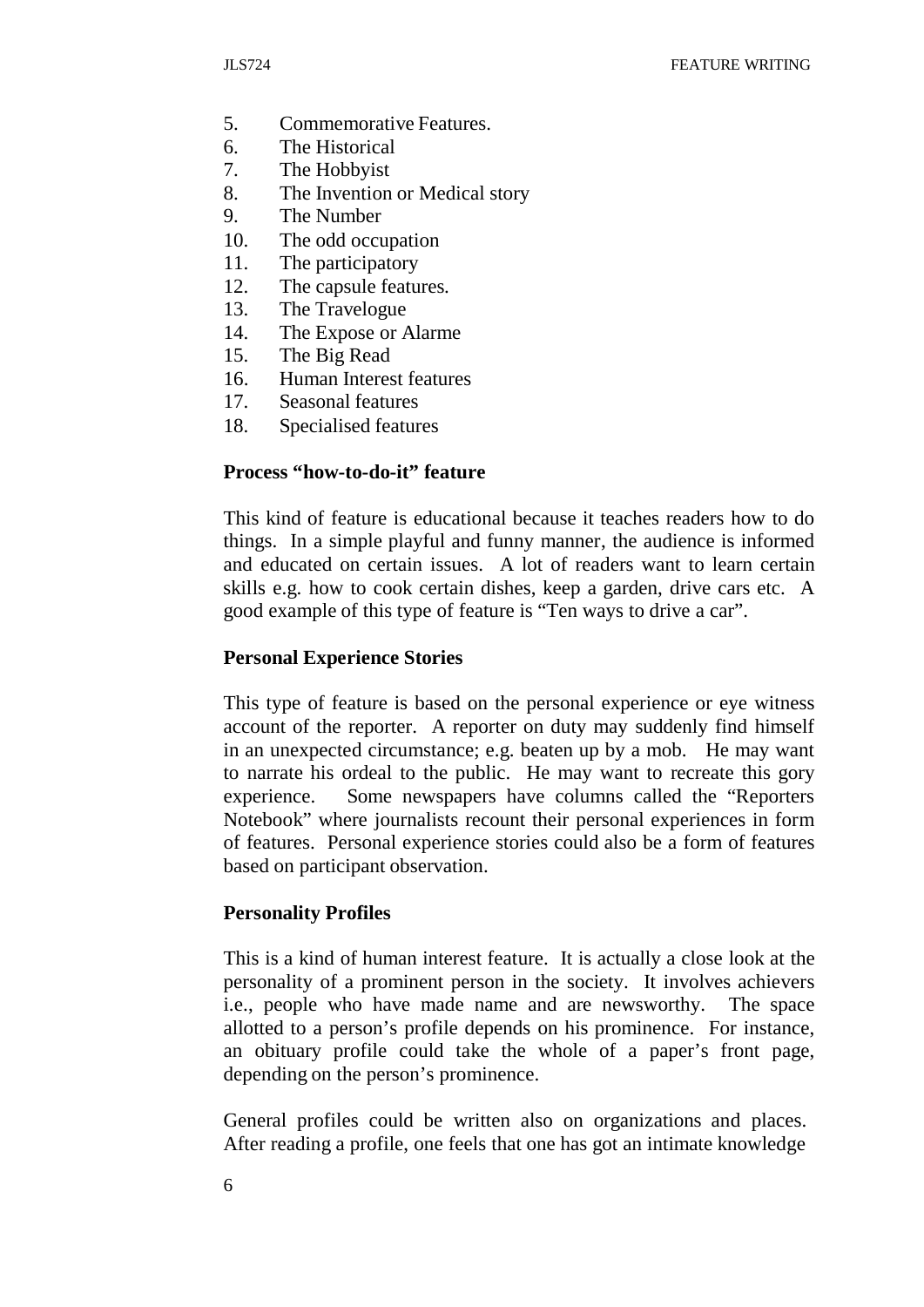5. Commemorative Features.
6. The Historical
7. The Hobbyist
8. The Invention or Medical story
9. The Number
10. The odd occupation
11. The participatory
12. The capsule features.
13. The Travelogue
14. The Expose or Alarme
15. The Big Read
16. Human Interest features
17. Seasonal features
18. Specialised features

**Process "how-to-do-it" feature**

This kind of feature is educational because it teaches readers how to do things. In a simple playful and funny manner, the audience is informed and educated on certain issues. A lot of readers want to learn certain skills e.g. how to cook certain dishes, keep a garden, drive cars etc. A good example of this type of feature is "Ten ways to drive a car".

**Personal Experience Stories**

This type of feature is based on the personal experience or eye witness account of the reporter. A reporter on duty may suddenly find himself in an unexpected circumstance; e.g. beaten up by a mob. He may want to narrate his ordeal to the public. He may want to recreate this gory experience. Some newspapers have columns called the "Reporters Notebook" where journalists recount their personal experiences in form of features. Personal experience stories could also be a form of features based on participant observation.

**Personality Profiles**

This is a kind of human interest feature. It is actually a close look at the personality of a prominent person in the society. It involves achievers i.e., people who have made name and are newsworthy. The space allotted to a person's profile depends on his prominence. For instance, an obituary profile could take the whole of a paper's front page, depending on the person's prominence.

General profiles could be written also on organizations and places. After reading a profile, one feels that one has got an intimate knowledge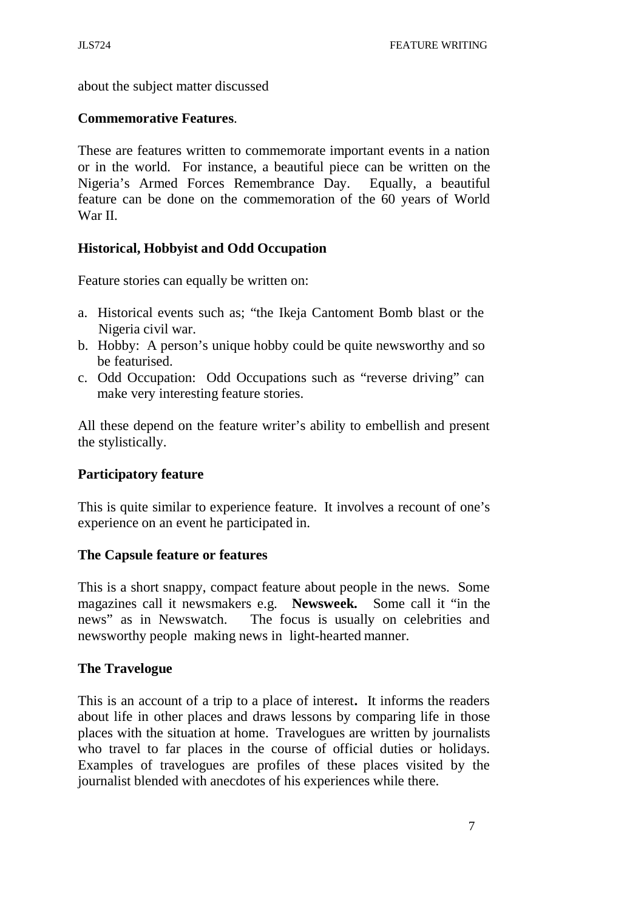about the subject matter discussed

**Commemorative Features**.

These are features written to commemorate important events in a nation or in the world. For instance, a beautiful piece can be written on the Nigeria's Armed Forces Remembrance Day. Equally, a beautiful feature can be done on the commemoration of the 60 years of World War II.

**Historical, Hobbyist and Odd Occupation**

Feature stories can equally be written on:

a. Historical events such as; "the Ikeja Cantoment Bomb blast or the Nigeria civil war.
b. Hobby: A person's unique hobby could be quite newsworthy and so be featurised.
c. Odd Occupation: Odd Occupations such as "reverse driving" can make very interesting feature stories.

All these depend on the feature writer's ability to embellish and present the stylistically.

**Participatory feature**

This is quite similar to experience feature. It involves a recount of one's experience on an event he participated in.

**The Capsule feature or features**

This is a short snappy, compact feature about people in the news. Some magazines call it newsmakers e.g. **Newsweek.** Some call it "in the news" as in Newswatch. The focus is usually on celebrities and newsworthy people making news in light-hearted manner.

**The Travelogue**

This is an account of a trip to a place of interest**.** It informs the readers about life in other places and draws lessons by comparing life in those places with the situation at home. Travelogues are written by journalists who travel to far places in the course of official duties or holidays. Examples of travelogues are profiles of these places visited by the journalist blended with anecdotes of his experiences while there.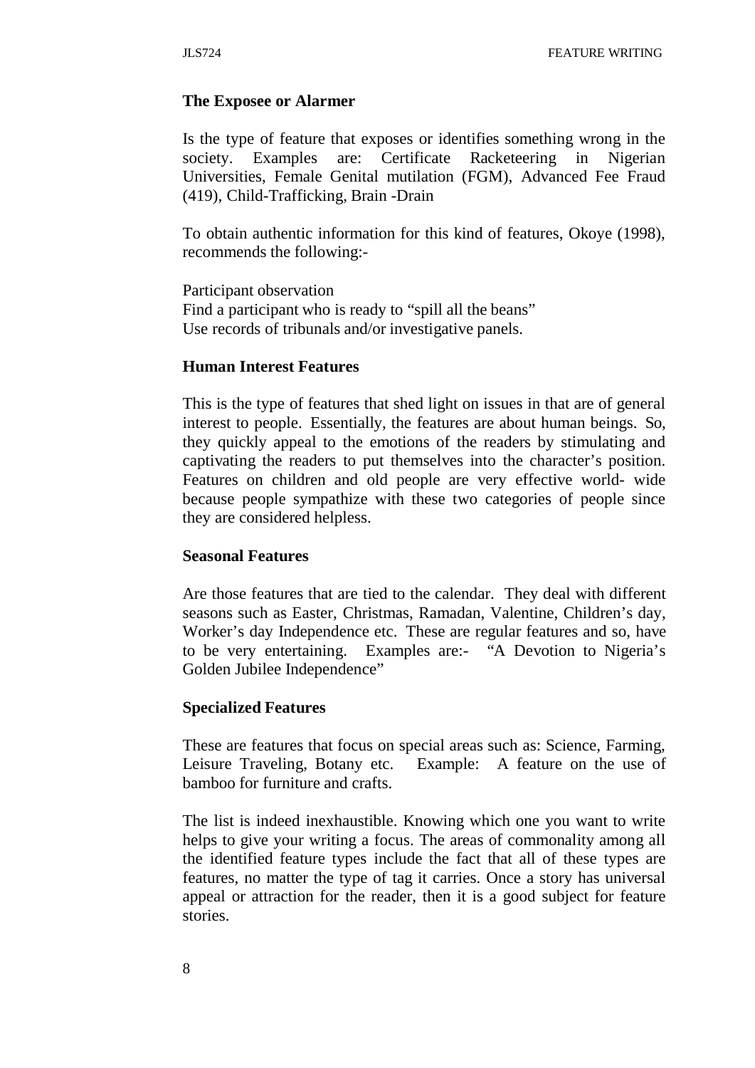**The Exposee or Alarmer**

Is the type of feature that exposes or identifies something wrong in the society. Examples are: Certificate Racketeering in Nigerian Universities, Female Genital mutilation (FGM), Advanced Fee Fraud (419), Child-Trafficking, Brain -Drain

To obtain authentic information for this kind of features, Okoye (1998), recommends the following:-

Participant observation
Find a participant who is ready to "spill all the beans"
Use records of tribunals and/or investigative panels.

**Human Interest Features**

This is the type of features that shed light on issues in that are of general interest to people. Essentially, the features are about human beings. So, they quickly appeal to the emotions of the readers by stimulating and captivating the readers to put themselves into the character's position. Features on children and old people are very effective world- wide because people sympathize with these two categories of people since they are considered helpless.

**Seasonal Features**

Are those features that are tied to the calendar. They deal with different seasons such as Easter, Christmas, Ramadan, Valentine, Children's day, Worker's day Independence etc. These are regular features and so, have to be very entertaining. Examples are:- "A Devotion to Nigeria's Golden Jubilee Independence"

**Specialized Features**

These are features that focus on special areas such as: Science, Farming, Leisure Traveling, Botany etc. Example: A feature on the use of bamboo for furniture and crafts.

The list is indeed inexhaustible. Knowing which one you want to write helps to give your writing a focus. The areas of commonality among all the identified feature types include the fact that all of these types are features, no matter the type of tag it carries. Once a story has universal appeal or attraction for the reader, then it is a good subject for feature stories.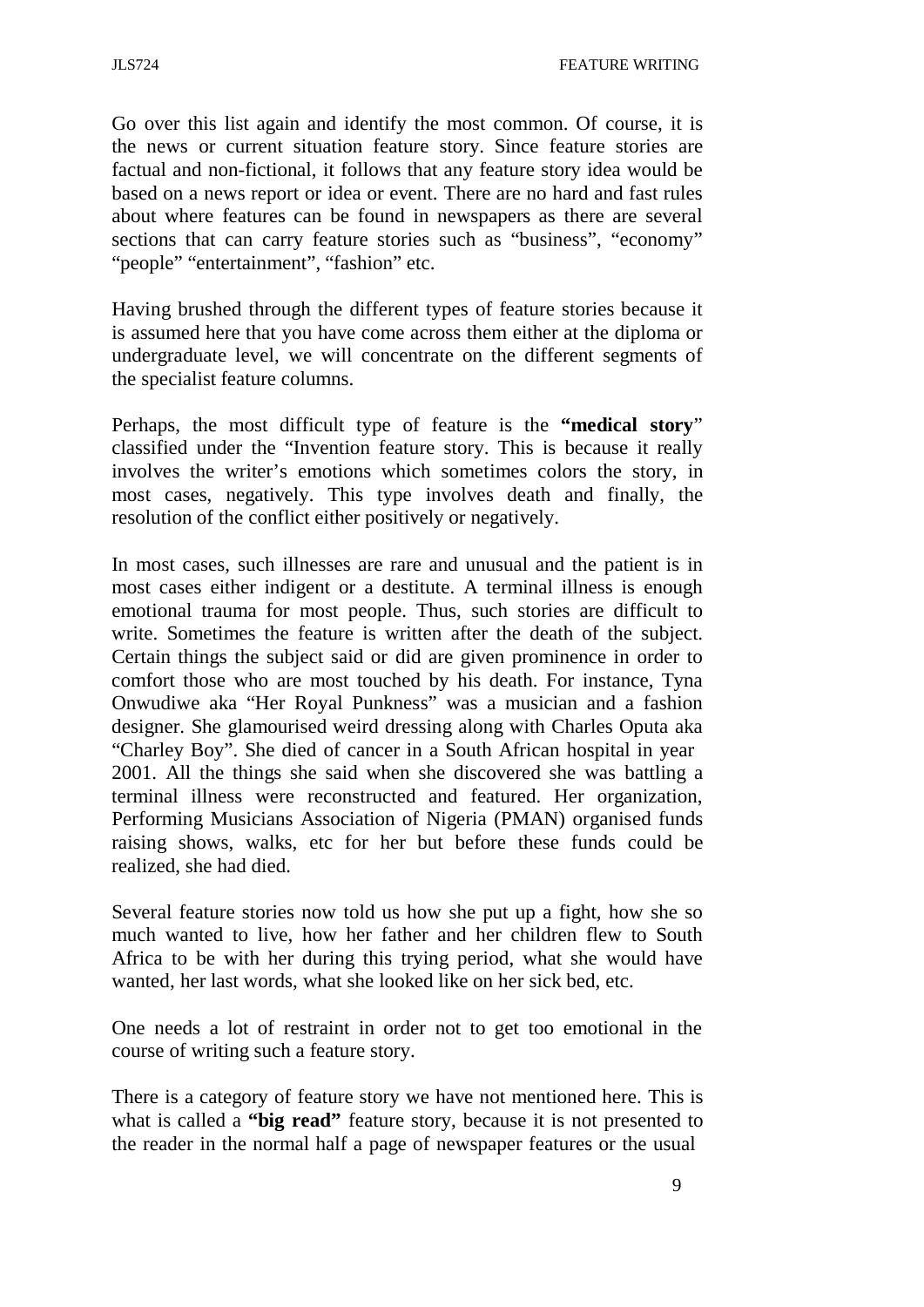Go over this list again and identify the most common. Of course, it is the news or current situation feature story. Since feature stories are factual and non-fictional, it follows that any feature story idea would be based on a news report or idea or event. There are no hard and fast rules about where features can be found in newspapers as there are several sections that can carry feature stories such as "business", "economy" "people" "entertainment", "fashion" etc.

Having brushed through the different types of feature stories because it is assumed here that you have come across them either at the diploma or undergraduate level, we will concentrate on the different segments of the specialist feature columns.

Perhaps, the most difficult type of feature is the **"medical story**" classified under the "Invention feature story. This is because it really involves the writer's emotions which sometimes colors the story, in most cases, negatively. This type involves death and finally, the resolution of the conflict either positively or negatively.

In most cases, such illnesses are rare and unusual and the patient is in most cases either indigent or a destitute. A terminal illness is enough emotional trauma for most people. Thus, such stories are difficult to write. Sometimes the feature is written after the death of the subject. Certain things the subject said or did are given prominence in order to comfort those who are most touched by his death. For instance, Tyna Onwudiwe aka "Her Royal Punkness" was a musician and a fashion designer. She glamourised weird dressing along with Charles Oputa aka "Charley Boy". She died of cancer in a South African hospital in year 2001. All the things she said when she discovered she was battling a terminal illness were reconstructed and featured. Her organization, Performing Musicians Association of Nigeria (PMAN) organised funds raising shows, walks, etc for her but before these funds could be realized, she had died.

Several feature stories now told us how she put up a fight, how she so much wanted to live, how her father and her children flew to South Africa to be with her during this trying period, what she would have wanted, her last words, what she looked like on her sick bed, etc.

One needs a lot of restraint in order not to get too emotional in the course of writing such a feature story.

There is a category of feature story we have not mentioned here. This is what is called a **"big read"** feature story, because it is not presented to the reader in the normal half a page of newspaper features or the usual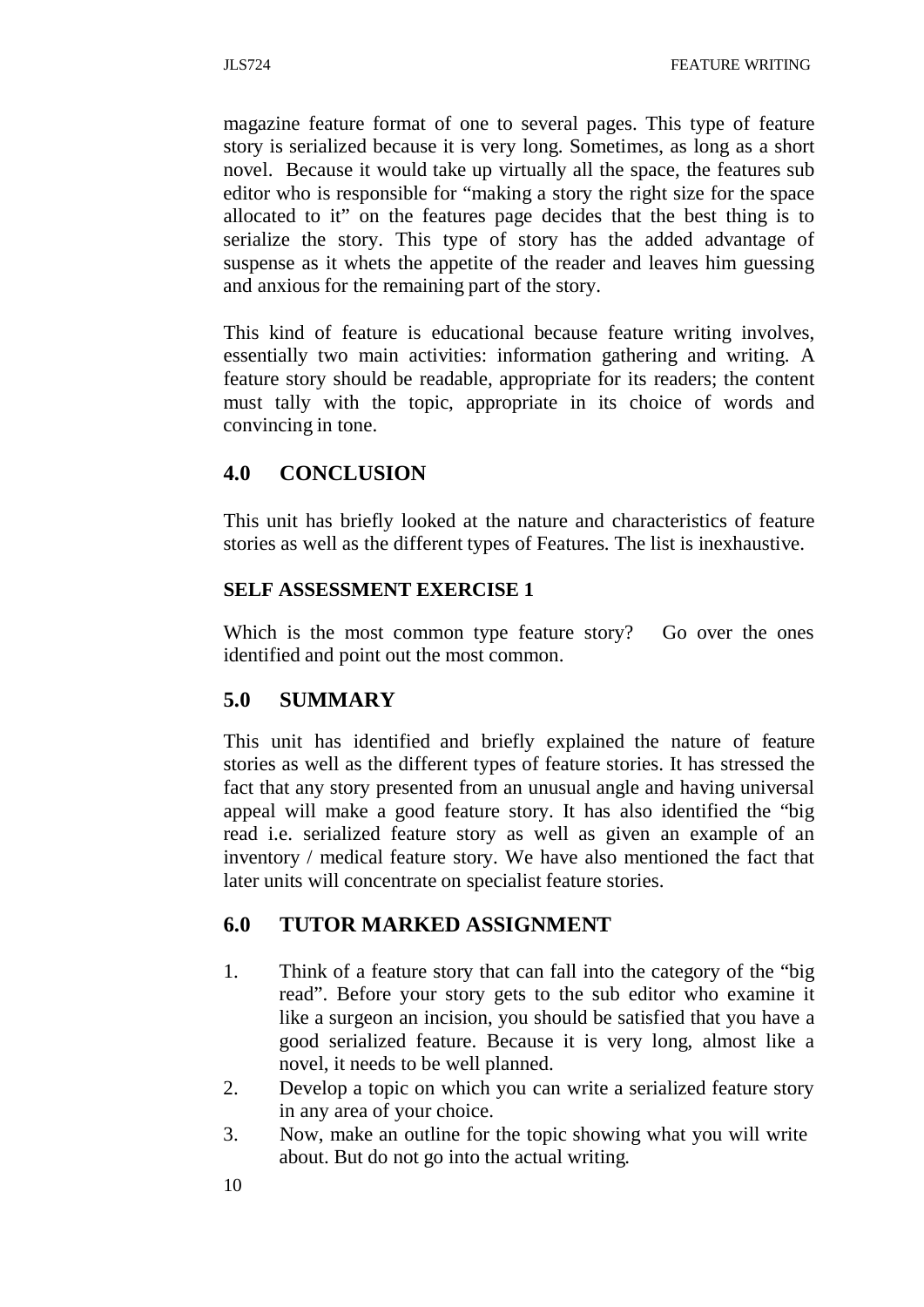magazine feature format of one to several pages. This type of feature story is serialized because it is very long. Sometimes, as long as a short novel. Because it would take up virtually all the space, the features sub editor who is responsible for "making a story the right size for the space allocated to it" on the features page decides that the best thing is to serialize the story. This type of story has the added advantage of suspense as it whets the appetite of the reader and leaves him guessing and anxious for the remaining part of the story.

This kind of feature is educational because feature writing involves, essentially two main activities: information gathering and writing. A feature story should be readable, appropriate for its readers; the content must tally with the topic, appropriate in its choice of words and convincing in tone.

## 4.0 CONCLUSION

This unit has briefly looked at the nature and characteristics of feature stories as well as the different types of Features. The list is inexhaustive.

### SELF ASSESSMENT EXERCISE 1

Which is the most common type feature story? Go over the ones identified and point out the most common.

## 5.0 SUMMARY

This unit has identified and briefly explained the nature of feature stories as well as the different types of feature stories. It has stressed the fact that any story presented from an unusual angle and having universal appeal will make a good feature story. It has also identified the "big read i.e. serialized feature story as well as given an example of an inventory / medical feature story. We have also mentioned the fact that later units will concentrate on specialist feature stories.

## 6.0 TUTOR MARKED ASSIGNMENT

1. Think of a feature story that can fall into the category of the "big read". Before your story gets to the sub editor who examine it like a surgeon an incision, you should be satisfied that you have a good serialized feature. Because it is very long, almost like a novel, it needs to be well planned.
2. Develop a topic on which you can write a serialized feature story in any area of your choice.
3. Now, make an outline for the topic showing what you will write about. But do not go into the actual writing.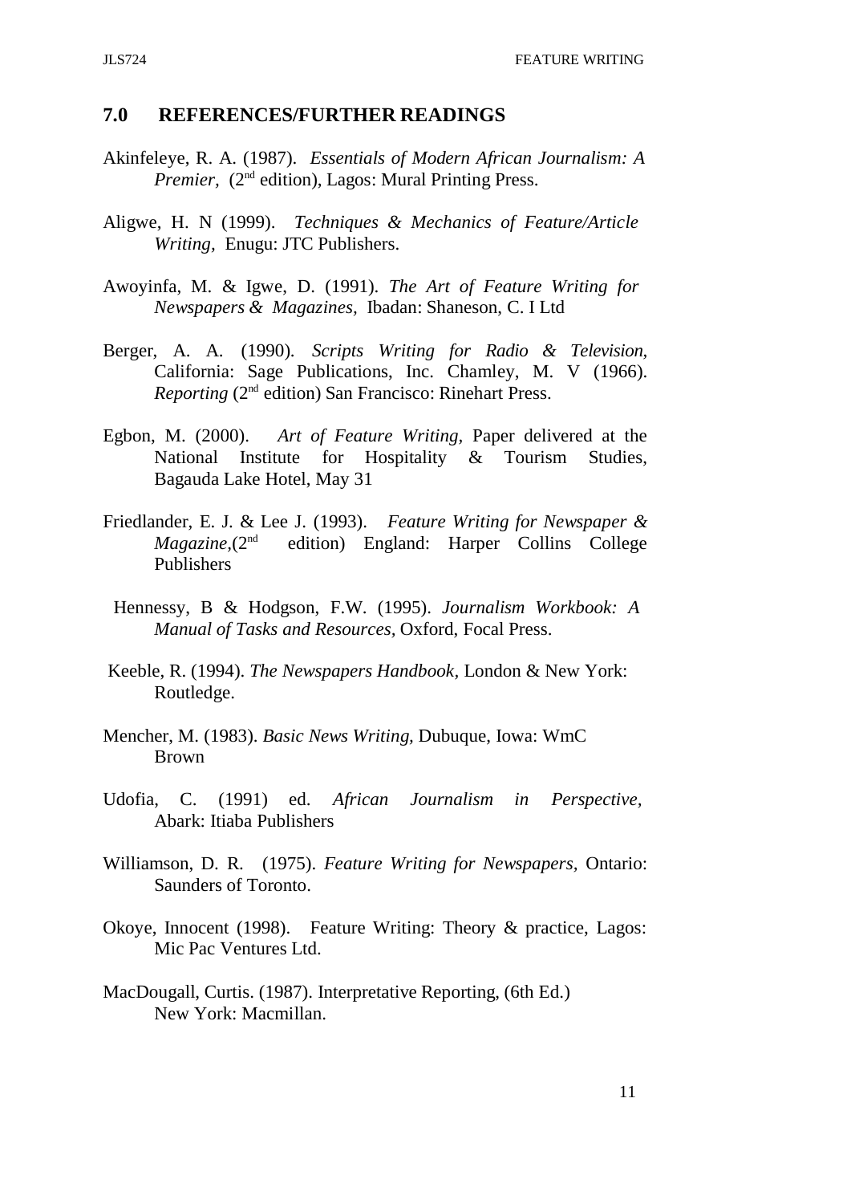## 7.0 REFERENCES/FURTHER READINGS

Akinfeleye, R. A. (1987). *Essentials of Modern African Journalism: A Premier,* (2nd edition), Lagos: Mural Printing Press.

Aligwe, H. N (1999). *Techniques & Mechanics of Feature/Article Writing,* Enugu: JTC Publishers.

Awoyinfa, M. & Igwe, D. (1991). *The Art of Feature Writing for Newspapers & Magazines,* Ibadan: Shaneson, C. I Ltd

Berger, A. A. (1990). *Scripts Writing for Radio & Television,* California: Sage Publications, Inc. Chamley, M. V (1966). *Reporting* (2nd edition) San Francisco: Rinehart Press.

Egbon, M. (2000). *Art of Feature Writing,* Paper delivered at the National Institute for Hospitality & Tourism Studies, Bagauda Lake Hotel, May 31

Friedlander, E. J. & Lee J. (1993). *Feature Writing for Newspaper & Magazine,*(2nd edition) England: Harper Collins College Publishers

Hennessy, B & Hodgson, F.W. (1995). *Journalism Workbook: A Manual of Tasks and Resources,* Oxford, Focal Press.

Keeble, R. (1994). *The Newspapers Handbook,* London & New York: Routledge.

Mencher, M. (1983). *Basic News Writing,* Dubuque, Iowa: WmC Brown

Udofia, C. (1991) ed. *African Journalism in Perspective,* Abark: Itiaba Publishers

Williamson, D. R. (1975). *Feature Writing for Newspapers,* Ontario: Saunders of Toronto.

Okoye, Innocent (1998). Feature Writing: Theory & practice, Lagos: Mic Pac Ventures Ltd.

MacDougall, Curtis. (1987). Interpretative Reporting, (6th Ed.) New York: Macmillan.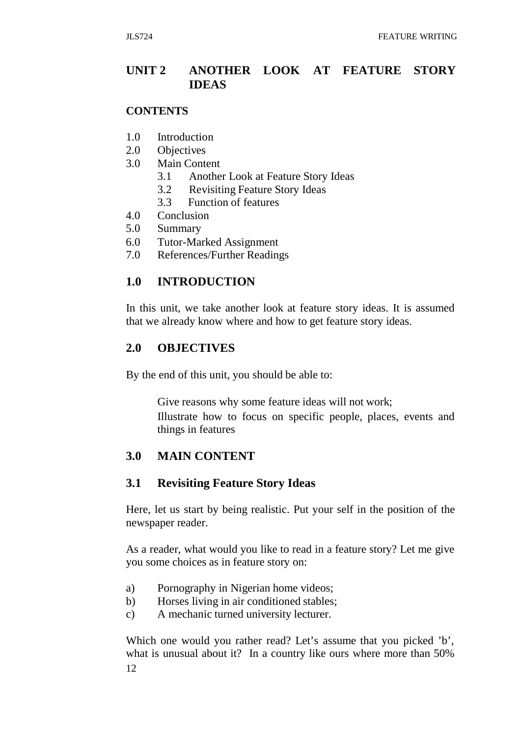## UNIT 2 ANOTHER LOOK AT FEATURE STORY IDEAS

**CONTENTS**

- 1.0 Introduction
- 2.0 Objectives
- 3.0 Main Content
    - 3.1 Another Look at Feature Story Ideas
    - 3.2 Revisiting Feature Story Ideas
    - 3.3 Function of features
- 4.0 Conclusion
- 5.0 Summary
- 6.0 Tutor-Marked Assignment
- 7.0 References/Further Readings

### 1.0 INTRODUCTION

In this unit, we take another look at feature story ideas. It is assumed that we already know where and how to get feature story ideas.

### 2.0 OBJECTIVES

By the end of this unit, you should be able to:

- Give reasons why some feature ideas will not work;
- Illustrate how to focus on specific people, places, events and things in features

### 3.0 MAIN CONTENT

### 3.1 Revisiting Feature Story Ideas

Here, let us start by being realistic. Put your self in the position of the newspaper reader.

As a reader, what would you like to read in a feature story? Let me give you some choices as in feature story on:

a) Pornography in Nigerian home videos;
b) Horses living in air conditioned stables;
c) A mechanic turned university lecturer.

Which one would you rather read? Let's assume that you picked 'b', what is unusual about it? In a country like ours where more than 50%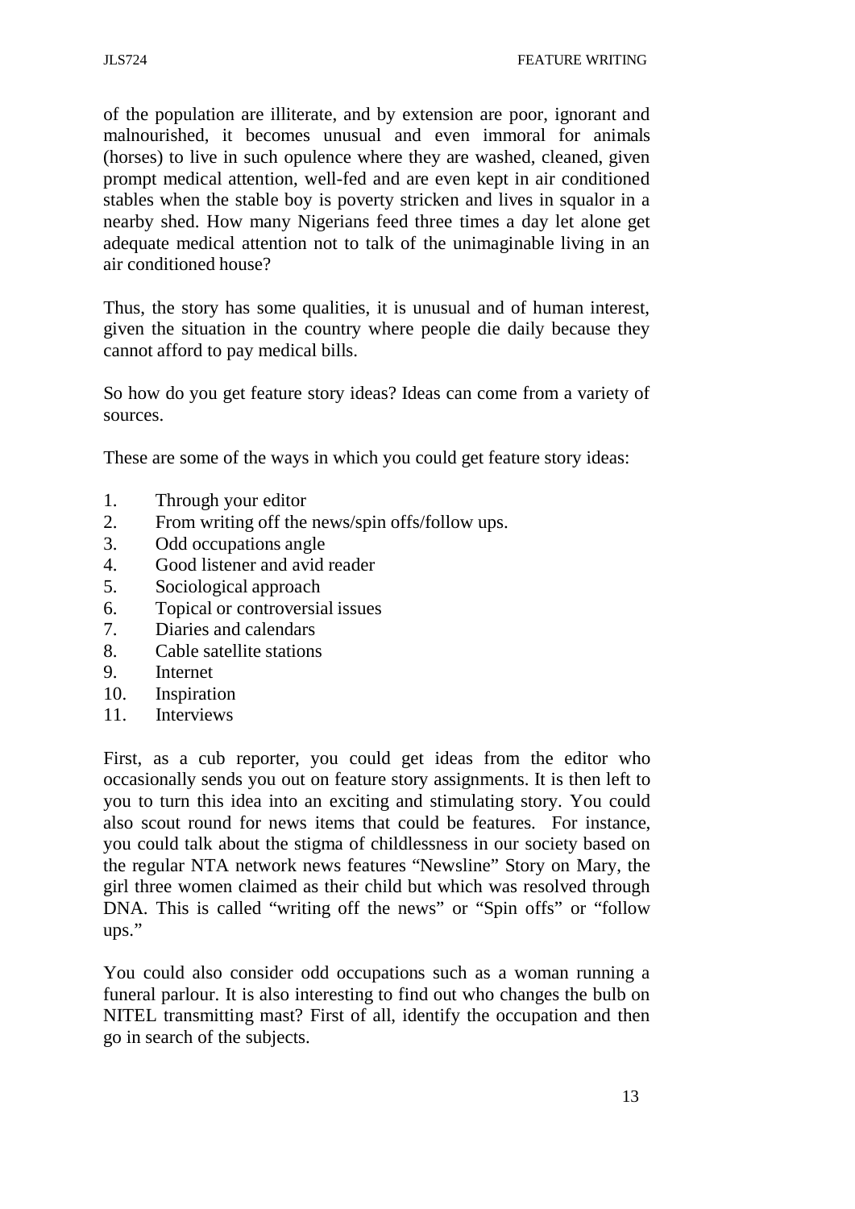of the population are illiterate, and by extension are poor, ignorant and malnourished, it becomes unusual and even immoral for animals (horses) to live in such opulence where they are washed, cleaned, given prompt medical attention, well-fed and are even kept in air conditioned stables when the stable boy is poverty stricken and lives in squalor in a nearby shed. How many Nigerians feed three times a day let alone get adequate medical attention not to talk of the unimaginable living in an air conditioned house?

Thus, the story has some qualities, it is unusual and of human interest, given the situation in the country where people die daily because they cannot afford to pay medical bills.

So how do you get feature story ideas? Ideas can come from a variety of sources.

These are some of the ways in which you could get feature story ideas:

1. Through your editor
2. From writing off the news/spin offs/follow ups.
3. Odd occupations angle
4. Good listener and avid reader
5. Sociological approach
6. Topical or controversial issues
7. Diaries and calendars
8. Cable satellite stations
9. Internet
10. Inspiration
11. Interviews

First, as a cub reporter, you could get ideas from the editor who occasionally sends you out on feature story assignments. It is then left to you to turn this idea into an exciting and stimulating story. You could also scout round for news items that could be features. For instance, you could talk about the stigma of childlessness in our society based on the regular NTA network news features "Newsline" Story on Mary, the girl three women claimed as their child but which was resolved through DNA. This is called "writing off the news" or "Spin offs" or "follow ups."

You could also consider odd occupations such as a woman running a funeral parlour. It is also interesting to find out who changes the bulb on NITEL transmitting mast? First of all, identify the occupation and then go in search of the subjects.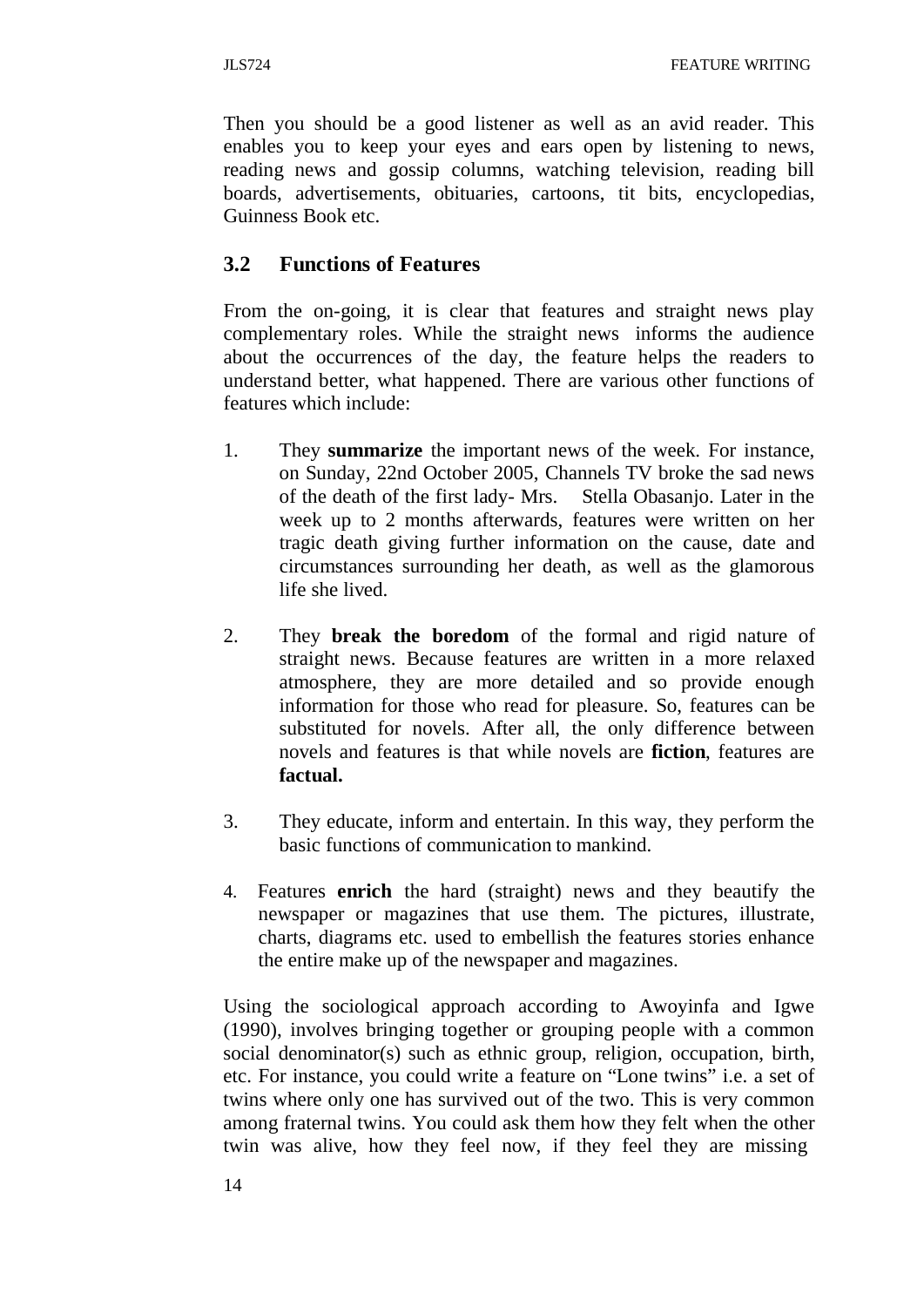Then you should be a good listener as well as an avid reader. This enables you to keep your eyes and ears open by listening to news, reading news and gossip columns, watching television, reading bill boards, advertisements, obituaries, cartoons, tit bits, encyclopedias, Guinness Book etc.

### 3.2 Functions of Features

From the on-going, it is clear that features and straight news play complementary roles. While the straight news informs the audience about the occurrences of the day, the feature helps the readers to understand better, what happened. There are various other functions of features which include:

1. They **summarize** the important news of the week. For instance, on Sunday, 22nd October 2005, Channels TV broke the sad news of the death of the first lady- Mrs. Stella Obasanjo. Later in the week up to 2 months afterwards, features were written on her tragic death giving further information on the cause, date and circumstances surrounding her death, as well as the glamorous life she lived.

2. They **break the boredom** of the formal and rigid nature of straight news. Because features are written in a more relaxed atmosphere, they are more detailed and so provide enough information for those who read for pleasure. So, features can be substituted for novels. After all, the only difference between novels and features is that while novels are **fiction**, features are **factual.**

3. They educate, inform and entertain. In this way, they perform the basic functions of communication to mankind.

4. Features **enrich** the hard (straight) news and they beautify the newspaper or magazines that use them. The pictures, illustrate, charts, diagrams etc. used to embellish the features stories enhance the entire make up of the newspaper and magazines.

Using the sociological approach according to Awoyinfa and Igwe (1990), involves bringing together or grouping people with a common social denominator(s) such as ethnic group, religion, occupation, birth, etc. For instance, you could write a feature on "Lone twins" i.e. a set of twins where only one has survived out of the two. This is very common among fraternal twins. You could ask them how they felt when the other twin was alive, how they feel now, if they feel they are missing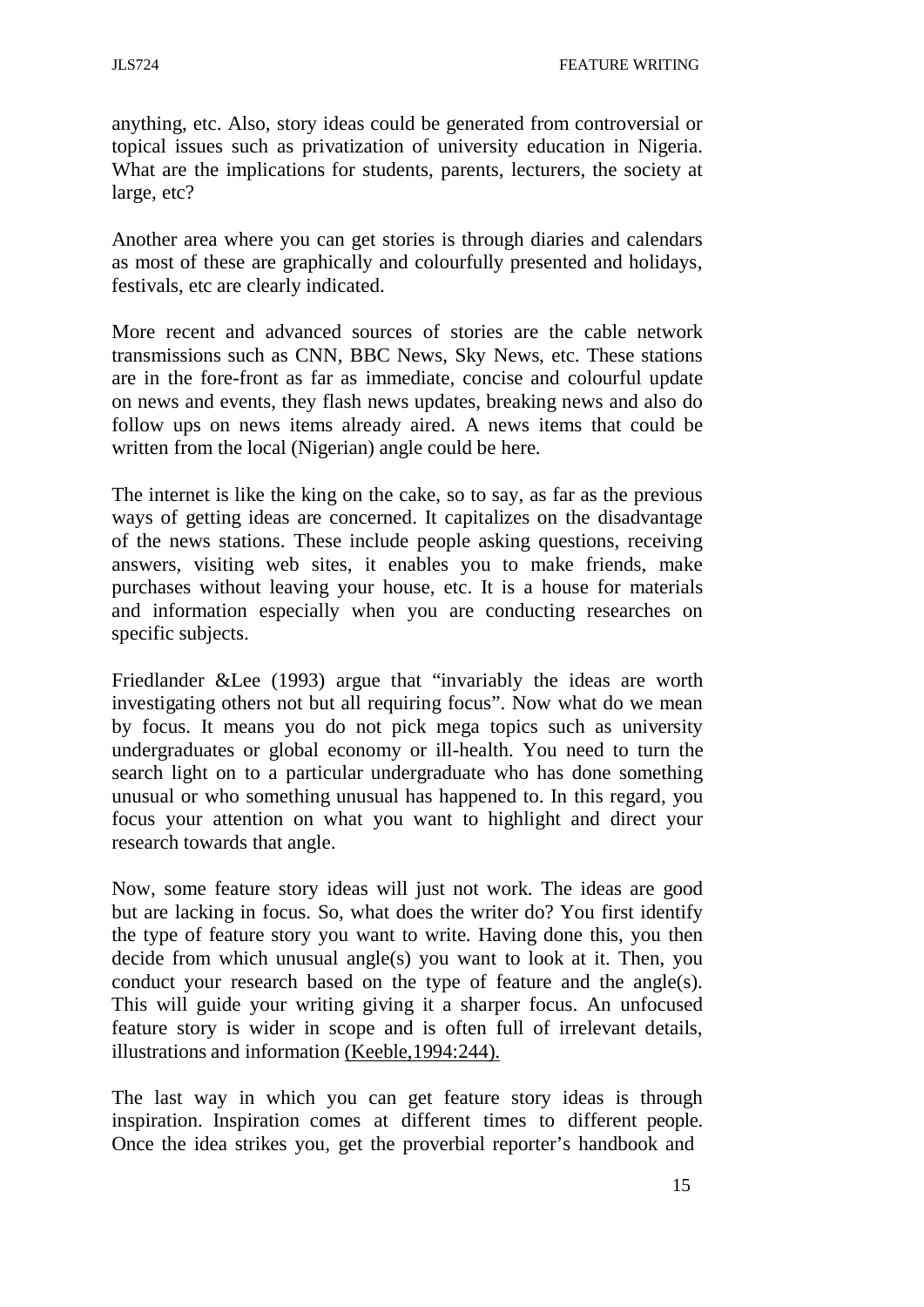anything, etc. Also, story ideas could be generated from controversial or topical issues such as privatization of university education in Nigeria. What are the implications for students, parents, lecturers, the society at large, etc?

Another area where you can get stories is through diaries and calendars as most of these are graphically and colourfully presented and holidays, festivals, etc are clearly indicated.

More recent and advanced sources of stories are the cable network transmissions such as CNN, BBC News, Sky News, etc. These stations are in the fore-front as far as immediate, concise and colourful update on news and events, they flash news updates, breaking news and also do follow ups on news items already aired. A news items that could be written from the local (Nigerian) angle could be here.

The internet is like the king on the cake, so to say, as far as the previous ways of getting ideas are concerned. It capitalizes on the disadvantage of the news stations. These include people asking questions, receiving answers, visiting web sites, it enables you to make friends, make purchases without leaving your house, etc. It is a house for materials and information especially when you are conducting researches on specific subjects.

Friedlander &Lee (1993) argue that "invariably the ideas are worth investigating others not but all requiring focus". Now what do we mean by focus. It means you do not pick mega topics such as university undergraduates or global economy or ill-health. You need to turn the search light on to a particular undergraduate who has done something unusual or who something unusual has happened to. In this regard, you focus your attention on what you want to highlight and direct your research towards that angle.

Now, some feature story ideas will just not work. The ideas are good but are lacking in focus. So, what does the writer do? You first identify the type of feature story you want to write. Having done this, you then decide from which unusual angle(s) you want to look at it. Then, you conduct your research based on the type of feature and the angle(s). This will guide your writing giving it a sharper focus. An unfocused feature story is wider in scope and is often full of irrelevant details, illustrations and information (Keeble,1994:244).

The last way in which you can get feature story ideas is through inspiration. Inspiration comes at different times to different people. Once the idea strikes you, get the proverbial reporter's handbook and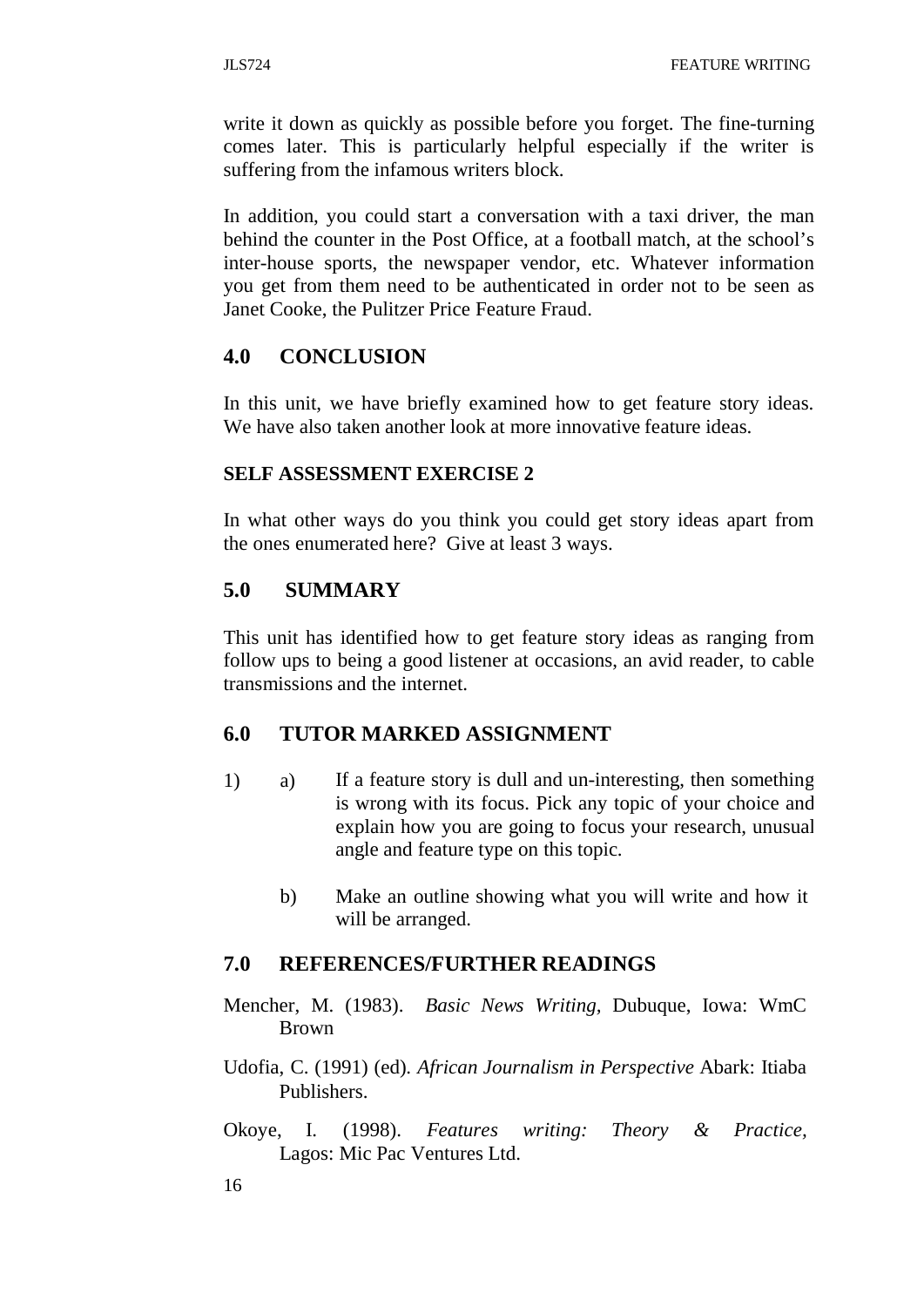write it down as quickly as possible before you forget. The fine-turning comes later. This is particularly helpful especially if the writer is suffering from the infamous writers block.

In addition, you could start a conversation with a taxi driver, the man behind the counter in the Post Office, at a football match, at the school's inter-house sports, the newspaper vendor, etc. Whatever information you get from them need to be authenticated in order not to be seen as Janet Cooke, the Pulitzer Price Feature Fraud.

## 4.0 CONCLUSION

In this unit, we have briefly examined how to get feature story ideas. We have also taken another look at more innovative feature ideas.

**SELF ASSESSMENT EXERCISE 2**

In what other ways do you think you could get story ideas apart from the ones enumerated here? Give at least 3 ways.

## 5.0 SUMMARY

This unit has identified how to get feature story ideas as ranging from follow ups to being a good listener at occasions, an avid reader, to cable transmissions and the internet.

## 6.0 TUTOR MARKED ASSIGNMENT

1) a) If a feature story is dull and un-interesting, then something is wrong with its focus. Pick any topic of your choice and explain how you are going to focus your research, unusual angle and feature type on this topic.

   b) Make an outline showing what you will write and how it will be arranged.

## 7.0 REFERENCES/FURTHER READINGS

Mencher, M. (1983). *Basic News Writing*, Dubuque, Iowa: WmC Brown

Udofia, C. (1991) (ed). *African Journalism in Perspective* Abark: Itiaba Publishers.

Okoye, I. (1998). *Features writing: Theory & Practice*, Lagos: Mic Pac Ventures Ltd.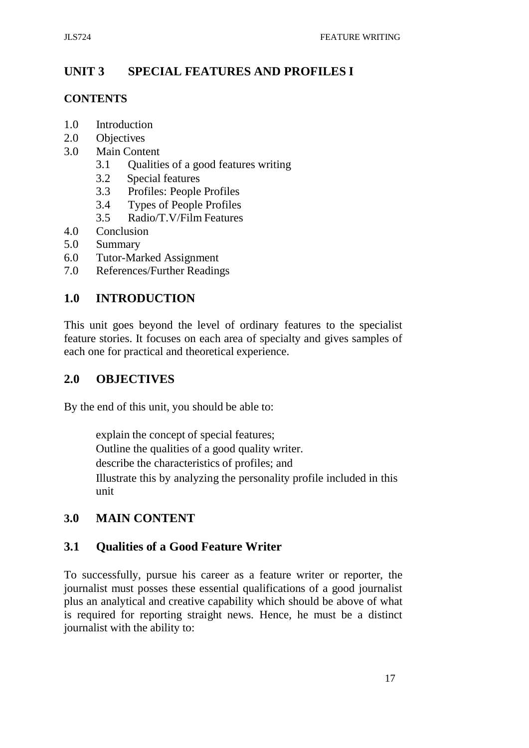# UNIT 3 SPECIAL FEATURES AND PROFILES I

## CONTENTS

1.0 Introduction
2.0 Objectives
3.0 Main Content
    3.1 Qualities of a good features writing
    3.2 Special features
    3.3 Profiles: People Profiles
    3.4 Types of People Profiles
    3.5 Radio/T.V/Film Features
4.0 Conclusion
5.0 Summary
6.0 Tutor-Marked Assignment
7.0 References/Further Readings

## 1.0 INTRODUCTION

This unit goes beyond the level of ordinary features to the specialist feature stories. It focuses on each area of specialty and gives samples of each one for practical and theoretical experience.

## 2.0 OBJECTIVES

By the end of this unit, you should be able to:

- explain the concept of special features;
- Outline the qualities of a good quality writer.
- describe the characteristics of profiles; and
- Illustrate this by analyzing the personality profile included in this unit

## 3.0 MAIN CONTENT

### 3.1 Qualities of a Good Feature Writer

To successfully, pursue his career as a feature writer or reporter, the journalist must posses these essential qualifications of a good journalist plus an analytical and creative capability which should be above of what is required for reporting straight news. Hence, he must be a distinct journalist with the ability to: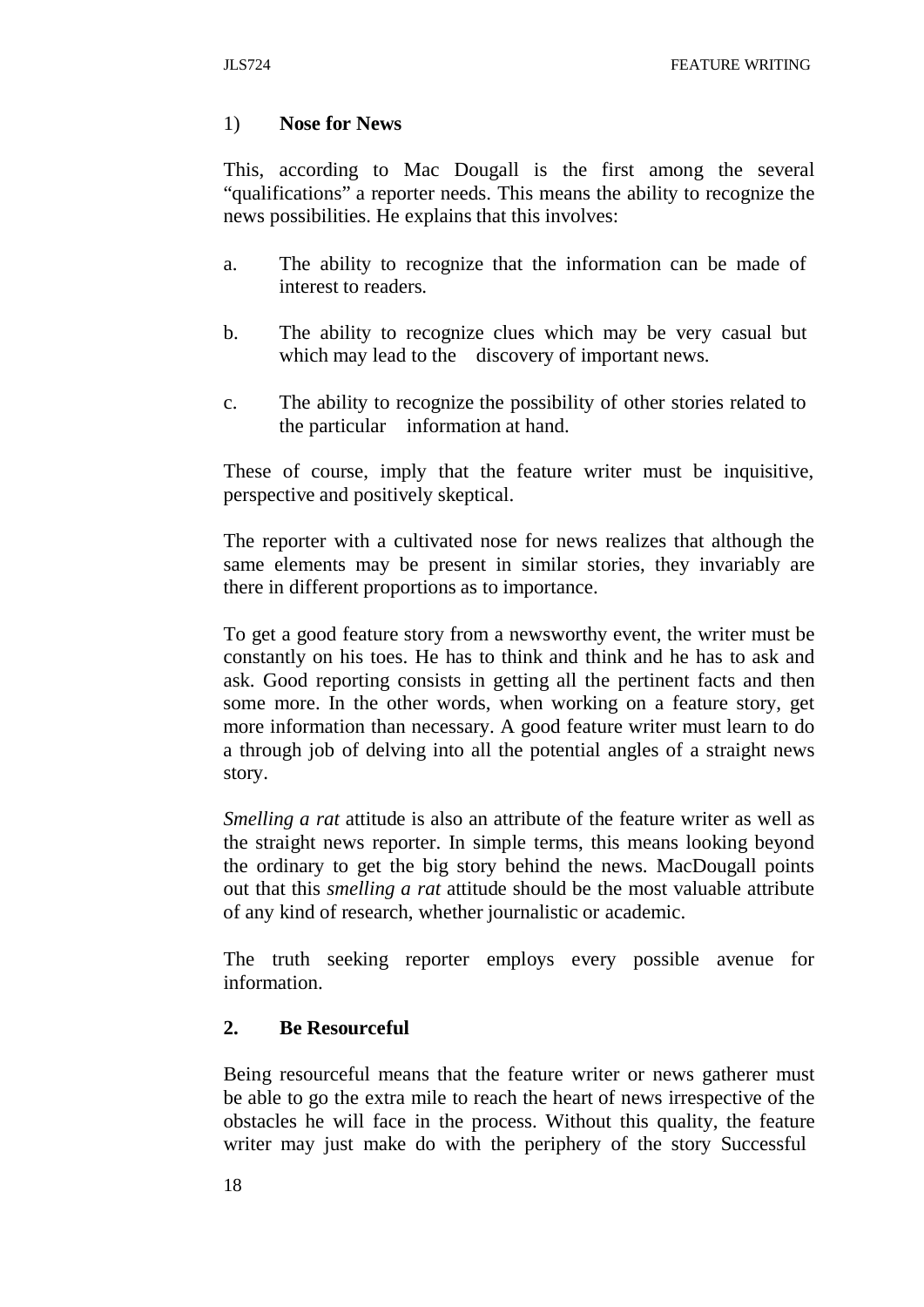1) **Nose for News**

This, according to Mac Dougall is the first among the several "qualifications" a reporter needs. This means the ability to recognize the news possibilities. He explains that this involves:

a. The ability to recognize that the information can be made of interest to readers.

b. The ability to recognize clues which may be very casual but which may lead to the discovery of important news.

c. The ability to recognize the possibility of other stories related to the particular information at hand.

These of course, imply that the feature writer must be inquisitive, perspective and positively skeptical.

The reporter with a cultivated nose for news realizes that although the same elements may be present in similar stories, they invariably are there in different proportions as to importance.

To get a good feature story from a newsworthy event, the writer must be constantly on his toes. He has to think and think and he has to ask and ask. Good reporting consists in getting all the pertinent facts and then some more. In the other words, when working on a feature story, get more information than necessary. A good feature writer must learn to do a through job of delving into all the potential angles of a straight news story.

*Smelling a rat* attitude is also an attribute of the feature writer as well as the straight news reporter. In simple terms, this means looking beyond the ordinary to get the big story behind the news. MacDougall points out that this *smelling a rat* attitude should be the most valuable attribute of any kind of research, whether journalistic or academic.

The truth seeking reporter employs every possible avenue for information.

**2. Be Resourceful**

Being resourceful means that the feature writer or news gatherer must be able to go the extra mile to reach the heart of news irrespective of the obstacles he will face in the process. Without this quality, the feature writer may just make do with the periphery of the story Successful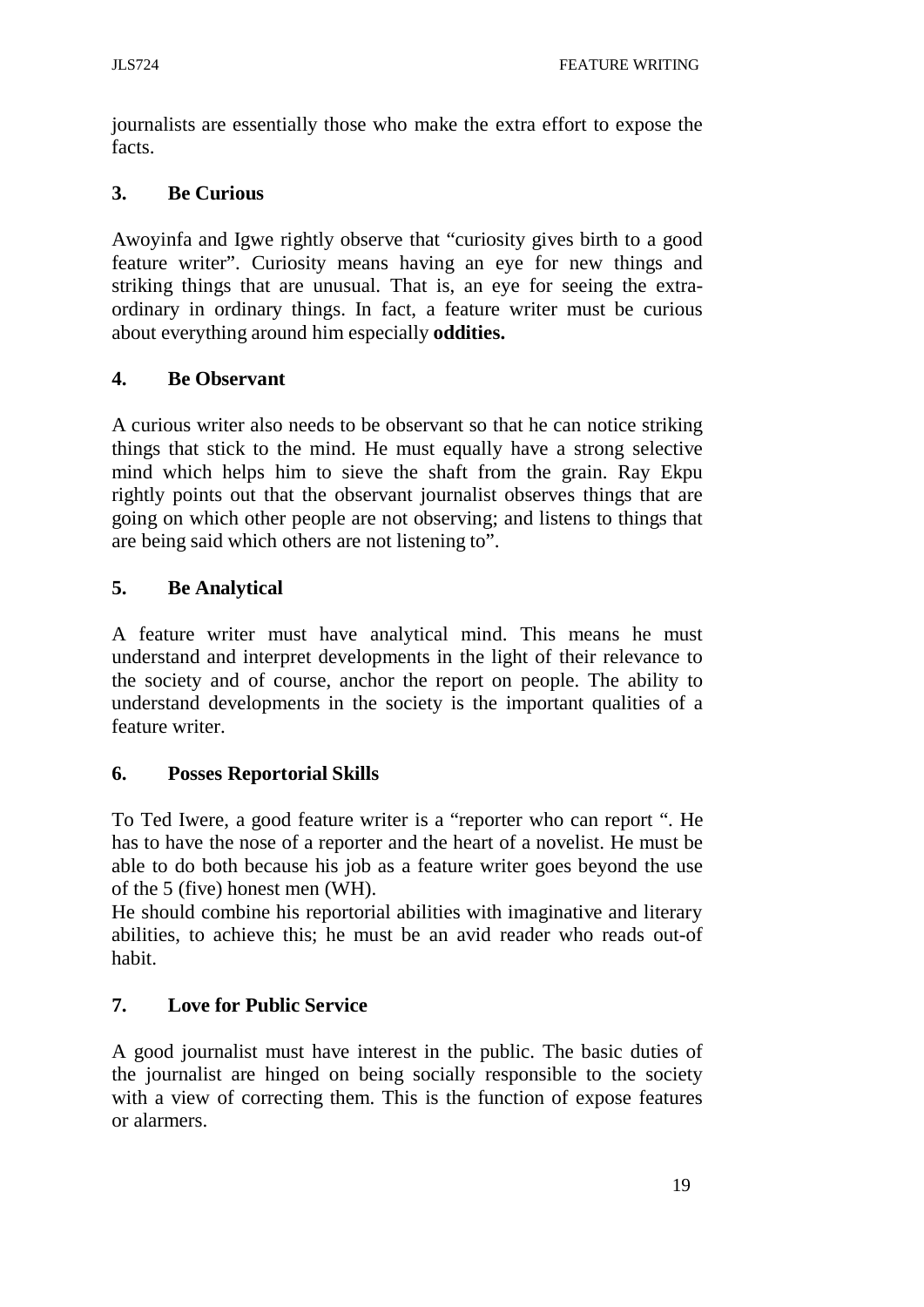journalists are essentially those who make the extra effort to expose the facts.

### 3. Be Curious

Awoyinfa and Igwe rightly observe that "curiosity gives birth to a good feature writer". Curiosity means having an eye for new things and striking things that are unusual. That is, an eye for seeing the extra-ordinary in ordinary things. In fact, a feature writer must be curious about everything around him especially **oddities.**

### 4. Be Observant

A curious writer also needs to be observant so that he can notice striking things that stick to the mind. He must equally have a strong selective mind which helps him to sieve the shaft from the grain. Ray Ekpu rightly points out that the observant journalist observes things that are going on which other people are not observing; and listens to things that are being said which others are not listening to".

### 5. Be Analytical

A feature writer must have analytical mind. This means he must understand and interpret developments in the light of their relevance to the society and of course, anchor the report on people. The ability to understand developments in the society is the important qualities of a feature writer.

### 6. Posses Reportorial Skills

To Ted Iwere, a good feature writer is a "reporter who can report ". He has to have the nose of a reporter and the heart of a novelist. He must be able to do both because his job as a feature writer goes beyond the use of the 5 (five) honest men (WH).

He should combine his reportorial abilities with imaginative and literary abilities, to achieve this; he must be an avid reader who reads out-of habit.

### 7. Love for Public Service

A good journalist must have interest in the public. The basic duties of the journalist are hinged on being socially responsible to the society with a view of correcting them. This is the function of expose features or alarmers.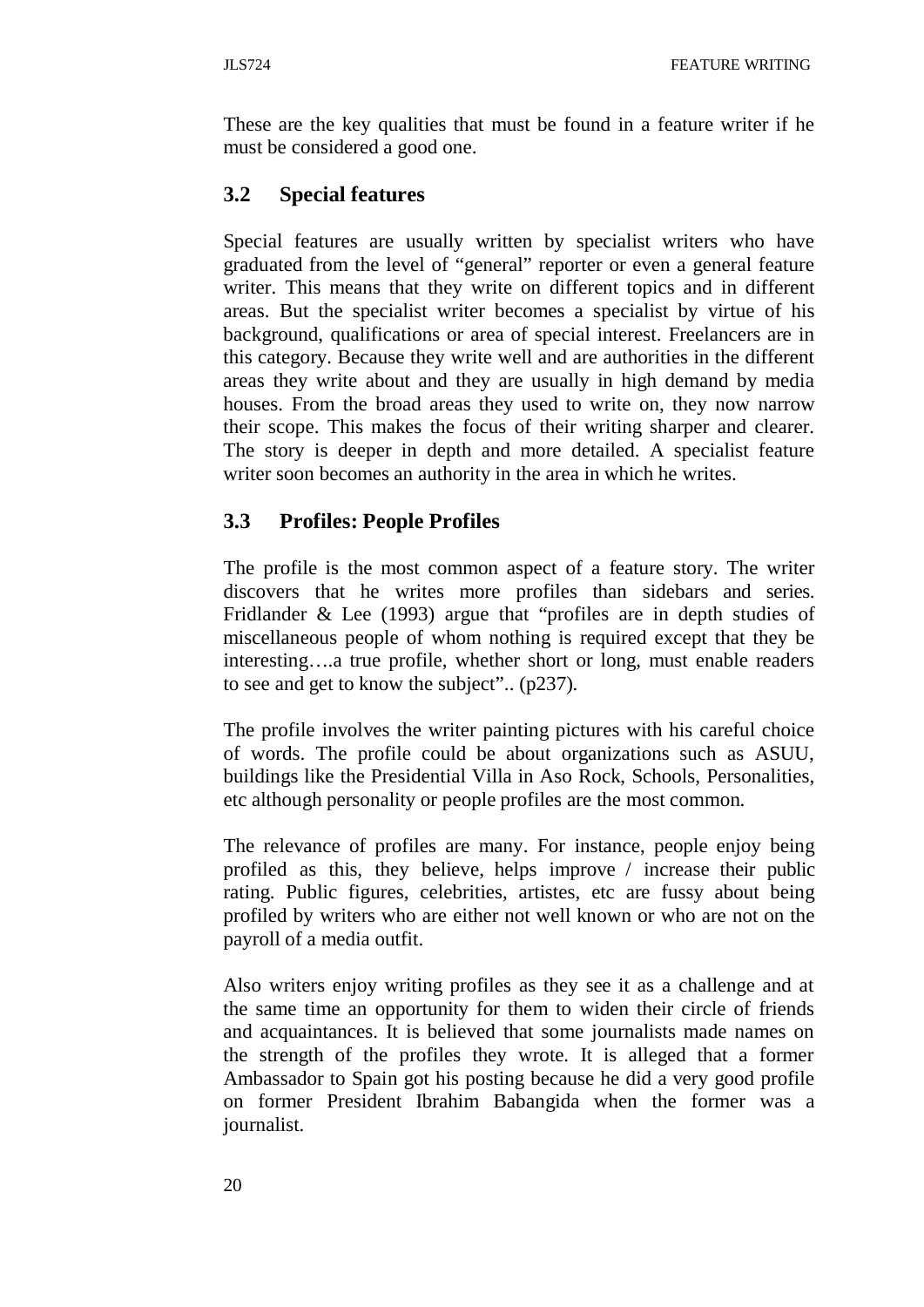These are the key qualities that must be found in a feature writer if he must be considered a good one.

## 3.2 Special features

Special features are usually written by specialist writers who have graduated from the level of "general" reporter or even a general feature writer. This means that they write on different topics and in different areas. But the specialist writer becomes a specialist by virtue of his background, qualifications or area of special interest. Freelancers are in this category. Because they write well and are authorities in the different areas they write about and they are usually in high demand by media houses. From the broad areas they used to write on, they now narrow their scope. This makes the focus of their writing sharper and clearer. The story is deeper in depth and more detailed. A specialist feature writer soon becomes an authority in the area in which he writes.

## 3.3 Profiles: People Profiles

The profile is the most common aspect of a feature story. The writer discovers that he writes more profiles than sidebars and series. Fridlander & Lee (1993) argue that "profiles are in depth studies of miscellaneous people of whom nothing is required except that they be interesting….a true profile, whether short or long, must enable readers to see and get to know the subject".. (p237).

The profile involves the writer painting pictures with his careful choice of words. The profile could be about organizations such as ASUU, buildings like the Presidential Villa in Aso Rock, Schools, Personalities, etc although personality or people profiles are the most common.

The relevance of profiles are many. For instance, people enjoy being profiled as this, they believe, helps improve / increase their public rating. Public figures, celebrities, artistes, etc are fussy about being profiled by writers who are either not well known or who are not on the payroll of a media outfit.

Also writers enjoy writing profiles as they see it as a challenge and at the same time an opportunity for them to widen their circle of friends and acquaintances. It is believed that some journalists made names on the strength of the profiles they wrote. It is alleged that a former Ambassador to Spain got his posting because he did a very good profile on former President Ibrahim Babangida when the former was a journalist.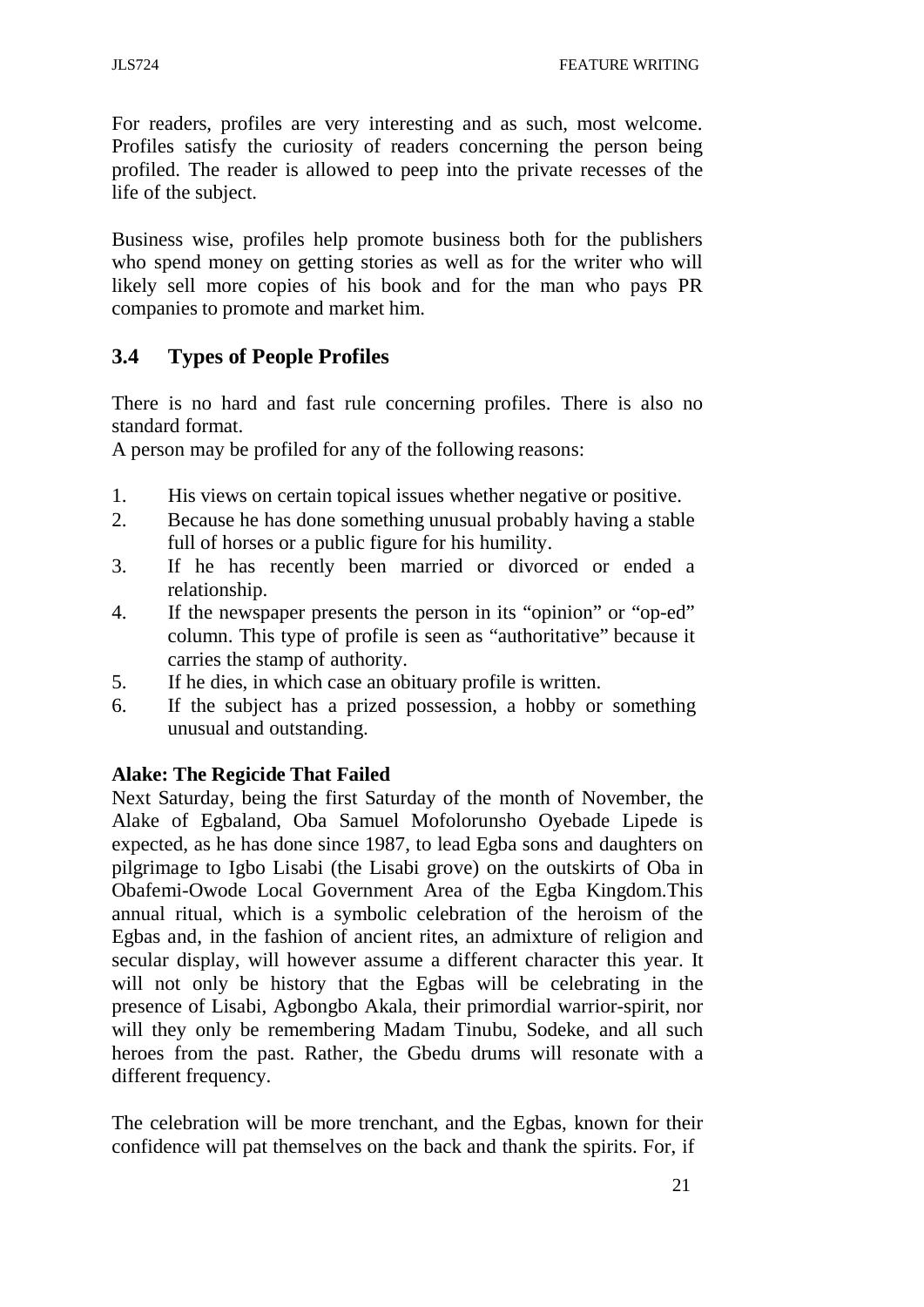For readers, profiles are very interesting and as such, most welcome. Profiles satisfy the curiosity of readers concerning the person being profiled. The reader is allowed to peep into the private recesses of the life of the subject.

Business wise, profiles help promote business both for the publishers who spend money on getting stories as well as for the writer who will likely sell more copies of his book and for the man who pays PR companies to promote and market him.

## 3.4 Types of People Profiles

There is no hard and fast rule concerning profiles. There is also no standard format.
A person may be profiled for any of the following reasons:

1. His views on certain topical issues whether negative or positive.
2. Because he has done something unusual probably having a stable full of horses or a public figure for his humility.
3. If he has recently been married or divorced or ended a relationship.
4. If the newspaper presents the person in its "opinion" or "op-ed" column. This type of profile is seen as "authoritative" because it carries the stamp of authority.
5. If he dies, in which case an obituary profile is written.
6. If the subject has a prized possession, a hobby or something unusual and outstanding.

**Alake: The Regicide That Failed**
Next Saturday, being the first Saturday of the month of November, the Alake of Egbaland, Oba Samuel Mofolorunsho Oyebade Lipede is expected, as he has done since 1987, to lead Egba sons and daughters on pilgrimage to Igbo Lisabi (the Lisabi grove) on the outskirts of Oba in Obafemi-Owode Local Government Area of the Egba Kingdom.This annual ritual, which is a symbolic celebration of the heroism of the Egbas and, in the fashion of ancient rites, an admixture of religion and secular display, will however assume a different character this year. It will not only be history that the Egbas will be celebrating in the presence of Lisabi, Agbongbo Akala, their primordial warrior-spirit, nor will they only be remembering Madam Tinubu, Sodeke, and all such heroes from the past. Rather, the Gbedu drums will resonate with a different frequency.

The celebration will be more trenchant, and the Egbas, known for their confidence will pat themselves on the back and thank the spirits. For, if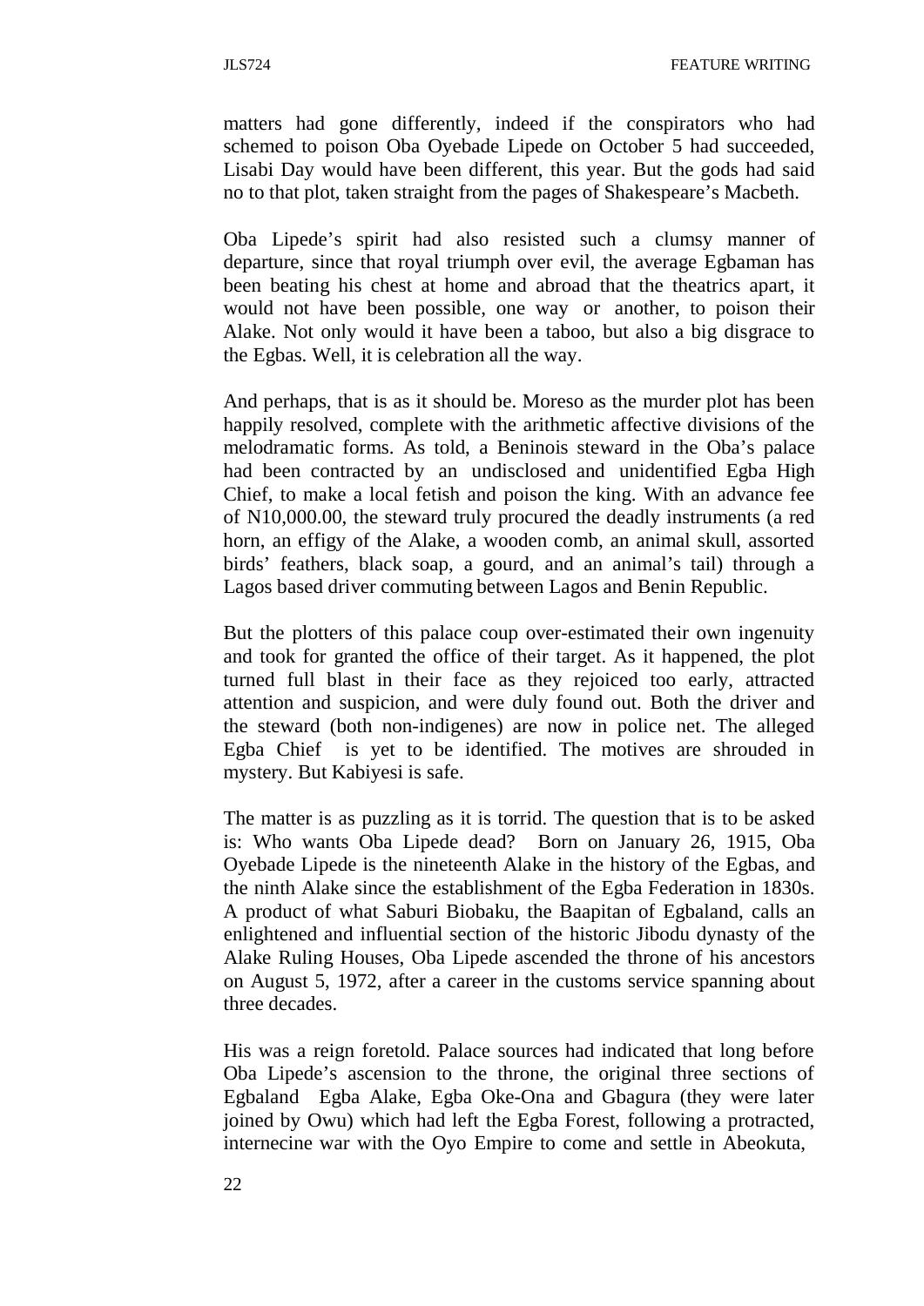matters had gone differently, indeed if the conspirators who had schemed to poison Oba Oyebade Lipede on October 5 had succeeded, Lisabi Day would have been different, this year. But the gods had said no to that plot, taken straight from the pages of Shakespeare's Macbeth.

Oba Lipede's spirit had also resisted such a clumsy manner of departure, since that royal triumph over evil, the average Egbaman has been beating his chest at home and abroad that the theatrics apart, it would not have been possible, one way or another, to poison their Alake. Not only would it have been a taboo, but also a big disgrace to the Egbas. Well, it is celebration all the way.

And perhaps, that is as it should be. Moreso as the murder plot has been happily resolved, complete with the arithmetic affective divisions of the melodramatic forms. As told, a Beninois steward in the Oba's palace had been contracted by an undisclosed and unidentified Egba High Chief, to make a local fetish and poison the king. With an advance fee of N10,000.00, the steward truly procured the deadly instruments (a red horn, an effigy of the Alake, a wooden comb, an animal skull, assorted birds' feathers, black soap, a gourd, and an animal's tail) through a Lagos based driver commuting between Lagos and Benin Republic.

But the plotters of this palace coup over-estimated their own ingenuity and took for granted the office of their target. As it happened, the plot turned full blast in their face as they rejoiced too early, attracted attention and suspicion, and were duly found out. Both the driver and the steward (both non-indigenes) are now in police net. The alleged Egba Chief is yet to be identified. The motives are shrouded in mystery. But Kabiyesi is safe.

The matter is as puzzling as it is torrid. The question that is to be asked is: Who wants Oba Lipede dead? Born on January 26, 1915, Oba Oyebade Lipede is the nineteenth Alake in the history of the Egbas, and the ninth Alake since the establishment of the Egba Federation in 1830s. A product of what Saburi Biobaku, the Baapitan of Egbaland, calls an enlightened and influential section of the historic Jibodu dynasty of the Alake Ruling Houses, Oba Lipede ascended the throne of his ancestors on August 5, 1972, after a career in the customs service spanning about three decades.

His was a reign foretold. Palace sources had indicated that long before Oba Lipede's ascension to the throne, the original three sections of Egbaland Egba Alake, Egba Oke-Ona and Gbagura (they were later joined by Owu) which had left the Egba Forest, following a protracted, internecine war with the Oyo Empire to come and settle in Abeokuta,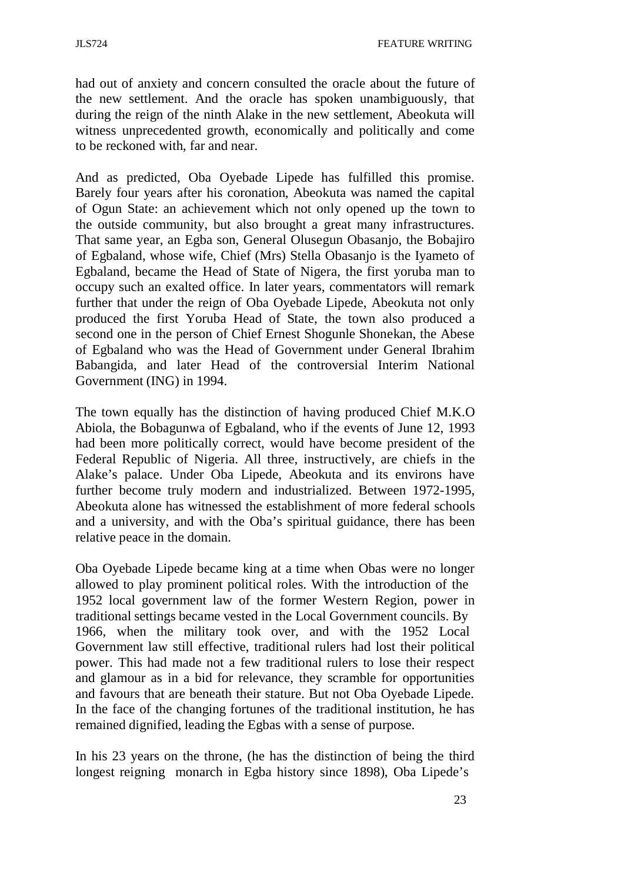had out of anxiety and concern consulted the oracle about the future of the new settlement. And the oracle has spoken unambiguously, that during the reign of the ninth Alake in the new settlement, Abeokuta will witness unprecedented growth, economically and politically and come to be reckoned with, far and near.

And as predicted, Oba Oyebade Lipede has fulfilled this promise. Barely four years after his coronation, Abeokuta was named the capital of Ogun State: an achievement which not only opened up the town to the outside community, but also brought a great many infrastructures. That same year, an Egba son, General Olusegun Obasanjo, the Bobajiro of Egbaland, whose wife, Chief (Mrs) Stella Obasanjo is the Iyameto of Egbaland, became the Head of State of Nigera, the first yoruba man to occupy such an exalted office. In later years, commentators will remark further that under the reign of Oba Oyebade Lipede, Abeokuta not only produced the first Yoruba Head of State, the town also produced a second one in the person of Chief Ernest Shogunle Shonekan, the Abese of Egbaland who was the Head of Government under General Ibrahim Babangida, and later Head of the controversial Interim National Government (ING) in 1994.

The town equally has the distinction of having produced Chief M.K.O Abiola, the Bobagunwa of Egbaland, who if the events of June 12, 1993 had been more politically correct, would have become president of the Federal Republic of Nigeria. All three, instructively, are chiefs in the Alake's palace. Under Oba Lipede, Abeokuta and its environs have further become truly modern and industrialized. Between 1972-1995, Abeokuta alone has witnessed the establishment of more federal schools and a university, and with the Oba's spiritual guidance, there has been relative peace in the domain.

Oba Oyebade Lipede became king at a time when Obas were no longer allowed to play prominent political roles. With the introduction of the 1952 local government law of the former Western Region, power in traditional settings became vested in the Local Government councils. By 1966, when the military took over, and with the 1952 Local Government law still effective, traditional rulers had lost their political power. This had made not a few traditional rulers to lose their respect and glamour as in a bid for relevance, they scramble for opportunities and favours that are beneath their stature. But not Oba Oyebade Lipede. In the face of the changing fortunes of the traditional institution, he has remained dignified, leading the Egbas with a sense of purpose.

In his 23 years on the throne, (he has the distinction of being the third longest reigning monarch in Egba history since 1898), Oba Lipede's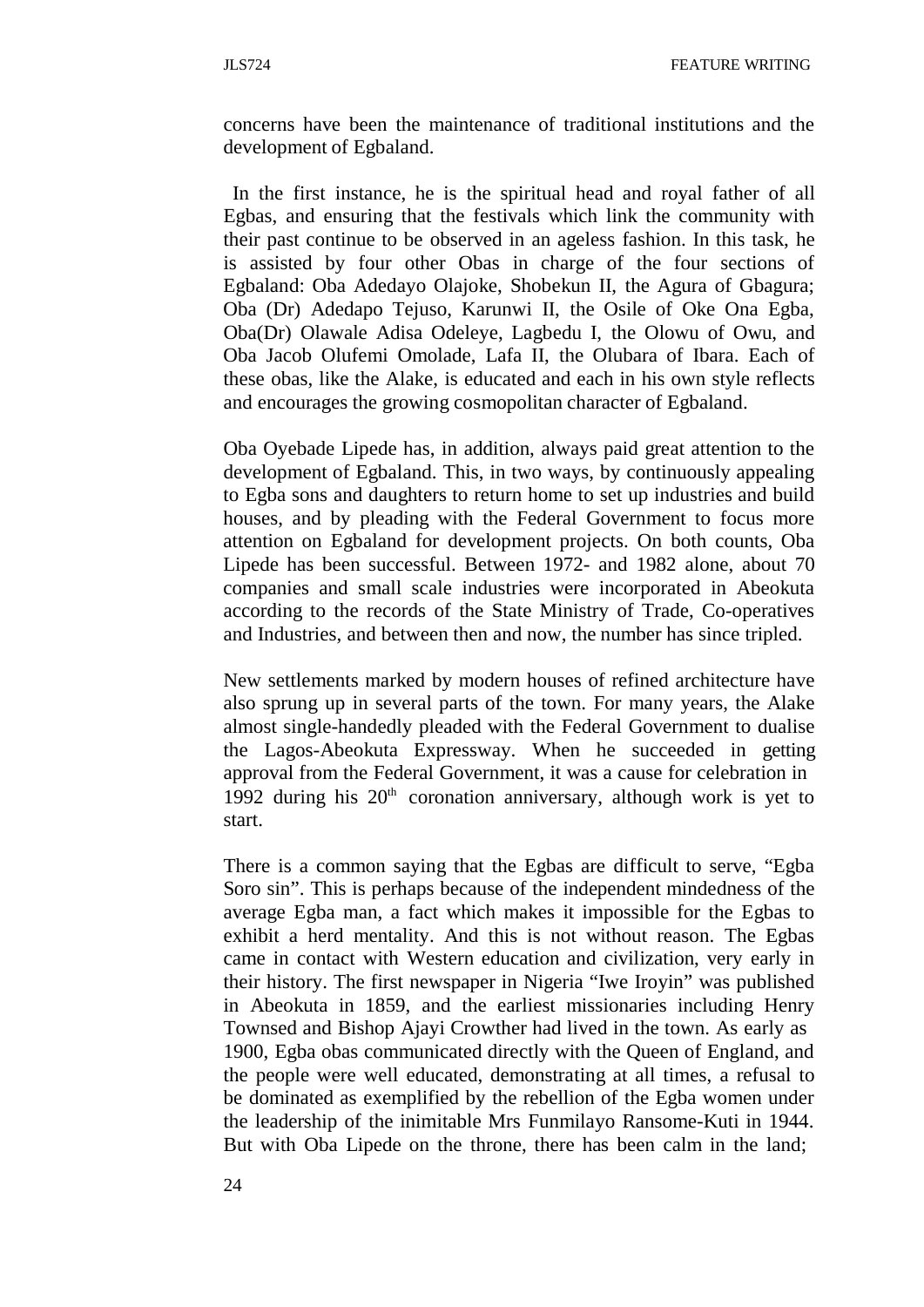concerns have been the maintenance of traditional institutions and the development of Egbaland.

In the first instance, he is the spiritual head and royal father of all Egbas, and ensuring that the festivals which link the community with their past continue to be observed in an ageless fashion. In this task, he is assisted by four other Obas in charge of the four sections of Egbaland: Oba Adedayo Olajoke, Shobekun II, the Agura of Gbagura; Oba (Dr) Adedapo Tejuso, Karunwi II, the Osile of Oke Ona Egba, Oba(Dr) Olawale Adisa Odeleye, Lagbedu I, the Olowu of Owu, and Oba Jacob Olufemi Omolade, Lafa II, the Olubara of Ibara. Each of these obas, like the Alake, is educated and each in his own style reflects and encourages the growing cosmopolitan character of Egbaland.

Oba Oyebade Lipede has, in addition, always paid great attention to the development of Egbaland. This, in two ways, by continuously appealing to Egba sons and daughters to return home to set up industries and build houses, and by pleading with the Federal Government to focus more attention on Egbaland for development projects. On both counts, Oba Lipede has been successful. Between 1972- and 1982 alone, about 70 companies and small scale industries were incorporated in Abeokuta according to the records of the State Ministry of Trade, Co-operatives and Industries, and between then and now, the number has since tripled.

New settlements marked by modern houses of refined architecture have also sprung up in several parts of the town. For many years, the Alake almost single-handedly pleaded with the Federal Government to dualise the Lagos-Abeokuta Expressway. When he succeeded in getting approval from the Federal Government, it was a cause for celebration in 1992 during his 20th coronation anniversary, although work is yet to start.

There is a common saying that the Egbas are difficult to serve, “Egba Soro sin”. This is perhaps because of the independent mindedness of the average Egba man, a fact which makes it impossible for the Egbas to exhibit a herd mentality. And this is not without reason. The Egbas came in contact with Western education and civilization, very early in their history. The first newspaper in Nigeria “Iwe Iroyin” was published in Abeokuta in 1859, and the earliest missionaries including Henry Townsed and Bishop Ajayi Crowther had lived in the town. As early as 1900, Egba obas communicated directly with the Queen of England, and the people were well educated, demonstrating at all times, a refusal to be dominated as exemplified by the rebellion of the Egba women under the leadership of the inimitable Mrs Funmilayo Ransome-Kuti in 1944. But with Oba Lipede on the throne, there has been calm in the land;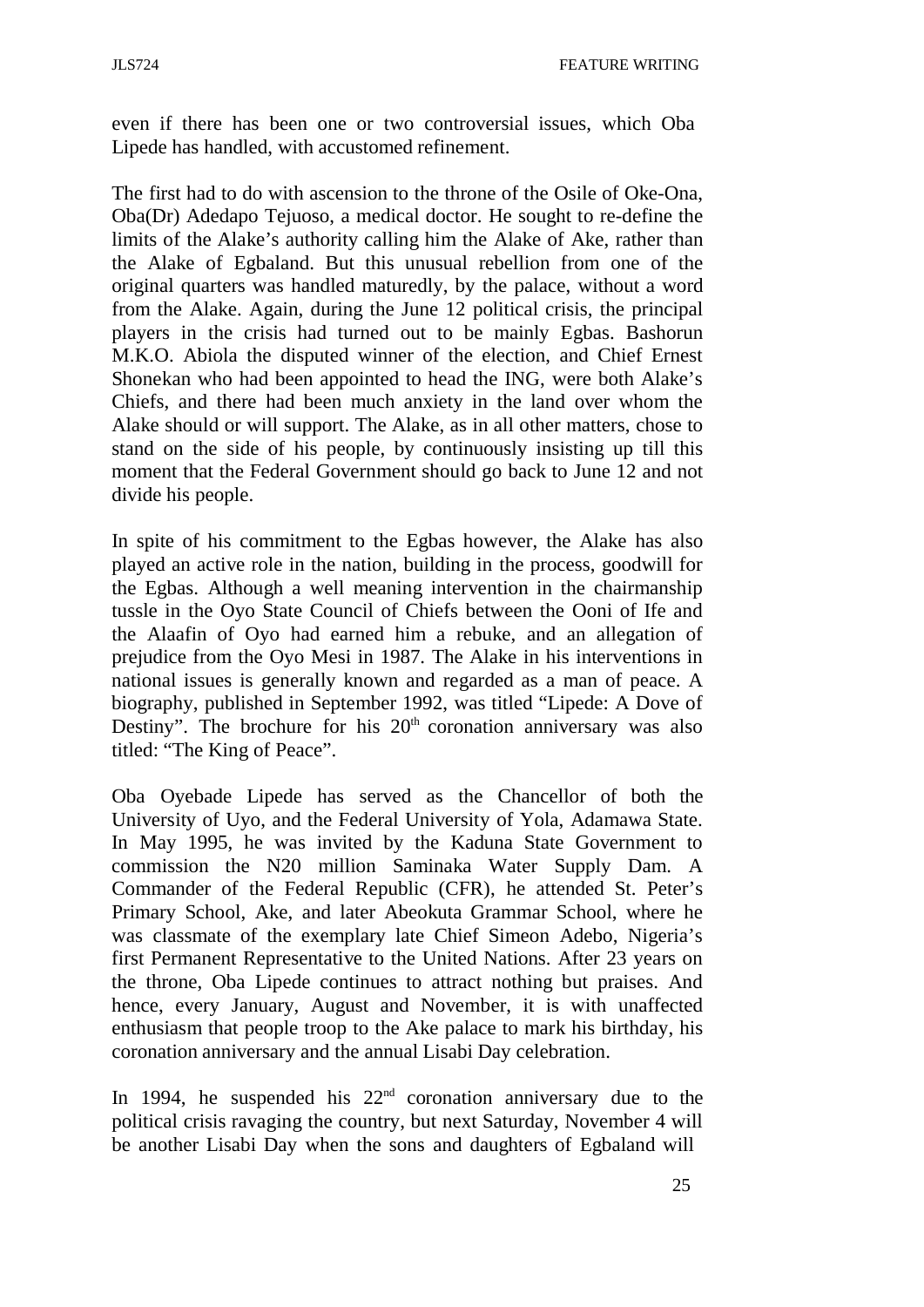even if there has been one or two controversial issues, which Oba Lipede has handled, with accustomed refinement.

The first had to do with ascension to the throne of the Osile of Oke-Ona, Oba(Dr) Adedapo Tejuoso, a medical doctor. He sought to re-define the limits of the Alake's authority calling him the Alake of Ake, rather than the Alake of Egbaland. But this unusual rebellion from one of the original quarters was handled maturedly, by the palace, without a word from the Alake. Again, during the June 12 political crisis, the principal players in the crisis had turned out to be mainly Egbas. Bashorun M.K.O. Abiola the disputed winner of the election, and Chief Ernest Shonekan who had been appointed to head the ING, were both Alake's Chiefs, and there had been much anxiety in the land over whom the Alake should or will support. The Alake, as in all other matters, chose to stand on the side of his people, by continuously insisting up till this moment that the Federal Government should go back to June 12 and not divide his people.

In spite of his commitment to the Egbas however, the Alake has also played an active role in the nation, building in the process, goodwill for the Egbas. Although a well meaning intervention in the chairmanship tussle in the Oyo State Council of Chiefs between the Ooni of Ife and the Alaafin of Oyo had earned him a rebuke, and an allegation of prejudice from the Oyo Mesi in 1987. The Alake in his interventions in national issues is generally known and regarded as a man of peace. A biography, published in September 1992, was titled "Lipede: A Dove of Destiny". The brochure for his 20th coronation anniversary was also titled: "The King of Peace".

Oba Oyebade Lipede has served as the Chancellor of both the University of Uyo, and the Federal University of Yola, Adamawa State. In May 1995, he was invited by the Kaduna State Government to commission the N20 million Saminaka Water Supply Dam. A Commander of the Federal Republic (CFR), he attended St. Peter's Primary School, Ake, and later Abeokuta Grammar School, where he was classmate of the exemplary late Chief Simeon Adebo, Nigeria's first Permanent Representative to the United Nations. After 23 years on the throne, Oba Lipede continues to attract nothing but praises. And hence, every January, August and November, it is with unaffected enthusiasm that people troop to the Ake palace to mark his birthday, his coronation anniversary and the annual Lisabi Day celebration.

In 1994, he suspended his 22nd coronation anniversary due to the political crisis ravaging the country, but next Saturday, November 4 will be another Lisabi Day when the sons and daughters of Egbaland will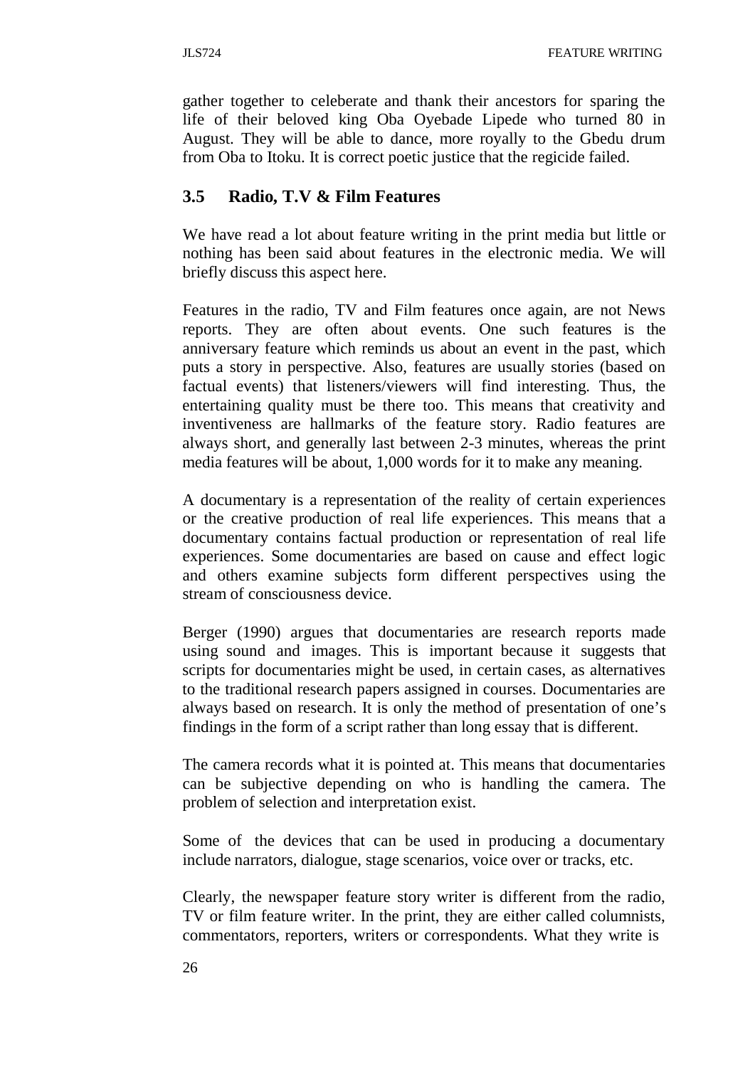gather together to celeberate and thank their ancestors for sparing the life of their beloved king Oba Oyebade Lipede who turned 80 in August. They will be able to dance, more royally to the Gbedu drum from Oba to Itoku. It is correct poetic justice that the regicide failed.

## 3.5 Radio, T.V & Film Features

We have read a lot about feature writing in the print media but little or nothing has been said about features in the electronic media. We will briefly discuss this aspect here.

Features in the radio, TV and Film features once again, are not News reports. They are often about events. One such features is the anniversary feature which reminds us about an event in the past, which puts a story in perspective. Also, features are usually stories (based on factual events) that listeners/viewers will find interesting. Thus, the entertaining quality must be there too. This means that creativity and inventiveness are hallmarks of the feature story. Radio features are always short, and generally last between 2-3 minutes, whereas the print media features will be about, 1,000 words for it to make any meaning.

A documentary is a representation of the reality of certain experiences or the creative production of real life experiences. This means that a documentary contains factual production or representation of real life experiences. Some documentaries are based on cause and effect logic and others examine subjects form different perspectives using the stream of consciousness device.

Berger (1990) argues that documentaries are research reports made using sound and images. This is important because it suggests that scripts for documentaries might be used, in certain cases, as alternatives to the traditional research papers assigned in courses. Documentaries are always based on research. It is only the method of presentation of one's findings in the form of a script rather than long essay that is different.

The camera records what it is pointed at. This means that documentaries can be subjective depending on who is handling the camera. The problem of selection and interpretation exist.

Some of the devices that can be used in producing a documentary include narrators, dialogue, stage scenarios, voice over or tracks, etc.

Clearly, the newspaper feature story writer is different from the radio, TV or film feature writer. In the print, they are either called columnists, commentators, reporters, writers or correspondents. What they write is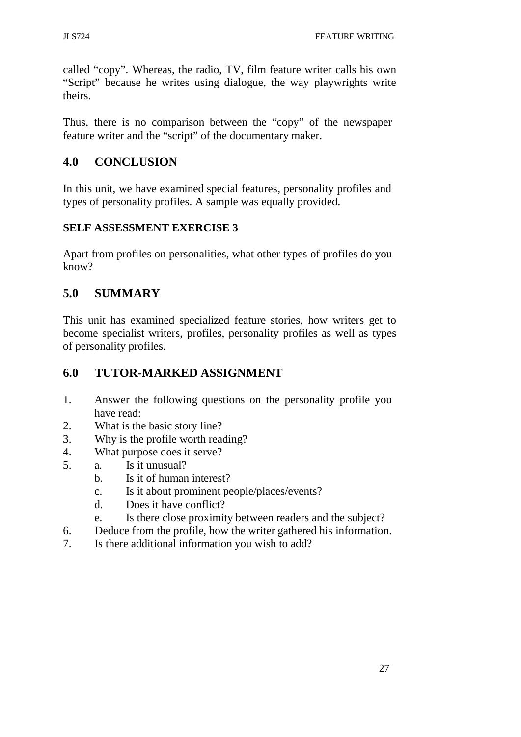called "copy". Whereas, the radio, TV, film feature writer calls his own "Script" because he writes using dialogue, the way playwrights write theirs.

Thus, there is no comparison between the "copy" of the newspaper feature writer and the "script" of the documentary maker.

## 4.0 CONCLUSION

In this unit, we have examined special features, personality profiles and types of personality profiles. A sample was equally provided.

**SELF ASSESSMENT EXERCISE 3**

Apart from profiles on personalities, what other types of profiles do you know?

## 5.0 SUMMARY

This unit has examined specialized feature stories, how writers get to become specialist writers, profiles, personality profiles as well as types of personality profiles.

## 6.0 TUTOR-MARKED ASSIGNMENT

1. Answer the following questions on the personality profile you have read:
2. What is the basic story line?
3. Why is the profile worth reading?
4. What purpose does it serve?
5. 
   a. Is it unusual?
   b. Is it of human interest?
   c. Is it about prominent people/places/events?
   d. Does it have conflict?
   e. Is there close proximity between readers and the subject?
6. Deduce from the profile, how the writer gathered his information.
7. Is there additional information you wish to add?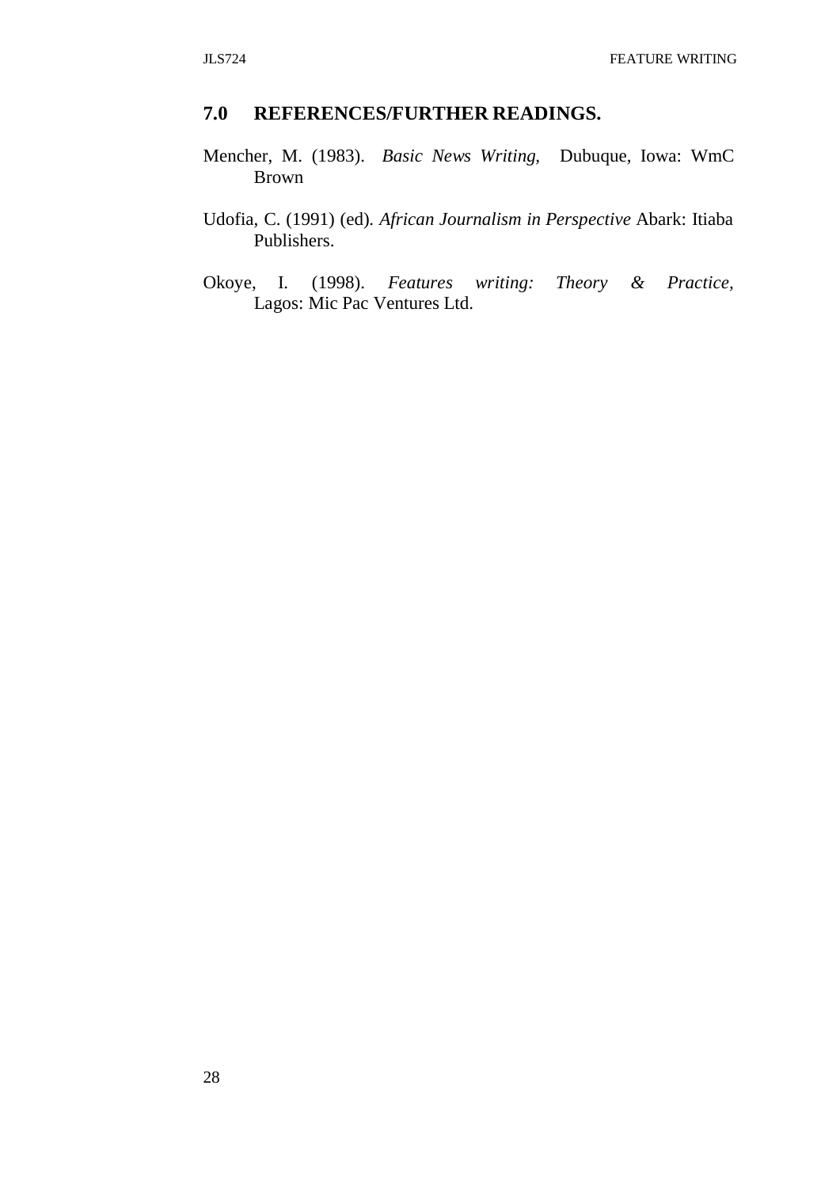## 7.0 REFERENCES/FURTHER READINGS.

Mencher, M. (1983). *Basic News Writing*, Dubuque, Iowa: WmC Brown

Udofia, C. (1991) (ed). *African Journalism in Perspective* Abark: Itiaba Publishers.

Okoye, I. (1998). *Features writing: Theory & Practice*, Lagos: Mic Pac Ventures Ltd.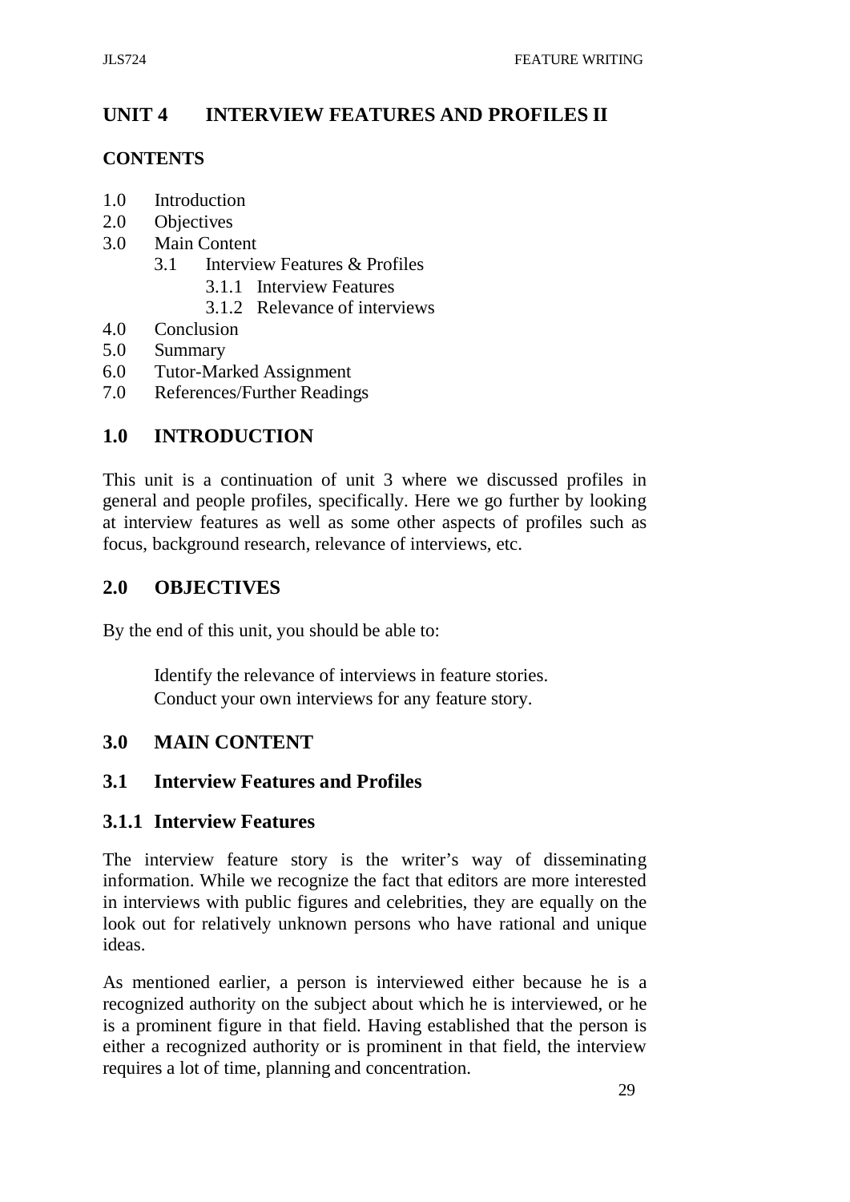# UNIT 4 INTERVIEW FEATURES AND PROFILES II

**CONTENTS**

- 1.0 Introduction
- 2.0 Objectives
- 3.0 Main Content
  - 3.1 Interview Features & Profiles
    - 3.1.1 Interview Features
    - 3.1.2 Relevance of interviews
- 4.0 Conclusion
- 5.0 Summary
- 6.0 Tutor-Marked Assignment
- 7.0 References/Further Readings

## 1.0 INTRODUCTION

This unit is a continuation of unit 3 where we discussed profiles in general and people profiles, specifically. Here we go further by looking at interview features as well as some other aspects of profiles such as focus, background research, relevance of interviews, etc.

## 2.0 OBJECTIVES

By the end of this unit, you should be able to:

- Identify the relevance of interviews in feature stories.
- Conduct your own interviews for any feature story.

## 3.0 MAIN CONTENT

### 3.1 Interview Features and Profiles

#### 3.1.1 Interview Features

The interview feature story is the writer's way of disseminating information. While we recognize the fact that editors are more interested in interviews with public figures and celebrities, they are equally on the look out for relatively unknown persons who have rational and unique ideas.

As mentioned earlier, a person is interviewed either because he is a recognized authority on the subject about which he is interviewed, or he is a prominent figure in that field. Having established that the person is either a recognized authority or is prominent in that field, the interview requires a lot of time, planning and concentration.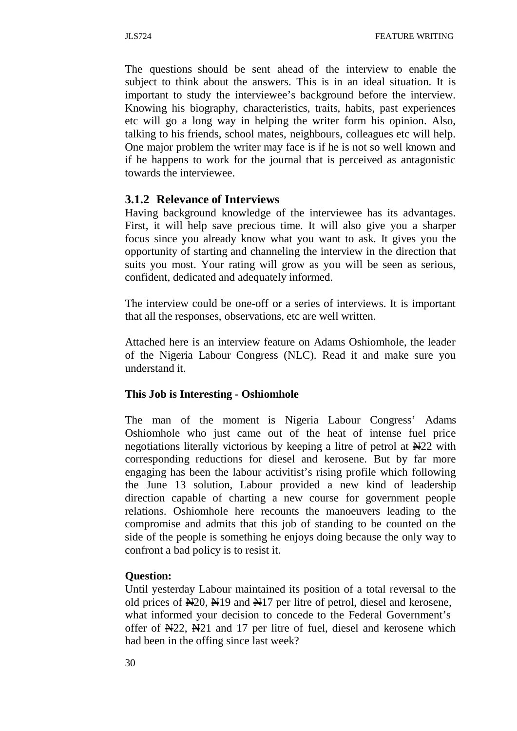The questions should be sent ahead of the interview to enable the subject to think about the answers. This is in an ideal situation. It is important to study the interviewee's background before the interview. Knowing his biography, characteristics, traits, habits, past experiences etc will go a long way in helping the writer form his opinion. Also, talking to his friends, school mates, neighbours, colleagues etc will help. One major problem the writer may face is if he is not so well known and if he happens to work for the journal that is perceived as antagonistic towards the interviewee.

### 3.1.2 Relevance of Interviews

Having background knowledge of the interviewee has its advantages. First, it will help save precious time. It will also give you a sharper focus since you already know what you want to ask. It gives you the opportunity of starting and channeling the interview in the direction that suits you most. Your rating will grow as you will be seen as serious, confident, dedicated and adequately informed.

The interview could be one-off or a series of interviews. It is important that all the responses, observations, etc are well written.

Attached here is an interview feature on Adams Oshiomhole, the leader of the Nigeria Labour Congress (NLC). Read it and make sure you understand it.

**This Job is Interesting - Oshiomhole**

The man of the moment is Nigeria Labour Congress' Adams Oshiomhole who just came out of the heat of intense fuel price negotiations literally victorious by keeping a litre of petrol at ₦22 with corresponding reductions for diesel and kerosene. But by far more engaging has been the labour activitist's rising profile which following the June 13 solution, Labour provided a new kind of leadership direction capable of charting a new course for government people relations. Oshiomhole here recounts the manoeuvers leading to the compromise and admits that this job of standing to be counted on the side of the people is something he enjoys doing because the only way to confront a bad policy is to resist it.

**Question:**

Until yesterday Labour maintained its position of a total reversal to the old prices of ₦20, ₦19 and ₦17 per litre of petrol, diesel and kerosene, what informed your decision to concede to the Federal Government's offer of ₦22, ₦21 and 17 per litre of fuel, diesel and kerosene which had been in the offing since last week?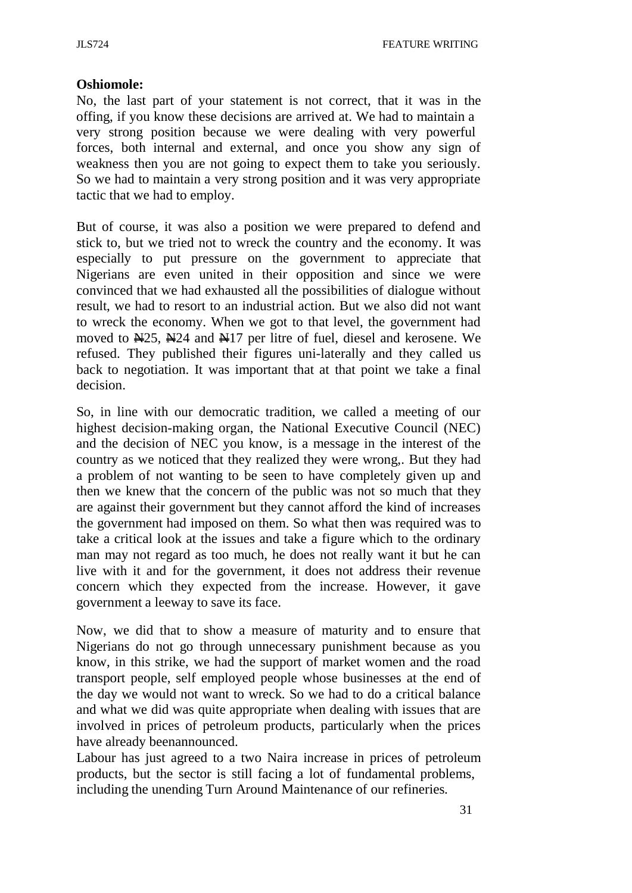**Oshiomole:**

No, the last part of your statement is not correct, that it was in the offing, if you know these decisions are arrived at. We had to maintain a very strong position because we were dealing with very powerful forces, both internal and external, and once you show any sign of weakness then you are not going to expect them to take you seriously. So we had to maintain a very strong position and it was very appropriate tactic that we had to employ.

But of course, it was also a position we were prepared to defend and stick to, but we tried not to wreck the country and the economy. It was especially to put pressure on the government to appreciate that Nigerians are even united in their opposition and since we were convinced that we had exhausted all the possibilities of dialogue without result, we had to resort to an industrial action. But we also did not want to wreck the economy. When we got to that level, the government had moved to ₦25, ₦24 and ₦17 per litre of fuel, diesel and kerosene. We refused. They published their figures uni-laterally and they called us back to negotiation. It was important that at that point we take a final decision.

So, in line with our democratic tradition, we called a meeting of our highest decision-making organ, the National Executive Council (NEC) and the decision of NEC you know, is a message in the interest of the country as we noticed that they realized they were wrong,. But they had a problem of not wanting to be seen to have completely given up and then we knew that the concern of the public was not so much that they are against their government but they cannot afford the kind of increases the government had imposed on them. So what then was required was to take a critical look at the issues and take a figure which to the ordinary man may not regard as too much, he does not really want it but he can live with it and for the government, it does not address their revenue concern which they expected from the increase. However, it gave government a leeway to save its face.

Now, we did that to show a measure of maturity and to ensure that Nigerians do not go through unnecessary punishment because as you know, in this strike, we had the support of market women and the road transport people, self employed people whose businesses at the end of the day we would not want to wreck. So we had to do a critical balance and what we did was quite appropriate when dealing with issues that are involved in prices of petroleum products, particularly when the prices have already beenannounced.

Labour has just agreed to a two Naira increase in prices of petroleum products, but the sector is still facing a lot of fundamental problems, including the unending Turn Around Maintenance of our refineries.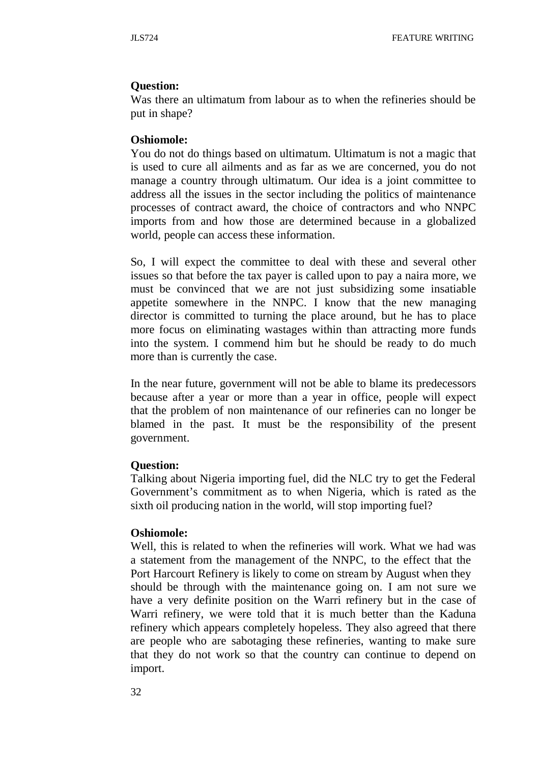**Question:**
Was there an ultimatum from labour as to when the refineries should be put in shape?

**Oshiomole:**
You do not do things based on ultimatum. Ultimatum is not a magic that is used to cure all ailments and as far as we are concerned, you do not manage a country through ultimatum. Our idea is a joint committee to address all the issues in the sector including the politics of maintenance processes of contract award, the choice of contractors and who NNPC imports from and how those are determined because in a globalized world, people can access these information.

So, I will expect the committee to deal with these and several other issues so that before the tax payer is called upon to pay a naira more, we must be convinced that we are not just subsidizing some insatiable appetite somewhere in the NNPC. I know that the new managing director is committed to turning the place around, but he has to place more focus on eliminating wastages within than attracting more funds into the system. I commend him but he should be ready to do much more than is currently the case.

In the near future, government will not be able to blame its predecessors because after a year or more than a year in office, people will expect that the problem of non maintenance of our refineries can no longer be blamed in the past. It must be the responsibility of the present government.

**Question:**
Talking about Nigeria importing fuel, did the NLC try to get the Federal Government's commitment as to when Nigeria, which is rated as the sixth oil producing nation in the world, will stop importing fuel?

**Oshiomole:**
Well, this is related to when the refineries will work. What we had was a statement from the management of the NNPC, to the effect that the Port Harcourt Refinery is likely to come on stream by August when they should be through with the maintenance going on. I am not sure we have a very definite position on the Warri refinery but in the case of Warri refinery, we were told that it is much better than the Kaduna refinery which appears completely hopeless. They also agreed that there are people who are sabotaging these refineries, wanting to make sure that they do not work so that the country can continue to depend on import.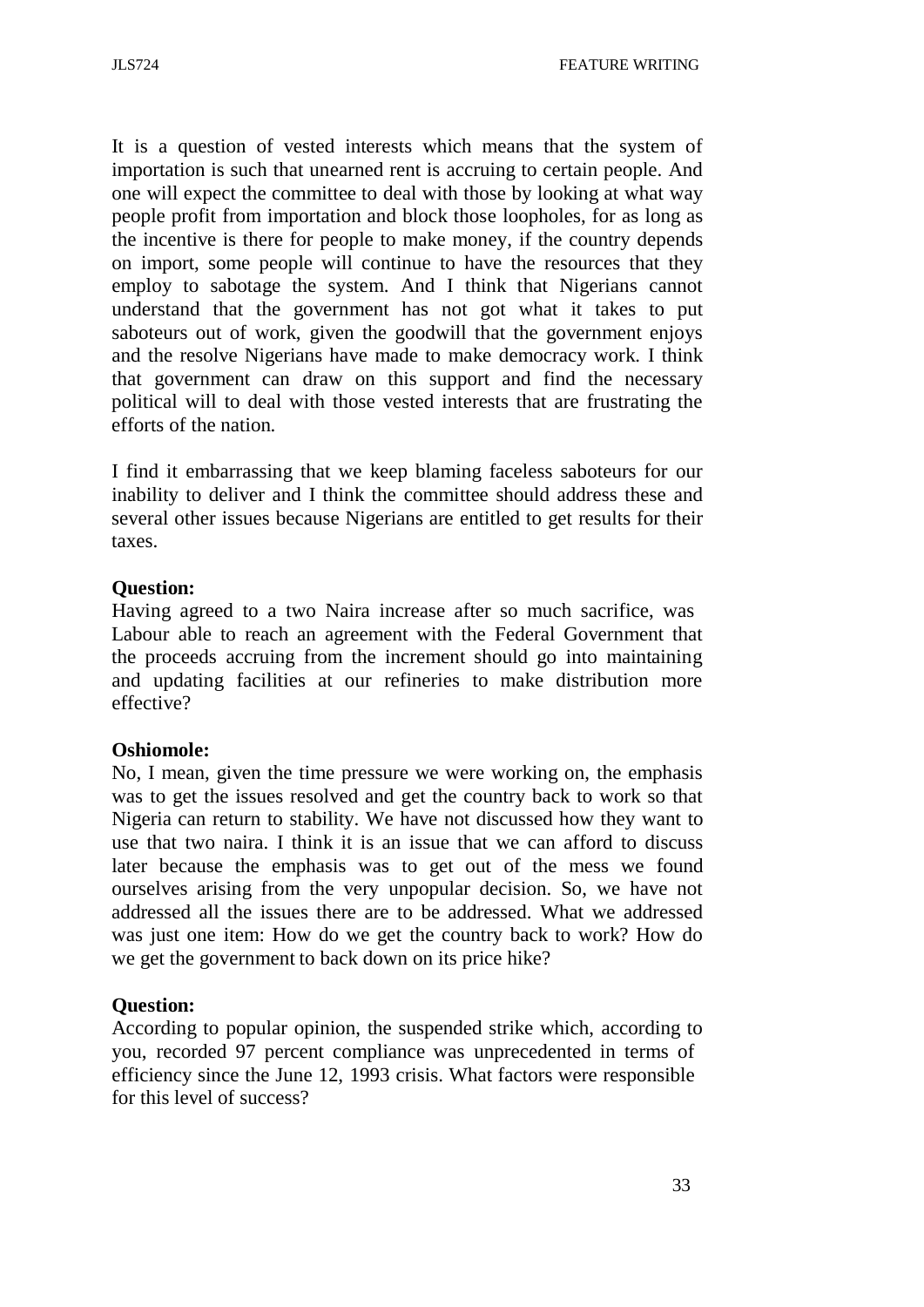It is a question of vested interests which means that the system of importation is such that unearned rent is accruing to certain people. And one will expect the committee to deal with those by looking at what way people profit from importation and block those loopholes, for as long as the incentive is there for people to make money, if the country depends on import, some people will continue to have the resources that they employ to sabotage the system. And I think that Nigerians cannot understand that the government has not got what it takes to put saboteurs out of work, given the goodwill that the government enjoys and the resolve Nigerians have made to make democracy work. I think that government can draw on this support and find the necessary political will to deal with those vested interests that are frustrating the efforts of the nation.

I find it embarrassing that we keep blaming faceless saboteurs for our inability to deliver and I think the committee should address these and several other issues because Nigerians are entitled to get results for their taxes.

**Question:**
Having agreed to a two Naira increase after so much sacrifice, was Labour able to reach an agreement with the Federal Government that the proceeds accruing from the increment should go into maintaining and updating facilities at our refineries to make distribution more effective?

**Oshiomole:**
No, I mean, given the time pressure we were working on, the emphasis was to get the issues resolved and get the country back to work so that Nigeria can return to stability. We have not discussed how they want to use that two naira. I think it is an issue that we can afford to discuss later because the emphasis was to get out of the mess we found ourselves arising from the very unpopular decision. So, we have not addressed all the issues there are to be addressed. What we addressed was just one item: How do we get the country back to work? How do we get the government to back down on its price hike?

**Question:**
According to popular opinion, the suspended strike which, according to you, recorded 97 percent compliance was unprecedented in terms of efficiency since the June 12, 1993 crisis. What factors were responsible for this level of success?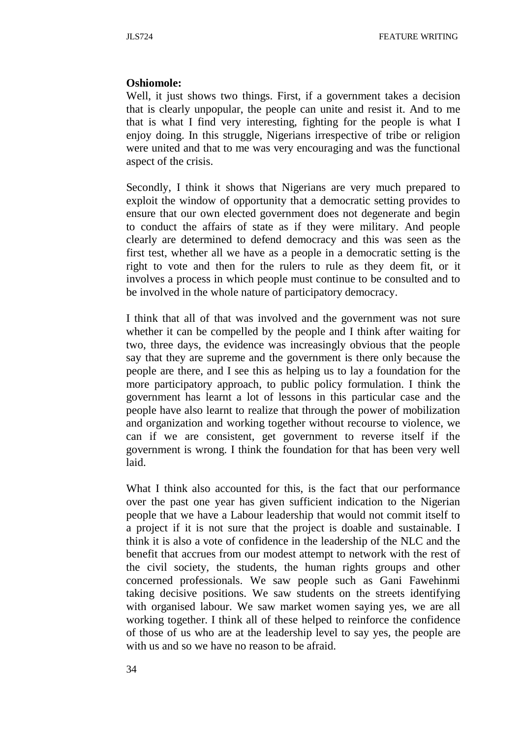**Oshiomole:**

Well, it just shows two things. First, if a government takes a decision that is clearly unpopular, the people can unite and resist it. And to me that is what I find very interesting, fighting for the people is what I enjoy doing. In this struggle, Nigerians irrespective of tribe or religion were united and that to me was very encouraging and was the functional aspect of the crisis.

Secondly, I think it shows that Nigerians are very much prepared to exploit the window of opportunity that a democratic setting provides to ensure that our own elected government does not degenerate and begin to conduct the affairs of state as if they were military. And people clearly are determined to defend democracy and this was seen as the first test, whether all we have as a people in a democratic setting is the right to vote and then for the rulers to rule as they deem fit, or it involves a process in which people must continue to be consulted and to be involved in the whole nature of participatory democracy.

I think that all of that was involved and the government was not sure whether it can be compelled by the people and I think after waiting for two, three days, the evidence was increasingly obvious that the people say that they are supreme and the government is there only because the people are there, and I see this as helping us to lay a foundation for the more participatory approach, to public policy formulation. I think the government has learnt a lot of lessons in this particular case and the people have also learnt to realize that through the power of mobilization and organization and working together without recourse to violence, we can if we are consistent, get government to reverse itself if the government is wrong. I think the foundation for that has been very well laid.

What I think also accounted for this, is the fact that our performance over the past one year has given sufficient indication to the Nigerian people that we have a Labour leadership that would not commit itself to a project if it is not sure that the project is doable and sustainable. I think it is also a vote of confidence in the leadership of the NLC and the benefit that accrues from our modest attempt to network with the rest of the civil society, the students, the human rights groups and other concerned professionals. We saw people such as Gani Fawehinmi taking decisive positions. We saw students on the streets identifying with organised labour. We saw market women saying yes, we are all working together. I think all of these helped to reinforce the confidence of those of us who are at the leadership level to say yes, the people are with us and so we have no reason to be afraid.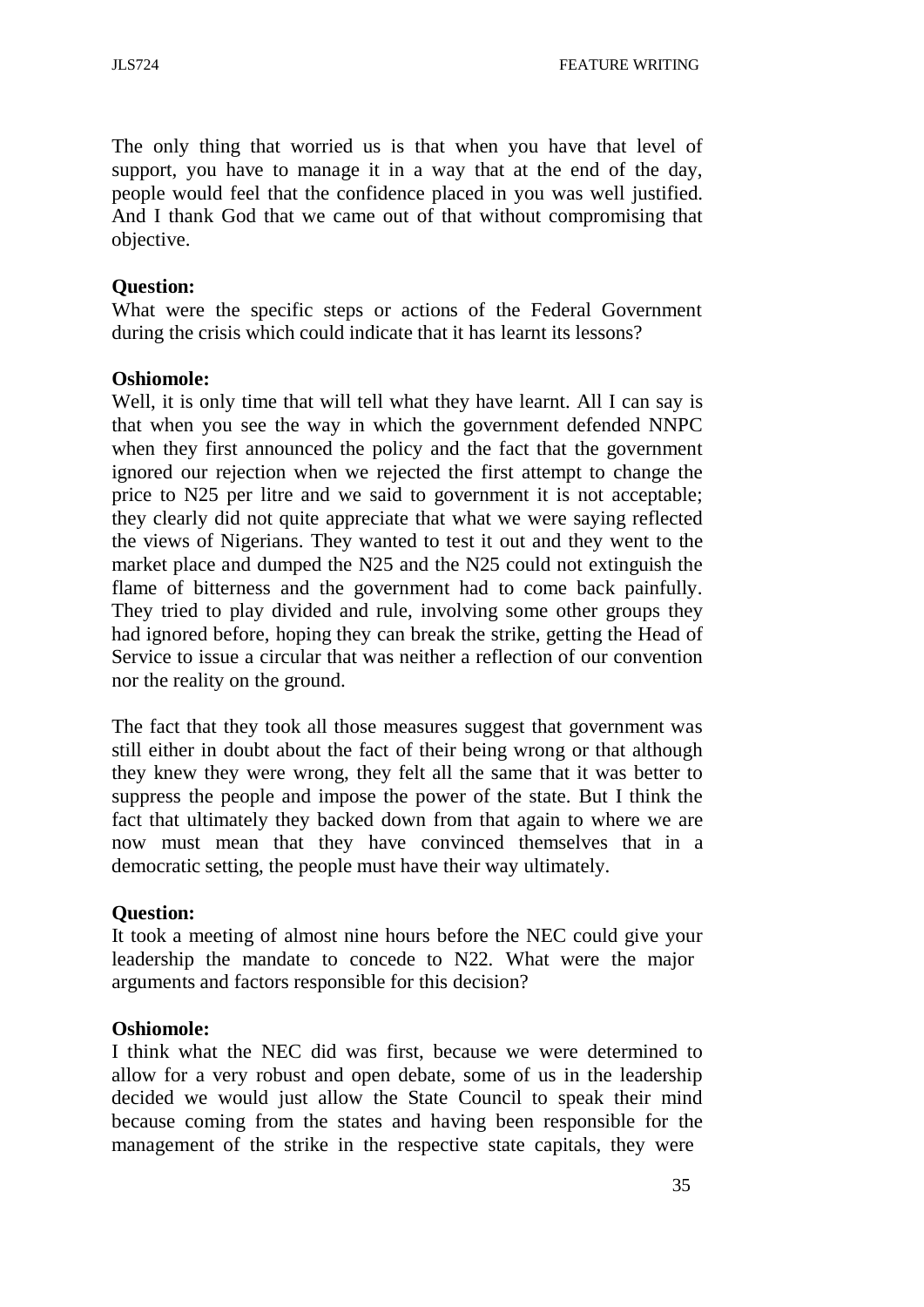The only thing that worried us is that when you have that level of support, you have to manage it in a way that at the end of the day, people would feel that the confidence placed in you was well justified. And I thank God that we came out of that without compromising that objective.

**Question:**
What were the specific steps or actions of the Federal Government during the crisis which could indicate that it has learnt its lessons?

**Oshiomole:**
Well, it is only time that will tell what they have learnt. All I can say is that when you see the way in which the government defended NNPC when they first announced the policy and the fact that the government ignored our rejection when we rejected the first attempt to change the price to N25 per litre and we said to government it is not acceptable; they clearly did not quite appreciate that what we were saying reflected the views of Nigerians. They wanted to test it out and they went to the market place and dumped the N25 and the N25 could not extinguish the flame of bitterness and the government had to come back painfully. They tried to play divided and rule, involving some other groups they had ignored before, hoping they can break the strike, getting the Head of Service to issue a circular that was neither a reflection of our convention nor the reality on the ground.

The fact that they took all those measures suggest that government was still either in doubt about the fact of their being wrong or that although they knew they were wrong, they felt all the same that it was better to suppress the people and impose the power of the state. But I think the fact that ultimately they backed down from that again to where we are now must mean that they have convinced themselves that in a democratic setting, the people must have their way ultimately.

**Question:**
It took a meeting of almost nine hours before the NEC could give your leadership the mandate to concede to N22. What were the major arguments and factors responsible for this decision?

**Oshiomole:**
I think what the NEC did was first, because we were determined to allow for a very robust and open debate, some of us in the leadership decided we would just allow the State Council to speak their mind because coming from the states and having been responsible for the management of the strike in the respective state capitals, they were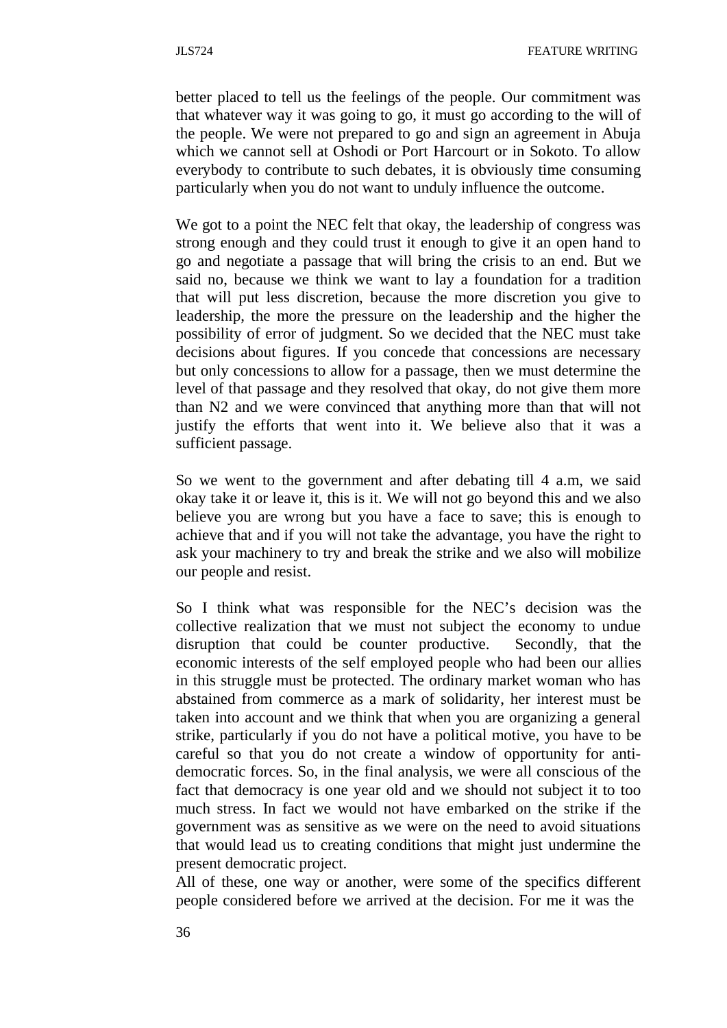better placed to tell us the feelings of the people. Our commitment was that whatever way it was going to go, it must go according to the will of the people. We were not prepared to go and sign an agreement in Abuja which we cannot sell at Oshodi or Port Harcourt or in Sokoto. To allow everybody to contribute to such debates, it is obviously time consuming particularly when you do not want to unduly influence the outcome.

We got to a point the NEC felt that okay, the leadership of congress was strong enough and they could trust it enough to give it an open hand to go and negotiate a passage that will bring the crisis to an end. But we said no, because we think we want to lay a foundation for a tradition that will put less discretion, because the more discretion you give to leadership, the more the pressure on the leadership and the higher the possibility of error of judgment. So we decided that the NEC must take decisions about figures. If you concede that concessions are necessary but only concessions to allow for a passage, then we must determine the level of that passage and they resolved that okay, do not give them more than N2 and we were convinced that anything more than that will not justify the efforts that went into it. We believe also that it was a sufficient passage.

So we went to the government and after debating till 4 a.m, we said okay take it or leave it, this is it. We will not go beyond this and we also believe you are wrong but you have a face to save; this is enough to achieve that and if you will not take the advantage, you have the right to ask your machinery to try and break the strike and we also will mobilize our people and resist.

So I think what was responsible for the NEC's decision was the collective realization that we must not subject the economy to undue disruption that could be counter productive. Secondly, that the economic interests of the self employed people who had been our allies in this struggle must be protected. The ordinary market woman who has abstained from commerce as a mark of solidarity, her interest must be taken into account and we think that when you are organizing a general strike, particularly if you do not have a political motive, you have to be careful so that you do not create a window of opportunity for anti-democratic forces. So, in the final analysis, we were all conscious of the fact that democracy is one year old and we should not subject it to too much stress. In fact we would not have embarked on the strike if the government was as sensitive as we were on the need to avoid situations that would lead us to creating conditions that might just undermine the present democratic project.

All of these, one way or another, were some of the specifics different people considered before we arrived at the decision. For me it was the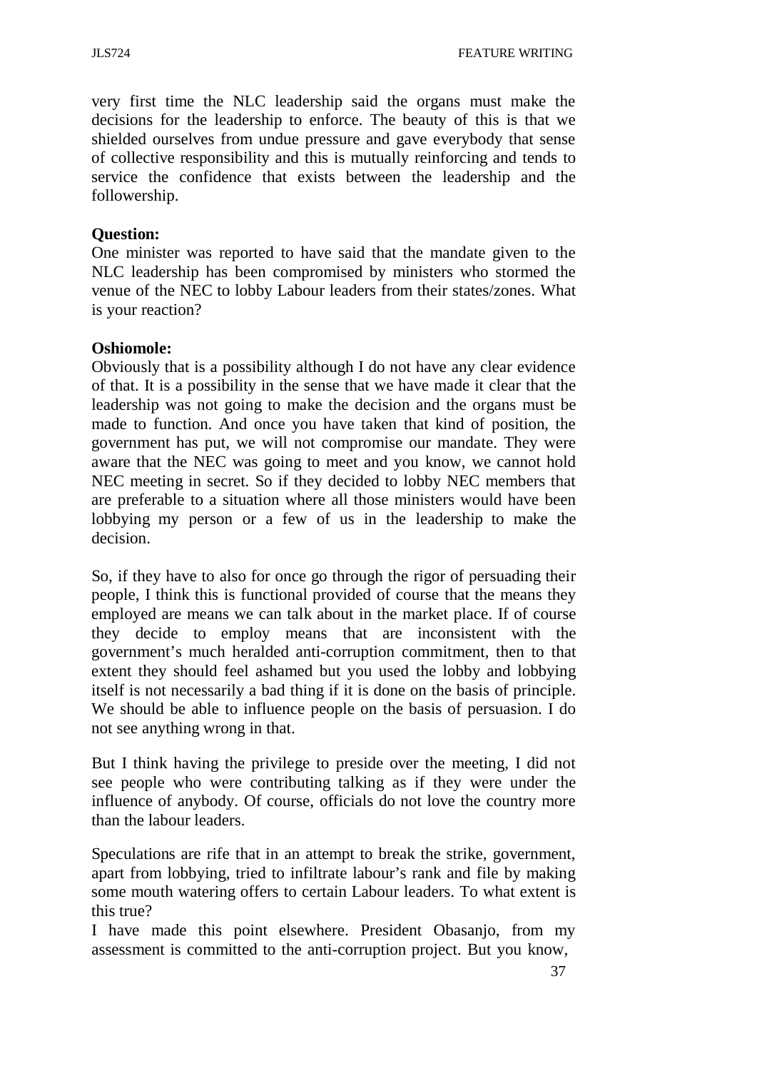very first time the NLC leadership said the organs must make the decisions for the leadership to enforce. The beauty of this is that we shielded ourselves from undue pressure and gave everybody that sense of collective responsibility and this is mutually reinforcing and tends to service the confidence that exists between the leadership and the followership.

**Question:**
One minister was reported to have said that the mandate given to the NLC leadership has been compromised by ministers who stormed the venue of the NEC to lobby Labour leaders from their states/zones. What is your reaction?

**Oshiomole:**
Obviously that is a possibility although I do not have any clear evidence of that. It is a possibility in the sense that we have made it clear that the leadership was not going to make the decision and the organs must be made to function. And once you have taken that kind of position, the government has put, we will not compromise our mandate. They were aware that the NEC was going to meet and you know, we cannot hold NEC meeting in secret. So if they decided to lobby NEC members that are preferable to a situation where all those ministers would have been lobbying my person or a few of us in the leadership to make the decision.

So, if they have to also for once go through the rigor of persuading their people, I think this is functional provided of course that the means they employed are means we can talk about in the market place. If of course they decide to employ means that are inconsistent with the government's much heralded anti-corruption commitment, then to that extent they should feel ashamed but you used the lobby and lobbying itself is not necessarily a bad thing if it is done on the basis of principle. We should be able to influence people on the basis of persuasion. I do not see anything wrong in that.

But I think having the privilege to preside over the meeting, I did not see people who were contributing talking as if they were under the influence of anybody. Of course, officials do not love the country more than the labour leaders.

Speculations are rife that in an attempt to break the strike, government, apart from lobbying, tried to infiltrate labour's rank and file by making some mouth watering offers to certain Labour leaders. To what extent is this true?

I have made this point elsewhere. President Obasanjo, from my assessment is committed to the anti-corruption project. But you know,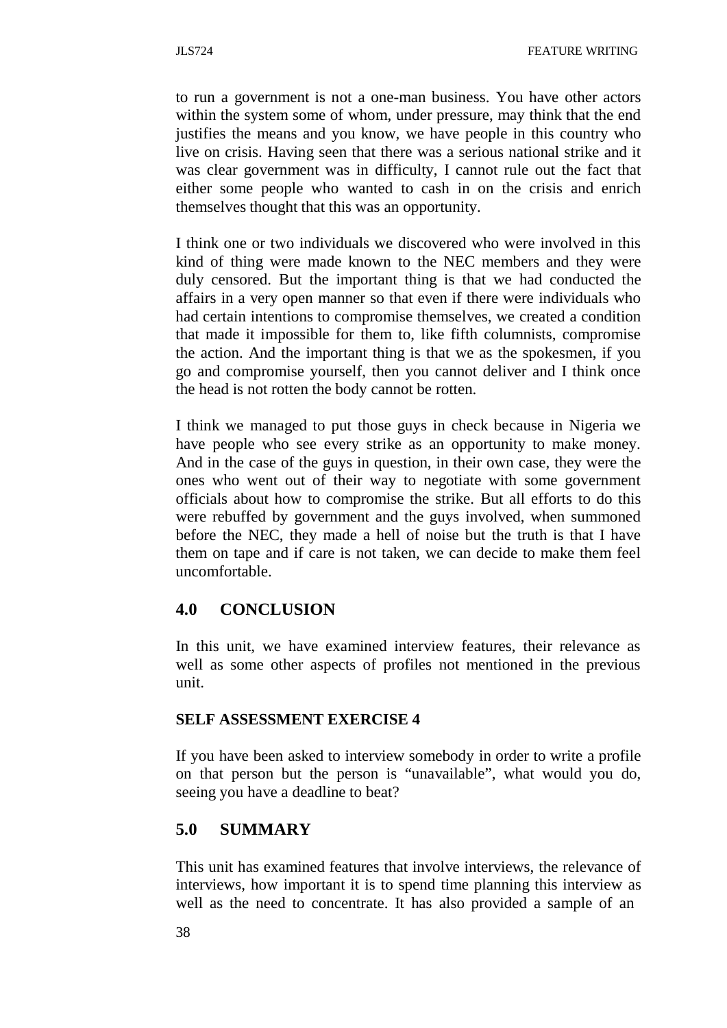to run a government is not a one-man business. You have other actors within the system some of whom, under pressure, may think that the end justifies the means and you know, we have people in this country who live on crisis. Having seen that there was a serious national strike and it was clear government was in difficulty, I cannot rule out the fact that either some people who wanted to cash in on the crisis and enrich themselves thought that this was an opportunity.

I think one or two individuals we discovered who were involved in this kind of thing were made known to the NEC members and they were duly censored. But the important thing is that we had conducted the affairs in a very open manner so that even if there were individuals who had certain intentions to compromise themselves, we created a condition that made it impossible for them to, like fifth columnists, compromise the action. And the important thing is that we as the spokesmen, if you go and compromise yourself, then you cannot deliver and I think once the head is not rotten the body cannot be rotten.

I think we managed to put those guys in check because in Nigeria we have people who see every strike as an opportunity to make money. And in the case of the guys in question, in their own case, they were the ones who went out of their way to negotiate with some government officials about how to compromise the strike. But all efforts to do this were rebuffed by government and the guys involved, when summoned before the NEC, they made a hell of noise but the truth is that I have them on tape and if care is not taken, we can decide to make them feel uncomfortable.

## 4.0 CONCLUSION

In this unit, we have examined interview features, their relevance as well as some other aspects of profiles not mentioned in the previous unit.

**SELF ASSESSMENT EXERCISE 4**

If you have been asked to interview somebody in order to write a profile on that person but the person is "unavailable", what would you do, seeing you have a deadline to beat?

## 5.0 SUMMARY

This unit has examined features that involve interviews, the relevance of interviews, how important it is to spend time planning this interview as well as the need to concentrate. It has also provided a sample of an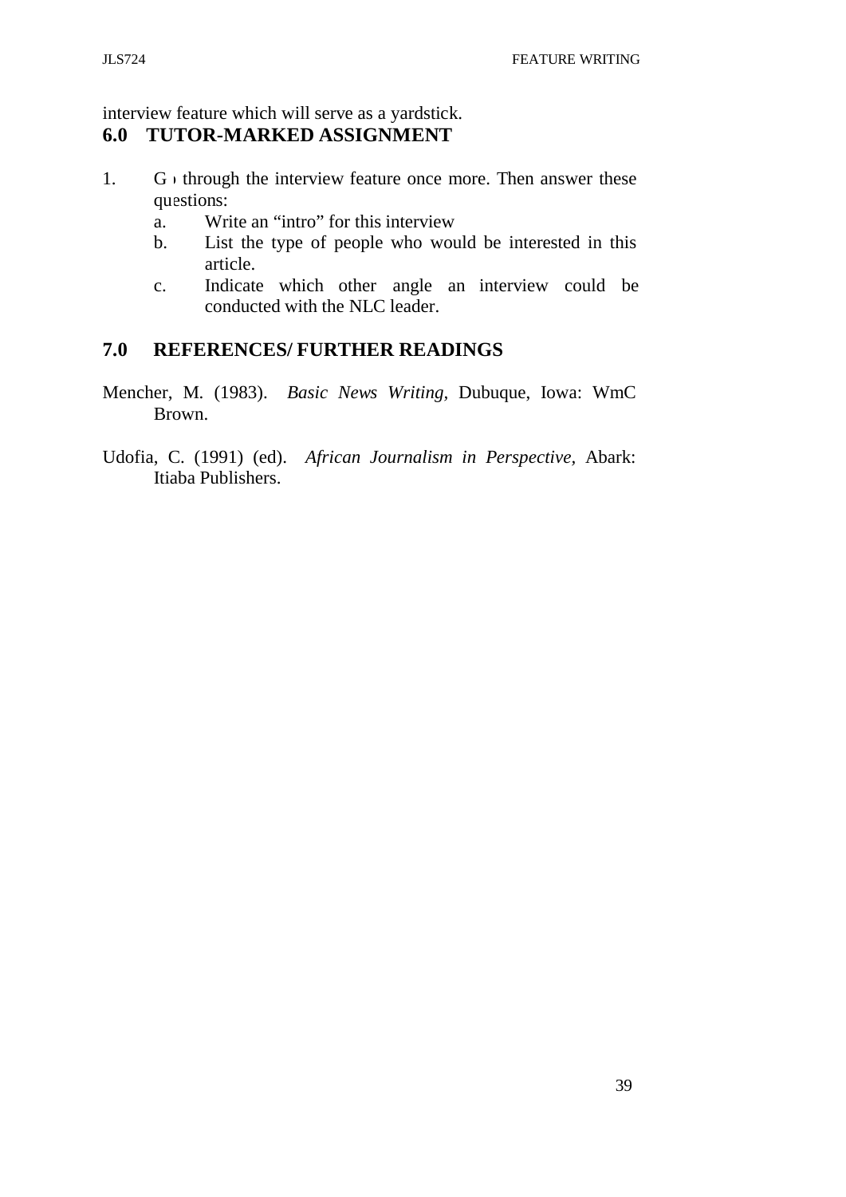interview feature which will serve as a yardstick.

## 6.0 TUTOR-MARKED ASSIGNMENT

1. Go through the interview feature once more. Then answer these questions:
   a. Write an "intro" for this interview
   b. List the type of people who would be interested in this article.
   c. Indicate which other angle an interview could be conducted with the NLC leader.

## 7.0 REFERENCES/ FURTHER READINGS

Mencher, M. (1983). *Basic News Writing*, Dubuque, Iowa: WmC Brown.

Udofia, C. (1991) (ed). *African Journalism in Perspective*, Abark: Itiaba Publishers.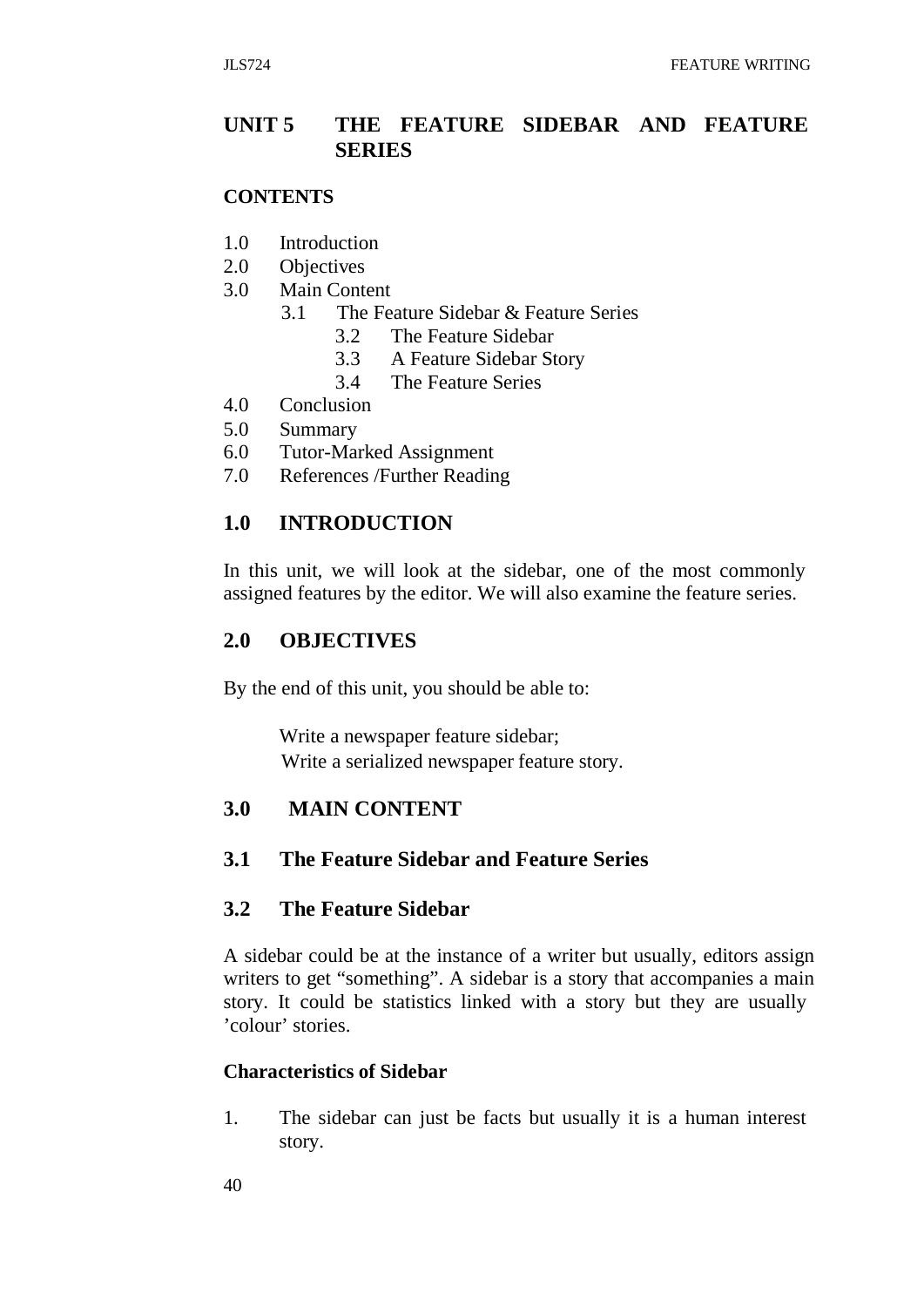## UNIT 5 THE FEATURE SIDEBAR AND FEATURE SERIES

**CONTENTS**

1.0 Introduction
2.0 Objectives
3.0 Main Content
    3.1 The Feature Sidebar & Feature Series
        3.2 The Feature Sidebar
        3.3 A Feature Sidebar Story
        3.4 The Feature Series
4.0 Conclusion
5.0 Summary
6.0 Tutor-Marked Assignment
7.0 References /Further Reading

## 1.0 INTRODUCTION

In this unit, we will look at the sidebar, one of the most commonly assigned features by the editor. We will also examine the feature series.

## 2.0 OBJECTIVES

By the end of this unit, you should be able to:

- Write a newspaper feature sidebar;
- Write a serialized newspaper feature story.

## 3.0 MAIN CONTENT

### 3.1 The Feature Sidebar and Feature Series

### 3.2 The Feature Sidebar

A sidebar could be at the instance of a writer but usually, editors assign writers to get "something". A sidebar is a story that accompanies a main story. It could be statistics linked with a story but they are usually 'colour' stories.

**Characteristics of Sidebar**

1. The sidebar can just be facts but usually it is a human interest story.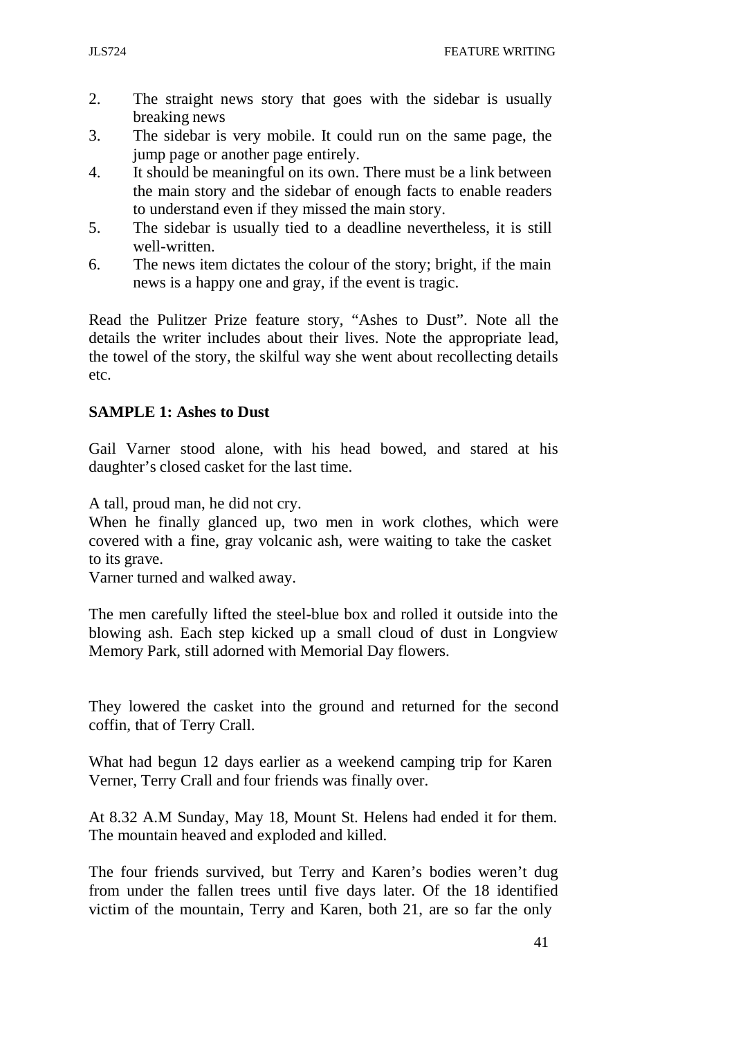2. The straight news story that goes with the sidebar is usually breaking news
3. The sidebar is very mobile. It could run on the same page, the jump page or another page entirely.
4. It should be meaningful on its own. There must be a link between the main story and the sidebar of enough facts to enable readers to understand even if they missed the main story.
5. The sidebar is usually tied to a deadline nevertheless, it is still well-written.
6. The news item dictates the colour of the story; bright, if the main news is a happy one and gray, if the event is tragic.

Read the Pulitzer Prize feature story, "Ashes to Dust". Note all the details the writer includes about their lives. Note the appropriate lead, the towel of the story, the skilful way she went about recollecting details etc.

**SAMPLE 1: Ashes to Dust**

Gail Varner stood alone, with his head bowed, and stared at his daughter's closed casket for the last time.

A tall, proud man, he did not cry.

When he finally glanced up, two men in work clothes, which were covered with a fine, gray volcanic ash, were waiting to take the casket to its grave.

Varner turned and walked away.

The men carefully lifted the steel-blue box and rolled it outside into the blowing ash. Each step kicked up a small cloud of dust in Longview Memory Park, still adorned with Memorial Day flowers.

They lowered the casket into the ground and returned for the second coffin, that of Terry Crall.

What had begun 12 days earlier as a weekend camping trip for Karen Verner, Terry Crall and four friends was finally over.

At 8.32 A.M Sunday, May 18, Mount St. Helens had ended it for them. The mountain heaved and exploded and killed.

The four friends survived, but Terry and Karen's bodies weren't dug from under the fallen trees until five days later. Of the 18 identified victim of the mountain, Terry and Karen, both 21, are so far the only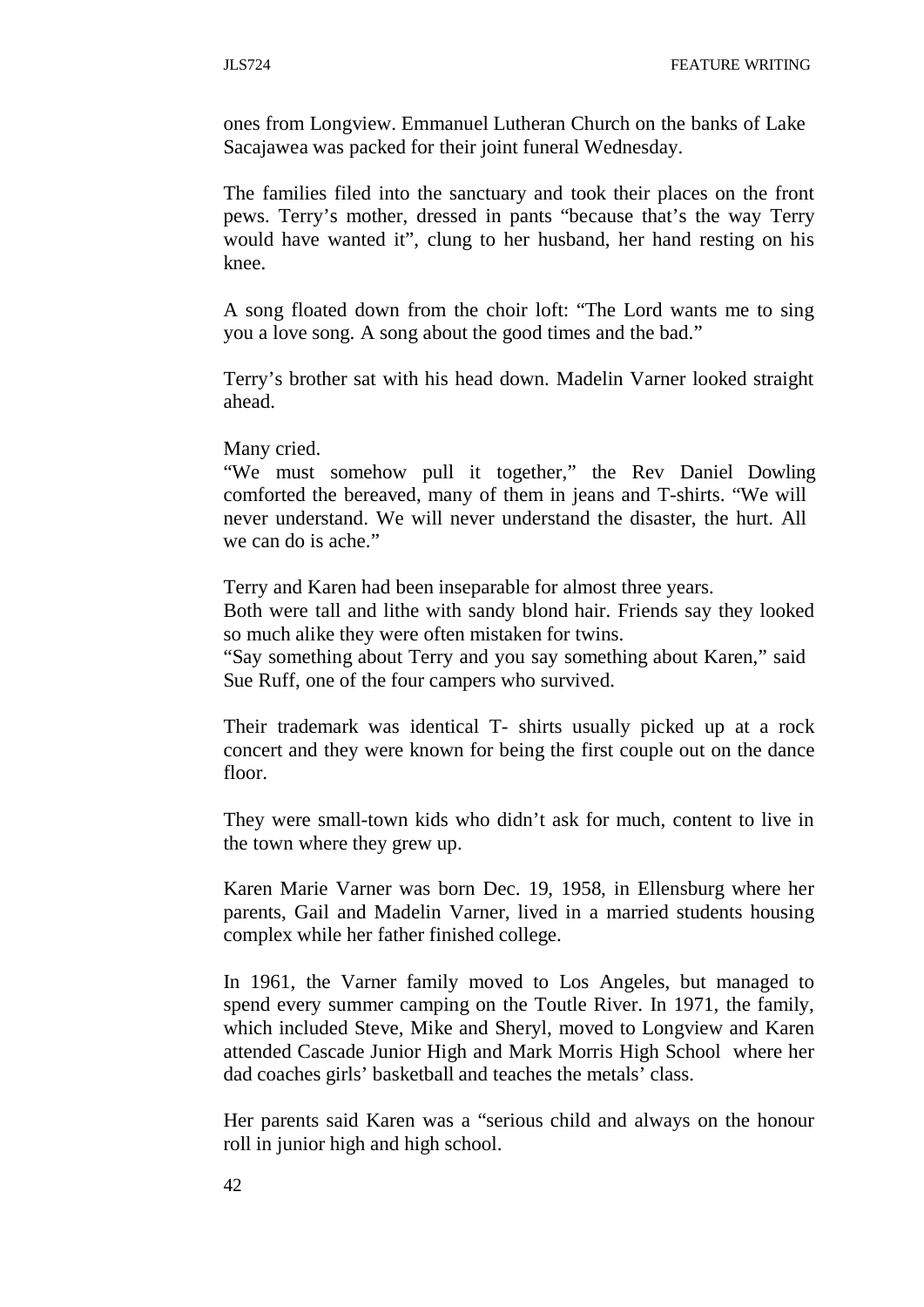ones from Longview. Emmanuel Lutheran Church on the banks of Lake Sacajawea was packed for their joint funeral Wednesday.

The families filed into the sanctuary and took their places on the front pews. Terry's mother, dressed in pants "because that's the way Terry would have wanted it", clung to her husband, her hand resting on his knee.

A song floated down from the choir loft: "The Lord wants me to sing you a love song. A song about the good times and the bad."

Terry's brother sat with his head down. Madelin Varner looked straight ahead.

Many cried.

"We must somehow pull it together," the Rev Daniel Dowling comforted the bereaved, many of them in jeans and T-shirts. "We will never understand. We will never understand the disaster, the hurt. All we can do is ache."

Terry and Karen had been inseparable for almost three years.

Both were tall and lithe with sandy blond hair. Friends say they looked so much alike they were often mistaken for twins.

"Say something about Terry and you say something about Karen," said Sue Ruff, one of the four campers who survived.

Their trademark was identical T- shirts usually picked up at a rock concert and they were known for being the first couple out on the dance floor.

They were small-town kids who didn't ask for much, content to live in the town where they grew up.

Karen Marie Varner was born Dec. 19, 1958, in Ellensburg where her parents, Gail and Madelin Varner, lived in a married students housing complex while her father finished college.

In 1961, the Varner family moved to Los Angeles, but managed to spend every summer camping on the Toutle River. In 1971, the family, which included Steve, Mike and Sheryl, moved to Longview and Karen attended Cascade Junior High and Mark Morris High School where her dad coaches girls' basketball and teaches the metals' class.

Her parents said Karen was a "serious child and always on the honour roll in junior high and high school.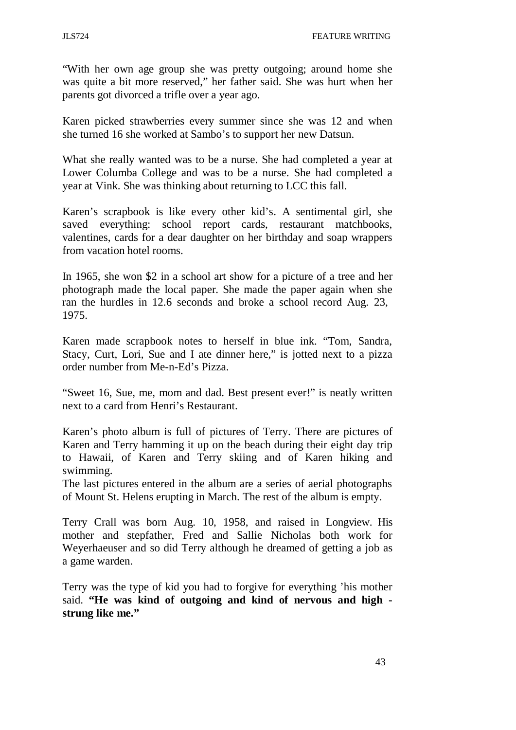"With her own age group she was pretty outgoing; around home she was quite a bit more reserved," her father said. She was hurt when her parents got divorced a trifle over a year ago.

Karen picked strawberries every summer since she was 12 and when she turned 16 she worked at Sambo's to support her new Datsun.

What she really wanted was to be a nurse. She had completed a year at Lower Columba College and was to be a nurse. She had completed a year at Vink. She was thinking about returning to LCC this fall.

Karen's scrapbook is like every other kid's. A sentimental girl, she saved everything: school report cards, restaurant matchbooks, valentines, cards for a dear daughter on her birthday and soap wrappers from vacation hotel rooms.

In 1965, she won $2 in a school art show for a picture of a tree and her photograph made the local paper. She made the paper again when she ran the hurdles in 12.6 seconds and broke a school record Aug. 23, 1975.

Karen made scrapbook notes to herself in blue ink. "Tom, Sandra, Stacy, Curt, Lori, Sue and I ate dinner here," is jotted next to a pizza order number from Me-n-Ed's Pizza.

"Sweet 16, Sue, me, mom and dad. Best present ever!" is neatly written next to a card from Henri's Restaurant.

Karen's photo album is full of pictures of Terry. There are pictures of Karen and Terry hamming it up on the beach during their eight day trip to Hawaii, of Karen and Terry skiing and of Karen hiking and swimming.
The last pictures entered in the album are a series of aerial photographs of Mount St. Helens erupting in March. The rest of the album is empty.

Terry Crall was born Aug. 10, 1958, and raised in Longview. His mother and stepfather, Fred and Sallie Nicholas both work for Weyerhaeuser and so did Terry although he dreamed of getting a job as a game warden.

Terry was the type of kid you had to forgive for everything 'his mother said. **"He was kind of outgoing and kind of nervous and high - strung like me."**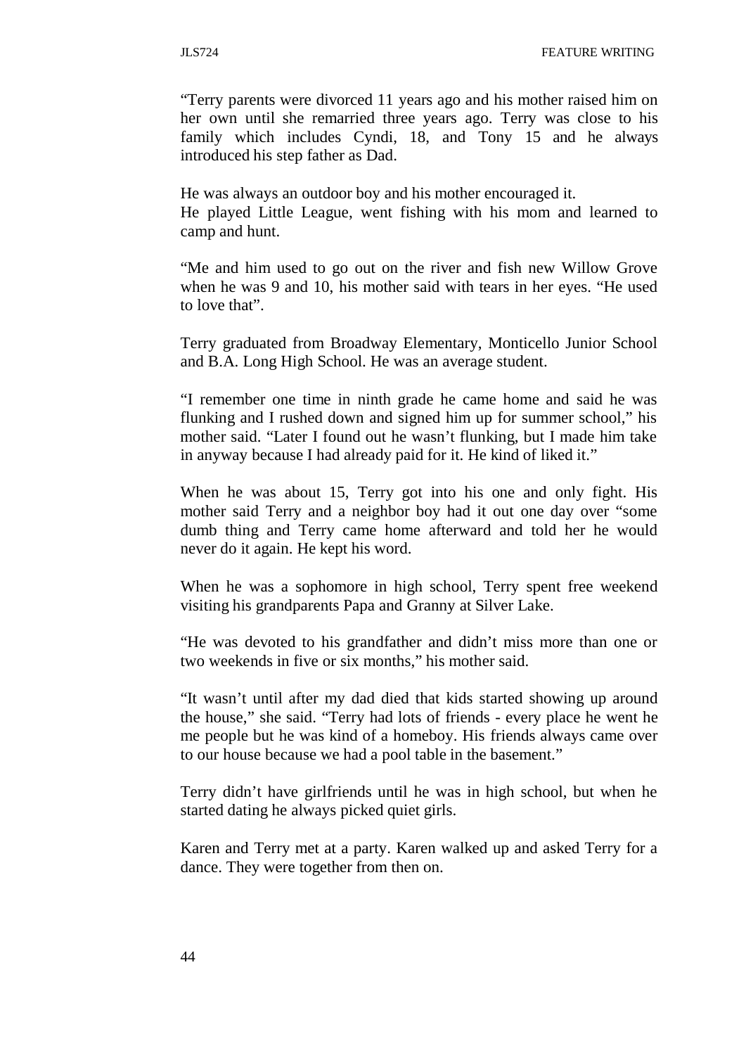"Terry parents were divorced 11 years ago and his mother raised him on her own until she remarried three years ago. Terry was close to his family which includes Cyndi, 18, and Tony 15 and he always introduced his step father as Dad.

He was always an outdoor boy and his mother encouraged it.
He played Little League, went fishing with his mom and learned to camp and hunt.

"Me and him used to go out on the river and fish new Willow Grove when he was 9 and 10, his mother said with tears in her eyes. "He used to love that".

Terry graduated from Broadway Elementary, Monticello Junior School and B.A. Long High School. He was an average student.

"I remember one time in ninth grade he came home and said he was flunking and I rushed down and signed him up for summer school," his mother said. "Later I found out he wasn't flunking, but I made him take in anyway because I had already paid for it. He kind of liked it."

When he was about 15, Terry got into his one and only fight. His mother said Terry and a neighbor boy had it out one day over "some dumb thing and Terry came home afterward and told her he would never do it again. He kept his word.

When he was a sophomore in high school, Terry spent free weekend visiting his grandparents Papa and Granny at Silver Lake.

"He was devoted to his grandfather and didn't miss more than one or two weekends in five or six months," his mother said.

"It wasn't until after my dad died that kids started showing up around the house," she said. "Terry had lots of friends - every place he went he me people but he was kind of a homeboy. His friends always came over to our house because we had a pool table in the basement."

Terry didn't have girlfriends until he was in high school, but when he started dating he always picked quiet girls.

Karen and Terry met at a party. Karen walked up and asked Terry for a dance. They were together from then on.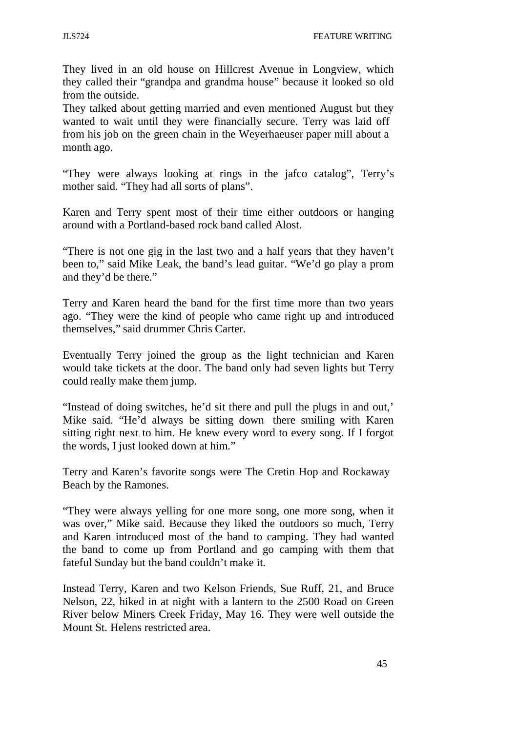They lived in an old house on Hillcrest Avenue in Longview, which they called their "grandpa and grandma house" because it looked so old from the outside.

They talked about getting married and even mentioned August but they wanted to wait until they were financially secure. Terry was laid off from his job on the green chain in the Weyerhaeuser paper mill about a month ago.

"They were always looking at rings in the jafco catalog", Terry's mother said. "They had all sorts of plans".

Karen and Terry spent most of their time either outdoors or hanging around with a Portland-based rock band called Alost.

"There is not one gig in the last two and a half years that they haven't been to," said Mike Leak, the band's lead guitar. "We'd go play a prom and they'd be there."

Terry and Karen heard the band for the first time more than two years ago. "They were the kind of people who came right up and introduced themselves," said drummer Chris Carter.

Eventually Terry joined the group as the light technician and Karen would take tickets at the door. The band only had seven lights but Terry could really make them jump.

"Instead of doing switches, he'd sit there and pull the plugs in and out,' Mike said. "He'd always be sitting down there smiling with Karen sitting right next to him. He knew every word to every song. If I forgot the words, I just looked down at him."

Terry and Karen's favorite songs were The Cretin Hop and Rockaway Beach by the Ramones.

"They were always yelling for one more song, one more song, when it was over," Mike said. Because they liked the outdoors so much, Terry and Karen introduced most of the band to camping. They had wanted the band to come up from Portland and go camping with them that fateful Sunday but the band couldn't make it.

Instead Terry, Karen and two Kelson Friends, Sue Ruff, 21, and Bruce Nelson, 22, hiked in at night with a lantern to the 2500 Road on Green River below Miners Creek Friday, May 16. They were well outside the Mount St. Helens restricted area.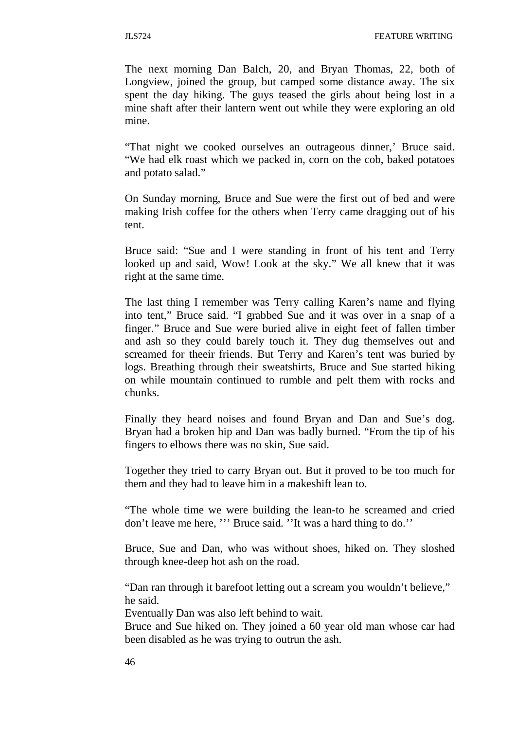The next morning Dan Balch, 20, and Bryan Thomas, 22, both of Longview, joined the group, but camped some distance away. The six spent the day hiking. The guys teased the girls about being lost in a mine shaft after their lantern went out while they were exploring an old mine.

“That night we cooked ourselves an outrageous dinner,’ Bruce said. “We had elk roast which we packed in, corn on the cob, baked potatoes and potato salad.”

On Sunday morning, Bruce and Sue were the first out of bed and were making Irish coffee for the others when Terry came dragging out of his tent.

Bruce said: “Sue and I were standing in front of his tent and Terry looked up and said, Wow! Look at the sky.” We all knew that it was right at the same time.

The last thing I remember was Terry calling Karen’s name and flying into tent,” Bruce said. “I grabbed Sue and it was over in a snap of a finger.” Bruce and Sue were buried alive in eight feet of fallen timber and ash so they could barely touch it. They dug themselves out and screamed for theeir friends. But Terry and Karen’s tent was buried by logs. Breathing through their sweatshirts, Bruce and Sue started hiking on while mountain continued to rumble and pelt them with rocks and chunks.

Finally they heard noises and found Bryan and Dan and Sue’s dog. Bryan had a broken hip and Dan was badly burned. “From the tip of his fingers to elbows there was no skin, Sue said.

Together they tried to carry Bryan out. But it proved to be too much for them and they had to leave him in a makeshift lean to.

“The whole time we were building the lean-to he screamed and cried don’t leave me here, ’’’ Bruce said. ’’It was a hard thing to do.’’

Bruce, Sue and Dan, who was without shoes, hiked on. They sloshed through knee-deep hot ash on the road.

“Dan ran through it barefoot letting out a scream you wouldn’t believe,” he said.

Eventually Dan was also left behind to wait.

Bruce and Sue hiked on. They joined a 60 year old man whose car had been disabled as he was trying to outrun the ash.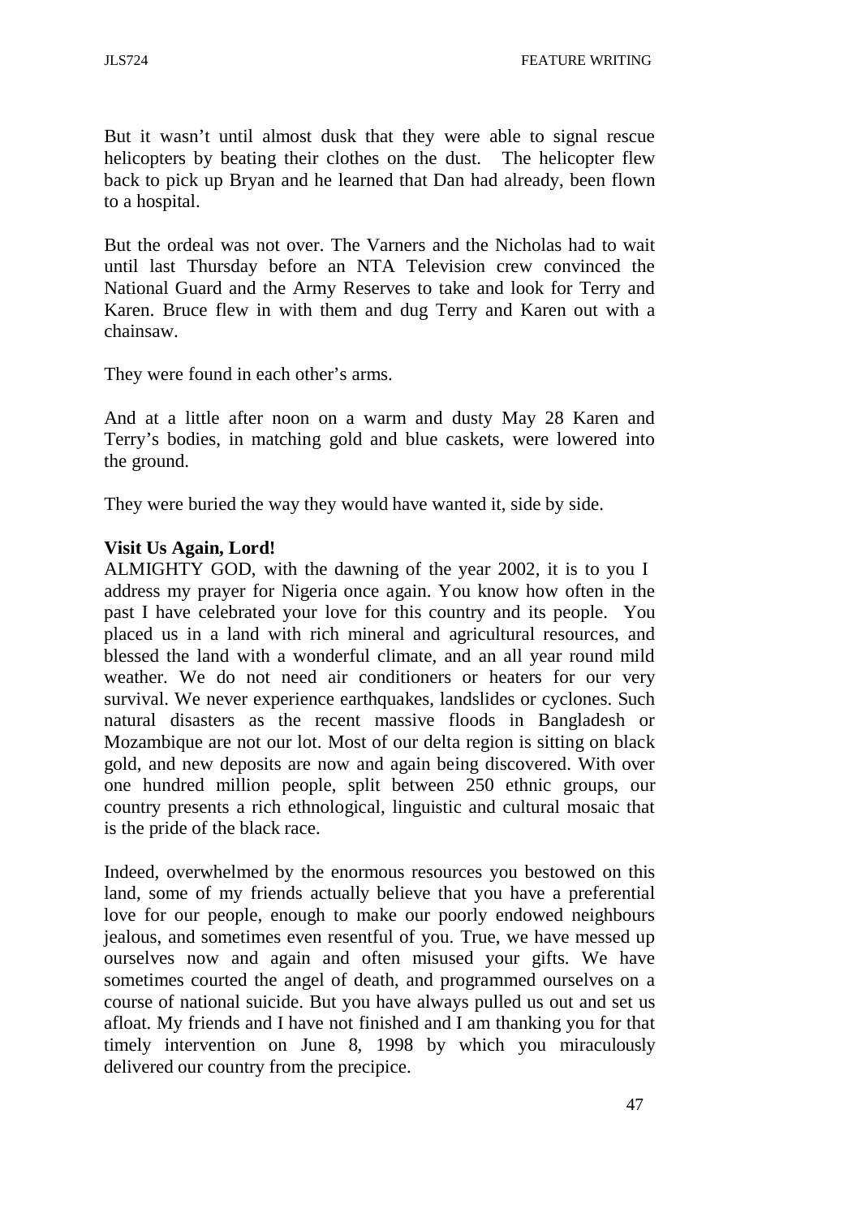But it wasn't until almost dusk that they were able to signal rescue helicopters by beating their clothes on the dust. The helicopter flew back to pick up Bryan and he learned that Dan had already, been flown to a hospital.

But the ordeal was not over. The Varners and the Nicholas had to wait until last Thursday before an NTA Television crew convinced the National Guard and the Army Reserves to take and look for Terry and Karen. Bruce flew in with them and dug Terry and Karen out with a chainsaw.

They were found in each other's arms.

And at a little after noon on a warm and dusty May 28 Karen and Terry's bodies, in matching gold and blue caskets, were lowered into the ground.

They were buried the way they would have wanted it, side by side.

**Visit Us Again, Lord!**

ALMIGHTY GOD, with the dawning of the year 2002, it is to you I address my prayer for Nigeria once again. You know how often in the past I have celebrated your love for this country and its people. You placed us in a land with rich mineral and agricultural resources, and blessed the land with a wonderful climate, and an all year round mild weather. We do not need air conditioners or heaters for our very survival. We never experience earthquakes, landslides or cyclones. Such natural disasters as the recent massive floods in Bangladesh or Mozambique are not our lot. Most of our delta region is sitting on black gold, and new deposits are now and again being discovered. With over one hundred million people, split between 250 ethnic groups, our country presents a rich ethnological, linguistic and cultural mosaic that is the pride of the black race.

Indeed, overwhelmed by the enormous resources you bestowed on this land, some of my friends actually believe that you have a preferential love for our people, enough to make our poorly endowed neighbours jealous, and sometimes even resentful of you. True, we have messed up ourselves now and again and often misused your gifts. We have sometimes courted the angel of death, and programmed ourselves on a course of national suicide. But you have always pulled us out and set us afloat. My friends and I have not finished and I am thanking you for that timely intervention on June 8, 1998 by which you miraculously delivered our country from the precipice.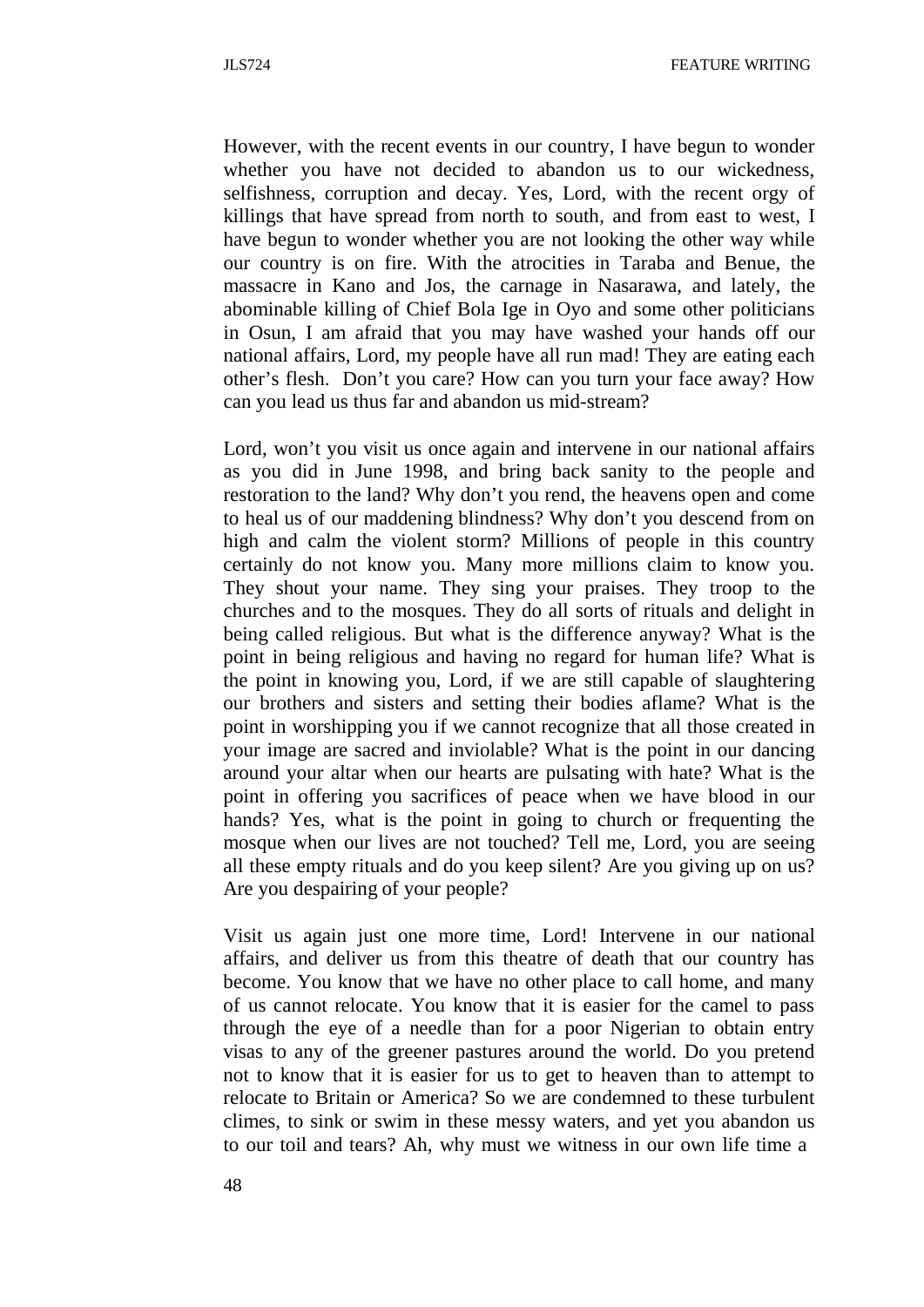However, with the recent events in our country, I have begun to wonder whether you have not decided to abandon us to our wickedness, selfishness, corruption and decay. Yes, Lord, with the recent orgy of killings that have spread from north to south, and from east to west, I have begun to wonder whether you are not looking the other way while our country is on fire. With the atrocities in Taraba and Benue, the massacre in Kano and Jos, the carnage in Nasarawa, and lately, the abominable killing of Chief Bola Ige in Oyo and some other politicians in Osun, I am afraid that you may have washed your hands off our national affairs, Lord, my people have all run mad! They are eating each other's flesh. Don't you care? How can you turn your face away? How can you lead us thus far and abandon us mid-stream?

Lord, won't you visit us once again and intervene in our national affairs as you did in June 1998, and bring back sanity to the people and restoration to the land? Why don't you rend, the heavens open and come to heal us of our maddening blindness? Why don't you descend from on high and calm the violent storm? Millions of people in this country certainly do not know you. Many more millions claim to know you. They shout your name. They sing your praises. They troop to the churches and to the mosques. They do all sorts of rituals and delight in being called religious. But what is the difference anyway? What is the point in being religious and having no regard for human life? What is the point in knowing you, Lord, if we are still capable of slaughtering our brothers and sisters and setting their bodies aflame? What is the point in worshipping you if we cannot recognize that all those created in your image are sacred and inviolable? What is the point in our dancing around your altar when our hearts are pulsating with hate? What is the point in offering you sacrifices of peace when we have blood in our hands? Yes, what is the point in going to church or frequenting the mosque when our lives are not touched? Tell me, Lord, you are seeing all these empty rituals and do you keep silent? Are you giving up on us? Are you despairing of your people?

Visit us again just one more time, Lord! Intervene in our national affairs, and deliver us from this theatre of death that our country has become. You know that we have no other place to call home, and many of us cannot relocate. You know that it is easier for the camel to pass through the eye of a needle than for a poor Nigerian to obtain entry visas to any of the greener pastures around the world. Do you pretend not to know that it is easier for us to get to heaven than to attempt to relocate to Britain or America? So we are condemned to these turbulent climes, to sink or swim in these messy waters, and yet you abandon us to our toil and tears? Ah, why must we witness in our own life time a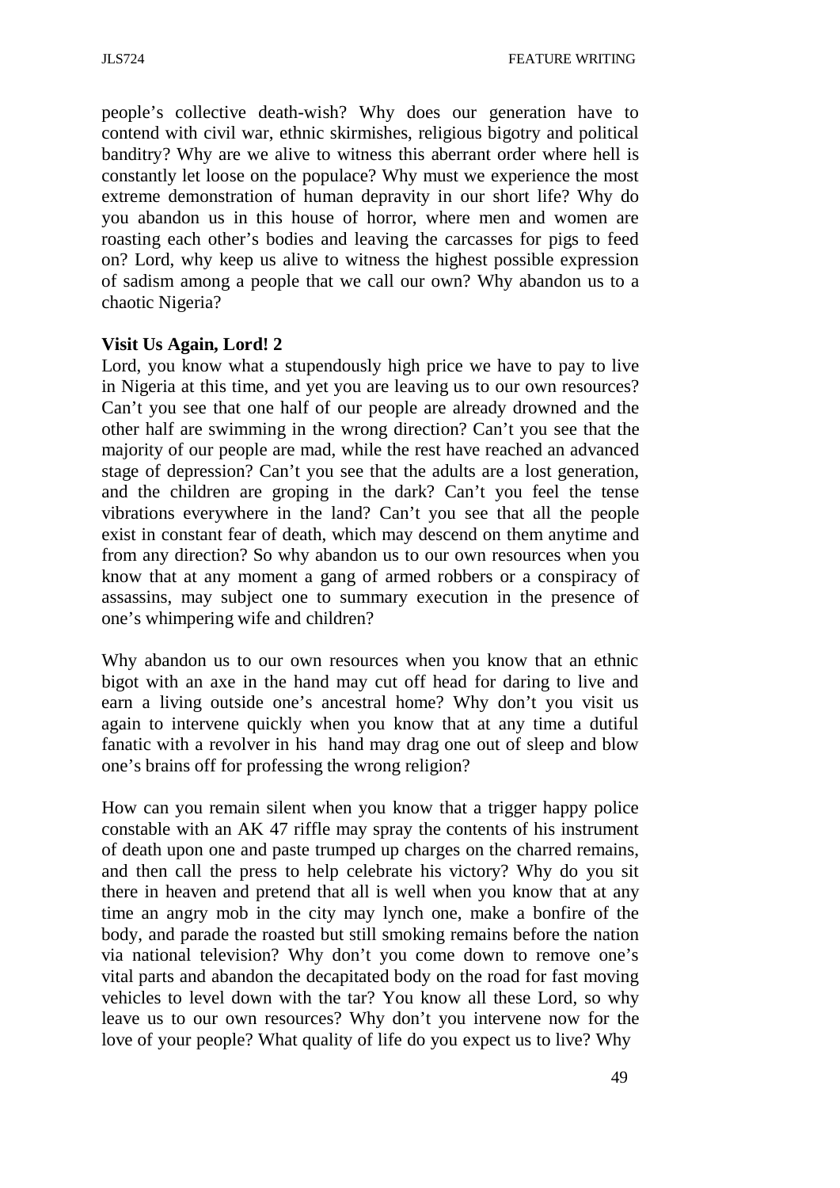people's collective death-wish? Why does our generation have to contend with civil war, ethnic skirmishes, religious bigotry and political banditry? Why are we alive to witness this aberrant order where hell is constantly let loose on the populace? Why must we experience the most extreme demonstration of human depravity in our short life? Why do you abandon us in this house of horror, where men and women are roasting each other's bodies and leaving the carcasses for pigs to feed on? Lord, why keep us alive to witness the highest possible expression of sadism among a people that we call our own? Why abandon us to a chaotic Nigeria?

**Visit Us Again, Lord! 2**

Lord, you know what a stupendously high price we have to pay to live in Nigeria at this time, and yet you are leaving us to our own resources? Can't you see that one half of our people are already drowned and the other half are swimming in the wrong direction? Can't you see that the majority of our people are mad, while the rest have reached an advanced stage of depression? Can't you see that the adults are a lost generation, and the children are groping in the dark? Can't you feel the tense vibrations everywhere in the land? Can't you see that all the people exist in constant fear of death, which may descend on them anytime and from any direction? So why abandon us to our own resources when you know that at any moment a gang of armed robbers or a conspiracy of assassins, may subject one to summary execution in the presence of one's whimpering wife and children?

Why abandon us to our own resources when you know that an ethnic bigot with an axe in the hand may cut off head for daring to live and earn a living outside one's ancestral home? Why don't you visit us again to intervene quickly when you know that at any time a dutiful fanatic with a revolver in his hand may drag one out of sleep and blow one's brains off for professing the wrong religion?

How can you remain silent when you know that a trigger happy police constable with an AK 47 riffle may spray the contents of his instrument of death upon one and paste trumped up charges on the charred remains, and then call the press to help celebrate his victory? Why do you sit there in heaven and pretend that all is well when you know that at any time an angry mob in the city may lynch one, make a bonfire of the body, and parade the roasted but still smoking remains before the nation via national television? Why don't you come down to remove one's vital parts and abandon the decapitated body on the road for fast moving vehicles to level down with the tar? You know all these Lord, so why leave us to our own resources? Why don't you intervene now for the love of your people? What quality of life do you expect us to live? Why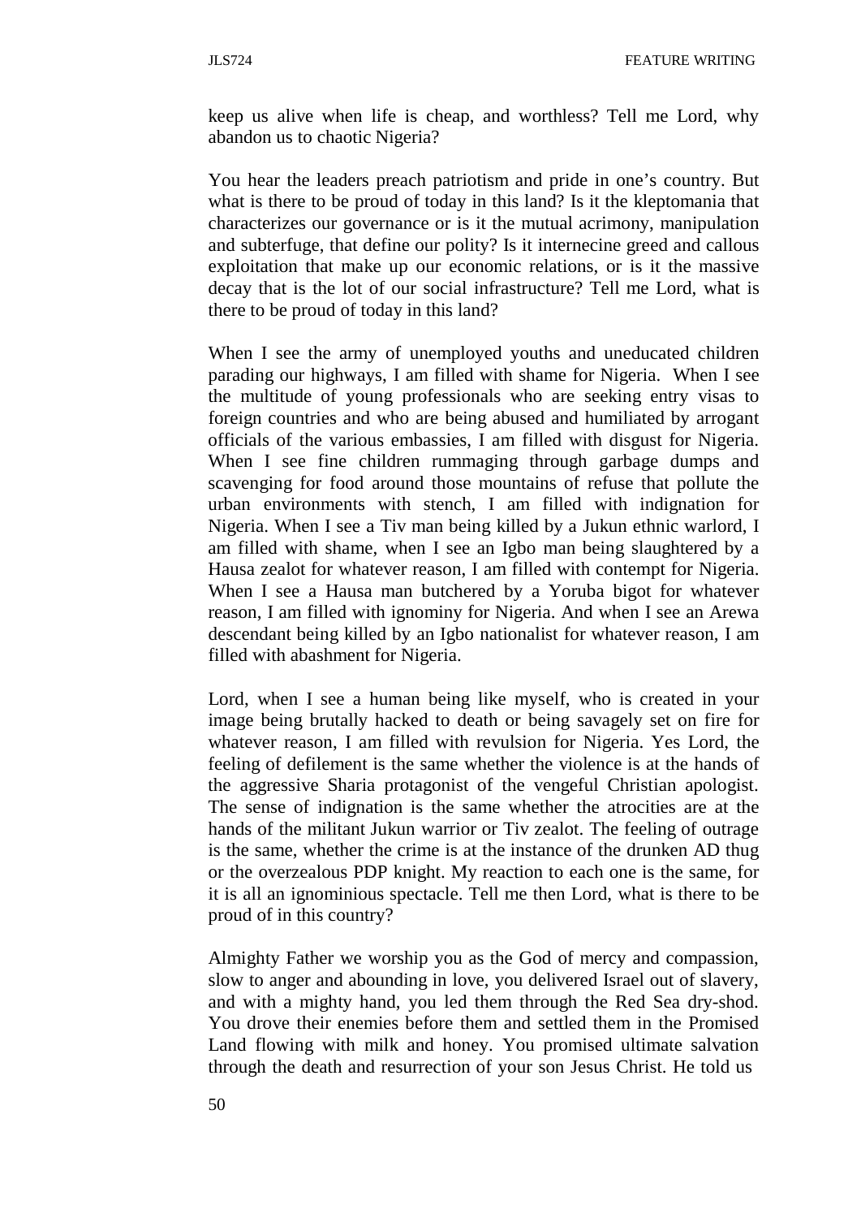keep us alive when life is cheap, and worthless? Tell me Lord, why abandon us to chaotic Nigeria?

You hear the leaders preach patriotism and pride in one's country. But what is there to be proud of today in this land? Is it the kleptomania that characterizes our governance or is it the mutual acrimony, manipulation and subterfuge, that define our polity? Is it internecine greed and callous exploitation that make up our economic relations, or is it the massive decay that is the lot of our social infrastructure? Tell me Lord, what is there to be proud of today in this land?

When I see the army of unemployed youths and uneducated children parading our highways, I am filled with shame for Nigeria. When I see the multitude of young professionals who are seeking entry visas to foreign countries and who are being abused and humiliated by arrogant officials of the various embassies, I am filled with disgust for Nigeria. When I see fine children rummaging through garbage dumps and scavenging for food around those mountains of refuse that pollute the urban environments with stench, I am filled with indignation for Nigeria. When I see a Tiv man being killed by a Jukun ethnic warlord, I am filled with shame, when I see an Igbo man being slaughtered by a Hausa zealot for whatever reason, I am filled with contempt for Nigeria. When I see a Hausa man butchered by a Yoruba bigot for whatever reason, I am filled with ignominy for Nigeria. And when I see an Arewa descendant being killed by an Igbo nationalist for whatever reason, I am filled with abashment for Nigeria.

Lord, when I see a human being like myself, who is created in your image being brutally hacked to death or being savagely set on fire for whatever reason, I am filled with revulsion for Nigeria. Yes Lord, the feeling of defilement is the same whether the violence is at the hands of the aggressive Sharia protagonist of the vengeful Christian apologist. The sense of indignation is the same whether the atrocities are at the hands of the militant Jukun warrior or Tiv zealot. The feeling of outrage is the same, whether the crime is at the instance of the drunken AD thug or the overzealous PDP knight. My reaction to each one is the same, for it is all an ignominious spectacle. Tell me then Lord, what is there to be proud of in this country?

Almighty Father we worship you as the God of mercy and compassion, slow to anger and abounding in love, you delivered Israel out of slavery, and with a mighty hand, you led them through the Red Sea dry-shod. You drove their enemies before them and settled them in the Promised Land flowing with milk and honey. You promised ultimate salvation through the death and resurrection of your son Jesus Christ. He told us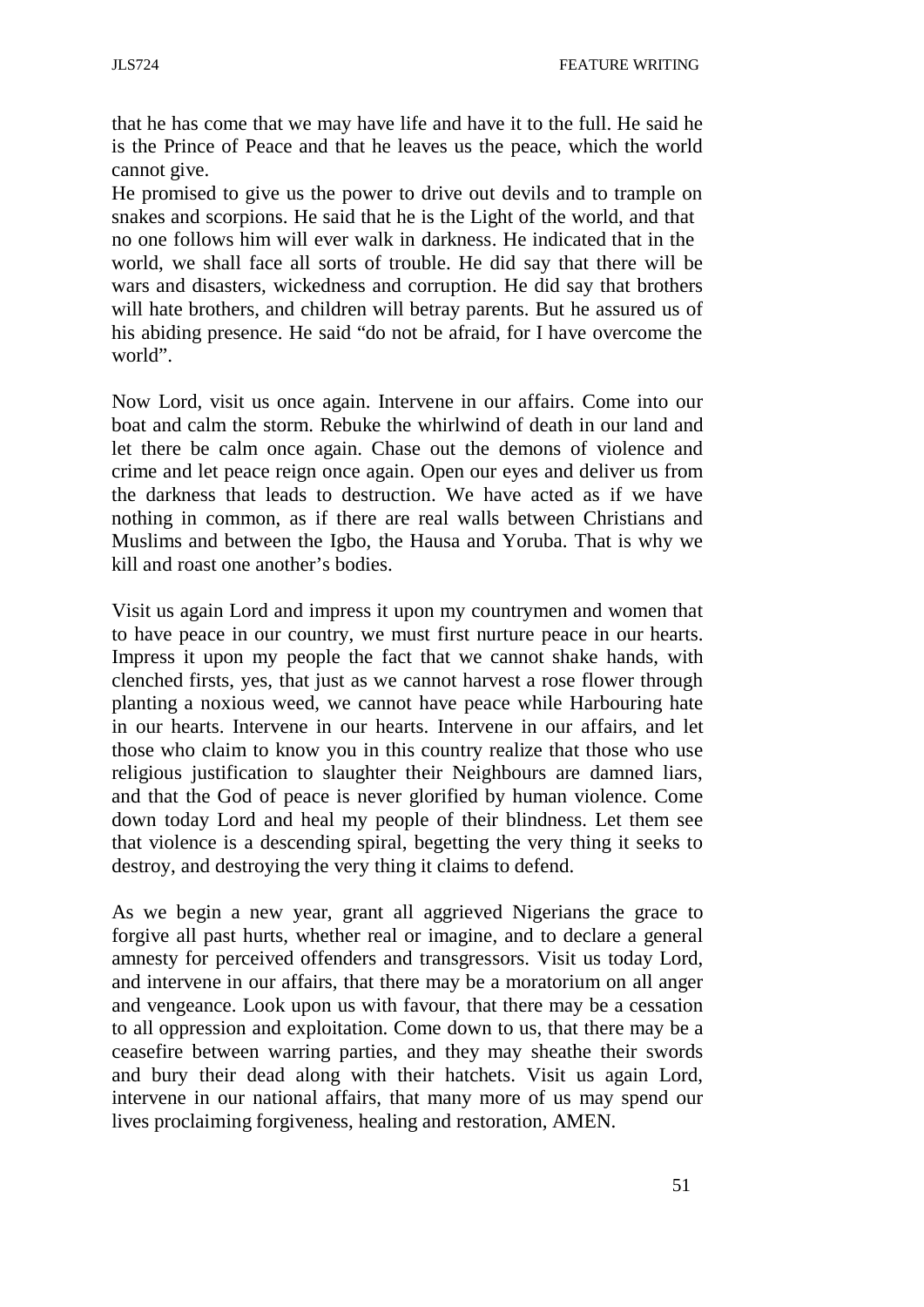that he has come that we may have life and have it to the full. He said he is the Prince of Peace and that he leaves us the peace, which the world cannot give.

He promised to give us the power to drive out devils and to trample on snakes and scorpions. He said that he is the Light of the world, and that no one follows him will ever walk in darkness. He indicated that in the world, we shall face all sorts of trouble. He did say that there will be wars and disasters, wickedness and corruption. He did say that brothers will hate brothers, and children will betray parents. But he assured us of his abiding presence. He said "do not be afraid, for I have overcome the world".

Now Lord, visit us once again. Intervene in our affairs. Come into our boat and calm the storm. Rebuke the whirlwind of death in our land and let there be calm once again. Chase out the demons of violence and crime and let peace reign once again. Open our eyes and deliver us from the darkness that leads to destruction. We have acted as if we have nothing in common, as if there are real walls between Christians and Muslims and between the Igbo, the Hausa and Yoruba. That is why we kill and roast one another's bodies.

Visit us again Lord and impress it upon my countrymen and women that to have peace in our country, we must first nurture peace in our hearts. Impress it upon my people the fact that we cannot shake hands, with clenched firsts, yes, that just as we cannot harvest a rose flower through planting a noxious weed, we cannot have peace while Harbouring hate in our hearts. Intervene in our hearts. Intervene in our affairs, and let those who claim to know you in this country realize that those who use religious justification to slaughter their Neighbours are damned liars, and that the God of peace is never glorified by human violence. Come down today Lord and heal my people of their blindness. Let them see that violence is a descending spiral, begetting the very thing it seeks to destroy, and destroying the very thing it claims to defend.

As we begin a new year, grant all aggrieved Nigerians the grace to forgive all past hurts, whether real or imagine, and to declare a general amnesty for perceived offenders and transgressors. Visit us today Lord, and intervene in our affairs, that there may be a moratorium on all anger and vengeance. Look upon us with favour, that there may be a cessation to all oppression and exploitation. Come down to us, that there may be a ceasefire between warring parties, and they may sheathe their swords and bury their dead along with their hatchets. Visit us again Lord, intervene in our national affairs, that many more of us may spend our lives proclaiming forgiveness, healing and restoration, AMEN.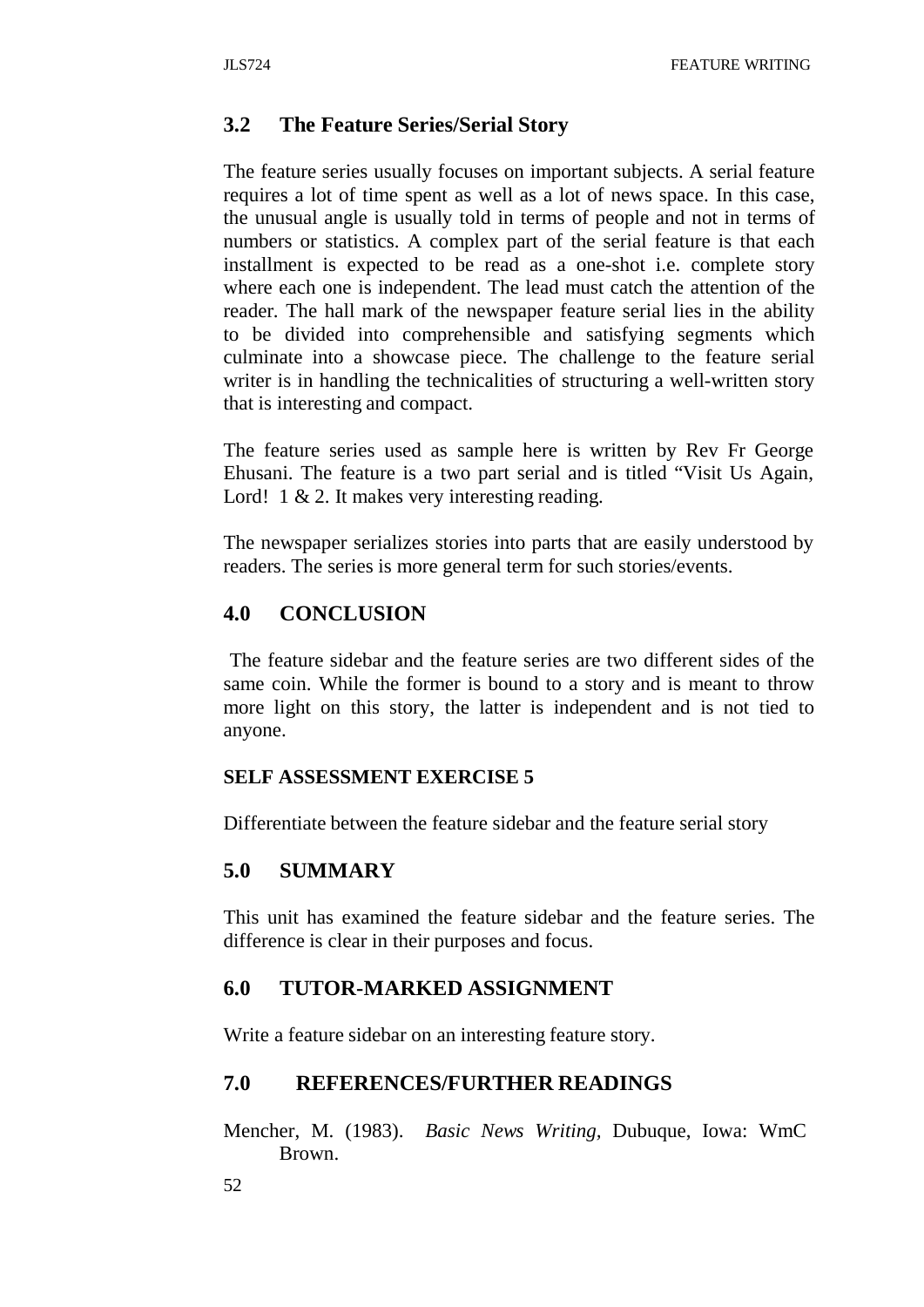## 3.2 The Feature Series/Serial Story

The feature series usually focuses on important subjects. A serial feature requires a lot of time spent as well as a lot of news space. In this case, the unusual angle is usually told in terms of people and not in terms of numbers or statistics. A complex part of the serial feature is that each installment is expected to be read as a one-shot i.e. complete story where each one is independent. The lead must catch the attention of the reader. The hall mark of the newspaper feature serial lies in the ability to be divided into comprehensible and satisfying segments which culminate into a showcase piece. The challenge to the feature serial writer is in handling the technicalities of structuring a well-written story that is interesting and compact.

The feature series used as sample here is written by Rev Fr George Ehusani. The feature is a two part serial and is titled "Visit Us Again, Lord! 1 & 2. It makes very interesting reading.

The newspaper serializes stories into parts that are easily understood by readers. The series is more general term for such stories/events.

## 4.0 CONCLUSION

The feature sidebar and the feature series are two different sides of the same coin. While the former is bound to a story and is meant to throw more light on this story, the latter is independent and is not tied to anyone.

**SELF ASSESSMENT EXERCISE 5**

Differentiate between the feature sidebar and the feature serial story

## 5.0 SUMMARY

This unit has examined the feature sidebar and the feature series. The difference is clear in their purposes and focus.

## 6.0 TUTOR-MARKED ASSIGNMENT

Write a feature sidebar on an interesting feature story.

## 7.0 REFERENCES/FURTHER READINGS

Mencher, M. (1983). *Basic News Writing*, Dubuque, Iowa: WmC Brown.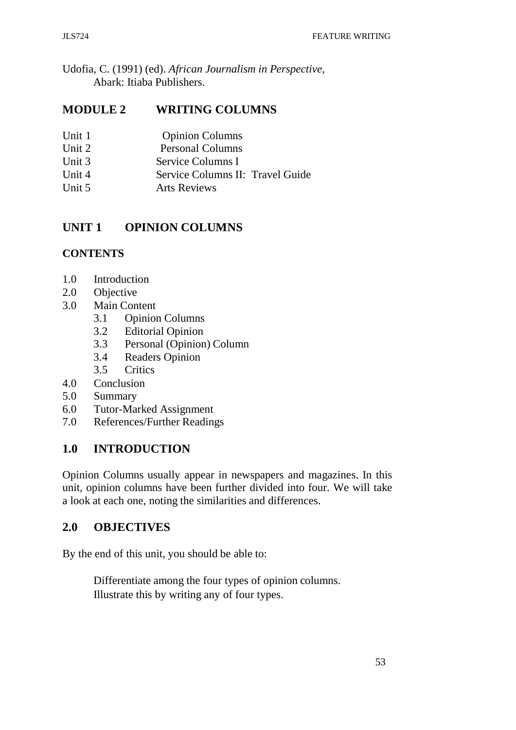Udofia, C. (1991) (ed). *African Journalism in Perspective,* Abark: Itiaba Publishers.

# MODULE 2 WRITING COLUMNS

Unit 1 Opinion Columns
Unit 2 Personal Columns
Unit 3 Service Columns I
Unit 4 Service Columns II: Travel Guide
Unit 5 Arts Reviews

## UNIT 1 OPINION COLUMNS

**CONTENTS**

1.0 Introduction
2.0 Objective
3.0 Main Content
  3.1 Opinion Columns
  3.2 Editorial Opinion
  3.3 Personal (Opinion) Column
  3.4 Readers Opinion
  3.5 Critics
4.0 Conclusion
5.0 Summary
6.0 Tutor-Marked Assignment
7.0 References/Further Readings

## 1.0 INTRODUCTION

Opinion Columns usually appear in newspapers and magazines. In this unit, opinion columns have been further divided into four. We will take a look at each one, noting the similarities and differences.

## 2.0 OBJECTIVES

By the end of this unit, you should be able to:

- Differentiate among the four types of opinion columns.
- Illustrate this by writing any of four types.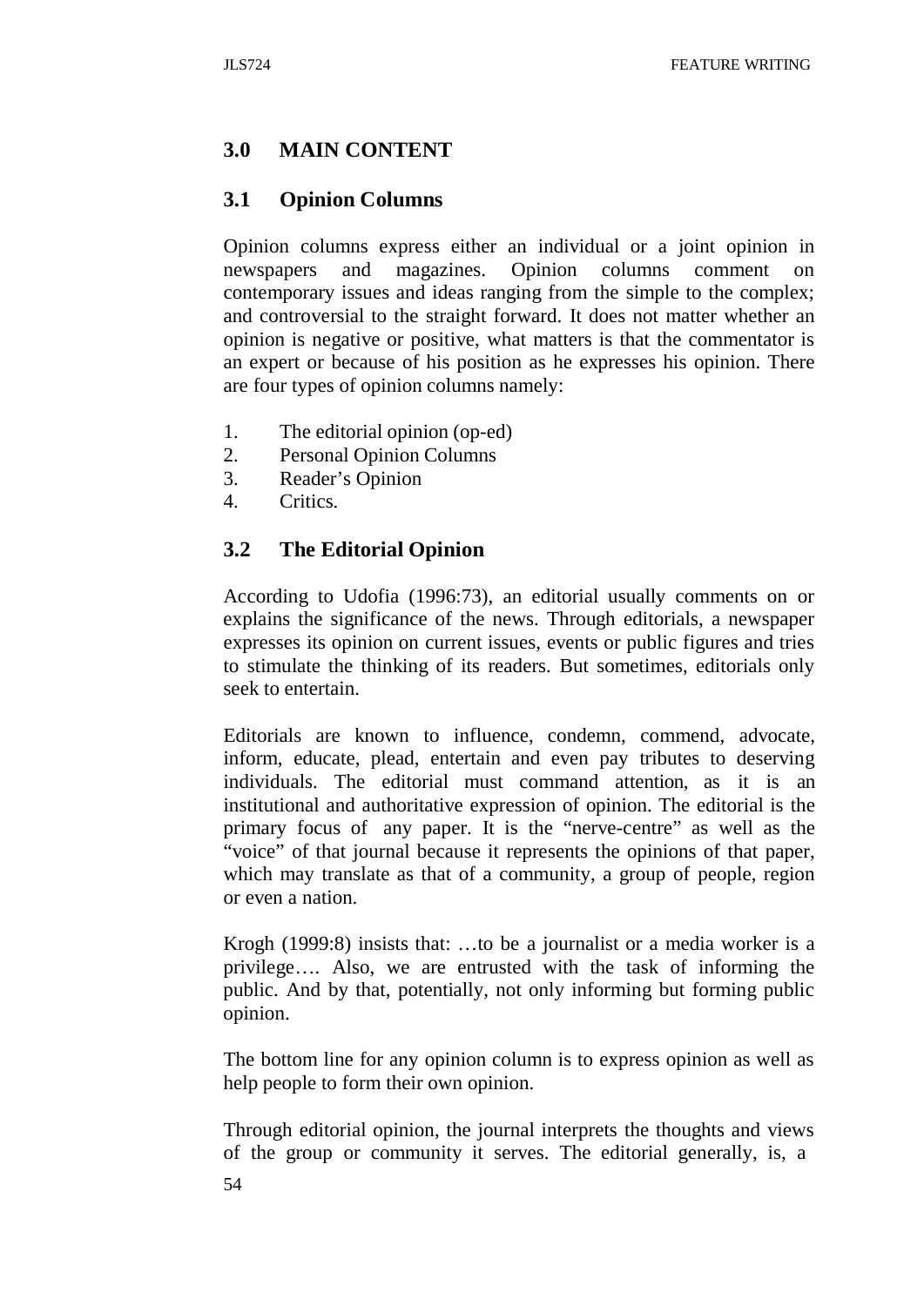## 3.0 MAIN CONTENT

### 3.1 Opinion Columns

Opinion columns express either an individual or a joint opinion in newspapers and magazines. Opinion columns comment on contemporary issues and ideas ranging from the simple to the complex; and controversial to the straight forward. It does not matter whether an opinion is negative or positive, what matters is that the commentator is an expert or because of his position as he expresses his opinion. There are four types of opinion columns namely:

1. The editorial opinion (op-ed)
2. Personal Opinion Columns
3. Reader's Opinion
4. Critics.

### 3.2 The Editorial Opinion

According to Udofia (1996:73), an editorial usually comments on or explains the significance of the news. Through editorials, a newspaper expresses its opinion on current issues, events or public figures and tries to stimulate the thinking of its readers. But sometimes, editorials only seek to entertain.

Editorials are known to influence, condemn, commend, advocate, inform, educate, plead, entertain and even pay tributes to deserving individuals. The editorial must command attention, as it is an institutional and authoritative expression of opinion. The editorial is the primary focus of any paper. It is the "nerve-centre" as well as the "voice" of that journal because it represents the opinions of that paper, which may translate as that of a community, a group of people, region or even a nation.

Krogh (1999:8) insists that: …to be a journalist or a media worker is a privilege…. Also, we are entrusted with the task of informing the public. And by that, potentially, not only informing but forming public opinion.

The bottom line for any opinion column is to express opinion as well as help people to form their own opinion.

Through editorial opinion, the journal interprets the thoughts and views of the group or community it serves. The editorial generally, is, a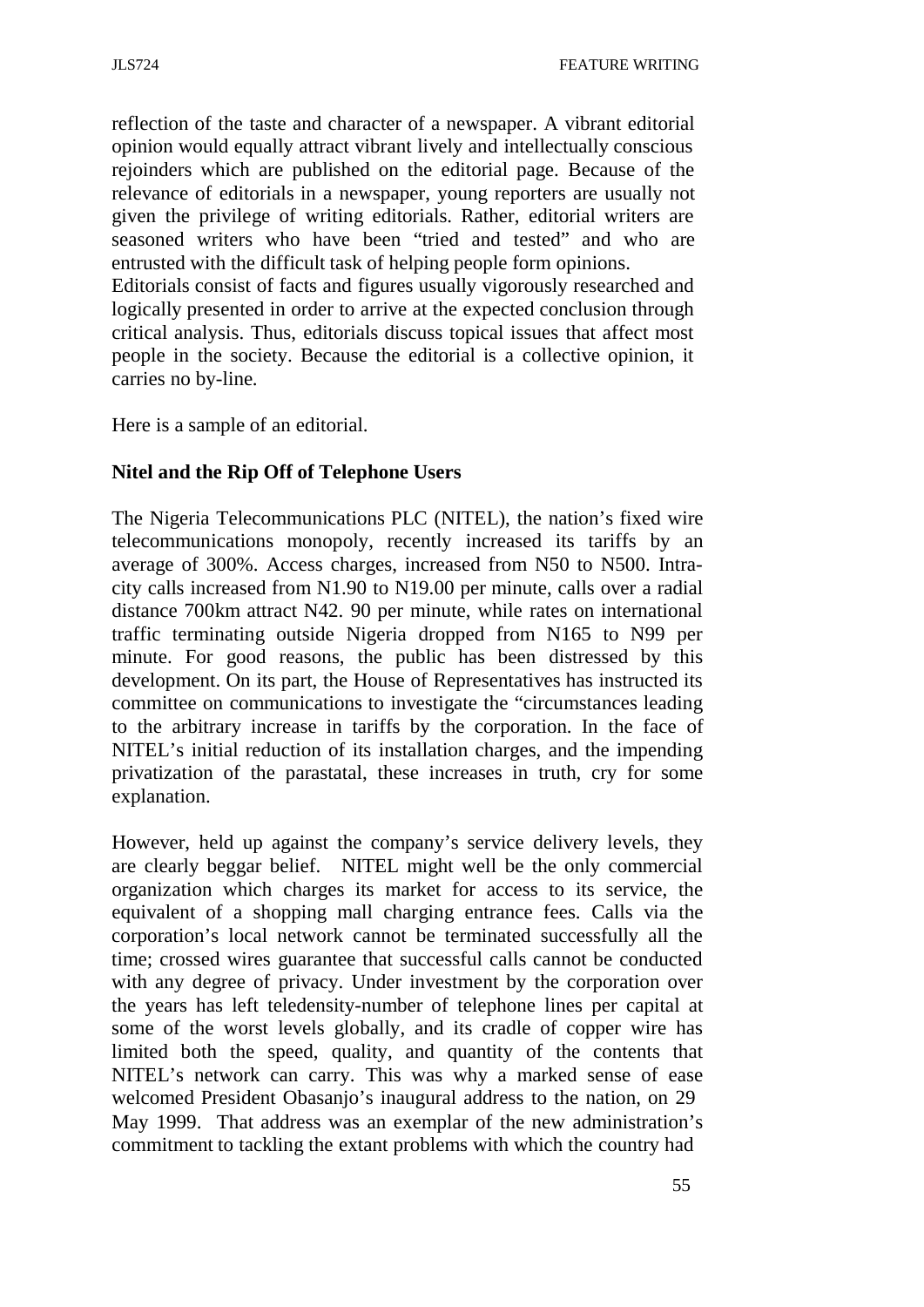reflection of the taste and character of a newspaper. A vibrant editorial opinion would equally attract vibrant lively and intellectually conscious rejoinders which are published on the editorial page. Because of the relevance of editorials in a newspaper, young reporters are usually not given the privilege of writing editorials. Rather, editorial writers are seasoned writers who have been "tried and tested" and who are entrusted with the difficult task of helping people form opinions.
Editorials consist of facts and figures usually vigorously researched and logically presented in order to arrive at the expected conclusion through critical analysis. Thus, editorials discuss topical issues that affect most people in the society. Because the editorial is a collective opinion, it carries no by-line.

Here is a sample of an editorial.

**Nitel and the Rip Off of Telephone Users**

The Nigeria Telecommunications PLC (NITEL), the nation's fixed wire telecommunications monopoly, recently increased its tariffs by an average of 300%. Access charges, increased from N50 to N500. Intra-city calls increased from N1.90 to N19.00 per minute, calls over a radial distance 700km attract N42. 90 per minute, while rates on international traffic terminating outside Nigeria dropped from N165 to N99 per minute. For good reasons, the public has been distressed by this development. On its part, the House of Representatives has instructed its committee on communications to investigate the "circumstances leading to the arbitrary increase in tariffs by the corporation. In the face of NITEL's initial reduction of its installation charges, and the impending privatization of the parastatal, these increases in truth, cry for some explanation.

However, held up against the company's service delivery levels, they are clearly beggar belief. NITEL might well be the only commercial organization which charges its market for access to its service, the equivalent of a shopping mall charging entrance fees. Calls via the corporation's local network cannot be terminated successfully all the time; crossed wires guarantee that successful calls cannot be conducted with any degree of privacy. Under investment by the corporation over the years has left teledensity-number of telephone lines per capital at some of the worst levels globally, and its cradle of copper wire has limited both the speed, quality, and quantity of the contents that NITEL's network can carry. This was why a marked sense of ease welcomed President Obasanjo's inaugural address to the nation, on 29 May 1999. That address was an exemplar of the new administration's commitment to tackling the extant problems with which the country had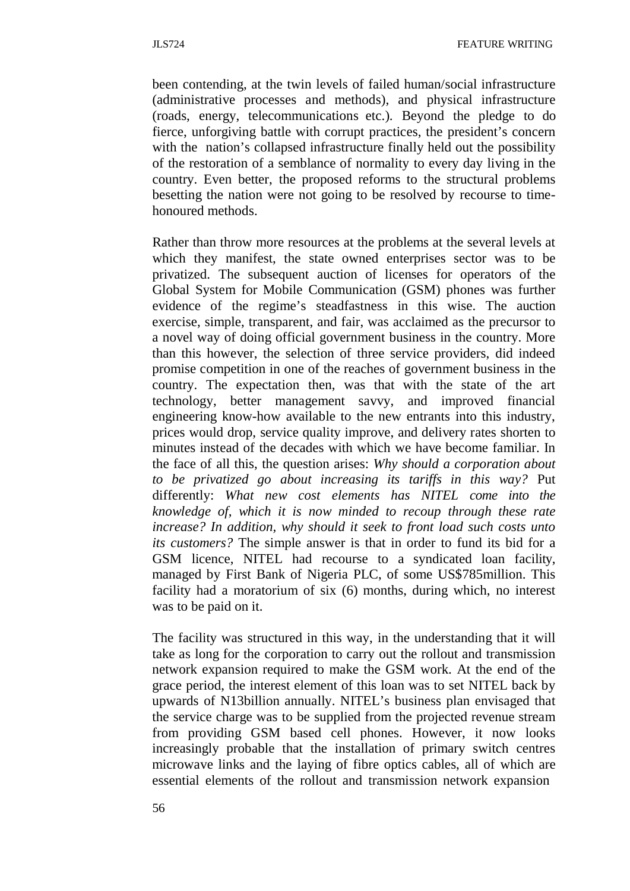been contending, at the twin levels of failed human/social infrastructure (administrative processes and methods), and physical infrastructure (roads, energy, telecommunications etc.). Beyond the pledge to do fierce, unforgiving battle with corrupt practices, the president's concern with the nation's collapsed infrastructure finally held out the possibility of the restoration of a semblance of normality to every day living in the country. Even better, the proposed reforms to the structural problems besetting the nation were not going to be resolved by recourse to time-honoured methods.

Rather than throw more resources at the problems at the several levels at which they manifest, the state owned enterprises sector was to be privatized. The subsequent auction of licenses for operators of the Global System for Mobile Communication (GSM) phones was further evidence of the regime's steadfastness in this wise. The auction exercise, simple, transparent, and fair, was acclaimed as the precursor to a novel way of doing official government business in the country. More than this however, the selection of three service providers, did indeed promise competition in one of the reaches of government business in the country. The expectation then, was that with the state of the art technology, better management savvy, and improved financial engineering know-how available to the new entrants into this industry, prices would drop, service quality improve, and delivery rates shorten to minutes instead of the decades with which we have become familiar. In the face of all this, the question arises: *Why should a corporation about to be privatized go about increasing its tariffs in this way?* Put differently: *What new cost elements has NITEL come into the knowledge of, which it is now minded to recoup through these rate increase? In addition, why should it seek to front load such costs unto its customers?* The simple answer is that in order to fund its bid for a GSM licence, NITEL had recourse to a syndicated loan facility, managed by First Bank of Nigeria PLC, of some US$785million. This facility had a moratorium of six (6) months, during which, no interest was to be paid on it.

The facility was structured in this way, in the understanding that it will take as long for the corporation to carry out the rollout and transmission network expansion required to make the GSM work. At the end of the grace period, the interest element of this loan was to set NITEL back by upwards of N13billion annually. NITEL's business plan envisaged that the service charge was to be supplied from the projected revenue stream from providing GSM based cell phones. However, it now looks increasingly probable that the installation of primary switch centres microwave links and the laying of fibre optics cables, all of which are essential elements of the rollout and transmission network expansion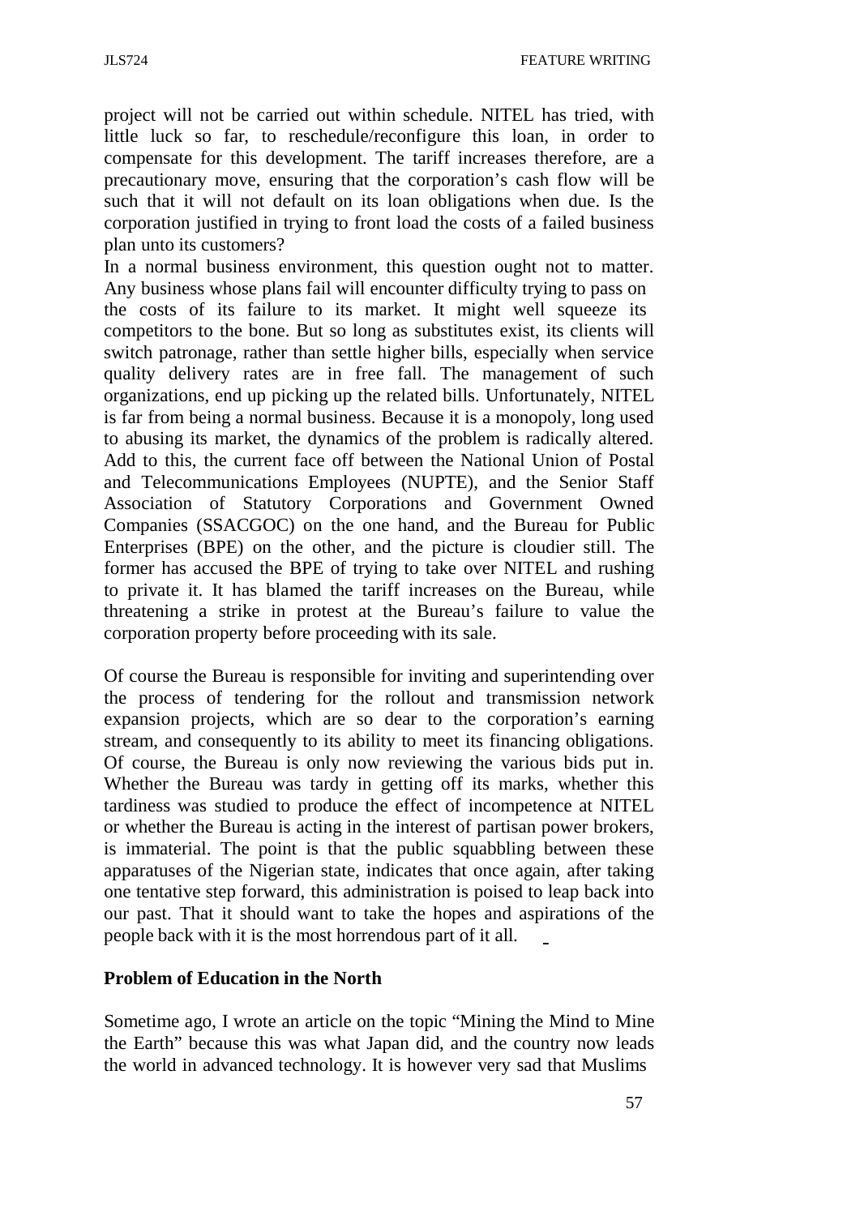project will not be carried out within schedule. NITEL has tried, with little luck so far, to reschedule/reconfigure this loan, in order to compensate for this development. The tariff increases therefore, are a precautionary move, ensuring that the corporation's cash flow will be such that it will not default on its loan obligations when due. Is the corporation justified in trying to front load the costs of a failed business plan unto its customers?

In a normal business environment, this question ought not to matter. Any business whose plans fail will encounter difficulty trying to pass on the costs of its failure to its market. It might well squeeze its competitors to the bone. But so long as substitutes exist, its clients will switch patronage, rather than settle higher bills, especially when service quality delivery rates are in free fall. The management of such organizations, end up picking up the related bills. Unfortunately, NITEL is far from being a normal business. Because it is a monopoly, long used to abusing its market, the dynamics of the problem is radically altered. Add to this, the current face off between the National Union of Postal and Telecommunications Employees (NUPTE), and the Senior Staff Association of Statutory Corporations and Government Owned Companies (SSACGOC) on the one hand, and the Bureau for Public Enterprises (BPE) on the other, and the picture is cloudier still. The former has accused the BPE of trying to take over NITEL and rushing to private it. It has blamed the tariff increases on the Bureau, while threatening a strike in protest at the Bureau's failure to value the corporation property before proceeding with its sale.

Of course the Bureau is responsible for inviting and superintending over the process of tendering for the rollout and transmission network expansion projects, which are so dear to the corporation's earning stream, and consequently to its ability to meet its financing obligations. Of course, the Bureau is only now reviewing the various bids put in. Whether the Bureau was tardy in getting off its marks, whether this tardiness was studied to produce the effect of incompetence at NITEL or whether the Bureau is acting in the interest of partisan power brokers, is immaterial. The point is that the public squabbling between these apparatuses of the Nigerian state, indicates that once again, after taking one tentative step forward, this administration is poised to leap back into our past. That it should want to take the hopes and aspirations of the people back with it is the most horrendous part of it all.

**Problem of Education in the North**

Sometime ago, I wrote an article on the topic "Mining the Mind to Mine the Earth" because this was what Japan did, and the country now leads the world in advanced technology. It is however very sad that Muslims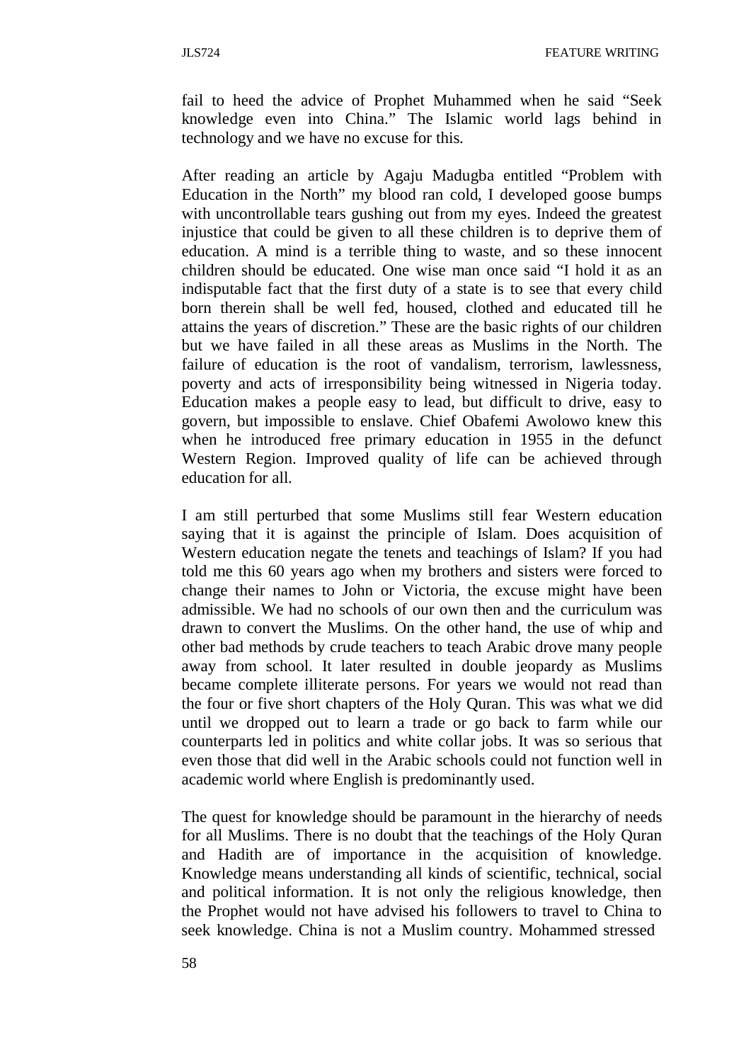fail to heed the advice of Prophet Muhammed when he said "Seek knowledge even into China." The Islamic world lags behind in technology and we have no excuse for this.

After reading an article by Agaju Madugba entitled "Problem with Education in the North" my blood ran cold, I developed goose bumps with uncontrollable tears gushing out from my eyes. Indeed the greatest injustice that could be given to all these children is to deprive them of education. A mind is a terrible thing to waste, and so these innocent children should be educated. One wise man once said "I hold it as an indisputable fact that the first duty of a state is to see that every child born therein shall be well fed, housed, clothed and educated till he attains the years of discretion." These are the basic rights of our children but we have failed in all these areas as Muslims in the North. The failure of education is the root of vandalism, terrorism, lawlessness, poverty and acts of irresponsibility being witnessed in Nigeria today. Education makes a people easy to lead, but difficult to drive, easy to govern, but impossible to enslave. Chief Obafemi Awolowo knew this when he introduced free primary education in 1955 in the defunct Western Region. Improved quality of life can be achieved through education for all.

I am still perturbed that some Muslims still fear Western education saying that it is against the principle of Islam. Does acquisition of Western education negate the tenets and teachings of Islam? If you had told me this 60 years ago when my brothers and sisters were forced to change their names to John or Victoria, the excuse might have been admissible. We had no schools of our own then and the curriculum was drawn to convert the Muslims. On the other hand, the use of whip and other bad methods by crude teachers to teach Arabic drove many people away from school. It later resulted in double jeopardy as Muslims became complete illiterate persons. For years we would not read than the four or five short chapters of the Holy Quran. This was what we did until we dropped out to learn a trade or go back to farm while our counterparts led in politics and white collar jobs. It was so serious that even those that did well in the Arabic schools could not function well in academic world where English is predominantly used.

The quest for knowledge should be paramount in the hierarchy of needs for all Muslims. There is no doubt that the teachings of the Holy Quran and Hadith are of importance in the acquisition of knowledge. Knowledge means understanding all kinds of scientific, technical, social and political information. It is not only the religious knowledge, then the Prophet would not have advised his followers to travel to China to seek knowledge. China is not a Muslim country. Mohammed stressed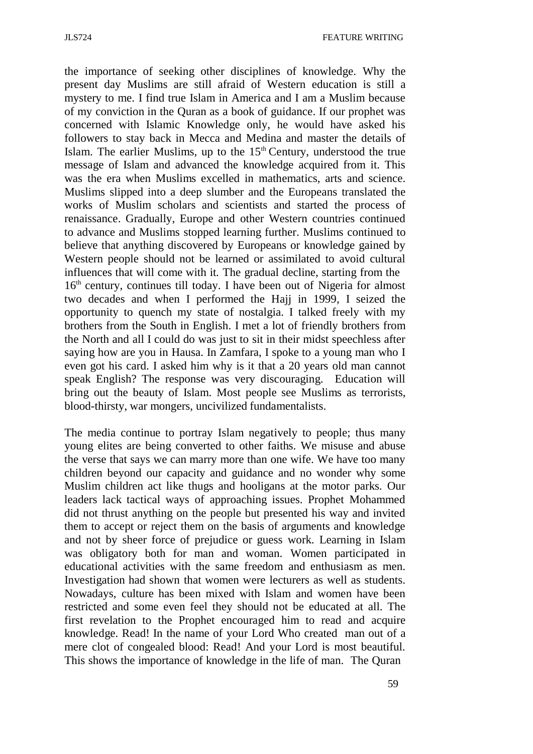the importance of seeking other disciplines of knowledge. Why the present day Muslims are still afraid of Western education is still a mystery to me. I find true Islam in America and I am a Muslim because of my conviction in the Quran as a book of guidance. If our prophet was concerned with Islamic Knowledge only, he would have asked his followers to stay back in Mecca and Medina and master the details of Islam. The earlier Muslims, up to the 15th Century, understood the true message of Islam and advanced the knowledge acquired from it. This was the era when Muslims excelled in mathematics, arts and science. Muslims slipped into a deep slumber and the Europeans translated the works of Muslim scholars and scientists and started the process of renaissance. Gradually, Europe and other Western countries continued to advance and Muslims stopped learning further. Muslims continued to believe that anything discovered by Europeans or knowledge gained by Western people should not be learned or assimilated to avoid cultural influences that will come with it. The gradual decline, starting from the 16th century, continues till today. I have been out of Nigeria for almost two decades and when I performed the Hajj in 1999, I seized the opportunity to quench my state of nostalgia. I talked freely with my brothers from the South in English. I met a lot of friendly brothers from the North and all I could do was just to sit in their midst speechless after saying how are you in Hausa. In Zamfara, I spoke to a young man who I even got his card. I asked him why is it that a 20 years old man cannot speak English? The response was very discouraging. Education will bring out the beauty of Islam. Most people see Muslims as terrorists, blood-thirsty, war mongers, uncivilized fundamentalists.

The media continue to portray Islam negatively to people; thus many young elites are being converted to other faiths. We misuse and abuse the verse that says we can marry more than one wife. We have too many children beyond our capacity and guidance and no wonder why some Muslim children act like thugs and hooligans at the motor parks. Our leaders lack tactical ways of approaching issues. Prophet Mohammed did not thrust anything on the people but presented his way and invited them to accept or reject them on the basis of arguments and knowledge and not by sheer force of prejudice or guess work. Learning in Islam was obligatory both for man and woman. Women participated in educational activities with the same freedom and enthusiasm as men. Investigation had shown that women were lecturers as well as students. Nowadays, culture has been mixed with Islam and women have been restricted and some even feel they should not be educated at all. The first revelation to the Prophet encouraged him to read and acquire knowledge. Read! In the name of your Lord Who created man out of a mere clot of congealed blood: Read! And your Lord is most beautiful. This shows the importance of knowledge in the life of man. The Quran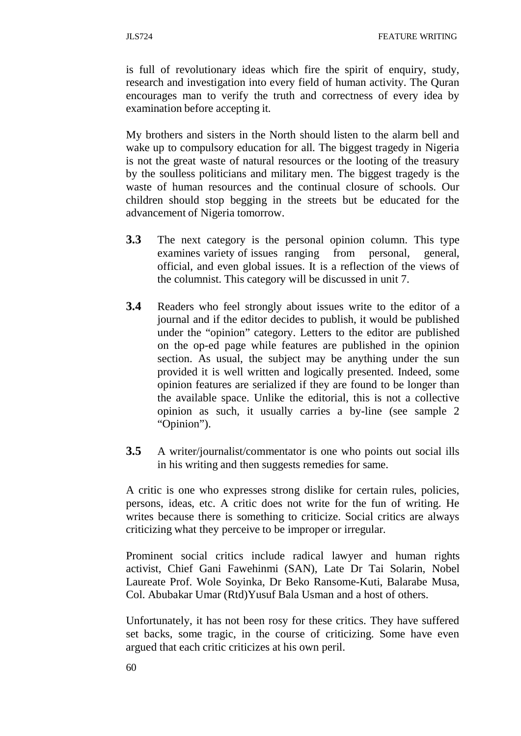is full of revolutionary ideas which fire the spirit of enquiry, study, research and investigation into every field of human activity. The Quran encourages man to verify the truth and correctness of every idea by examination before accepting it.

My brothers and sisters in the North should listen to the alarm bell and wake up to compulsory education for all. The biggest tragedy in Nigeria is not the great waste of natural resources or the looting of the treasury by the soulless politicians and military men. The biggest tragedy is the waste of human resources and the continual closure of schools. Our children should stop begging in the streets but be educated for the advancement of Nigeria tomorrow.

**3.3** The next category is the personal opinion column. This type examines variety of issues ranging from personal, general, official, and even global issues. It is a reflection of the views of the columnist. This category will be discussed in unit 7.

**3.4** Readers who feel strongly about issues write to the editor of a journal and if the editor decides to publish, it would be published under the "opinion" category. Letters to the editor are published on the op-ed page while features are published in the opinion section. As usual, the subject may be anything under the sun provided it is well written and logically presented. Indeed, some opinion features are serialized if they are found to be longer than the available space. Unlike the editorial, this is not a collective opinion as such, it usually carries a by-line (see sample 2 "Opinion").

**3.5** A writer/journalist/commentator is one who points out social ills in his writing and then suggests remedies for same.

A critic is one who expresses strong dislike for certain rules, policies, persons, ideas, etc. A critic does not write for the fun of writing. He writes because there is something to criticize. Social critics are always criticizing what they perceive to be improper or irregular.

Prominent social critics include radical lawyer and human rights activist, Chief Gani Fawehinmi (SAN), Late Dr Tai Solarin, Nobel Laureate Prof. Wole Soyinka, Dr Beko Ransome-Kuti, Balarabe Musa, Col. Abubakar Umar (Rtd)Yusuf Bala Usman and a host of others.

Unfortunately, it has not been rosy for these critics. They have suffered set backs, some tragic, in the course of criticizing. Some have even argued that each critic criticizes at his own peril.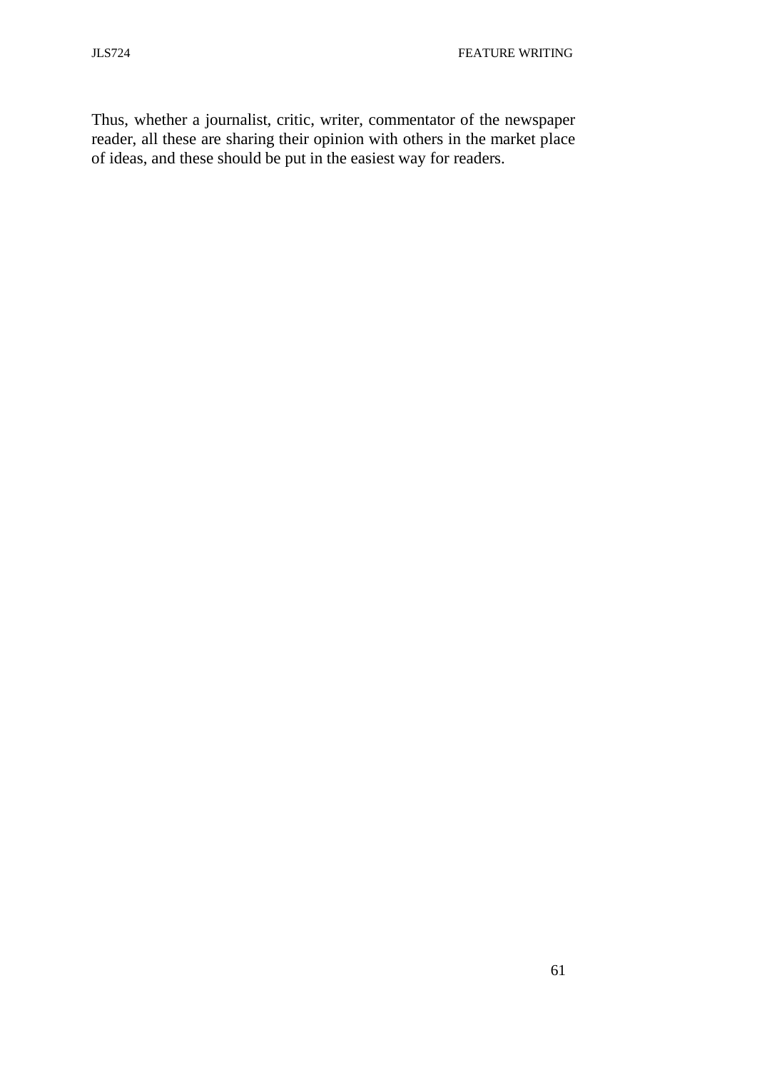Thus, whether a journalist, critic, writer, commentator of the newspaper reader, all these are sharing their opinion with others in the market place of ideas, and these should be put in the easiest way for readers.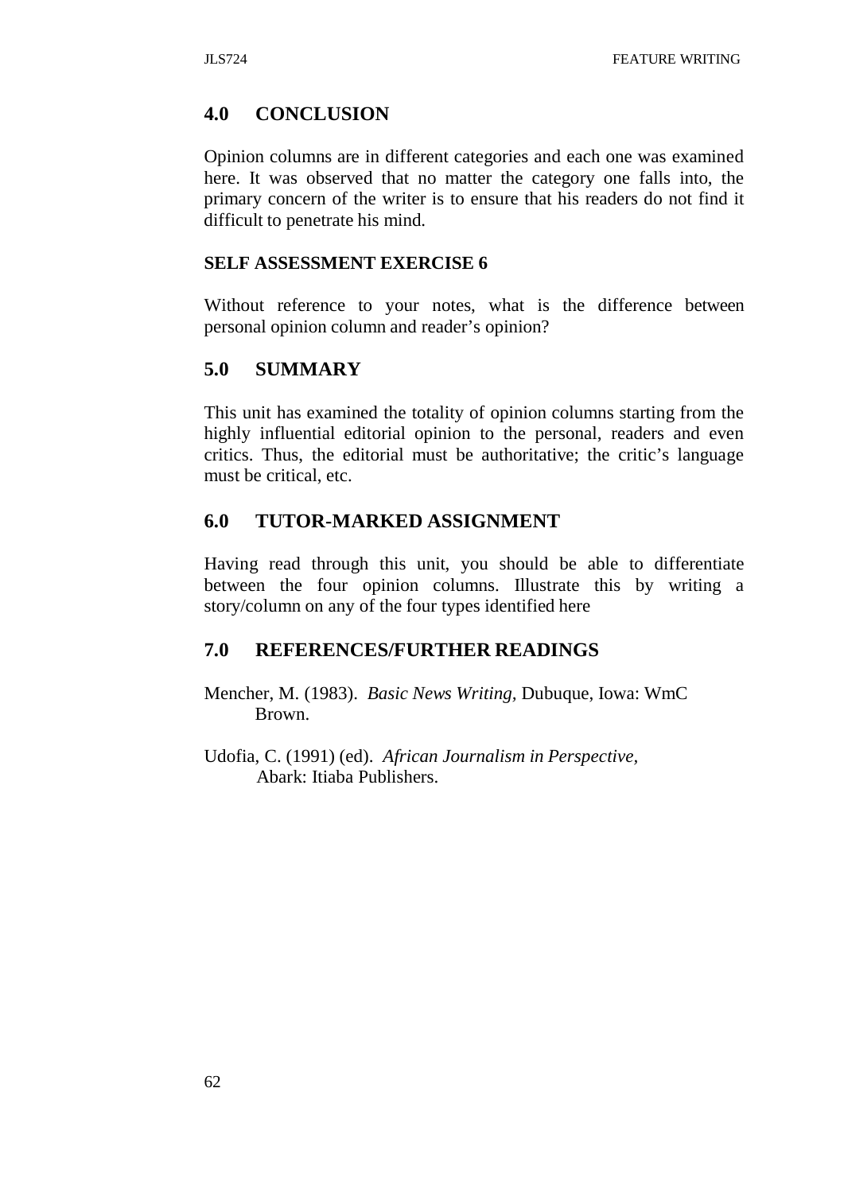## 4.0 CONCLUSION

Opinion columns are in different categories and each one was examined here. It was observed that no matter the category one falls into, the primary concern of the writer is to ensure that his readers do not find it difficult to penetrate his mind.

### SELF ASSESSMENT EXERCISE 6

Without reference to your notes, what is the difference between personal opinion column and reader's opinion?

## 5.0 SUMMARY

This unit has examined the totality of opinion columns starting from the highly influential editorial opinion to the personal, readers and even critics. Thus, the editorial must be authoritative; the critic's language must be critical, etc.

## 6.0 TUTOR-MARKED ASSIGNMENT

Having read through this unit, you should be able to differentiate between the four opinion columns. Illustrate this by writing a story/column on any of the four types identified here

## 7.0 REFERENCES/FURTHER READINGS

Mencher, M. (1983). *Basic News Writing*, Dubuque, Iowa: WmC Brown.

Udofia, C. (1991) (ed). *African Journalism in Perspective*, Abark: Itiaba Publishers.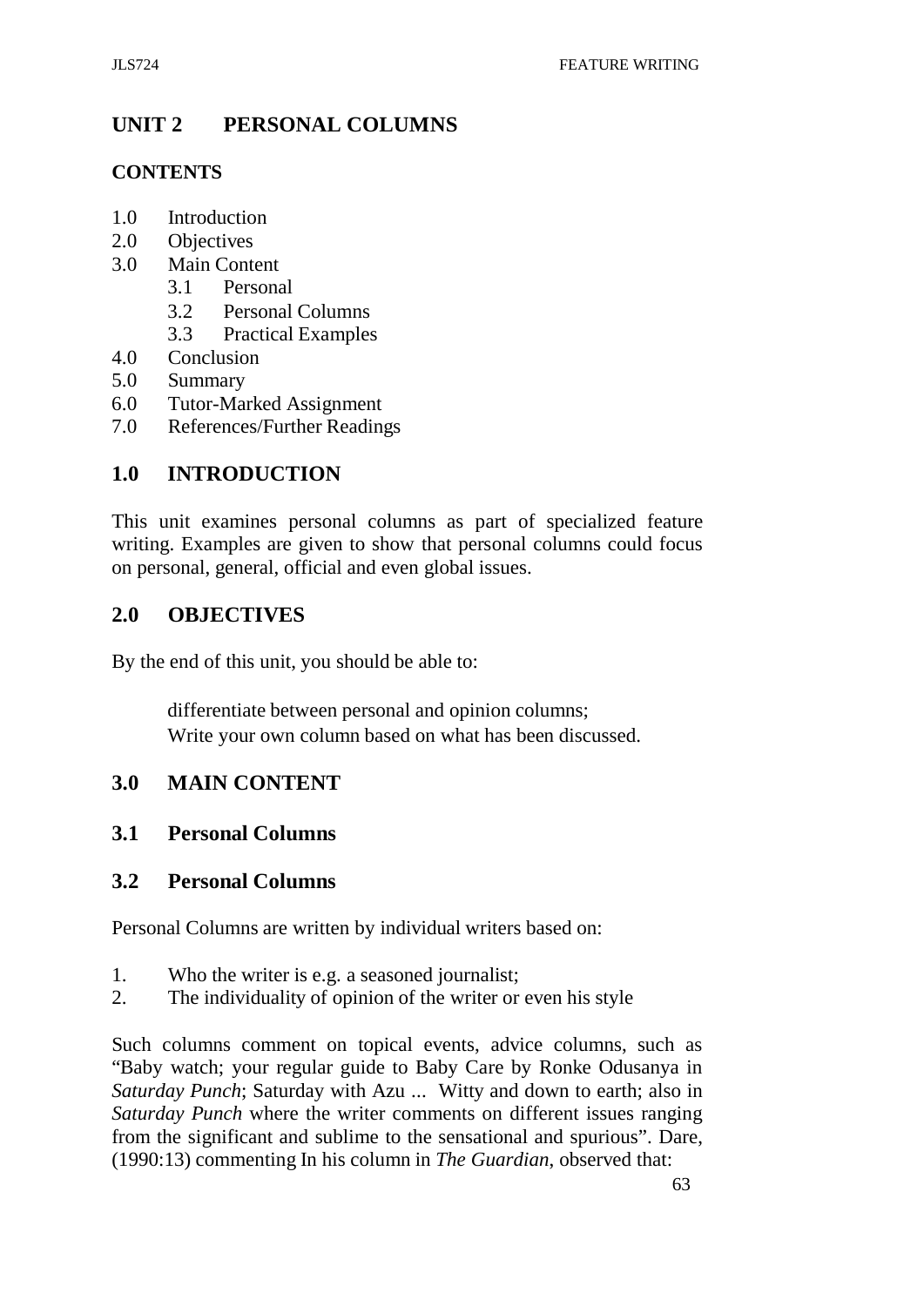# UNIT 2 PERSONAL COLUMNS

## CONTENTS

1.0 Introduction
2.0 Objectives
3.0 Main Content
   3.1 Personal
   3.2 Personal Columns
   3.3 Practical Examples
4.0 Conclusion
5.0 Summary
6.0 Tutor-Marked Assignment
7.0 References/Further Readings

## 1.0 INTRODUCTION

This unit examines personal columns as part of specialized feature writing. Examples are given to show that personal columns could focus on personal, general, official and even global issues.

## 2.0 OBJECTIVES

By the end of this unit, you should be able to:

- differentiate between personal and opinion columns;
- Write your own column based on what has been discussed.

## 3.0 MAIN CONTENT

### 3.1 Personal Columns

### 3.2 Personal Columns

Personal Columns are written by individual writers based on:

1. Who the writer is e.g. a seasoned journalist;
2. The individuality of opinion of the writer or even his style

Such columns comment on topical events, advice columns, such as "Baby watch; your regular guide to Baby Care by Ronke Odusanya in *Saturday Punch*; Saturday with Azu ... Witty and down to earth; also in *Saturday Punch* where the writer comments on different issues ranging from the significant and sublime to the sensational and spurious". Dare, (1990:13) commenting In his column in *The Guardian*, observed that: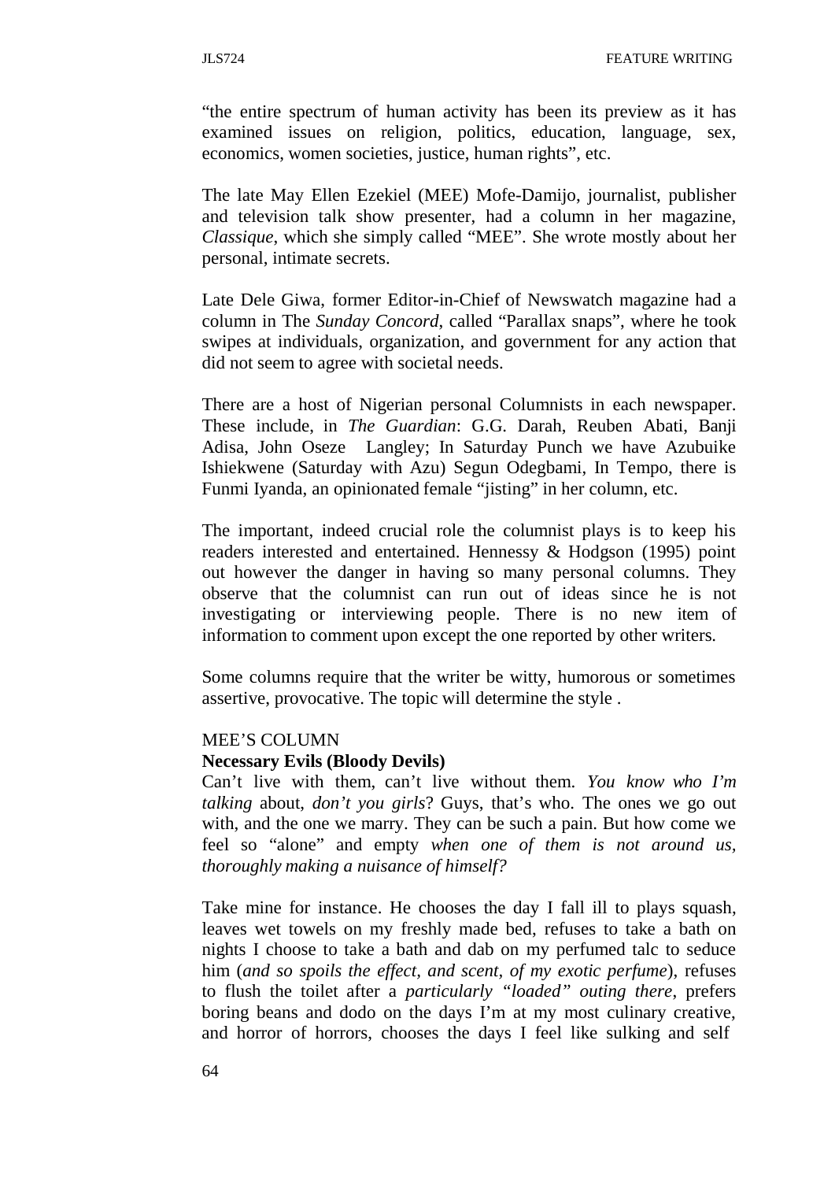"the entire spectrum of human activity has been its preview as it has examined issues on religion, politics, education, language, sex, economics, women societies, justice, human rights", etc.

The late May Ellen Ezekiel (MEE) Mofe-Damijo, journalist, publisher and television talk show presenter, had a column in her magazine, *Classique*, which she simply called "MEE". She wrote mostly about her personal, intimate secrets.

Late Dele Giwa, former Editor-in-Chief of Newswatch magazine had a column in The *Sunday Concord*, called "Parallax snaps", where he took swipes at individuals, organization, and government for any action that did not seem to agree with societal needs.

There are a host of Nigerian personal Columnists in each newspaper. These include, in *The Guardian*: G.G. Darah, Reuben Abati, Banji Adisa, John Oseze Langley; In Saturday Punch we have Azubuike Ishiekwene (Saturday with Azu) Segun Odegbami, In Tempo, there is Funmi Iyanda, an opinionated female "jisting" in her column, etc.

The important, indeed crucial role the columnist plays is to keep his readers interested and entertained. Hennessy & Hodgson (1995) point out however the danger in having so many personal columns. They observe that the columnist can run out of ideas since he is not investigating or interviewing people. There is no new item of information to comment upon except the one reported by other writers.

Some columns require that the writer be witty, humorous or sometimes assertive, provocative. The topic will determine the style .

MEE'S COLUMN

**Necessary Evils (Bloody Devils)**

Can't live with them, can't live without them. *You know who I'm talking* about, *don't you girls*? Guys, that's who. The ones we go out with, and the one we marry. They can be such a pain. But how come we feel so "alone" and empty *when one of them is not around us, thoroughly making a nuisance of himself?*

Take mine for instance. He chooses the day I fall ill to plays squash, leaves wet towels on my freshly made bed, refuses to take a bath on nights I choose to take a bath and dab on my perfumed talc to seduce him (*and so spoils the effect, and scent, of my exotic perfume*), refuses to flush the toilet after a *particularly "loaded" outing there*, prefers boring beans and dodo on the days I'm at my most culinary creative, and horror of horrors, chooses the days I feel like sulking and self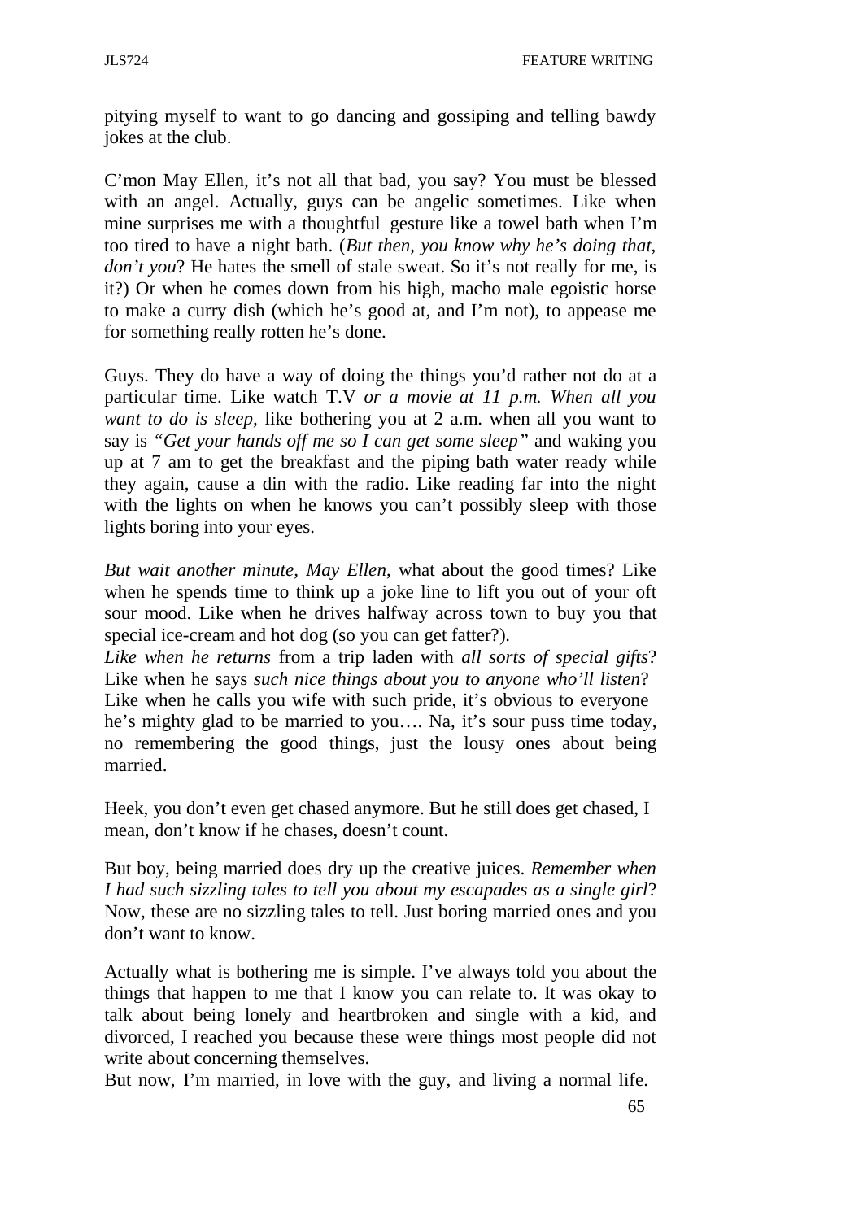pitying myself to want to go dancing and gossiping and telling bawdy jokes at the club.

C'mon May Ellen, it's not all that bad, you say? You must be blessed with an angel. Actually, guys can be angelic sometimes. Like when mine surprises me with a thoughtful gesture like a towel bath when I'm too tired to have a night bath. (*But then, you know why he's doing that, don't you*? He hates the smell of stale sweat. So it's not really for me, is it?) Or when he comes down from his high, macho male egoistic horse to make a curry dish (which he's good at, and I'm not), to appease me for something really rotten he's done.

Guys. They do have a way of doing the things you'd rather not do at a particular time. Like watch T.V *or a movie at 11 p.m. When all you want to do is sleep,* like bothering you at 2 a.m. when all you want to say is *"Get your hands off me so I can get some sleep"* and waking you up at 7 am to get the breakfast and the piping bath water ready while they again, cause a din with the radio. Like reading far into the night with the lights on when he knows you can't possibly sleep with those lights boring into your eyes.

*But wait another minute, May Ellen*, what about the good times? Like when he spends time to think up a joke line to lift you out of your oft sour mood. Like when he drives halfway across town to buy you that special ice-cream and hot dog (so you can get fatter?).
*Like when he returns* from a trip laden with *all sorts of special gifts*? Like when he says *such nice things about you to anyone who'll listen*? Like when he calls you wife with such pride, it's obvious to everyone he's mighty glad to be married to you…. Na, it's sour puss time today, no remembering the good things, just the lousy ones about being married.

Heek, you don't even get chased anymore. But he still does get chased, I mean, don't know if he chases, doesn't count.

But boy, being married does dry up the creative juices. *Remember when I had such sizzling tales to tell you about my escapades as a single girl*? Now, these are no sizzling tales to tell. Just boring married ones and you don't want to know.

Actually what is bothering me is simple. I've always told you about the things that happen to me that I know you can relate to. It was okay to talk about being lonely and heartbroken and single with a kid, and divorced, I reached you because these were things most people did not write about concerning themselves.
But now, I'm married, in love with the guy, and living a normal life.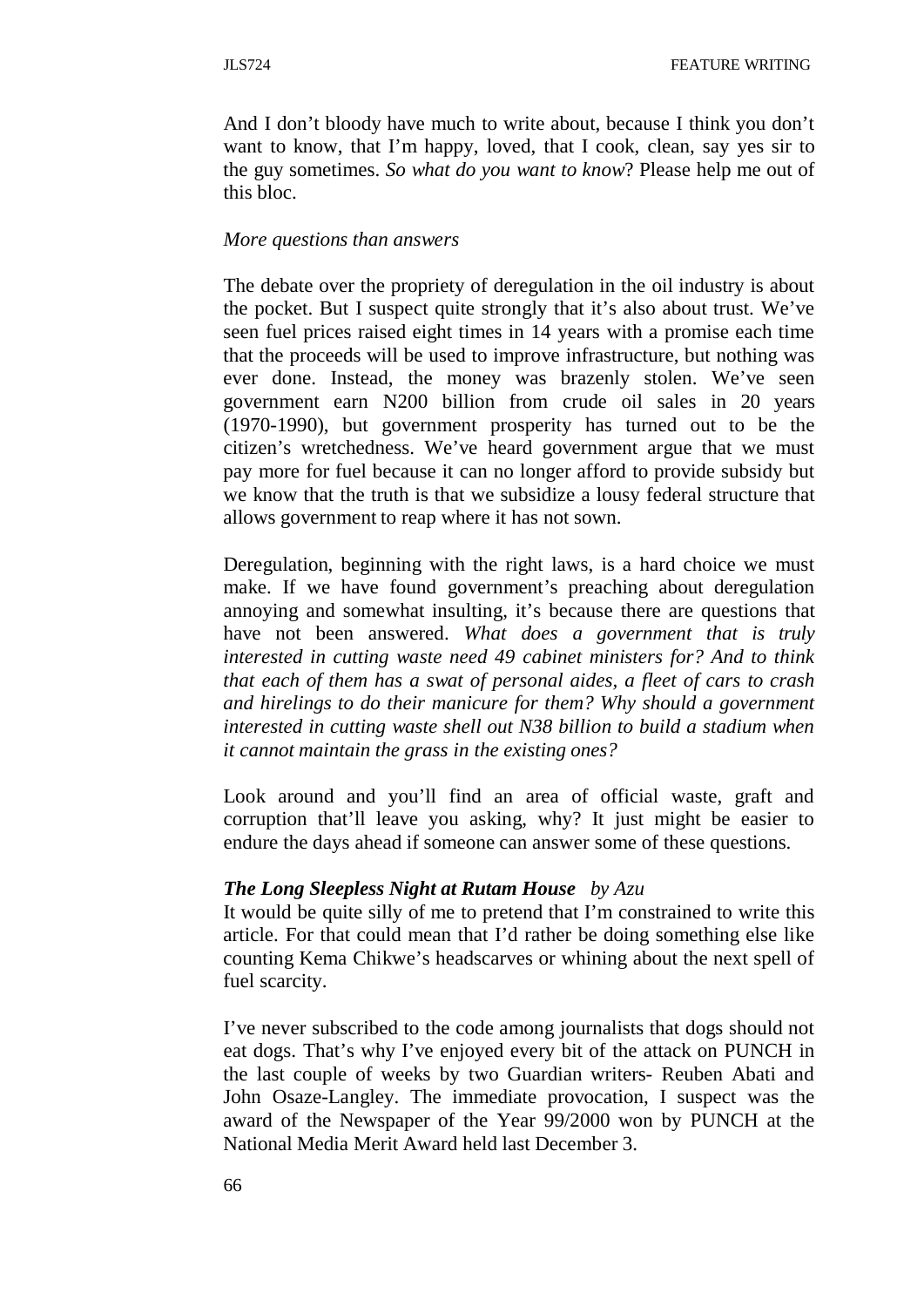And I don't bloody have much to write about, because I think you don't want to know, that I'm happy, loved, that I cook, clean, say yes sir to the guy sometimes. *So what do you want to know*? Please help me out of this bloc.

*More questions than answers*

The debate over the propriety of deregulation in the oil industry is about the pocket. But I suspect quite strongly that it's also about trust. We've seen fuel prices raised eight times in 14 years with a promise each time that the proceeds will be used to improve infrastructure, but nothing was ever done. Instead, the money was brazenly stolen. We've seen government earn N200 billion from crude oil sales in 20 years (1970-1990), but government prosperity has turned out to be the citizen's wretchedness. We've heard government argue that we must pay more for fuel because it can no longer afford to provide subsidy but we know that the truth is that we subsidize a lousy federal structure that allows government to reap where it has not sown.

Deregulation, beginning with the right laws, is a hard choice we must make. If we have found government's preaching about deregulation annoying and somewhat insulting, it's because there are questions that have not been answered. *What does a government that is truly interested in cutting waste need 49 cabinet ministers for? And to think that each of them has a swat of personal aides, a fleet of cars to crash and hirelings to do their manicure for them? Why should a government interested in cutting waste shell out N38 billion to build a stadium when it cannot maintain the grass in the existing ones?*

Look around and you'll find an area of official waste, graft and corruption that'll leave you asking, why? It just might be easier to endure the days ahead if someone can answer some of these questions.

***The Long Sleepless Night at Rutam House*** *by Azu*

It would be quite silly of me to pretend that I'm constrained to write this article. For that could mean that I'd rather be doing something else like counting Kema Chikwe's headscarves or whining about the next spell of fuel scarcity.

I've never subscribed to the code among journalists that dogs should not eat dogs. That's why I've enjoyed every bit of the attack on PUNCH in the last couple of weeks by two Guardian writers- Reuben Abati and John Osaze-Langley. The immediate provocation, I suspect was the award of the Newspaper of the Year 99/2000 won by PUNCH at the National Media Merit Award held last December 3.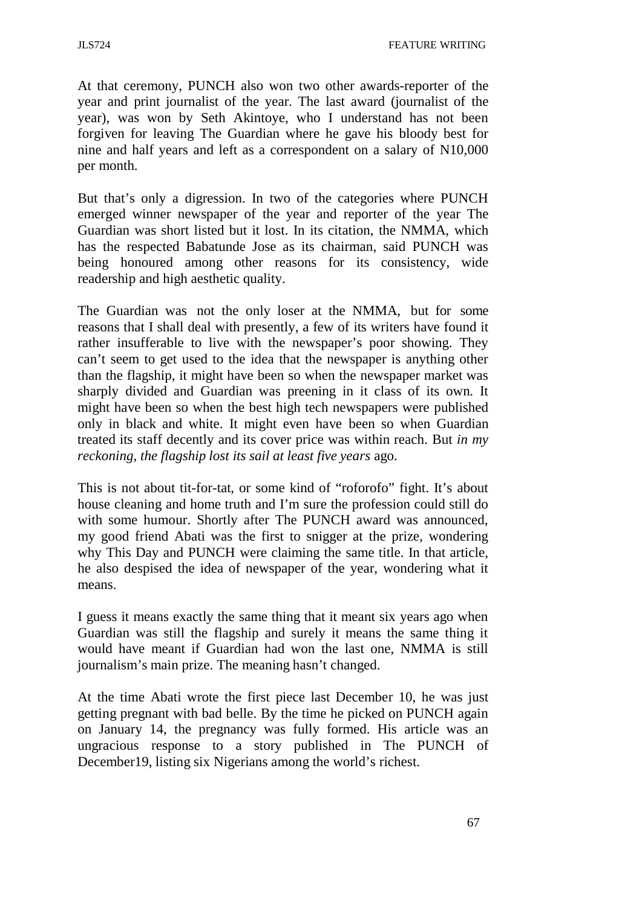At that ceremony, PUNCH also won two other awards-reporter of the year and print journalist of the year. The last award (journalist of the year), was won by Seth Akintoye, who I understand has not been forgiven for leaving The Guardian where he gave his bloody best for nine and half years and left as a correspondent on a salary of N10,000 per month.

But that's only a digression. In two of the categories where PUNCH emerged winner newspaper of the year and reporter of the year The Guardian was short listed but it lost. In its citation, the NMMA, which has the respected Babatunde Jose as its chairman, said PUNCH was being honoured among other reasons for its consistency, wide readership and high aesthetic quality.

The Guardian was not the only loser at the NMMA, but for some reasons that I shall deal with presently, a few of its writers have found it rather insufferable to live with the newspaper's poor showing. They can't seem to get used to the idea that the newspaper is anything other than the flagship, it might have been so when the newspaper market was sharply divided and Guardian was preening in it class of its own. It might have been so when the best high tech newspapers were published only in black and white. It might even have been so when Guardian treated its staff decently and its cover price was within reach. But *in my reckoning, the flagship lost its sail at least five years* ago.

This is not about tit-for-tat, or some kind of "roforofo" fight. It's about house cleaning and home truth and I'm sure the profession could still do with some humour. Shortly after The PUNCH award was announced, my good friend Abati was the first to snigger at the prize, wondering why This Day and PUNCH were claiming the same title. In that article, he also despised the idea of newspaper of the year, wondering what it means.

I guess it means exactly the same thing that it meant six years ago when Guardian was still the flagship and surely it means the same thing it would have meant if Guardian had won the last one, NMMA is still journalism's main prize. The meaning hasn't changed.

At the time Abati wrote the first piece last December 10, he was just getting pregnant with bad belle. By the time he picked on PUNCH again on January 14, the pregnancy was fully formed. His article was an ungracious response to a story published in The PUNCH of December19, listing six Nigerians among the world's richest.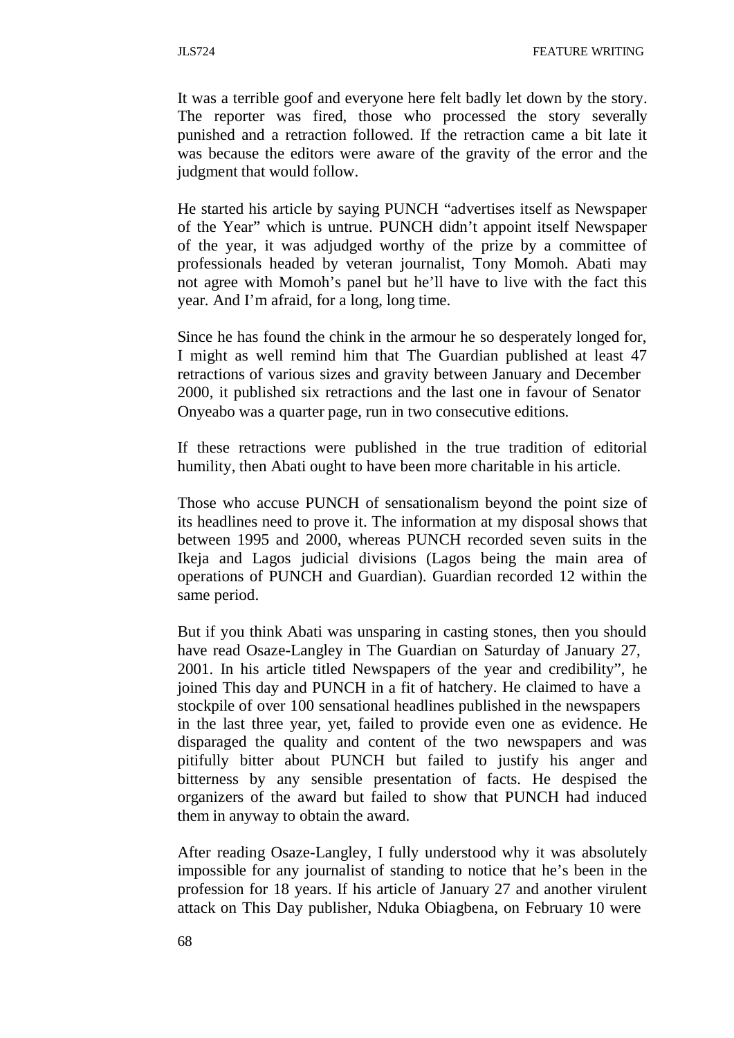It was a terrible goof and everyone here felt badly let down by the story. The reporter was fired, those who processed the story severally punished and a retraction followed. If the retraction came a bit late it was because the editors were aware of the gravity of the error and the judgment that would follow.

He started his article by saying PUNCH "advertises itself as Newspaper of the Year" which is untrue. PUNCH didn't appoint itself Newspaper of the year, it was adjudged worthy of the prize by a committee of professionals headed by veteran journalist, Tony Momoh. Abati may not agree with Momoh's panel but he'll have to live with the fact this year. And I'm afraid, for a long, long time.

Since he has found the chink in the armour he so desperately longed for, I might as well remind him that The Guardian published at least 47 retractions of various sizes and gravity between January and December 2000, it published six retractions and the last one in favour of Senator Onyeabo was a quarter page, run in two consecutive editions.

If these retractions were published in the true tradition of editorial humility, then Abati ought to have been more charitable in his article.

Those who accuse PUNCH of sensationalism beyond the point size of its headlines need to prove it. The information at my disposal shows that between 1995 and 2000, whereas PUNCH recorded seven suits in the Ikeja and Lagos judicial divisions (Lagos being the main area of operations of PUNCH and Guardian). Guardian recorded 12 within the same period.

But if you think Abati was unsparing in casting stones, then you should have read Osaze-Langley in The Guardian on Saturday of January 27, 2001. In his article titled Newspapers of the year and credibility", he joined This day and PUNCH in a fit of hatchery. He claimed to have a stockpile of over 100 sensational headlines published in the newspapers in the last three year, yet, failed to provide even one as evidence. He disparaged the quality and content of the two newspapers and was pitifully bitter about PUNCH but failed to justify his anger and bitterness by any sensible presentation of facts. He despised the organizers of the award but failed to show that PUNCH had induced them in anyway to obtain the award.

After reading Osaze-Langley, I fully understood why it was absolutely impossible for any journalist of standing to notice that he's been in the profession for 18 years. If his article of January 27 and another virulent attack on This Day publisher, Nduka Obiagbena, on February 10 were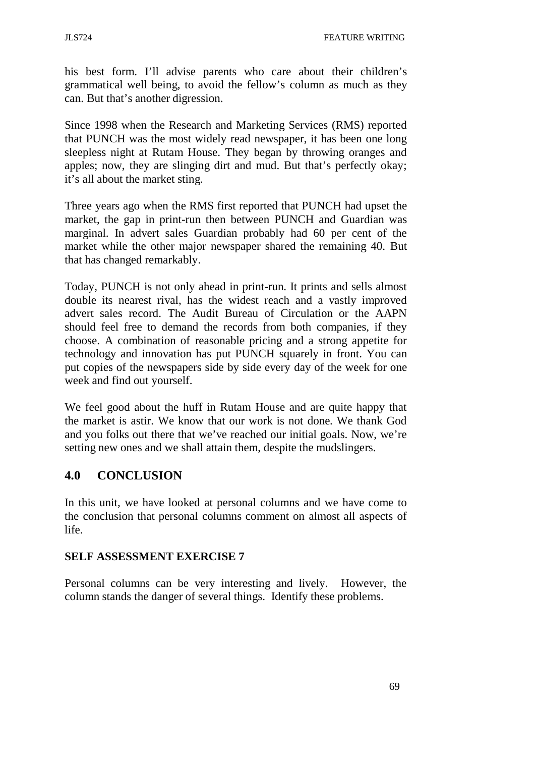his best form. I'll advise parents who care about their children's grammatical well being, to avoid the fellow's column as much as they can. But that's another digression.

Since 1998 when the Research and Marketing Services (RMS) reported that PUNCH was the most widely read newspaper, it has been one long sleepless night at Rutam House. They began by throwing oranges and apples; now, they are slinging dirt and mud. But that's perfectly okay; it's all about the market sting.

Three years ago when the RMS first reported that PUNCH had upset the market, the gap in print-run then between PUNCH and Guardian was marginal. In advert sales Guardian probably had 60 per cent of the market while the other major newspaper shared the remaining 40. But that has changed remarkably.

Today, PUNCH is not only ahead in print-run. It prints and sells almost double its nearest rival, has the widest reach and a vastly improved advert sales record. The Audit Bureau of Circulation or the AAPN should feel free to demand the records from both companies, if they choose. A combination of reasonable pricing and a strong appetite for technology and innovation has put PUNCH squarely in front. You can put copies of the newspapers side by side every day of the week for one week and find out yourself.

We feel good about the huff in Rutam House and are quite happy that the market is astir. We know that our work is not done. We thank God and you folks out there that we've reached our initial goals. Now, we're setting new ones and we shall attain them, despite the mudslingers.

## 4.0 CONCLUSION

In this unit, we have looked at personal columns and we have come to the conclusion that personal columns comment on almost all aspects of life.

**SELF ASSESSMENT EXERCISE 7**

Personal columns can be very interesting and lively. However, the column stands the danger of several things. Identify these problems.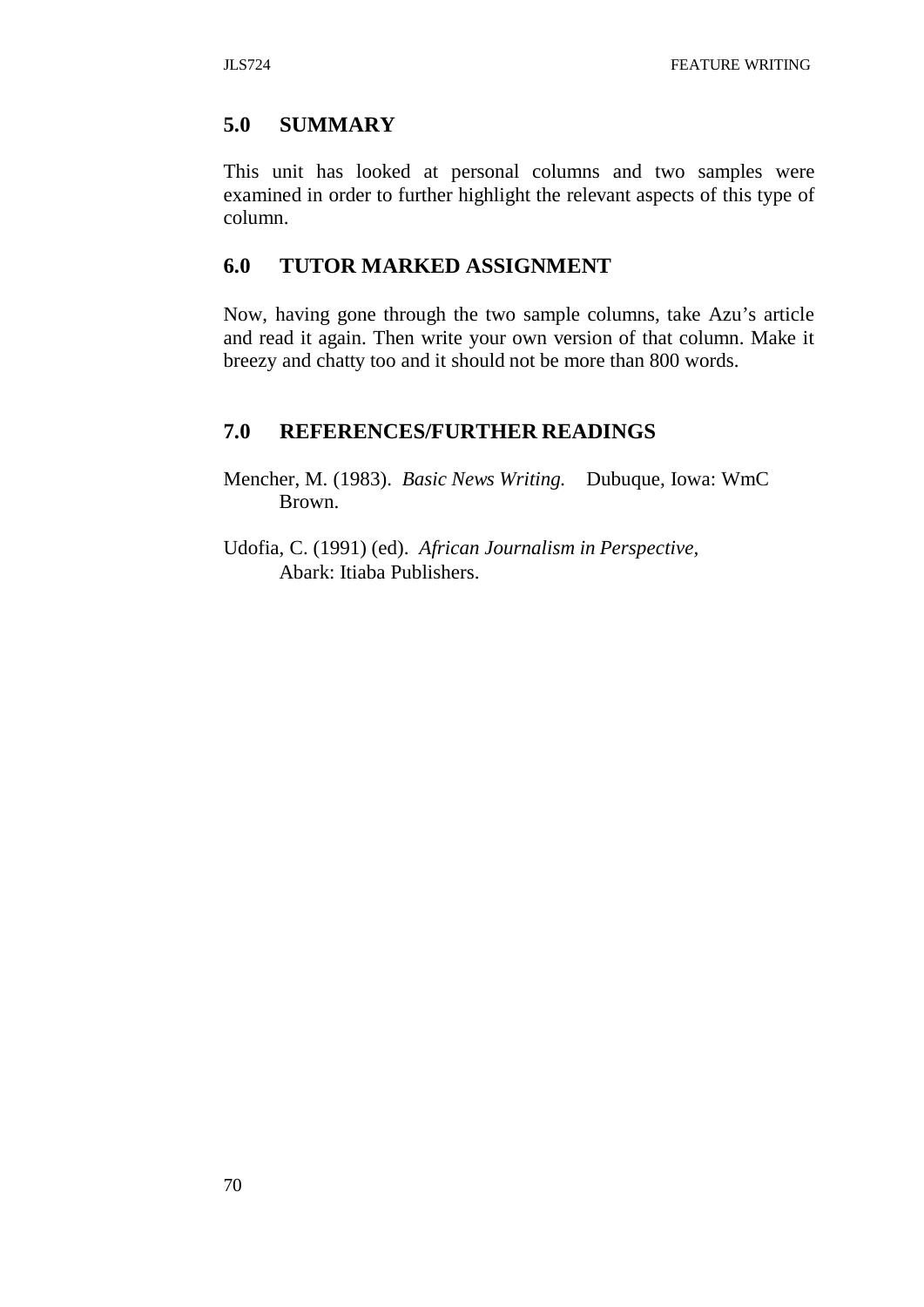## 5.0 SUMMARY

This unit has looked at personal columns and two samples were examined in order to further highlight the relevant aspects of this type of column.

## 6.0 TUTOR MARKED ASSIGNMENT

Now, having gone through the two sample columns, take Azu's article and read it again. Then write your own version of that column. Make it breezy and chatty too and it should not be more than 800 words.

## 7.0 REFERENCES/FURTHER READINGS

Mencher, M. (1983). *Basic News Writing.* Dubuque, Iowa: WmC Brown.

Udofia, C. (1991) (ed). *African Journalism in Perspective,* Abark: Itiaba Publishers.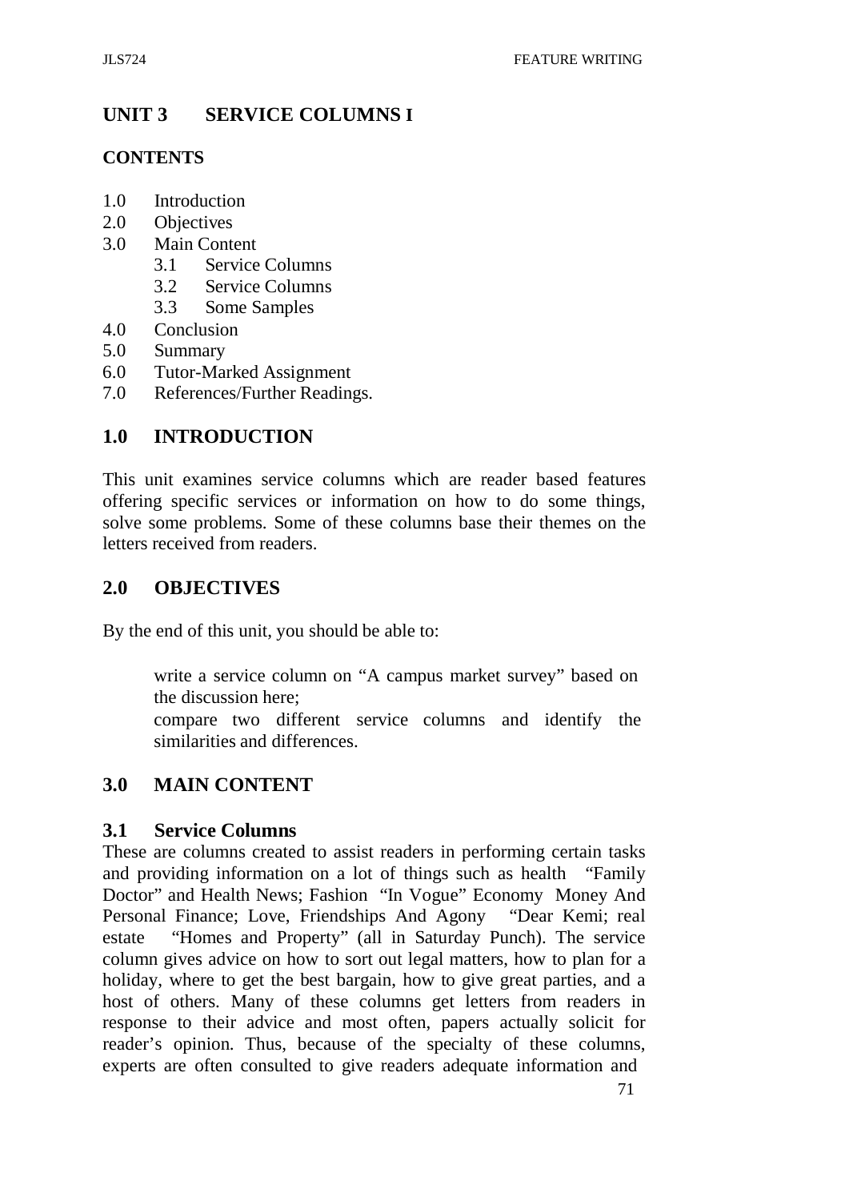# UNIT 3 SERVICE COLUMNS I

## CONTENTS

1.0 Introduction
2.0 Objectives
3.0 Main Content
    3.1 Service Columns
    3.2 Service Columns
    3.3 Some Samples
4.0 Conclusion
5.0 Summary
6.0 Tutor-Marked Assignment
7.0 References/Further Readings.

## 1.0 INTRODUCTION

This unit examines service columns which are reader based features offering specific services or information on how to do some things, solve some problems. Some of these columns base their themes on the letters received from readers.

## 2.0 OBJECTIVES

By the end of this unit, you should be able to:

- write a service column on "A campus market survey" based on the discussion here;
- compare two different service columns and identify the similarities and differences.

## 3.0 MAIN CONTENT

### 3.1 Service Columns

These are columns created to assist readers in performing certain tasks and providing information on a lot of things such as health "Family Doctor" and Health News; Fashion "In Vogue" Economy Money And Personal Finance; Love, Friendships And Agony "Dear Kemi; real estate "Homes and Property" (all in Saturday Punch). The service column gives advice on how to sort out legal matters, how to plan for a holiday, where to get the best bargain, how to give great parties, and a host of others. Many of these columns get letters from readers in response to their advice and most often, papers actually solicit for reader's opinion. Thus, because of the specialty of these columns, experts are often consulted to give readers adequate information and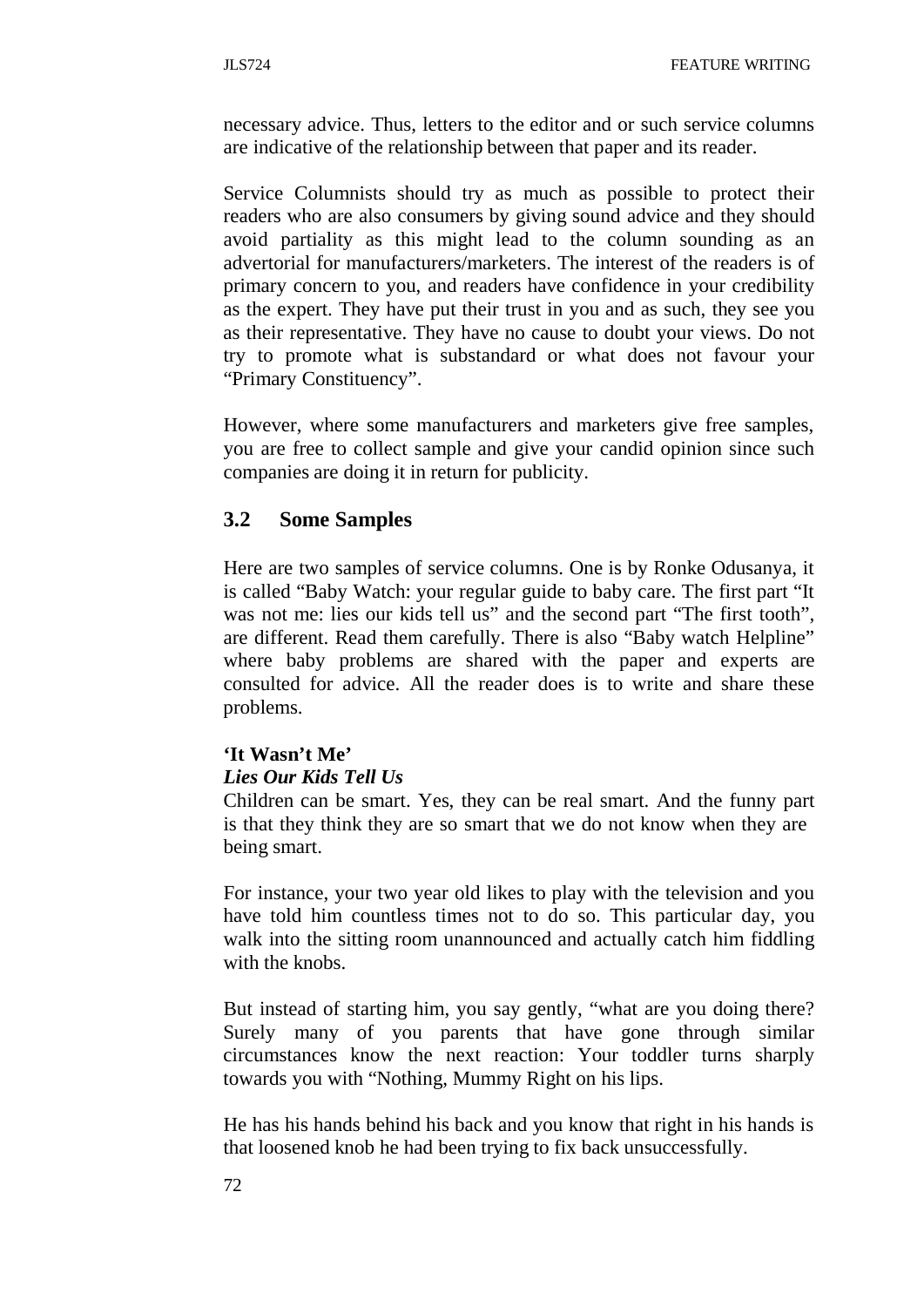necessary advice. Thus, letters to the editor and or such service columns are indicative of the relationship between that paper and its reader.

Service Columnists should try as much as possible to protect their readers who are also consumers by giving sound advice and they should avoid partiality as this might lead to the column sounding as an advertorial for manufacturers/marketers. The interest of the readers is of primary concern to you, and readers have confidence in your credibility as the expert. They have put their trust in you and as such, they see you as their representative. They have no cause to doubt your views. Do not try to promote what is substandard or what does not favour your "Primary Constituency".

However, where some manufacturers and marketers give free samples, you are free to collect sample and give your candid opinion since such companies are doing it in return for publicity.

## 3.2 Some Samples

Here are two samples of service columns. One is by Ronke Odusanya, it is called "Baby Watch: your regular guide to baby care. The first part "It was not me: lies our kids tell us" and the second part "The first tooth", are different. Read them carefully. There is also "Baby watch Helpline" where baby problems are shared with the paper and experts are consulted for advice. All the reader does is to write and share these problems.

**'It Wasn't Me'**
***Lies Our Kids Tell Us***
Children can be smart. Yes, they can be real smart. And the funny part is that they think they are so smart that we do not know when they are being smart.

For instance, your two year old likes to play with the television and you have told him countless times not to do so. This particular day, you walk into the sitting room unannounced and actually catch him fiddling with the knobs.

But instead of starting him, you say gently, "what are you doing there? Surely many of you parents that have gone through similar circumstances know the next reaction: Your toddler turns sharply towards you with "Nothing, Mummy Right on his lips.

He has his hands behind his back and you know that right in his hands is that loosened knob he had been trying to fix back unsuccessfully.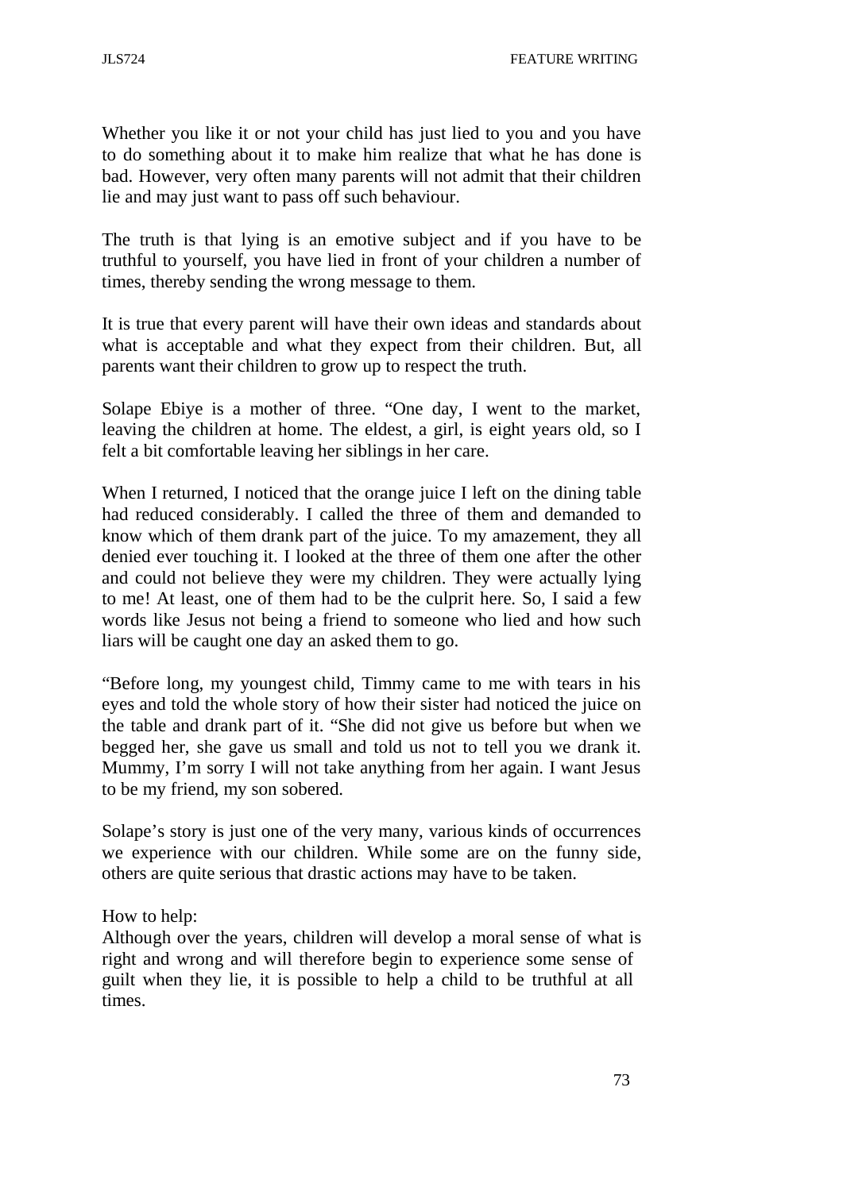Whether you like it or not your child has just lied to you and you have to do something about it to make him realize that what he has done is bad. However, very often many parents will not admit that their children lie and may just want to pass off such behaviour.

The truth is that lying is an emotive subject and if you have to be truthful to yourself, you have lied in front of your children a number of times, thereby sending the wrong message to them.

It is true that every parent will have their own ideas and standards about what is acceptable and what they expect from their children. But, all parents want their children to grow up to respect the truth.

Solape Ebiye is a mother of three. "One day, I went to the market, leaving the children at home. The eldest, a girl, is eight years old, so I felt a bit comfortable leaving her siblings in her care.

When I returned, I noticed that the orange juice I left on the dining table had reduced considerably. I called the three of them and demanded to know which of them drank part of the juice. To my amazement, they all denied ever touching it. I looked at the three of them one after the other and could not believe they were my children. They were actually lying to me! At least, one of them had to be the culprit here. So, I said a few words like Jesus not being a friend to someone who lied and how such liars will be caught one day an asked them to go.

"Before long, my youngest child, Timmy came to me with tears in his eyes and told the whole story of how their sister had noticed the juice on the table and drank part of it. "She did not give us before but when we begged her, she gave us small and told us not to tell you we drank it. Mummy, I'm sorry I will not take anything from her again. I want Jesus to be my friend, my son sobered.

Solape's story is just one of the very many, various kinds of occurrences we experience with our children. While some are on the funny side, others are quite serious that drastic actions may have to be taken.

How to help:
Although over the years, children will develop a moral sense of what is right and wrong and will therefore begin to experience some sense of guilt when they lie, it is possible to help a child to be truthful at all times.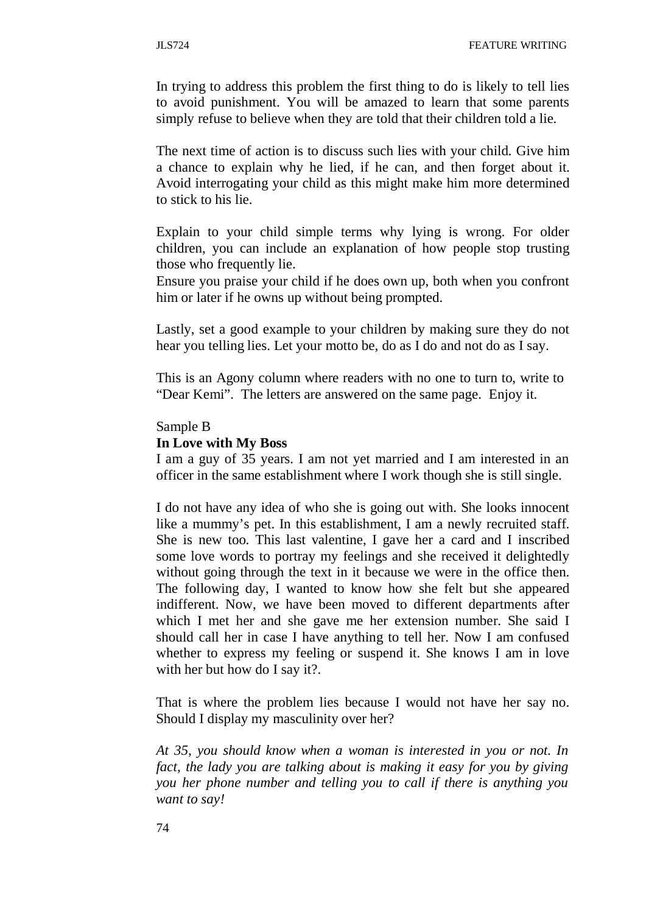In trying to address this problem the first thing to do is likely to tell lies to avoid punishment. You will be amazed to learn that some parents simply refuse to believe when they are told that their children told a lie.

The next time of action is to discuss such lies with your child. Give him a chance to explain why he lied, if he can, and then forget about it. Avoid interrogating your child as this might make him more determined to stick to his lie.

Explain to your child simple terms why lying is wrong. For older children, you can include an explanation of how people stop trusting those who frequently lie.
Ensure you praise your child if he does own up, both when you confront him or later if he owns up without being prompted.

Lastly, set a good example to your children by making sure they do not hear you telling lies. Let your motto be, do as I do and not do as I say.

This is an Agony column where readers with no one to turn to, write to "Dear Kemi". The letters are answered on the same page. Enjoy it.

Sample B

**In Love with My Boss**

I am a guy of 35 years. I am not yet married and I am interested in an officer in the same establishment where I work though she is still single.

I do not have any idea of who she is going out with. She looks innocent like a mummy's pet. In this establishment, I am a newly recruited staff. She is new too. This last valentine, I gave her a card and I inscribed some love words to portray my feelings and she received it delightedly without going through the text in it because we were in the office then. The following day, I wanted to know how she felt but she appeared indifferent. Now, we have been moved to different departments after which I met her and she gave me her extension number. She said I should call her in case I have anything to tell her. Now I am confused whether to express my feeling or suspend it. She knows I am in love with her but how do I say it?.

That is where the problem lies because I would not have her say no. Should I display my masculinity over her?

*At 35, you should know when a woman is interested in you or not. In fact, the lady you are talking about is making it easy for you by giving you her phone number and telling you to call if there is anything you want to say!*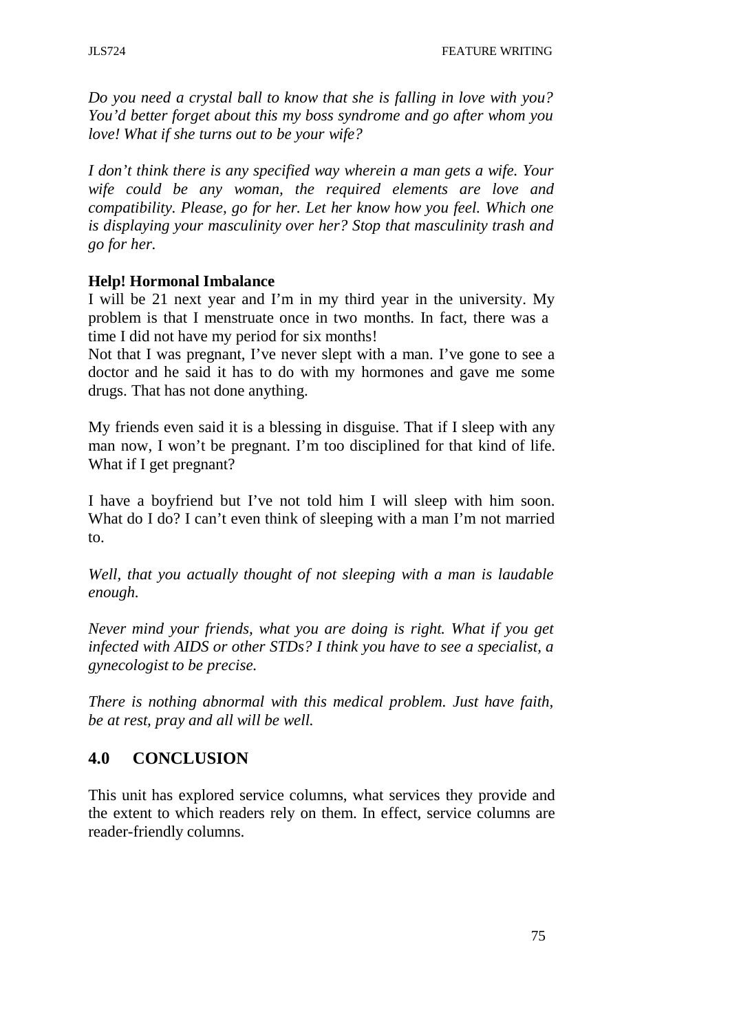*Do you need a crystal ball to know that she is falling in love with you? You'd better forget about this my boss syndrome and go after whom you love! What if she turns out to be your wife?*

*I don't think there is any specified way wherein a man gets a wife. Your wife could be any woman, the required elements are love and compatibility. Please, go for her. Let her know how you feel. Which one is displaying your masculinity over her? Stop that masculinity trash and go for her.*

**Help! Hormonal Imbalance**

I will be 21 next year and I'm in my third year in the university. My problem is that I menstruate once in two months. In fact, there was a time I did not have my period for six months!

Not that I was pregnant, I've never slept with a man. I've gone to see a doctor and he said it has to do with my hormones and gave me some drugs. That has not done anything.

My friends even said it is a blessing in disguise. That if I sleep with any man now, I won't be pregnant. I'm too disciplined for that kind of life. What if I get pregnant?

I have a boyfriend but I've not told him I will sleep with him soon. What do I do? I can't even think of sleeping with a man I'm not married to.

*Well, that you actually thought of not sleeping with a man is laudable enough.*

*Never mind your friends, what you are doing is right. What if you get infected with AIDS or other STDs? I think you have to see a specialist, a gynecologist to be precise.*

*There is nothing abnormal with this medical problem. Just have faith, be at rest, pray and all will be well.*

## 4.0 CONCLUSION

This unit has explored service columns, what services they provide and the extent to which readers rely on them. In effect, service columns are reader-friendly columns.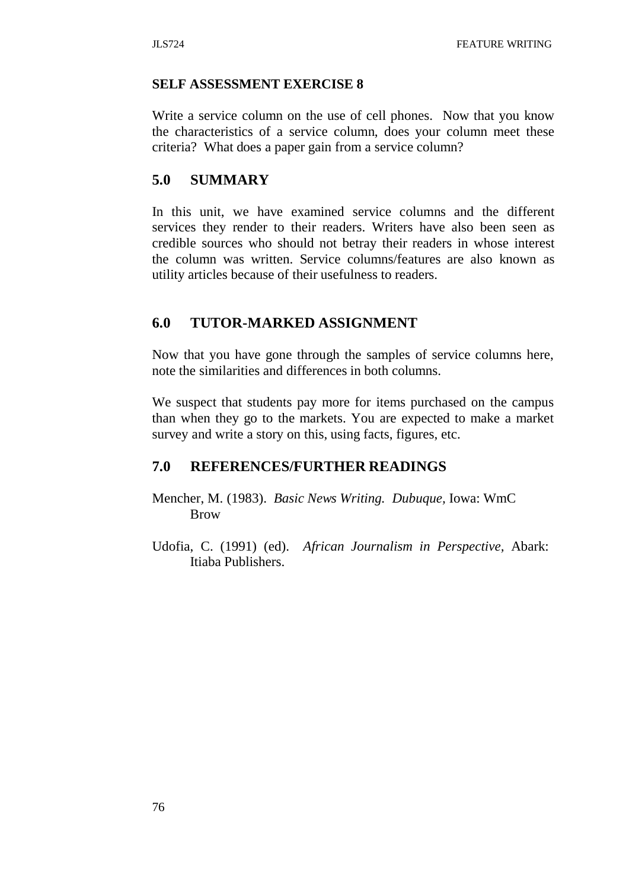**SELF ASSESSMENT EXERCISE 8**

Write a service column on the use of cell phones. Now that you know the characteristics of a service column, does your column meet these criteria? What does a paper gain from a service column?

## 5.0 SUMMARY

In this unit, we have examined service columns and the different services they render to their readers. Writers have also been seen as credible sources who should not betray their readers in whose interest the column was written. Service columns/features are also known as utility articles because of their usefulness to readers.

## 6.0 TUTOR-MARKED ASSIGNMENT

Now that you have gone through the samples of service columns here, note the similarities and differences in both columns.

We suspect that students pay more for items purchased on the campus than when they go to the markets. You are expected to make a market survey and write a story on this, using facts, figures, etc.

## 7.0 REFERENCES/FURTHER READINGS

Mencher, M. (1983). *Basic News Writing. Dubuque,* Iowa: WmC Brow

Udofia, C. (1991) (ed). *African Journalism in Perspective,* Abark: Itiaba Publishers.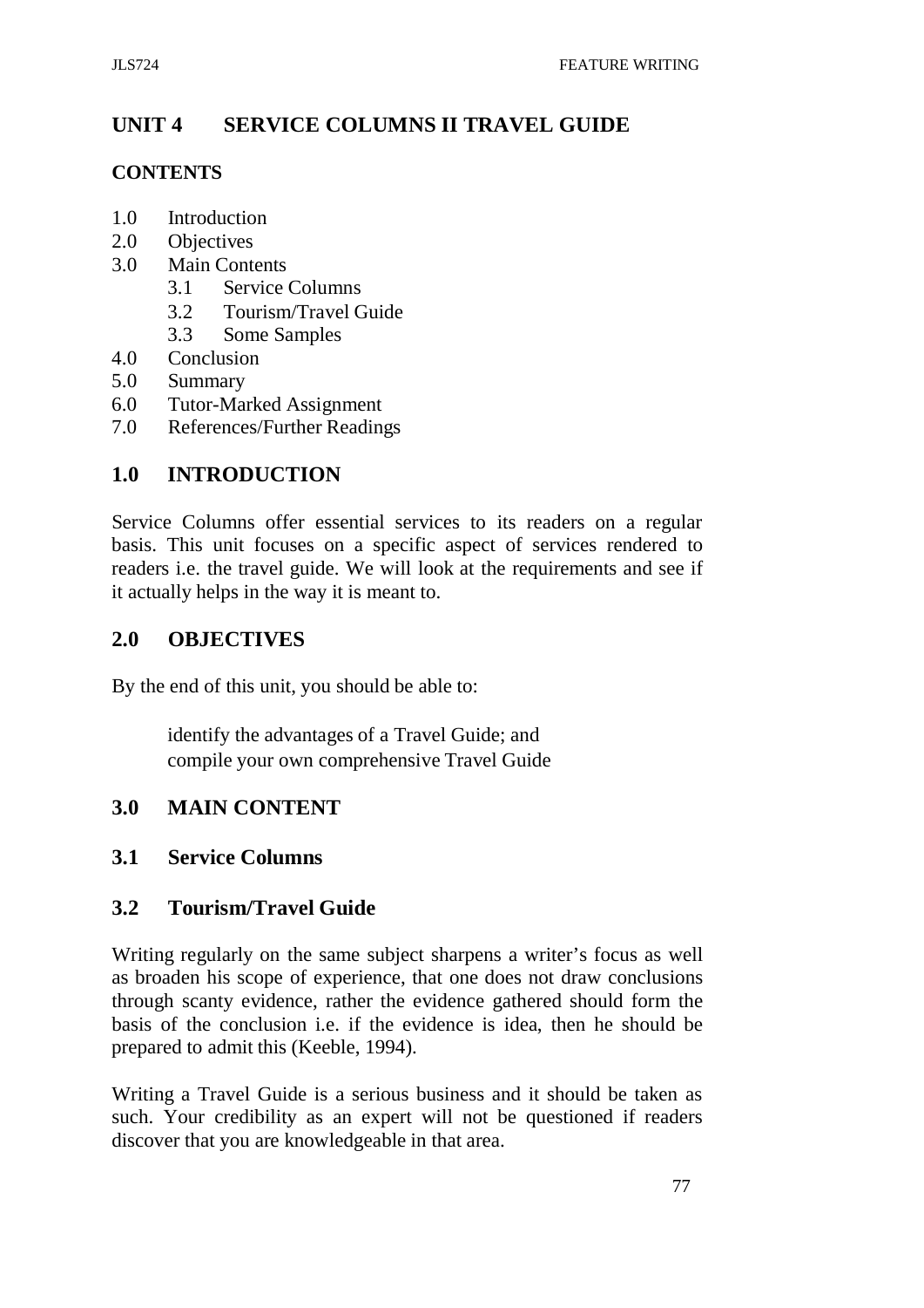# UNIT 4 SERVICE COLUMNS II TRAVEL GUIDE

## CONTENTS

1.0 Introduction
2.0 Objectives
3.0 Main Contents
  3.1 Service Columns
  3.2 Tourism/Travel Guide
  3.3 Some Samples
4.0 Conclusion
5.0 Summary
6.0 Tutor-Marked Assignment
7.0 References/Further Readings

## 1.0 INTRODUCTION

Service Columns offer essential services to its readers on a regular basis. This unit focuses on a specific aspect of services rendered to readers i.e. the travel guide. We will look at the requirements and see if it actually helps in the way it is meant to.

## 2.0 OBJECTIVES

By the end of this unit, you should be able to:

- identify the advantages of a Travel Guide; and
- compile your own comprehensive Travel Guide

## 3.0 MAIN CONTENT

### 3.1 Service Columns

### 3.2 Tourism/Travel Guide

Writing regularly on the same subject sharpens a writer's focus as well as broaden his scope of experience, that one does not draw conclusions through scanty evidence, rather the evidence gathered should form the basis of the conclusion i.e. if the evidence is idea, then he should be prepared to admit this (Keeble, 1994).

Writing a Travel Guide is a serious business and it should be taken as such. Your credibility as an expert will not be questioned if readers discover that you are knowledgeable in that area.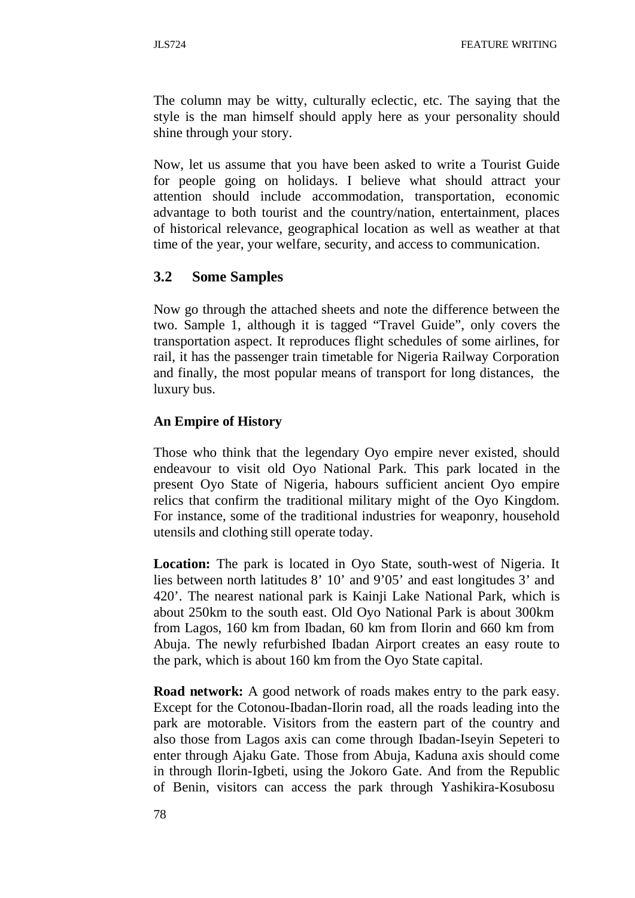The column may be witty, culturally eclectic, etc. The saying that the style is the man himself should apply here as your personality should shine through your story.

Now, let us assume that you have been asked to write a Tourist Guide for people going on holidays. I believe what should attract your attention should include accommodation, transportation, economic advantage to both tourist and the country/nation, entertainment, places of historical relevance, geographical location as well as weather at that time of the year, your welfare, security, and access to communication.

## 3.2 Some Samples

Now go through the attached sheets and note the difference between the two. Sample 1, although it is tagged "Travel Guide", only covers the transportation aspect. It reproduces flight schedules of some airlines, for rail, it has the passenger train timetable for Nigeria Railway Corporation and finally, the most popular means of transport for long distances, the luxury bus.

**An Empire of History**

Those who think that the legendary Oyo empire never existed, should endeavour to visit old Oyo National Park. This park located in the present Oyo State of Nigeria, habours sufficient ancient Oyo empire relics that confirm the traditional military might of the Oyo Kingdom. For instance, some of the traditional industries for weaponry, household utensils and clothing still operate today.

**Location:** The park is located in Oyo State, south-west of Nigeria. It lies between north latitudes 8' 10' and 9'05' and east longitudes 3' and 420'. The nearest national park is Kainji Lake National Park, which is about 250km to the south east. Old Oyo National Park is about 300km from Lagos, 160 km from Ibadan, 60 km from Ilorin and 660 km from Abuja. The newly refurbished Ibadan Airport creates an easy route to the park, which is about 160 km from the Oyo State capital.

**Road network:** A good network of roads makes entry to the park easy. Except for the Cotonou-Ibadan-Ilorin road, all the roads leading into the park are motorable. Visitors from the eastern part of the country and also those from Lagos axis can come through Ibadan-Iseyin Sepeteri to enter through Ajaku Gate. Those from Abuja, Kaduna axis should come in through Ilorin-Igbeti, using the Jokoro Gate. And from the Republic of Benin, visitors can access the park through Yashikira-Kosubosu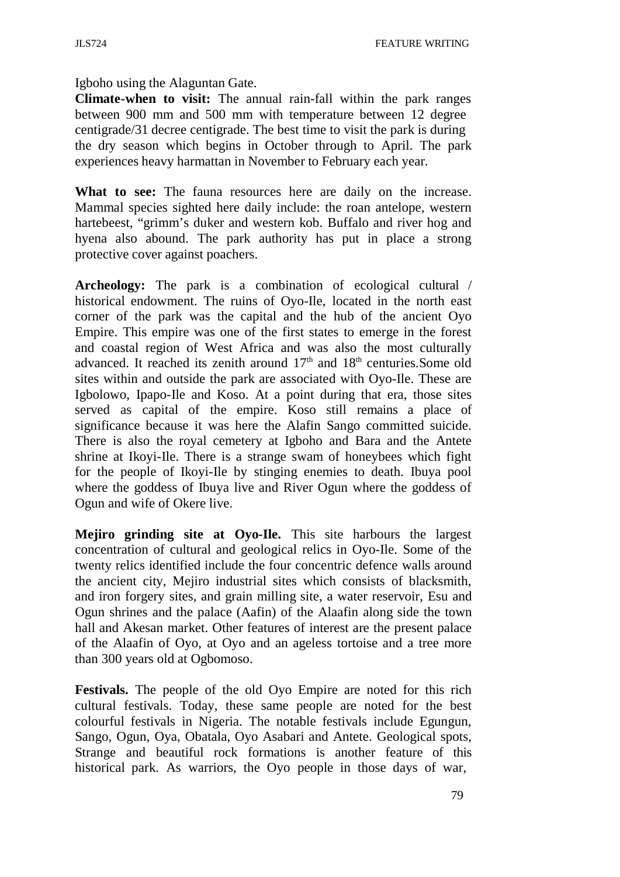Igboho using the Alaguntan Gate.

**Climate-when to visit:** The annual rain-fall within the park ranges between 900 mm and 500 mm with temperature between 12 degree centigrade/31 decree centigrade. The best time to visit the park is during the dry season which begins in October through to April. The park experiences heavy harmattan in November to February each year.

**What to see:** The fauna resources here are daily on the increase. Mammal species sighted here daily include: the roan antelope, western hartebeest, "grimm's duker and western kob. Buffalo and river hog and hyena also abound. The park authority has put in place a strong protective cover against poachers.

**Archeology:** The park is a combination of ecological cultural / historical endowment. The ruins of Oyo-Ile, located in the north east corner of the park was the capital and the hub of the ancient Oyo Empire. This empire was one of the first states to emerge in the forest and coastal region of West Africa and was also the most culturally advanced. It reached its zenith around 17th and 18th centuries.Some old sites within and outside the park are associated with Oyo-Ile. These are Igbolowo, Ipapo-Ile and Koso. At a point during that era, those sites served as capital of the empire. Koso still remains a place of significance because it was here the Alafin Sango committed suicide. There is also the royal cemetery at Igboho and Bara and the Antete shrine at Ikoyi-Ile. There is a strange swam of honeybees which fight for the people of Ikoyi-Ile by stinging enemies to death. Ibuya pool where the goddess of Ibuya live and River Ogun where the goddess of Ogun and wife of Okere live.

**Mejiro grinding site at Oyo-Ile.** This site harbours the largest concentration of cultural and geological relics in Oyo-Ile. Some of the twenty relics identified include the four concentric defence walls around the ancient city, Mejiro industrial sites which consists of blacksmith, and iron forgery sites, and grain milling site, a water reservoir, Esu and Ogun shrines and the palace (Aafin) of the Alaafin along side the town hall and Akesan market. Other features of interest are the present palace of the Alaafin of Oyo, at Oyo and an ageless tortoise and a tree more than 300 years old at Ogbomoso.

**Festivals.** The people of the old Oyo Empire are noted for this rich cultural festivals. Today, these same people are noted for the best colourful festivals in Nigeria. The notable festivals include Egungun, Sango, Ogun, Oya, Obatala, Oyo Asabari and Antete. Geological spots, Strange and beautiful rock formations is another feature of this historical park. As warriors, the Oyo people in those days of war,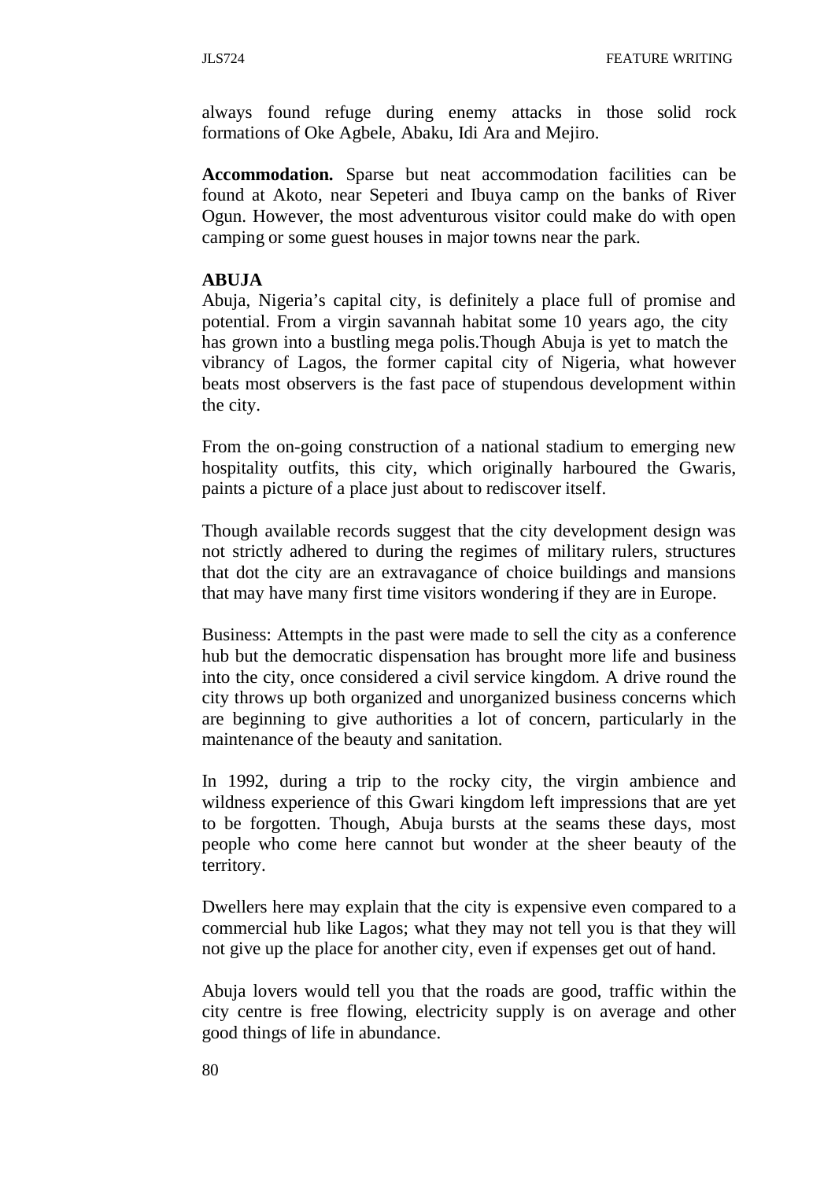always found refuge during enemy attacks in those solid rock formations of Oke Agbele, Abaku, Idi Ara and Mejiro.

**Accommodation.** Sparse but neat accommodation facilities can be found at Akoto, near Sepeteri and Ibuya camp on the banks of River Ogun. However, the most adventurous visitor could make do with open camping or some guest houses in major towns near the park.

**ABUJA**

Abuja, Nigeria's capital city, is definitely a place full of promise and potential. From a virgin savannah habitat some 10 years ago, the city has grown into a bustling mega polis.Though Abuja is yet to match the vibrancy of Lagos, the former capital city of Nigeria, what however beats most observers is the fast pace of stupendous development within the city.

From the on-going construction of a national stadium to emerging new hospitality outfits, this city, which originally harboured the Gwaris, paints a picture of a place just about to rediscover itself.

Though available records suggest that the city development design was not strictly adhered to during the regimes of military rulers, structures that dot the city are an extravagance of choice buildings and mansions that may have many first time visitors wondering if they are in Europe.

Business: Attempts in the past were made to sell the city as a conference hub but the democratic dispensation has brought more life and business into the city, once considered a civil service kingdom. A drive round the city throws up both organized and unorganized business concerns which are beginning to give authorities a lot of concern, particularly in the maintenance of the beauty and sanitation.

In 1992, during a trip to the rocky city, the virgin ambience and wildness experience of this Gwari kingdom left impressions that are yet to be forgotten. Though, Abuja bursts at the seams these days, most people who come here cannot but wonder at the sheer beauty of the territory.

Dwellers here may explain that the city is expensive even compared to a commercial hub like Lagos; what they may not tell you is that they will not give up the place for another city, even if expenses get out of hand.

Abuja lovers would tell you that the roads are good, traffic within the city centre is free flowing, electricity supply is on average and other good things of life in abundance.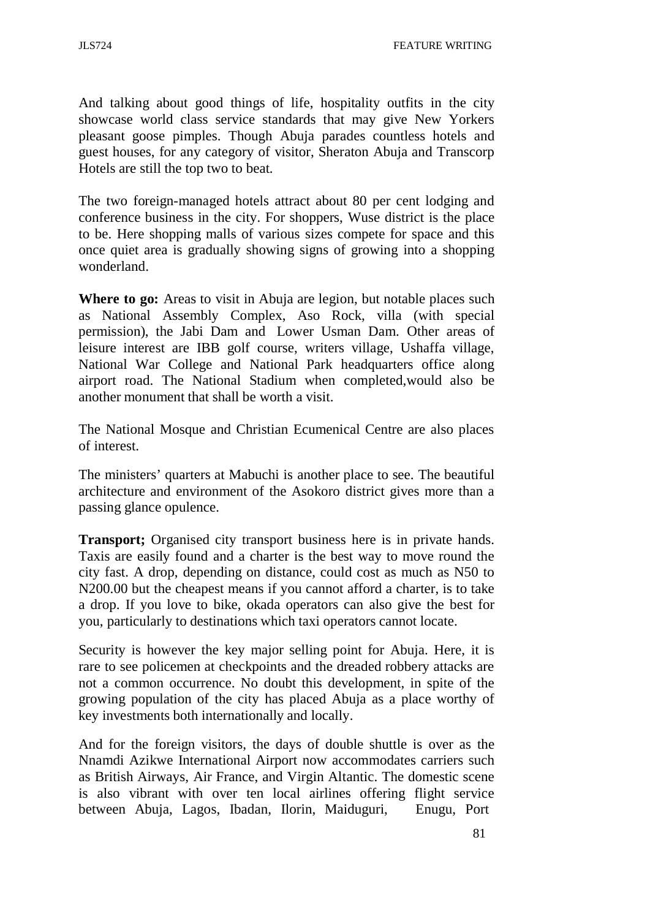And talking about good things of life, hospitality outfits in the city showcase world class service standards that may give New Yorkers pleasant goose pimples. Though Abuja parades countless hotels and guest houses, for any category of visitor, Sheraton Abuja and Transcorp Hotels are still the top two to beat.

The two foreign-managed hotels attract about 80 per cent lodging and conference business in the city. For shoppers, Wuse district is the place to be. Here shopping malls of various sizes compete for space and this once quiet area is gradually showing signs of growing into a shopping wonderland.

**Where to go:** Areas to visit in Abuja are legion, but notable places such as National Assembly Complex, Aso Rock, villa (with special permission), the Jabi Dam and Lower Usman Dam. Other areas of leisure interest are IBB golf course, writers village, Ushaffa village, National War College and National Park headquarters office along airport road. The National Stadium when completed,would also be another monument that shall be worth a visit.

The National Mosque and Christian Ecumenical Centre are also places of interest.

The ministers' quarters at Mabuchi is another place to see. The beautiful architecture and environment of the Asokoro district gives more than a passing glance opulence.

**Transport;** Organised city transport business here is in private hands. Taxis are easily found and a charter is the best way to move round the city fast. A drop, depending on distance, could cost as much as N50 to N200.00 but the cheapest means if you cannot afford a charter, is to take a drop. If you love to bike, okada operators can also give the best for you, particularly to destinations which taxi operators cannot locate.

Security is however the key major selling point for Abuja. Here, it is rare to see policemen at checkpoints and the dreaded robbery attacks are not a common occurrence. No doubt this development, in spite of the growing population of the city has placed Abuja as a place worthy of key investments both internationally and locally.

And for the foreign visitors, the days of double shuttle is over as the Nnamdi Azikwe International Airport now accommodates carriers such as British Airways, Air France, and Virgin Altantic. The domestic scene is also vibrant with over ten local airlines offering flight service between Abuja, Lagos, Ibadan, Ilorin, Maiduguri, Enugu, Port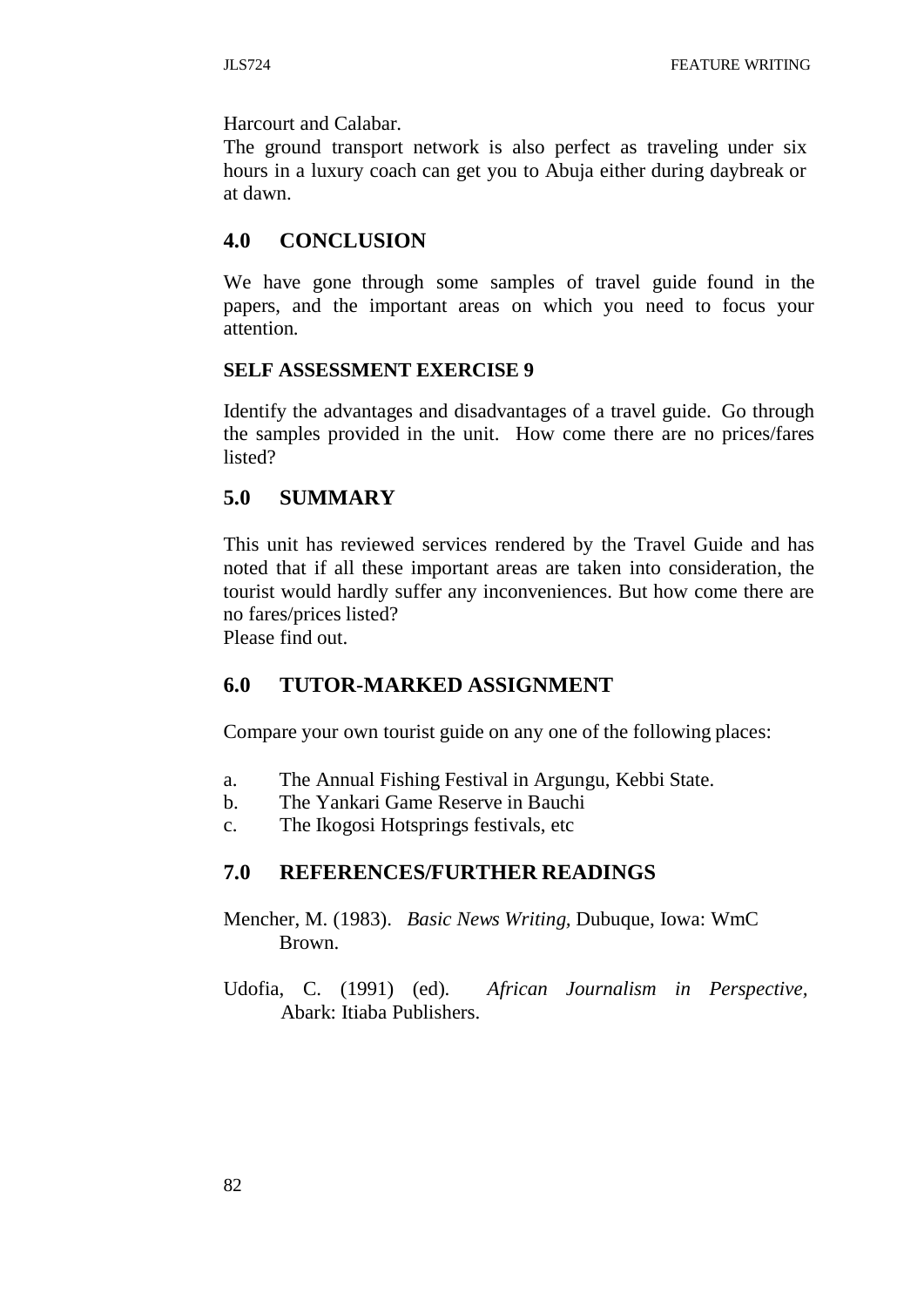Harcourt and Calabar.

The ground transport network is also perfect as traveling under six hours in a luxury coach can get you to Abuja either during daybreak or at dawn.

## 4.0 CONCLUSION

We have gone through some samples of travel guide found in the papers, and the important areas on which you need to focus your attention.

### SELF ASSESSMENT EXERCISE 9

Identify the advantages and disadvantages of a travel guide. Go through the samples provided in the unit. How come there are no prices/fares listed?

## 5.0 SUMMARY

This unit has reviewed services rendered by the Travel Guide and has noted that if all these important areas are taken into consideration, the tourist would hardly suffer any inconveniences. But how come there are no fares/prices listed?

Please find out.

## 6.0 TUTOR-MARKED ASSIGNMENT

Compare your own tourist guide on any one of the following places:

a. The Annual Fishing Festival in Argungu, Kebbi State.
b. The Yankari Game Reserve in Bauchi
c. The Ikogosi Hotsprings festivals, etc

## 7.0 REFERENCES/FURTHER READINGS

Mencher, M. (1983). *Basic News Writing,* Dubuque, Iowa: WmC Brown.

Udofia, C. (1991) (ed). *African Journalism in Perspective,* Abark: Itiaba Publishers.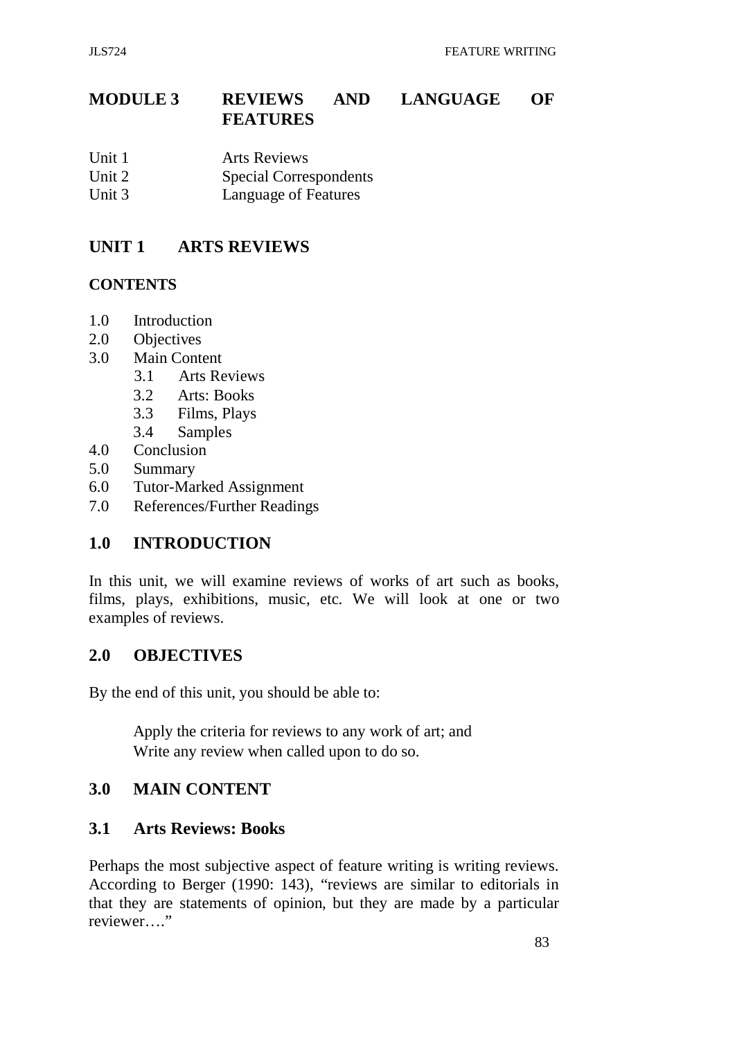# MODULE 3 REVIEWS AND LANGUAGE OF FEATURES

Unit 1 Arts Reviews
Unit 2 Special Correspondents
Unit 3 Language of Features

## UNIT 1 ARTS REVIEWS

### CONTENTS

1.0 Introduction
2.0 Objectives
3.0 Main Content
 3.1 Arts Reviews
 3.2 Arts: Books
 3.3 Films, Plays
 3.4 Samples
4.0 Conclusion
5.0 Summary
6.0 Tutor-Marked Assignment
7.0 References/Further Readings

## 1.0 INTRODUCTION

In this unit, we will examine reviews of works of art such as books, films, plays, exhibitions, music, etc. We will look at one or two examples of reviews.

## 2.0 OBJECTIVES

By the end of this unit, you should be able to:

Apply the criteria for reviews to any work of art; and
Write any review when called upon to do so.

## 3.0 MAIN CONTENT

### 3.1 Arts Reviews: Books

Perhaps the most subjective aspect of feature writing is writing reviews. According to Berger (1990: 143), "reviews are similar to editorials in that they are statements of opinion, but they are made by a particular reviewer…."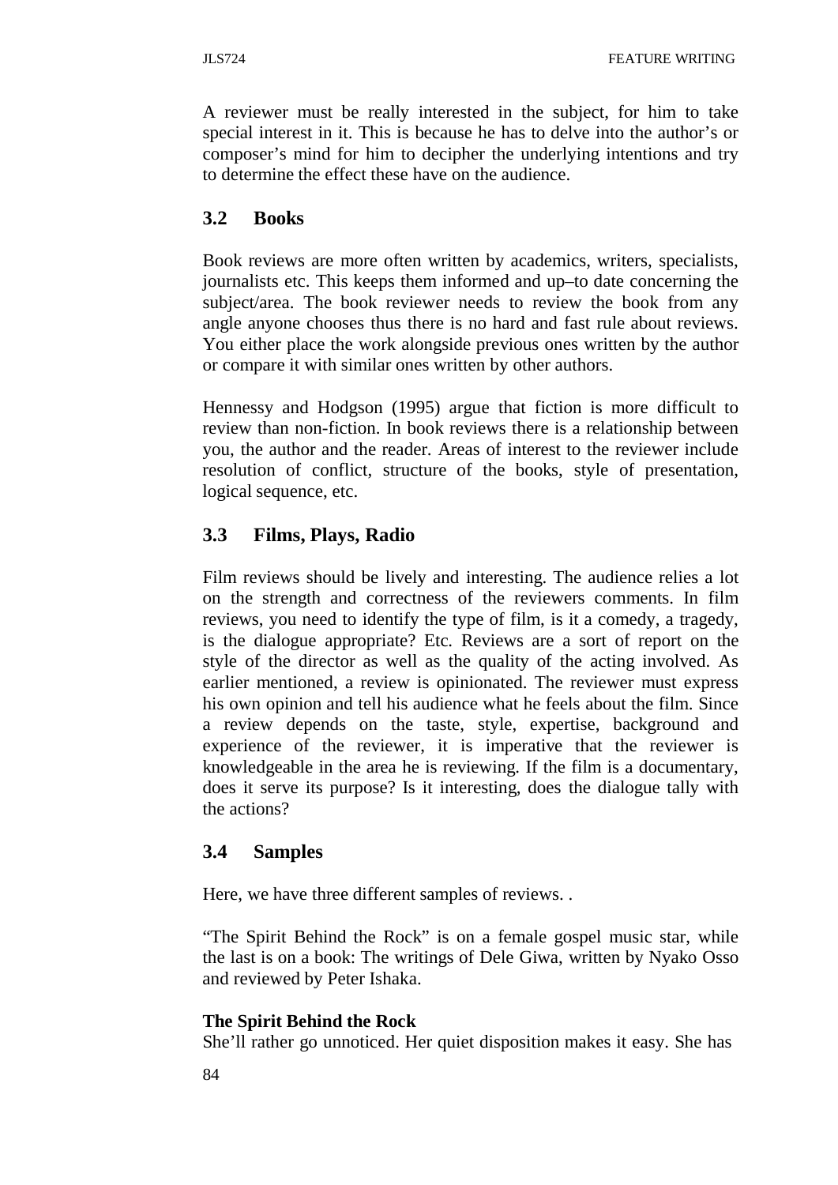A reviewer must be really interested in the subject, for him to take special interest in it. This is because he has to delve into the author's or composer's mind for him to decipher the underlying intentions and try to determine the effect these have on the audience.

## 3.2 Books

Book reviews are more often written by academics, writers, specialists, journalists etc. This keeps them informed and up–to date concerning the subject/area. The book reviewer needs to review the book from any angle anyone chooses thus there is no hard and fast rule about reviews. You either place the work alongside previous ones written by the author or compare it with similar ones written by other authors.

Hennessy and Hodgson (1995) argue that fiction is more difficult to review than non-fiction. In book reviews there is a relationship between you, the author and the reader. Areas of interest to the reviewer include resolution of conflict, structure of the books, style of presentation, logical sequence, etc.

## 3.3 Films, Plays, Radio

Film reviews should be lively and interesting. The audience relies a lot on the strength and correctness of the reviewers comments. In film reviews, you need to identify the type of film, is it a comedy, a tragedy, is the dialogue appropriate? Etc. Reviews are a sort of report on the style of the director as well as the quality of the acting involved. As earlier mentioned, a review is opinionated. The reviewer must express his own opinion and tell his audience what he feels about the film. Since a review depends on the taste, style, expertise, background and experience of the reviewer, it is imperative that the reviewer is knowledgeable in the area he is reviewing. If the film is a documentary, does it serve its purpose? Is it interesting, does the dialogue tally with the actions?

## 3.4 Samples

Here, we have three different samples of reviews. .

"The Spirit Behind the Rock" is on a female gospel music star, while the last is on a book: The writings of Dele Giwa, written by Nyako Osso and reviewed by Peter Ishaka.

**The Spirit Behind the Rock**
She'll rather go unnoticed. Her quiet disposition makes it easy. She has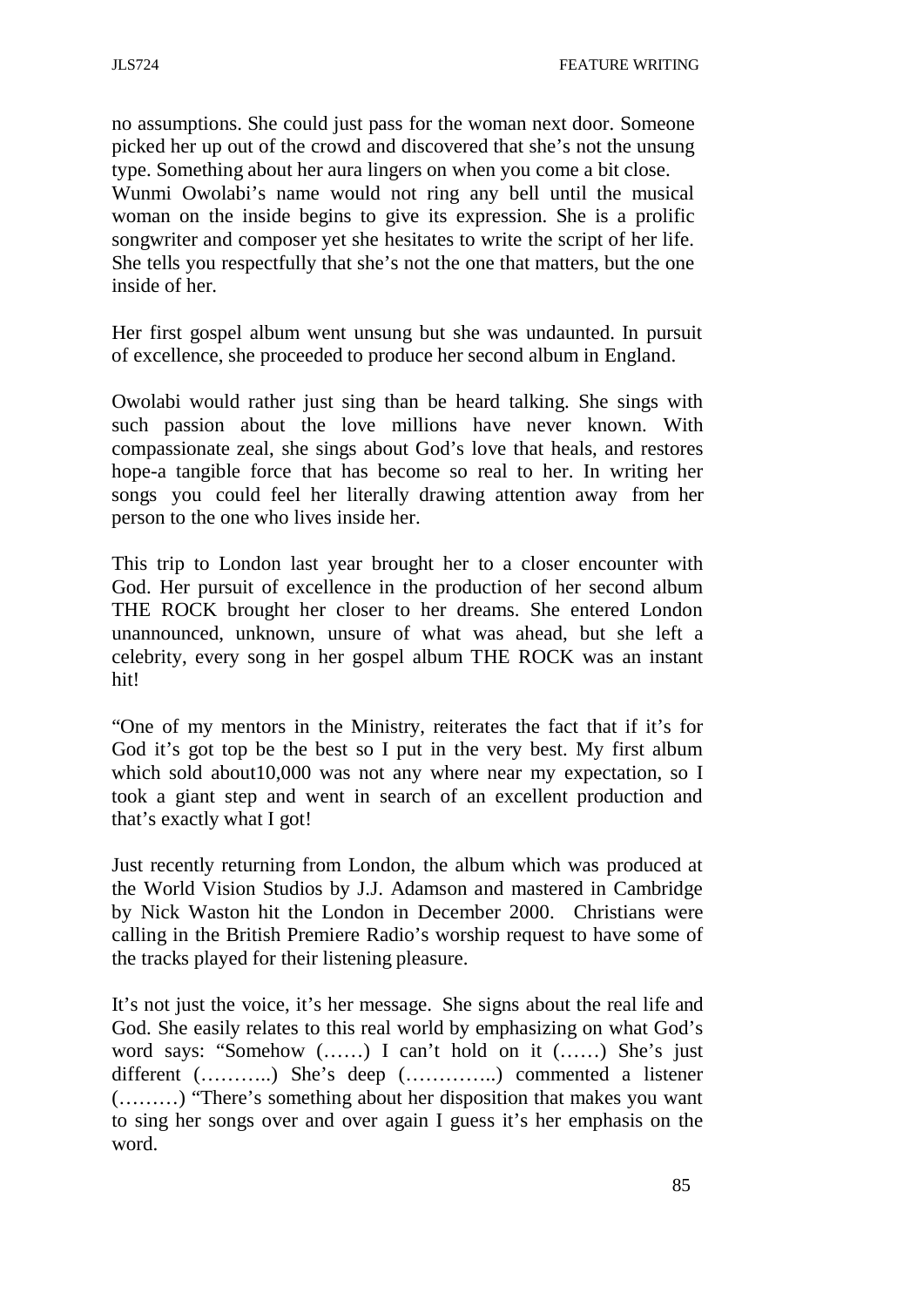no assumptions. She could just pass for the woman next door. Someone picked her up out of the crowd and discovered that she's not the unsung type. Something about her aura lingers on when you come a bit close. Wunmi Owolabi's name would not ring any bell until the musical woman on the inside begins to give its expression. She is a prolific songwriter and composer yet she hesitates to write the script of her life. She tells you respectfully that she's not the one that matters, but the one inside of her.

Her first gospel album went unsung but she was undaunted. In pursuit of excellence, she proceeded to produce her second album in England.

Owolabi would rather just sing than be heard talking. She sings with such passion about the love millions have never known. With compassionate zeal, she sings about God's love that heals, and restores hope-a tangible force that has become so real to her. In writing her songs you could feel her literally drawing attention away from her person to the one who lives inside her.

This trip to London last year brought her to a closer encounter with God. Her pursuit of excellence in the production of her second album THE ROCK brought her closer to her dreams. She entered London unannounced, unknown, unsure of what was ahead, but she left a celebrity, every song in her gospel album THE ROCK was an instant hit!

"One of my mentors in the Ministry, reiterates the fact that if it's for God it's got top be the best so I put in the very best. My first album which sold about10,000 was not any where near my expectation, so I took a giant step and went in search of an excellent production and that's exactly what I got!

Just recently returning from London, the album which was produced at the World Vision Studios by J.J. Adamson and mastered in Cambridge by Nick Waston hit the London in December 2000. Christians were calling in the British Premiere Radio's worship request to have some of the tracks played for their listening pleasure.

It's not just the voice, it's her message. She signs about the real life and God. She easily relates to this real world by emphasizing on what God's word says: "Somehow (……) I can't hold on it (……) She's just different (………..) She's deep (…………..) commented a listener (………) "There's something about her disposition that makes you want to sing her songs over and over again I guess it's her emphasis on the word.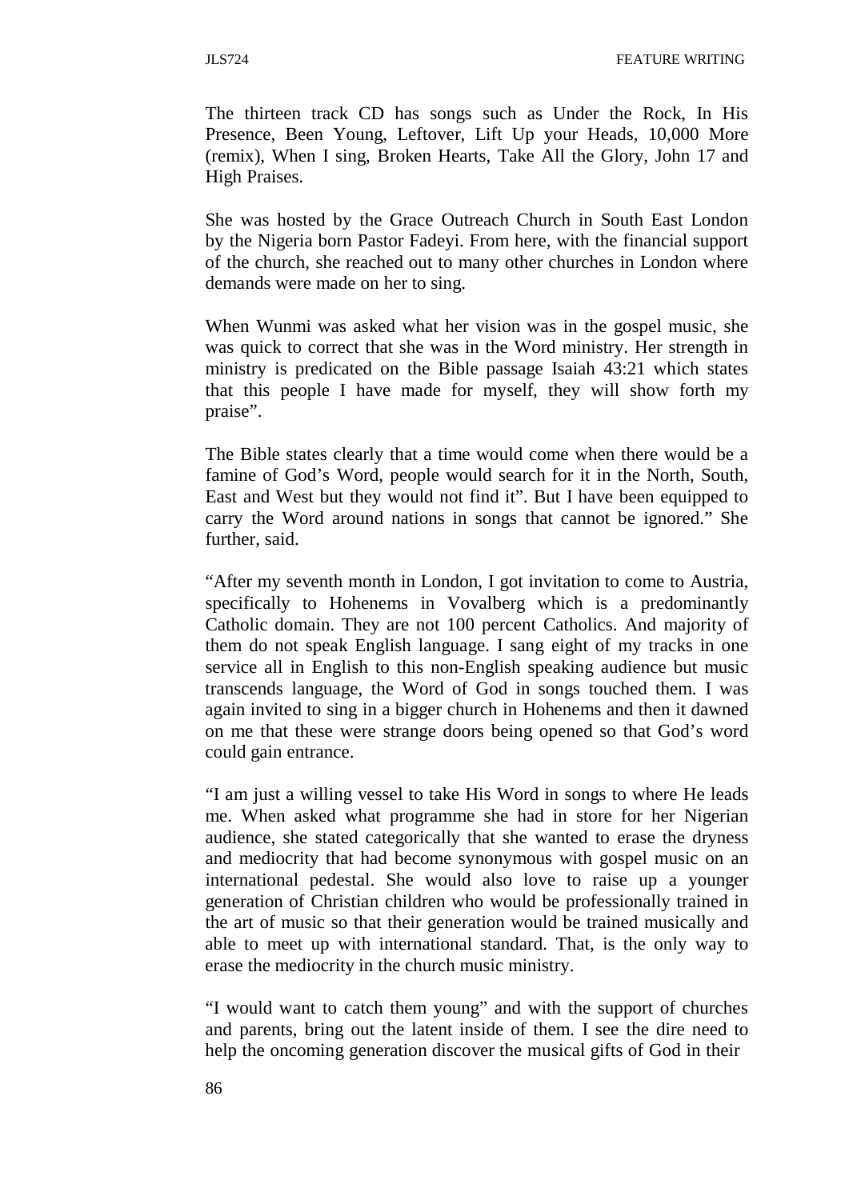The thirteen track CD has songs such as Under the Rock, In His Presence, Been Young, Leftover, Lift Up your Heads, 10,000 More (remix), When I sing, Broken Hearts, Take All the Glory, John 17 and High Praises.

She was hosted by the Grace Outreach Church in South East London by the Nigeria born Pastor Fadeyi. From here, with the financial support of the church, she reached out to many other churches in London where demands were made on her to sing.

When Wunmi was asked what her vision was in the gospel music, she was quick to correct that she was in the Word ministry. Her strength in ministry is predicated on the Bible passage Isaiah 43:21 which states that this people I have made for myself, they will show forth my praise".

The Bible states clearly that a time would come when there would be a famine of God's Word, people would search for it in the North, South, East and West but they would not find it". But I have been equipped to carry the Word around nations in songs that cannot be ignored." She further, said.

"After my seventh month in London, I got invitation to come to Austria, specifically to Hohenems in Vovalberg which is a predominantly Catholic domain. They are not 100 percent Catholics. And majority of them do not speak English language. I sang eight of my tracks in one service all in English to this non-English speaking audience but music transcends language, the Word of God in songs touched them. I was again invited to sing in a bigger church in Hohenems and then it dawned on me that these were strange doors being opened so that God's word could gain entrance.

"I am just a willing vessel to take His Word in songs to where He leads me. When asked what programme she had in store for her Nigerian audience, she stated categorically that she wanted to erase the dryness and mediocrity that had become synonymous with gospel music on an international pedestal. She would also love to raise up a younger generation of Christian children who would be professionally trained in the art of music so that their generation would be trained musically and able to meet up with international standard. That, is the only way to erase the mediocrity in the church music ministry.

"I would want to catch them young" and with the support of churches and parents, bring out the latent inside of them. I see the dire need to help the oncoming generation discover the musical gifts of God in their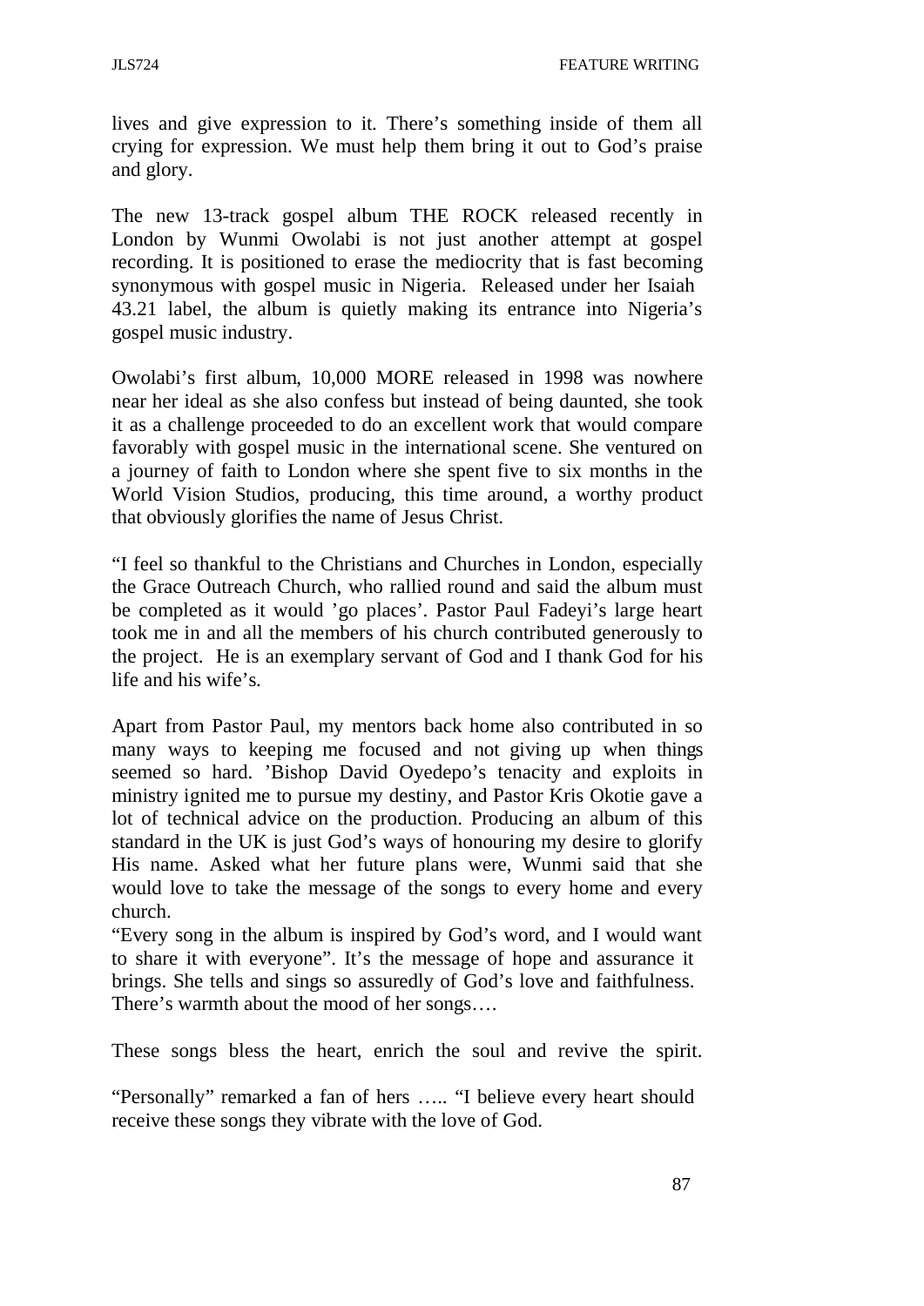lives and give expression to it. There's something inside of them all crying for expression. We must help them bring it out to God's praise and glory.

The new 13-track gospel album THE ROCK released recently in London by Wunmi Owolabi is not just another attempt at gospel recording. It is positioned to erase the mediocrity that is fast becoming synonymous with gospel music in Nigeria. Released under her Isaiah 43.21 label, the album is quietly making its entrance into Nigeria's gospel music industry.

Owolabi's first album, 10,000 MORE released in 1998 was nowhere near her ideal as she also confess but instead of being daunted, she took it as a challenge proceeded to do an excellent work that would compare favorably with gospel music in the international scene. She ventured on a journey of faith to London where she spent five to six months in the World Vision Studios, producing, this time around, a worthy product that obviously glorifies the name of Jesus Christ.

"I feel so thankful to the Christians and Churches in London, especially the Grace Outreach Church, who rallied round and said the album must be completed as it would 'go places'. Pastor Paul Fadeyi's large heart took me in and all the members of his church contributed generously to the project. He is an exemplary servant of God and I thank God for his life and his wife's.

Apart from Pastor Paul, my mentors back home also contributed in so many ways to keeping me focused and not giving up when things seemed so hard. 'Bishop David Oyedepo's tenacity and exploits in ministry ignited me to pursue my destiny, and Pastor Kris Okotie gave a lot of technical advice on the production. Producing an album of this standard in the UK is just God's ways of honouring my desire to glorify His name. Asked what her future plans were, Wunmi said that she would love to take the message of the songs to every home and every church.

"Every song in the album is inspired by God's word, and I would want to share it with everyone". It's the message of hope and assurance it brings. She tells and sings so assuredly of God's love and faithfulness. There's warmth about the mood of her songs….

These songs bless the heart, enrich the soul and revive the spirit.

"Personally" remarked a fan of hers ….. "I believe every heart should receive these songs they vibrate with the love of God.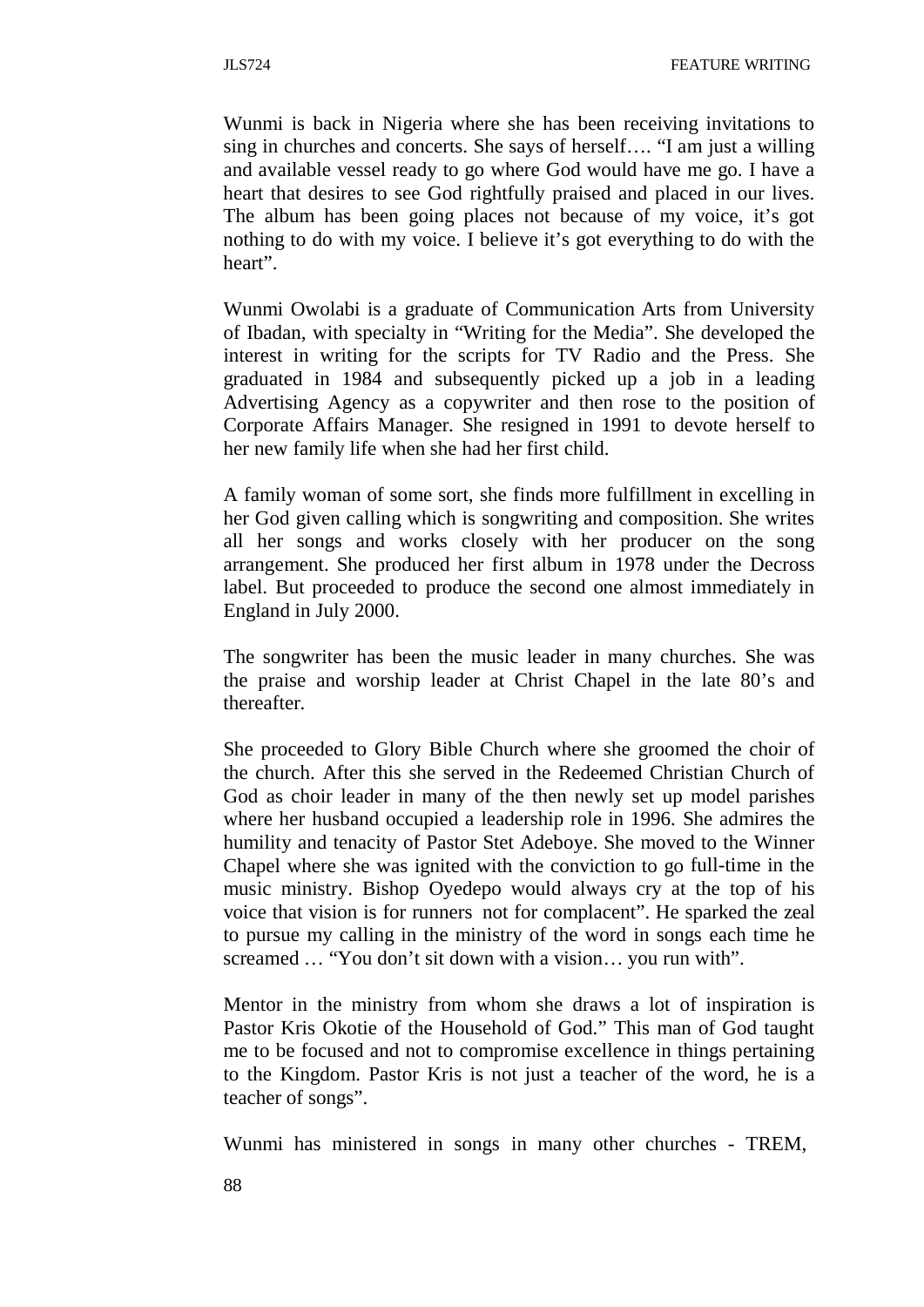Wunmi is back in Nigeria where she has been receiving invitations to sing in churches and concerts. She says of herself…. "I am just a willing and available vessel ready to go where God would have me go. I have a heart that desires to see God rightfully praised and placed in our lives. The album has been going places not because of my voice, it's got nothing to do with my voice. I believe it's got everything to do with the heart".

Wunmi Owolabi is a graduate of Communication Arts from University of Ibadan, with specialty in "Writing for the Media". She developed the interest in writing for the scripts for TV Radio and the Press. She graduated in 1984 and subsequently picked up a job in a leading Advertising Agency as a copywriter and then rose to the position of Corporate Affairs Manager. She resigned in 1991 to devote herself to her new family life when she had her first child.

A family woman of some sort, she finds more fulfillment in excelling in her God given calling which is songwriting and composition. She writes all her songs and works closely with her producer on the song arrangement. She produced her first album in 1978 under the Decross label. But proceeded to produce the second one almost immediately in England in July 2000.

The songwriter has been the music leader in many churches. She was the praise and worship leader at Christ Chapel in the late 80's and thereafter.

She proceeded to Glory Bible Church where she groomed the choir of the church. After this she served in the Redeemed Christian Church of God as choir leader in many of the then newly set up model parishes where her husband occupied a leadership role in 1996. She admires the humility and tenacity of Pastor Stet Adeboye. She moved to the Winner Chapel where she was ignited with the conviction to go full-time in the music ministry. Bishop Oyedepo would always cry at the top of his voice that vision is for runners not for complacent". He sparked the zeal to pursue my calling in the ministry of the word in songs each time he screamed … "You don't sit down with a vision… you run with".

Mentor in the ministry from whom she draws a lot of inspiration is Pastor Kris Okotie of the Household of God." This man of God taught me to be focused and not to compromise excellence in things pertaining to the Kingdom. Pastor Kris is not just a teacher of the word, he is a teacher of songs".

Wunmi has ministered in songs in many other churches - TREM,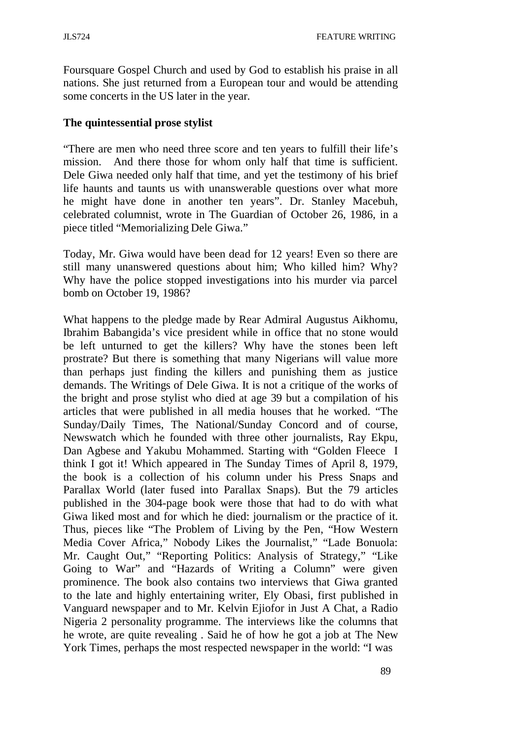Foursquare Gospel Church and used by God to establish his praise in all nations. She just returned from a European tour and would be attending some concerts in the US later in the year.

**The quintessential prose stylist**

"There are men who need three score and ten years to fulfill their life's mission. And there those for whom only half that time is sufficient. Dele Giwa needed only half that time, and yet the testimony of his brief life haunts and taunts us with unanswerable questions over what more he might have done in another ten years". Dr. Stanley Macebuh, celebrated columnist, wrote in The Guardian of October 26, 1986, in a piece titled "Memorializing Dele Giwa."

Today, Mr. Giwa would have been dead for 12 years! Even so there are still many unanswered questions about him; Who killed him? Why? Why have the police stopped investigations into his murder via parcel bomb on October 19, 1986?

What happens to the pledge made by Rear Admiral Augustus Aikhomu, Ibrahim Babangida's vice president while in office that no stone would be left unturned to get the killers? Why have the stones been left prostrate? But there is something that many Nigerians will value more than perhaps just finding the killers and punishing them as justice demands. The Writings of Dele Giwa. It is not a critique of the works of the bright and prose stylist who died at age 39 but a compilation of his articles that were published in all media houses that he worked. "The Sunday/Daily Times, The National/Sunday Concord and of course, Newswatch which he founded with three other journalists, Ray Ekpu, Dan Agbese and Yakubu Mohammed. Starting with "Golden Fleece I think I got it! Which appeared in The Sunday Times of April 8, 1979, the book is a collection of his column under his Press Snaps and Parallax World (later fused into Parallax Snaps). But the 79 articles published in the 304-page book were those that had to do with what Giwa liked most and for which he died: journalism or the practice of it. Thus, pieces like "The Problem of Living by the Pen, "How Western Media Cover Africa," Nobody Likes the Journalist," "Lade Bonuola: Mr. Caught Out," "Reporting Politics: Analysis of Strategy," "Like Going to War" and "Hazards of Writing a Column" were given prominence. The book also contains two interviews that Giwa granted to the late and highly entertaining writer, Ely Obasi, first published in Vanguard newspaper and to Mr. Kelvin Ejiofor in Just A Chat, a Radio Nigeria 2 personality programme. The interviews like the columns that he wrote, are quite revealing . Said he of how he got a job at The New York Times, perhaps the most respected newspaper in the world: "I was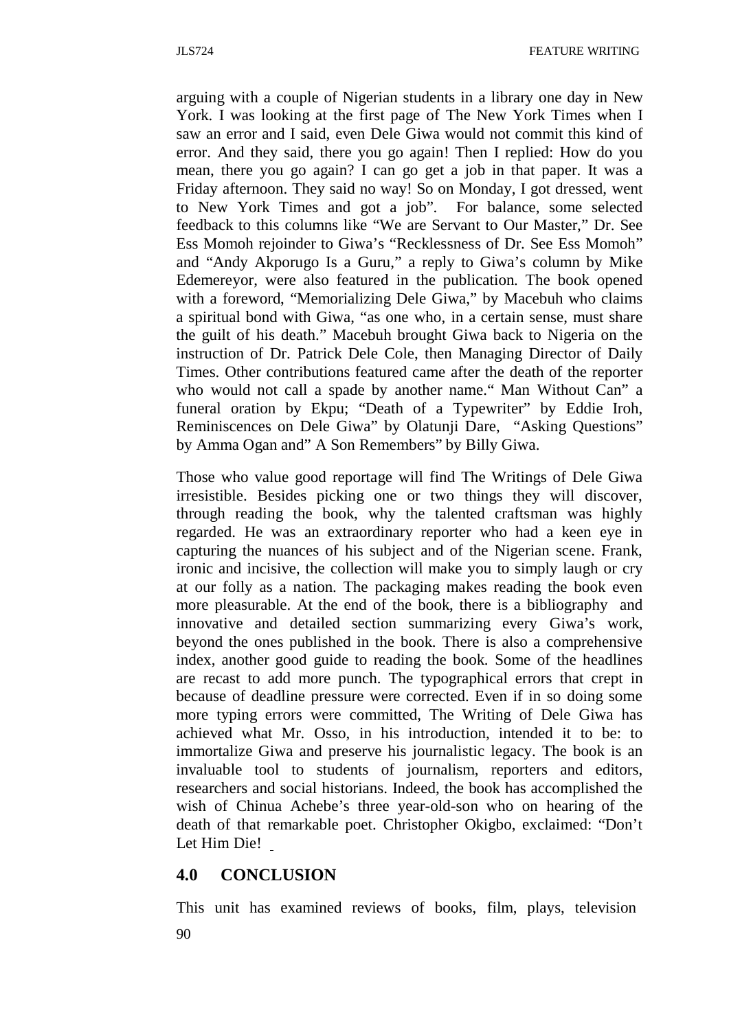arguing with a couple of Nigerian students in a library one day in New York. I was looking at the first page of The New York Times when I saw an error and I said, even Dele Giwa would not commit this kind of error. And they said, there you go again! Then I replied: How do you mean, there you go again? I can go get a job in that paper. It was a Friday afternoon. They said no way! So on Monday, I got dressed, went to New York Times and got a job". For balance, some selected feedback to this columns like "We are Servant to Our Master," Dr. See Ess Momoh rejoinder to Giwa's "Recklessness of Dr. See Ess Momoh" and "Andy Akporugo Is a Guru," a reply to Giwa's column by Mike Edemereyor, were also featured in the publication. The book opened with a foreword, "Memorializing Dele Giwa," by Macebuh who claims a spiritual bond with Giwa, "as one who, in a certain sense, must share the guilt of his death." Macebuh brought Giwa back to Nigeria on the instruction of Dr. Patrick Dele Cole, then Managing Director of Daily Times. Other contributions featured came after the death of the reporter who would not call a spade by another name." Man Without Can" a funeral oration by Ekpu; "Death of a Typewriter" by Eddie Iroh, Reminiscences on Dele Giwa" by Olatunji Dare, "Asking Questions" by Amma Ogan and" A Son Remembers" by Billy Giwa.

Those who value good reportage will find The Writings of Dele Giwa irresistible. Besides picking one or two things they will discover, through reading the book, why the talented craftsman was highly regarded. He was an extraordinary reporter who had a keen eye in capturing the nuances of his subject and of the Nigerian scene. Frank, ironic and incisive, the collection will make you to simply laugh or cry at our folly as a nation. The packaging makes reading the book even more pleasurable. At the end of the book, there is a bibliography and innovative and detailed section summarizing every Giwa's work, beyond the ones published in the book. There is also a comprehensive index, another good guide to reading the book. Some of the headlines are recast to add more punch. The typographical errors that crept in because of deadline pressure were corrected. Even if in so doing some more typing errors were committed, The Writing of Dele Giwa has achieved what Mr. Osso, in his introduction, intended it to be: to immortalize Giwa and preserve his journalistic legacy. The book is an invaluable tool to students of journalism, reporters and editors, researchers and social historians. Indeed, the book has accomplished the wish of Chinua Achebe's three year-old-son who on hearing of the death of that remarkable poet. Christopher Okigbo, exclaimed: "Don't Let Him Die!

## 4.0 CONCLUSION

This unit has examined reviews of books, film, plays, television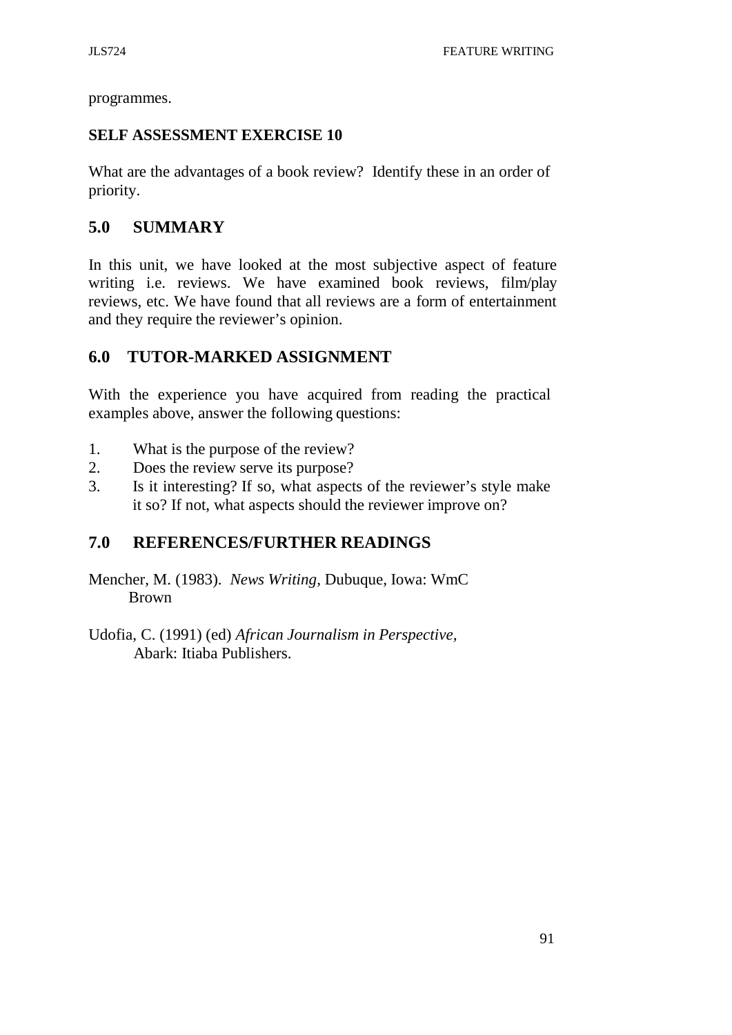programmes.

**SELF ASSESSMENT EXERCISE 10**

What are the advantages of a book review? Identify these in an order of priority.

## 5.0 SUMMARY

In this unit, we have looked at the most subjective aspect of feature writing i.e. reviews. We have examined book reviews, film/play reviews, etc. We have found that all reviews are a form of entertainment and they require the reviewer's opinion.

## 6.0 TUTOR-MARKED ASSIGNMENT

With the experience you have acquired from reading the practical examples above, answer the following questions:

1. What is the purpose of the review?
2. Does the review serve its purpose?
3. Is it interesting? If so, what aspects of the reviewer's style make it so? If not, what aspects should the reviewer improve on?

## 7.0 REFERENCES/FURTHER READINGS

Mencher, M. (1983). *News Writing*, Dubuque, Iowa: WmC Brown

Udofia, C. (1991) (ed) *African Journalism in Perspective*, Abark: Itiaba Publishers.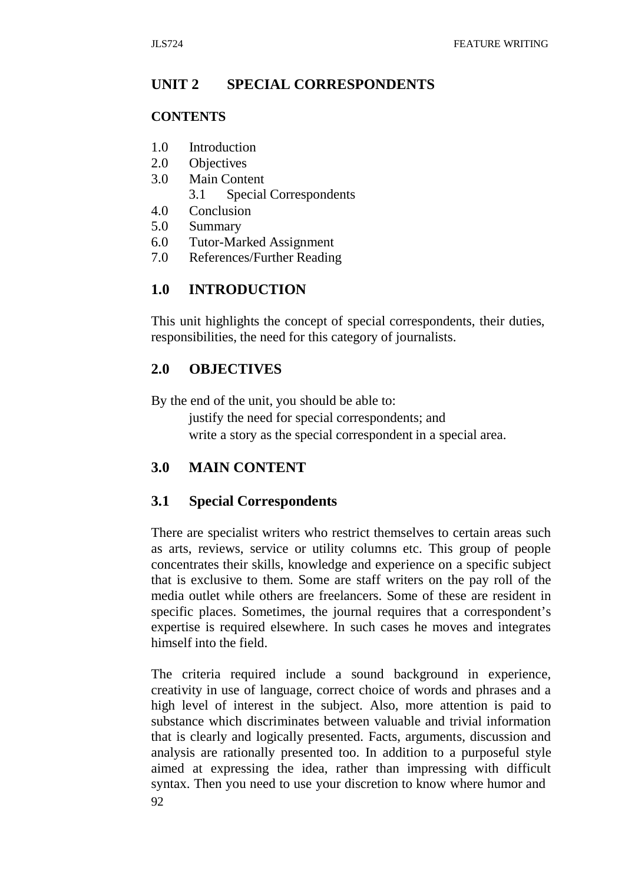## UNIT 2 SPECIAL CORRESPONDENTS

**CONTENTS**

1.0 Introduction
2.0 Objectives
3.0 Main Content
    3.1 Special Correspondents
4.0 Conclusion
5.0 Summary
6.0 Tutor-Marked Assignment
7.0 References/Further Reading

### 1.0 INTRODUCTION

This unit highlights the concept of special correspondents, their duties, responsibilities, the need for this category of journalists.

### 2.0 OBJECTIVES

By the end of the unit, you should be able to:

- justify the need for special correspondents; and
- write a story as the special correspondent in a special area.

### 3.0 MAIN CONTENT

### 3.1 Special Correspondents

There are specialist writers who restrict themselves to certain areas such as arts, reviews, service or utility columns etc. This group of people concentrates their skills, knowledge and experience on a specific subject that is exclusive to them. Some are staff writers on the pay roll of the media outlet while others are freelancers. Some of these are resident in specific places. Sometimes, the journal requires that a correspondent's expertise is required elsewhere. In such cases he moves and integrates himself into the field.

The criteria required include a sound background in experience, creativity in use of language, correct choice of words and phrases and a high level of interest in the subject. Also, more attention is paid to substance which discriminates between valuable and trivial information that is clearly and logically presented. Facts, arguments, discussion and analysis are rationally presented too. In addition to a purposeful style aimed at expressing the idea, rather than impressing with difficult syntax. Then you need to use your discretion to know where humor and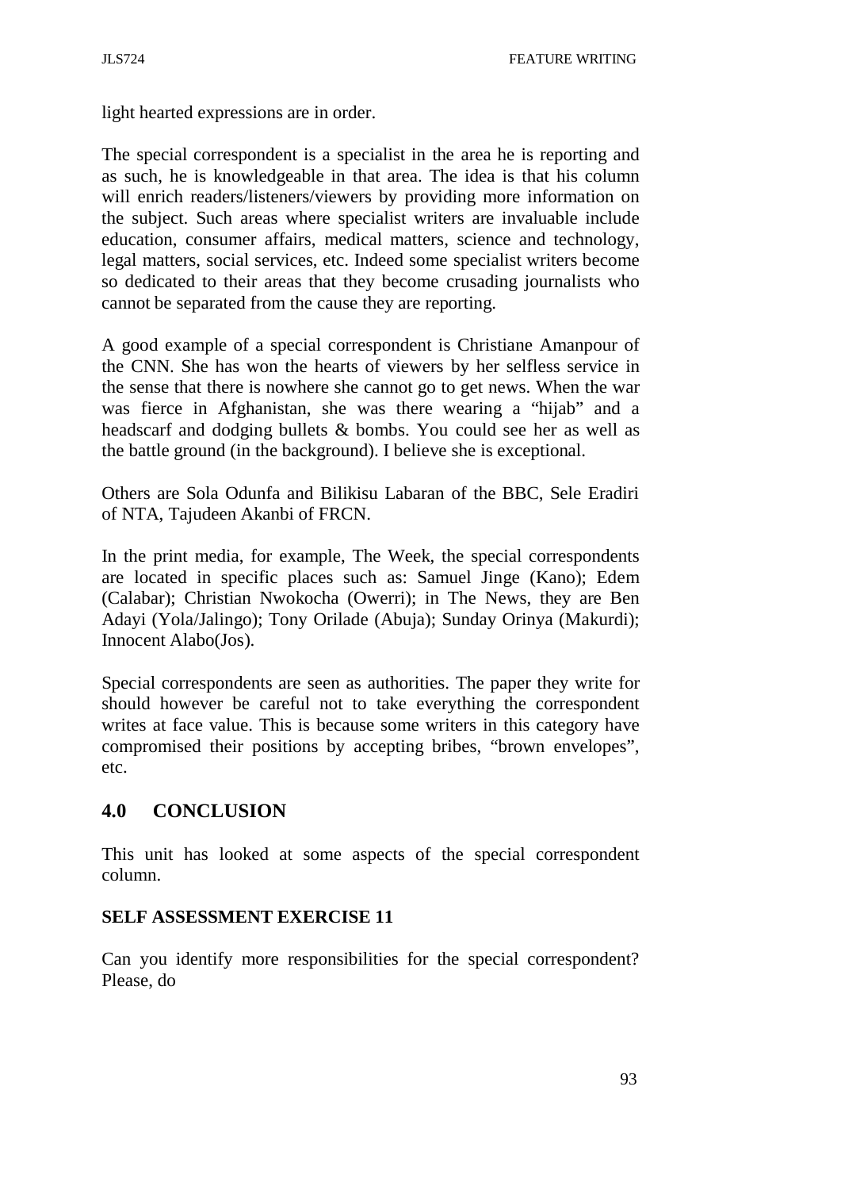light hearted expressions are in order.

The special correspondent is a specialist in the area he is reporting and as such, he is knowledgeable in that area. The idea is that his column will enrich readers/listeners/viewers by providing more information on the subject. Such areas where specialist writers are invaluable include education, consumer affairs, medical matters, science and technology, legal matters, social services, etc. Indeed some specialist writers become so dedicated to their areas that they become crusading journalists who cannot be separated from the cause they are reporting.

A good example of a special correspondent is Christiane Amanpour of the CNN. She has won the hearts of viewers by her selfless service in the sense that there is nowhere she cannot go to get news. When the war was fierce in Afghanistan, she was there wearing a "hijab" and a headscarf and dodging bullets & bombs. You could see her as well as the battle ground (in the background). I believe she is exceptional.

Others are Sola Odunfa and Bilikisu Labaran of the BBC, Sele Eradiri of NTA, Tajudeen Akanbi of FRCN.

In the print media, for example, The Week, the special correspondents are located in specific places such as: Samuel Jinge (Kano); Edem (Calabar); Christian Nwokocha (Owerri); in The News, they are Ben Adayi (Yola/Jalingo); Tony Orilade (Abuja); Sunday Orinya (Makurdi); Innocent Alabo(Jos).

Special correspondents are seen as authorities. The paper they write for should however be careful not to take everything the correspondent writes at face value. This is because some writers in this category have compromised their positions by accepting bribes, "brown envelopes", etc.

## 4.0 CONCLUSION

This unit has looked at some aspects of the special correspondent column.

**SELF ASSESSMENT EXERCISE 11**

Can you identify more responsibilities for the special correspondent? Please, do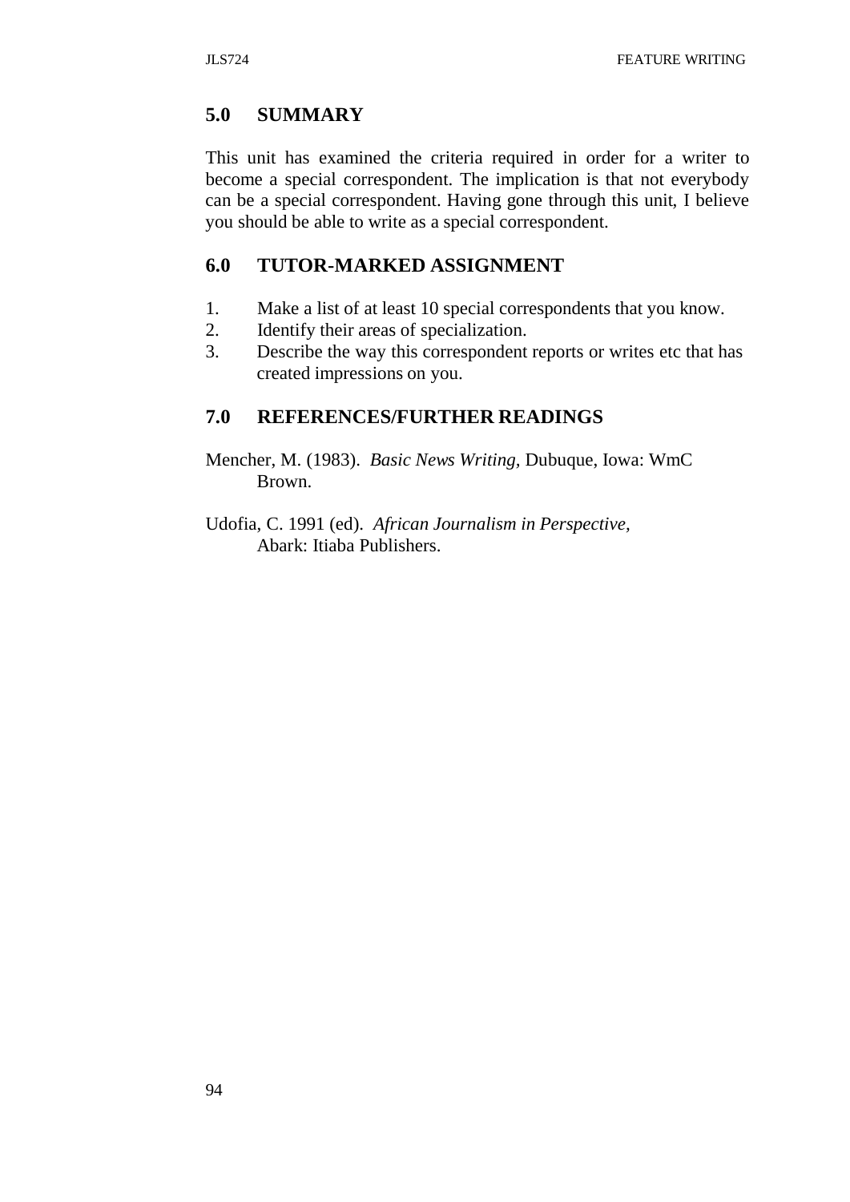## 5.0 SUMMARY

This unit has examined the criteria required in order for a writer to become a special correspondent. The implication is that not everybody can be a special correspondent. Having gone through this unit, I believe you should be able to write as a special correspondent.

## 6.0 TUTOR-MARKED ASSIGNMENT

1. Make a list of at least 10 special correspondents that you know.
2. Identify their areas of specialization.
3. Describe the way this correspondent reports or writes etc that has created impressions on you.

## 7.0 REFERENCES/FURTHER READINGS

Mencher, M. (1983). *Basic News Writing*, Dubuque, Iowa: WmC Brown.

Udofia, C. 1991 (ed). *African Journalism in Perspective,* Abark: Itiaba Publishers.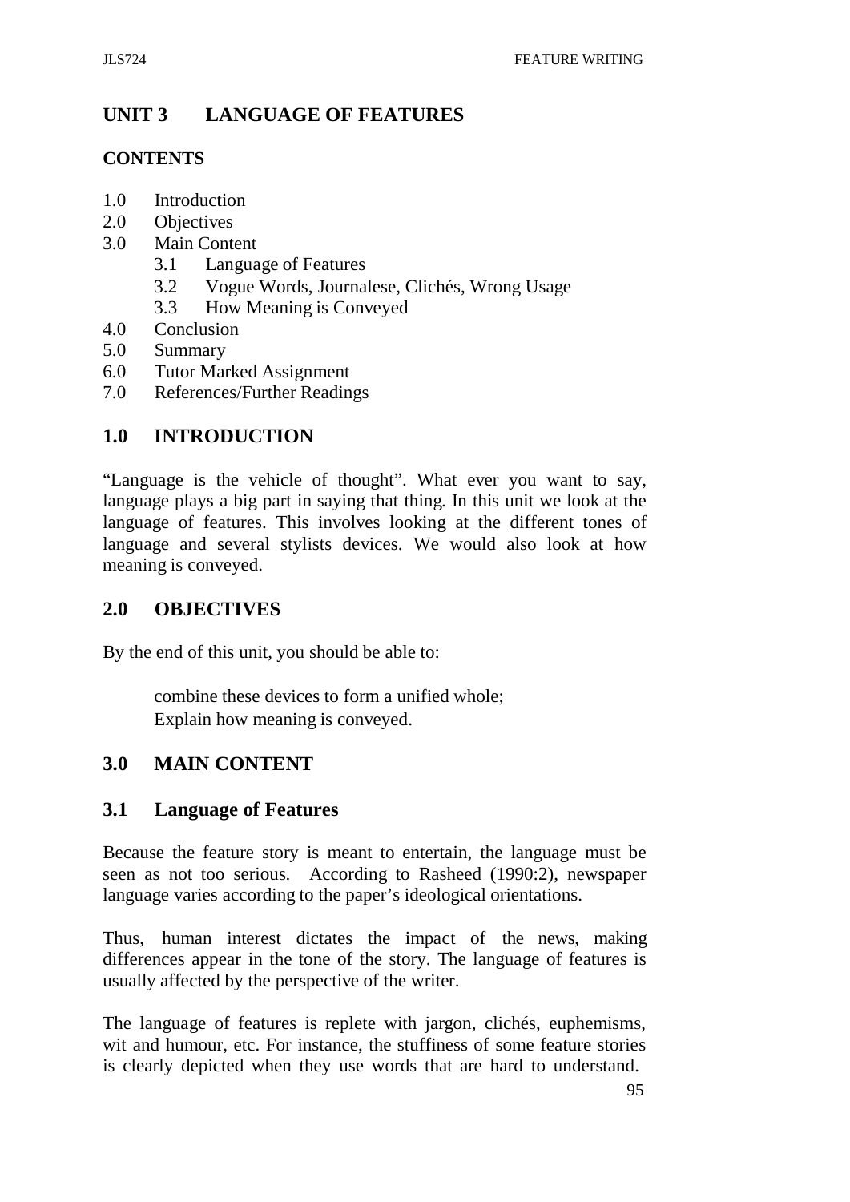# UNIT 3 LANGUAGE OF FEATURES

**CONTENTS**

1.0 Introduction
2.0 Objectives
3.0 Main Content
   3.1 Language of Features
   3.2 Vogue Words, Journalese, Clichés, Wrong Usage
   3.3 How Meaning is Conveyed
4.0 Conclusion
5.0 Summary
6.0 Tutor Marked Assignment
7.0 References/Further Readings

## 1.0 INTRODUCTION

"Language is the vehicle of thought". What ever you want to say, language plays a big part in saying that thing. In this unit we look at the language of features. This involves looking at the different tones of language and several stylists devices. We would also look at how meaning is conveyed.

## 2.0 OBJECTIVES

By the end of this unit, you should be able to:

- combine these devices to form a unified whole;
- Explain how meaning is conveyed.

## 3.0 MAIN CONTENT

### 3.1 Language of Features

Because the feature story is meant to entertain, the language must be seen as not too serious. According to Rasheed (1990:2), newspaper language varies according to the paper's ideological orientations.

Thus, human interest dictates the impact of the news, making differences appear in the tone of the story. The language of features is usually affected by the perspective of the writer.

The language of features is replete with jargon, clichés, euphemisms, wit and humour, etc. For instance, the stuffiness of some feature stories is clearly depicted when they use words that are hard to understand.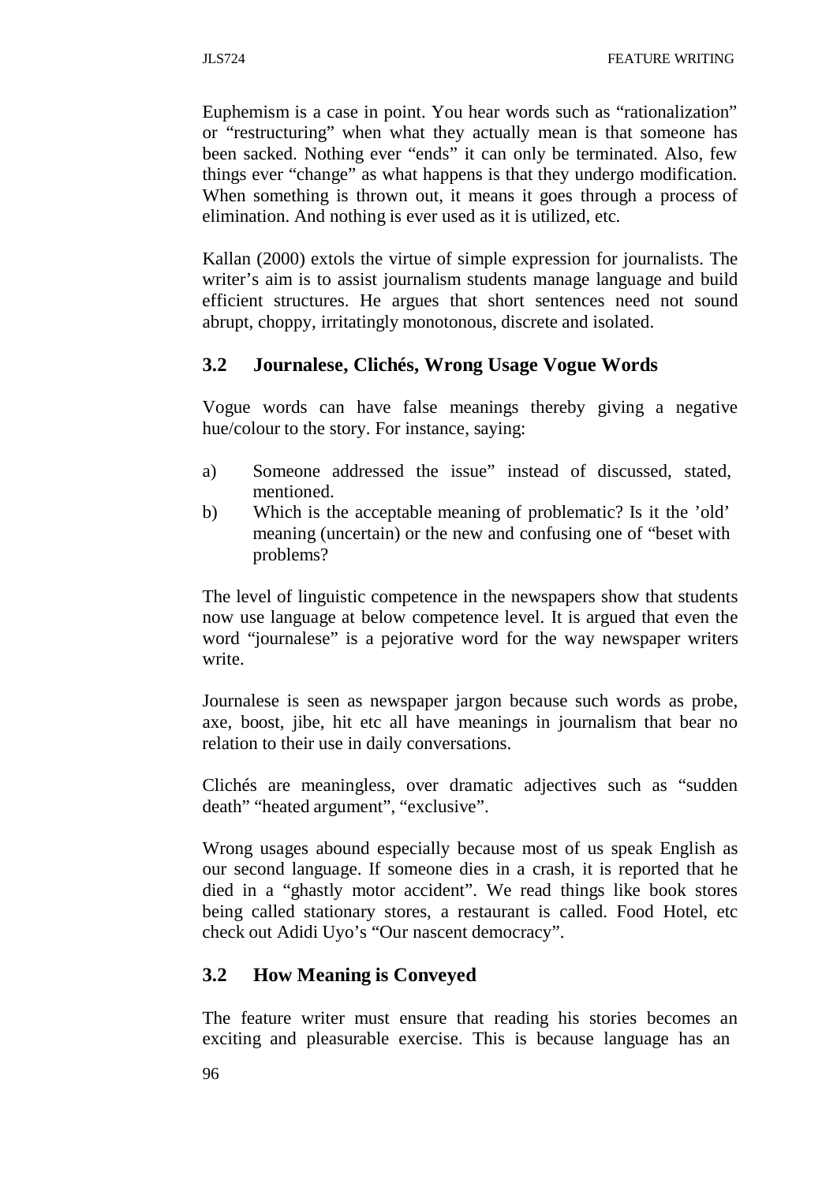Euphemism is a case in point. You hear words such as "rationalization" or "restructuring" when what they actually mean is that someone has been sacked. Nothing ever "ends" it can only be terminated. Also, few things ever "change" as what happens is that they undergo modification. When something is thrown out, it means it goes through a process of elimination. And nothing is ever used as it is utilized, etc.

Kallan (2000) extols the virtue of simple expression for journalists. The writer's aim is to assist journalism students manage language and build efficient structures. He argues that short sentences need not sound abrupt, choppy, irritatingly monotonous, discrete and isolated.

### 3.2 Journalese, Clichés, Wrong Usage Vogue Words

Vogue words can have false meanings thereby giving a negative hue/colour to the story. For instance, saying:

a) Someone addressed the issue" instead of discussed, stated, mentioned.
b) Which is the acceptable meaning of problematic? Is it the 'old' meaning (uncertain) or the new and confusing one of "beset with problems?

The level of linguistic competence in the newspapers show that students now use language at below competence level. It is argued that even the word "journalese" is a pejorative word for the way newspaper writers write.

Journalese is seen as newspaper jargon because such words as probe, axe, boost, jibe, hit etc all have meanings in journalism that bear no relation to their use in daily conversations.

Clichés are meaningless, over dramatic adjectives such as "sudden death" "heated argument", "exclusive".

Wrong usages abound especially because most of us speak English as our second language. If someone dies in a crash, it is reported that he died in a "ghastly motor accident". We read things like book stores being called stationary stores, a restaurant is called. Food Hotel, etc check out Adidi Uyo's "Our nascent democracy".

### 3.2 How Meaning is Conveyed

The feature writer must ensure that reading his stories becomes an exciting and pleasurable exercise. This is because language has an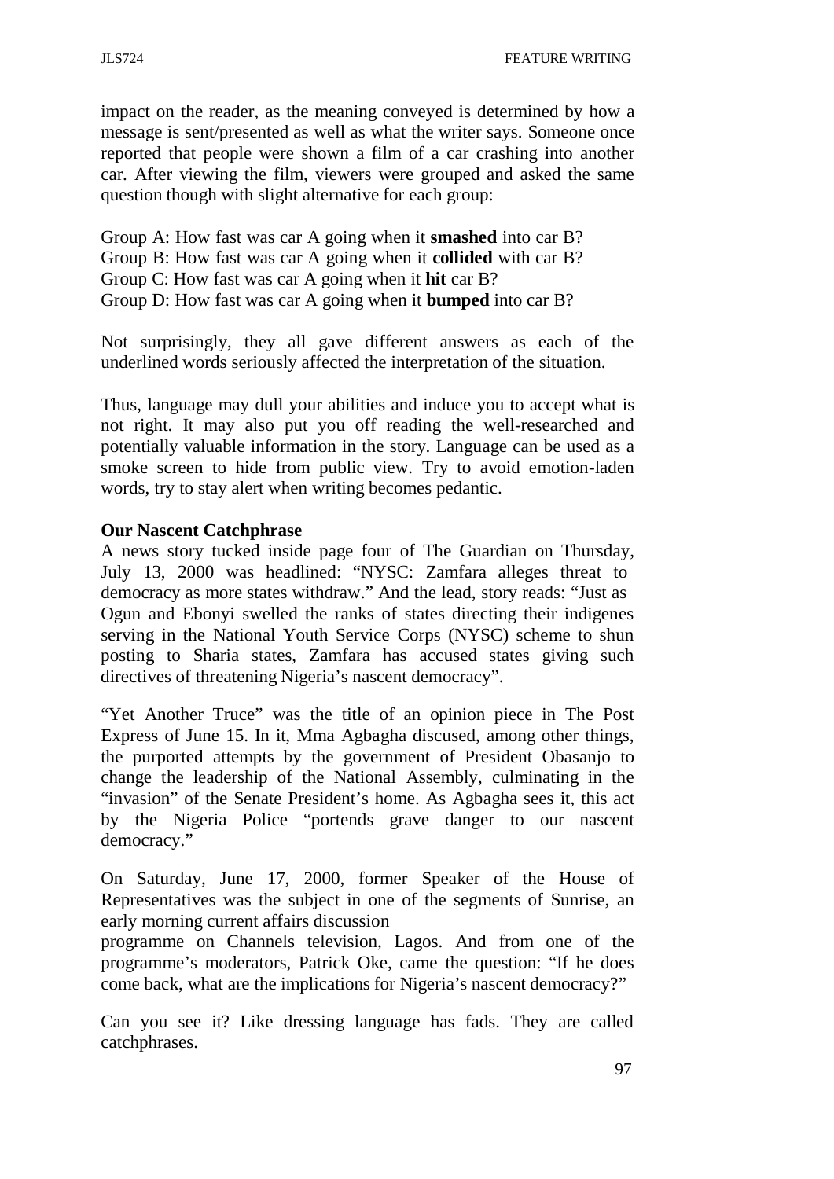impact on the reader, as the meaning conveyed is determined by how a message is sent/presented as well as what the writer says. Someone once reported that people were shown a film of a car crashing into another car. After viewing the film, viewers were grouped and asked the same question though with slight alternative for each group:

Group A: How fast was car A going when it **smashed** into car B?
Group B: How fast was car A going when it **collided** with car B?
Group C: How fast was car A going when it **hit** car B?
Group D: How fast was car A going when it **bumped** into car B?

Not surprisingly, they all gave different answers as each of the underlined words seriously affected the interpretation of the situation.

Thus, language may dull your abilities and induce you to accept what is not right. It may also put you off reading the well-researched and potentially valuable information in the story. Language can be used as a smoke screen to hide from public view. Try to avoid emotion-laden words, try to stay alert when writing becomes pedantic.

**Our Nascent Catchphrase**

A news story tucked inside page four of The Guardian on Thursday, July 13, 2000 was headlined: "NYSC: Zamfara alleges threat to democracy as more states withdraw." And the lead, story reads: "Just as Ogun and Ebonyi swelled the ranks of states directing their indigenes serving in the National Youth Service Corps (NYSC) scheme to shun posting to Sharia states, Zamfara has accused states giving such directives of threatening Nigeria's nascent democracy".

"Yet Another Truce" was the title of an opinion piece in The Post Express of June 15. In it, Mma Agbagha discused, among other things, the purported attempts by the government of President Obasanjo to change the leadership of the National Assembly, culminating in the "invasion" of the Senate President's home. As Agbagha sees it, this act by the Nigeria Police "portends grave danger to our nascent democracy."

On Saturday, June 17, 2000, former Speaker of the House of Representatives was the subject in one of the segments of Sunrise, an early morning current affairs discussion programme on Channels television, Lagos. And from one of the programme's moderators, Patrick Oke, came the question: "If he does come back, what are the implications for Nigeria's nascent democracy?"

Can you see it? Like dressing language has fads. They are called catchphrases.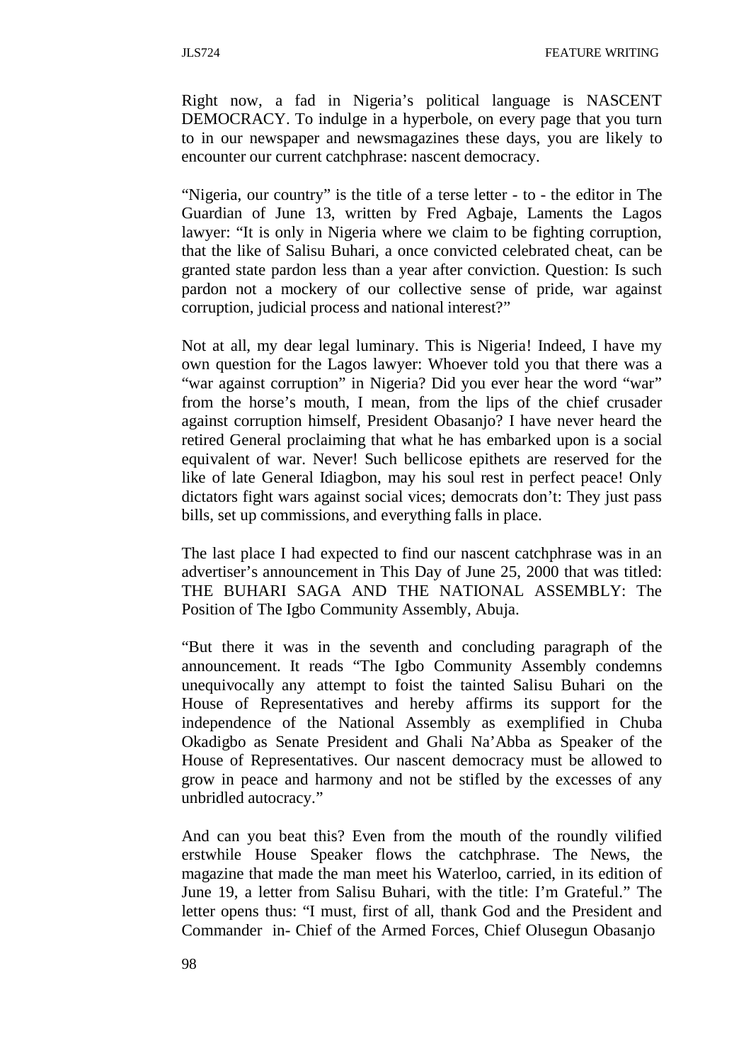Right now, a fad in Nigeria's political language is NASCENT DEMOCRACY. To indulge in a hyperbole, on every page that you turn to in our newspaper and newsmagazines these days, you are likely to encounter our current catchphrase: nascent democracy.

"Nigeria, our country" is the title of a terse letter - to - the editor in The Guardian of June 13, written by Fred Agbaje, Laments the Lagos lawyer: "It is only in Nigeria where we claim to be fighting corruption, that the like of Salisu Buhari, a once convicted celebrated cheat, can be granted state pardon less than a year after conviction. Question: Is such pardon not a mockery of our collective sense of pride, war against corruption, judicial process and national interest?"

Not at all, my dear legal luminary. This is Nigeria! Indeed, I have my own question for the Lagos lawyer: Whoever told you that there was a "war against corruption" in Nigeria? Did you ever hear the word "war" from the horse's mouth, I mean, from the lips of the chief crusader against corruption himself, President Obasanjo? I have never heard the retired General proclaiming that what he has embarked upon is a social equivalent of war. Never! Such bellicose epithets are reserved for the like of late General Idiagbon, may his soul rest in perfect peace! Only dictators fight wars against social vices; democrats don't: They just pass bills, set up commissions, and everything falls in place.

The last place I had expected to find our nascent catchphrase was in an advertiser's announcement in This Day of June 25, 2000 that was titled: THE BUHARI SAGA AND THE NATIONAL ASSEMBLY: The Position of The Igbo Community Assembly, Abuja.

"But there it was in the seventh and concluding paragraph of the announcement. It reads "The Igbo Community Assembly condemns unequivocally any attempt to foist the tainted Salisu Buhari on the House of Representatives and hereby affirms its support for the independence of the National Assembly as exemplified in Chuba Okadigbo as Senate President and Ghali Na'Abba as Speaker of the House of Representatives. Our nascent democracy must be allowed to grow in peace and harmony and not be stifled by the excesses of any unbridled autocracy."

And can you beat this? Even from the mouth of the roundly vilified erstwhile House Speaker flows the catchphrase. The News, the magazine that made the man meet his Waterloo, carried, in its edition of June 19, a letter from Salisu Buhari, with the title: I'm Grateful." The letter opens thus: "I must, first of all, thank God and the President and Commander in- Chief of the Armed Forces, Chief Olusegun Obasanjo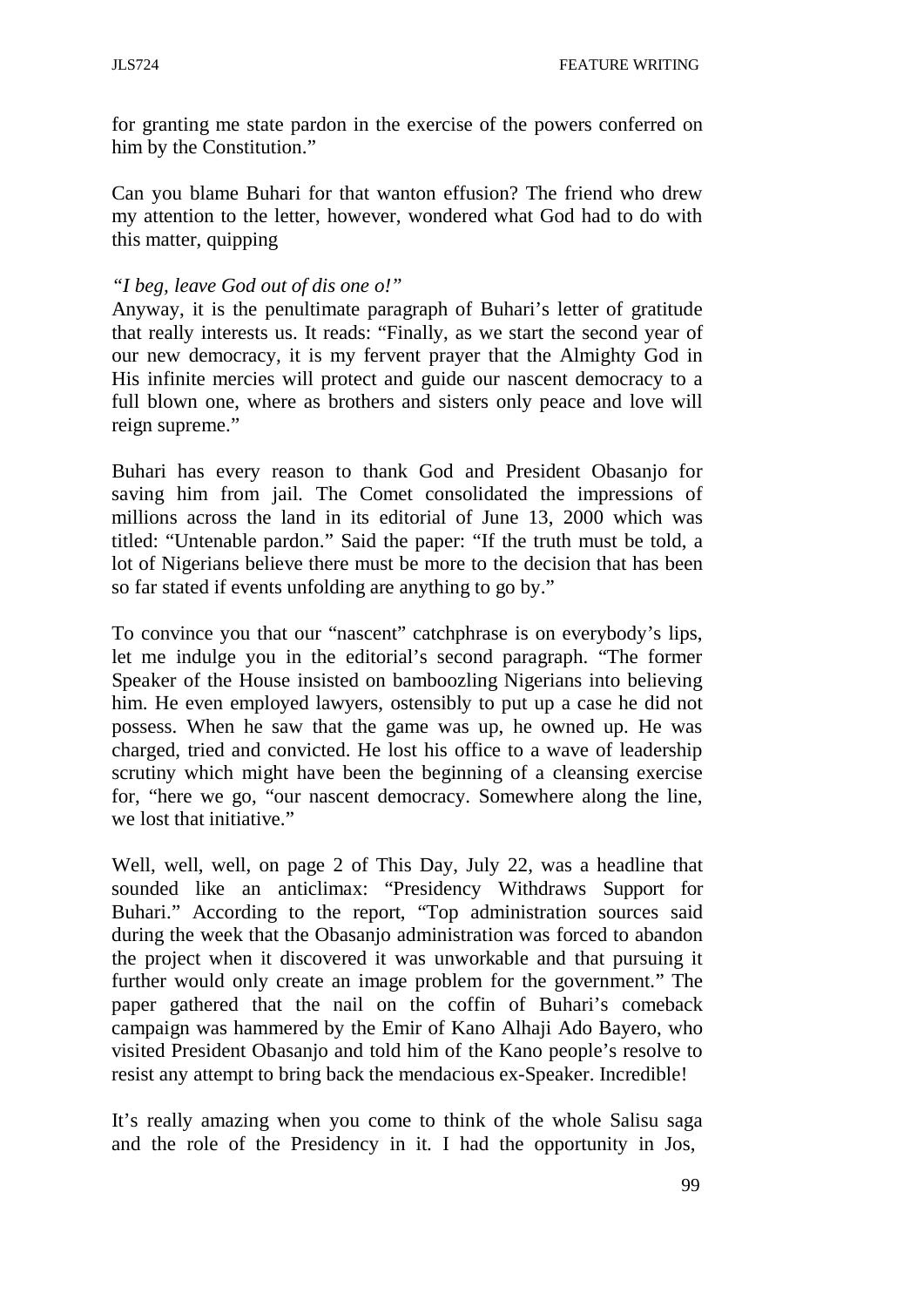for granting me state pardon in the exercise of the powers conferred on him by the Constitution."

Can you blame Buhari for that wanton effusion? The friend who drew my attention to the letter, however, wondered what God had to do with this matter, quipping

*"I beg, leave God out of dis one o!"*
Anyway, it is the penultimate paragraph of Buhari's letter of gratitude that really interests us. It reads: "Finally, as we start the second year of our new democracy, it is my fervent prayer that the Almighty God in His infinite mercies will protect and guide our nascent democracy to a full blown one, where as brothers and sisters only peace and love will reign supreme."

Buhari has every reason to thank God and President Obasanjo for saving him from jail. The Comet consolidated the impressions of millions across the land in its editorial of June 13, 2000 which was titled: "Untenable pardon." Said the paper: "If the truth must be told, a lot of Nigerians believe there must be more to the decision that has been so far stated if events unfolding are anything to go by."

To convince you that our "nascent" catchphrase is on everybody's lips, let me indulge you in the editorial's second paragraph. "The former Speaker of the House insisted on bamboozling Nigerians into believing him. He even employed lawyers, ostensibly to put up a case he did not possess. When he saw that the game was up, he owned up. He was charged, tried and convicted. He lost his office to a wave of leadership scrutiny which might have been the beginning of a cleansing exercise for, "here we go, "our nascent democracy. Somewhere along the line, we lost that initiative."

Well, well, well, on page 2 of This Day, July 22, was a headline that sounded like an anticlimax: "Presidency Withdraws Support for Buhari." According to the report, "Top administration sources said during the week that the Obasanjo administration was forced to abandon the project when it discovered it was unworkable and that pursuing it further would only create an image problem for the government." The paper gathered that the nail on the coffin of Buhari's comeback campaign was hammered by the Emir of Kano Alhaji Ado Bayero, who visited President Obasanjo and told him of the Kano people's resolve to resist any attempt to bring back the mendacious ex-Speaker. Incredible!

It's really amazing when you come to think of the whole Salisu saga and the role of the Presidency in it. I had the opportunity in Jos,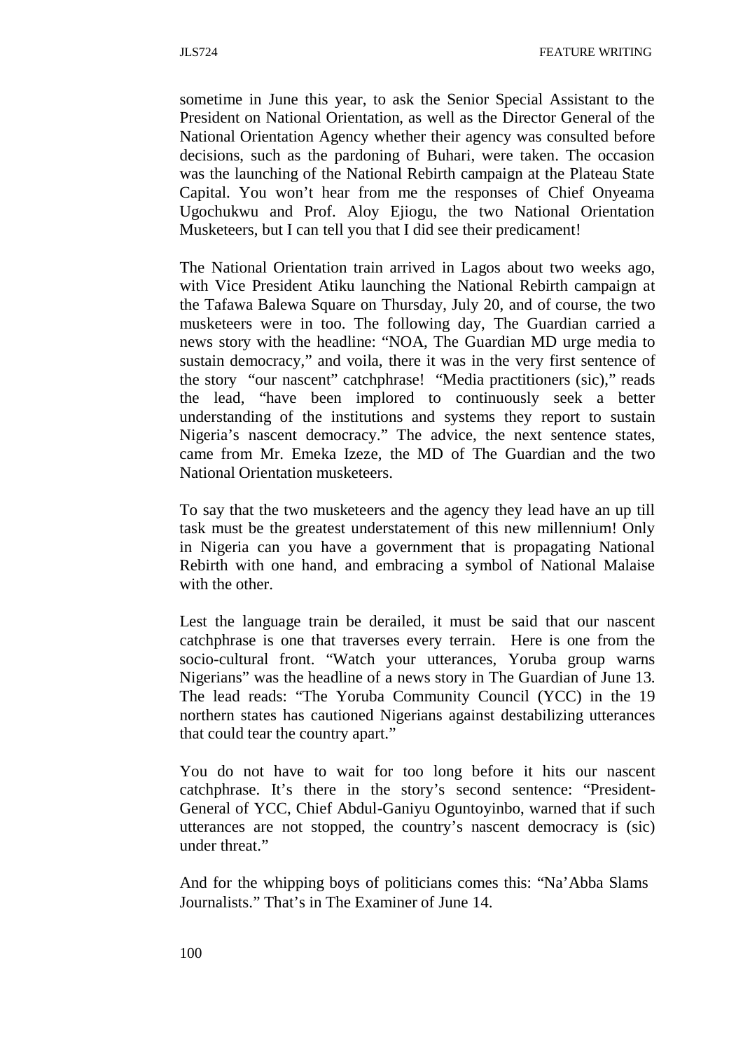sometime in June this year, to ask the Senior Special Assistant to the President on National Orientation, as well as the Director General of the National Orientation Agency whether their agency was consulted before decisions, such as the pardoning of Buhari, were taken. The occasion was the launching of the National Rebirth campaign at the Plateau State Capital. You won't hear from me the responses of Chief Onyeama Ugochukwu and Prof. Aloy Ejiogu, the two National Orientation Musketeers, but I can tell you that I did see their predicament!

The National Orientation train arrived in Lagos about two weeks ago, with Vice President Atiku launching the National Rebirth campaign at the Tafawa Balewa Square on Thursday, July 20, and of course, the two musketeers were in too. The following day, The Guardian carried a news story with the headline: "NOA, The Guardian MD urge media to sustain democracy," and voila, there it was in the very first sentence of the story "our nascent" catchphrase! "Media practitioners (sic)," reads the lead, "have been implored to continuously seek a better understanding of the institutions and systems they report to sustain Nigeria's nascent democracy." The advice, the next sentence states, came from Mr. Emeka Izeze, the MD of The Guardian and the two National Orientation musketeers.

To say that the two musketeers and the agency they lead have an up till task must be the greatest understatement of this new millennium! Only in Nigeria can you have a government that is propagating National Rebirth with one hand, and embracing a symbol of National Malaise with the other.

Lest the language train be derailed, it must be said that our nascent catchphrase is one that traverses every terrain. Here is one from the socio-cultural front. "Watch your utterances, Yoruba group warns Nigerians" was the headline of a news story in The Guardian of June 13. The lead reads: "The Yoruba Community Council (YCC) in the 19 northern states has cautioned Nigerians against destabilizing utterances that could tear the country apart."

You do not have to wait for too long before it hits our nascent catchphrase. It's there in the story's second sentence: "President-General of YCC, Chief Abdul-Ganiyu Oguntoyinbo, warned that if such utterances are not stopped, the country's nascent democracy is (sic) under threat."

And for the whipping boys of politicians comes this: "Na'Abba Slams Journalists." That's in The Examiner of June 14.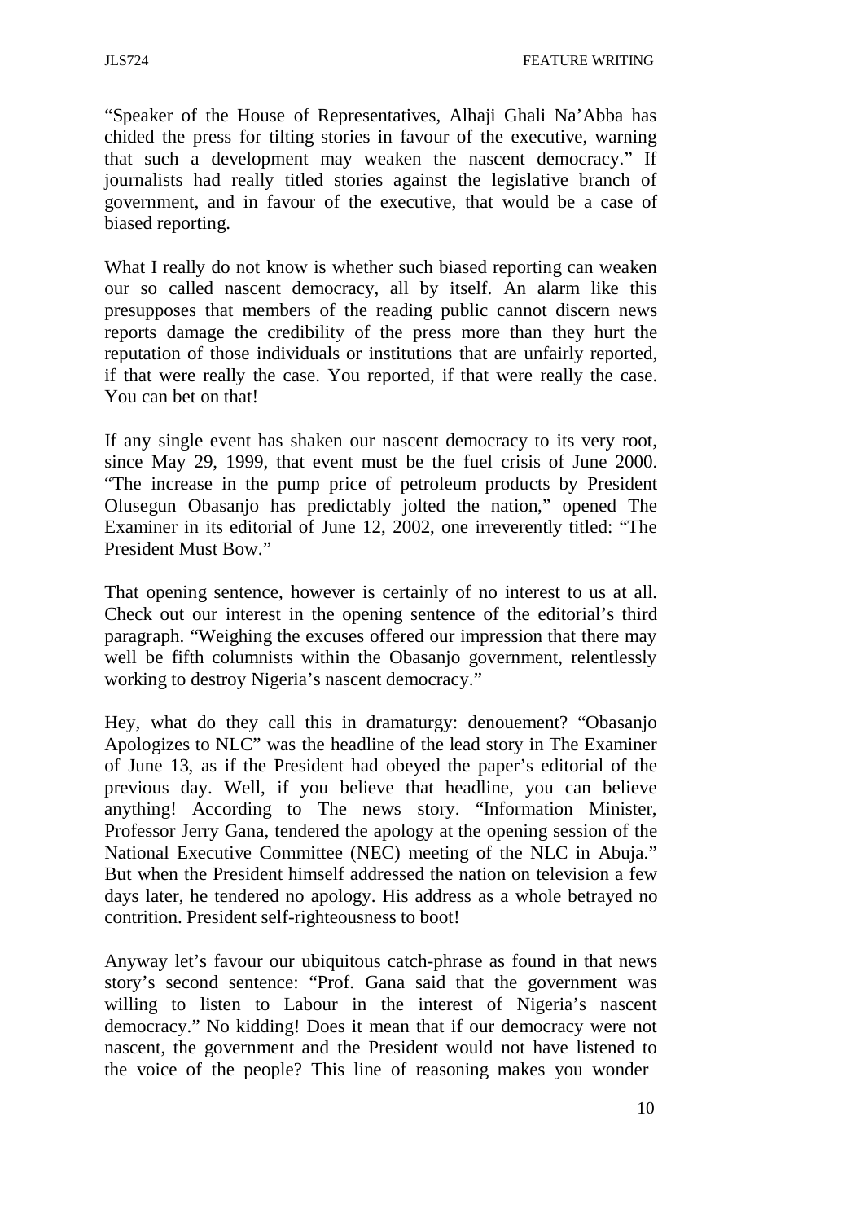"Speaker of the House of Representatives, Alhaji Ghali Na'Abba has chided the press for tilting stories in favour of the executive, warning that such a development may weaken the nascent democracy." If journalists had really titled stories against the legislative branch of government, and in favour of the executive, that would be a case of biased reporting.

What I really do not know is whether such biased reporting can weaken our so called nascent democracy, all by itself. An alarm like this presupposes that members of the reading public cannot discern news reports damage the credibility of the press more than they hurt the reputation of those individuals or institutions that are unfairly reported, if that were really the case. You reported, if that were really the case. You can bet on that!

If any single event has shaken our nascent democracy to its very root, since May 29, 1999, that event must be the fuel crisis of June 2000. "The increase in the pump price of petroleum products by President Olusegun Obasanjo has predictably jolted the nation," opened The Examiner in its editorial of June 12, 2002, one irreverently titled: "The President Must Bow."

That opening sentence, however is certainly of no interest to us at all. Check out our interest in the opening sentence of the editorial's third paragraph. "Weighing the excuses offered our impression that there may well be fifth columnists within the Obasanjo government, relentlessly working to destroy Nigeria's nascent democracy."

Hey, what do they call this in dramaturgy: denouement? "Obasanjo Apologizes to NLC" was the headline of the lead story in The Examiner of June 13, as if the President had obeyed the paper's editorial of the previous day. Well, if you believe that headline, you can believe anything! According to The news story. "Information Minister, Professor Jerry Gana, tendered the apology at the opening session of the National Executive Committee (NEC) meeting of the NLC in Abuja." But when the President himself addressed the nation on television a few days later, he tendered no apology. His address as a whole betrayed no contrition. President self-righteousness to boot!

Anyway let's favour our ubiquitous catch-phrase as found in that news story's second sentence: "Prof. Gana said that the government was willing to listen to Labour in the interest of Nigeria's nascent democracy." No kidding! Does it mean that if our democracy were not nascent, the government and the President would not have listened to the voice of the people? This line of reasoning makes you wonder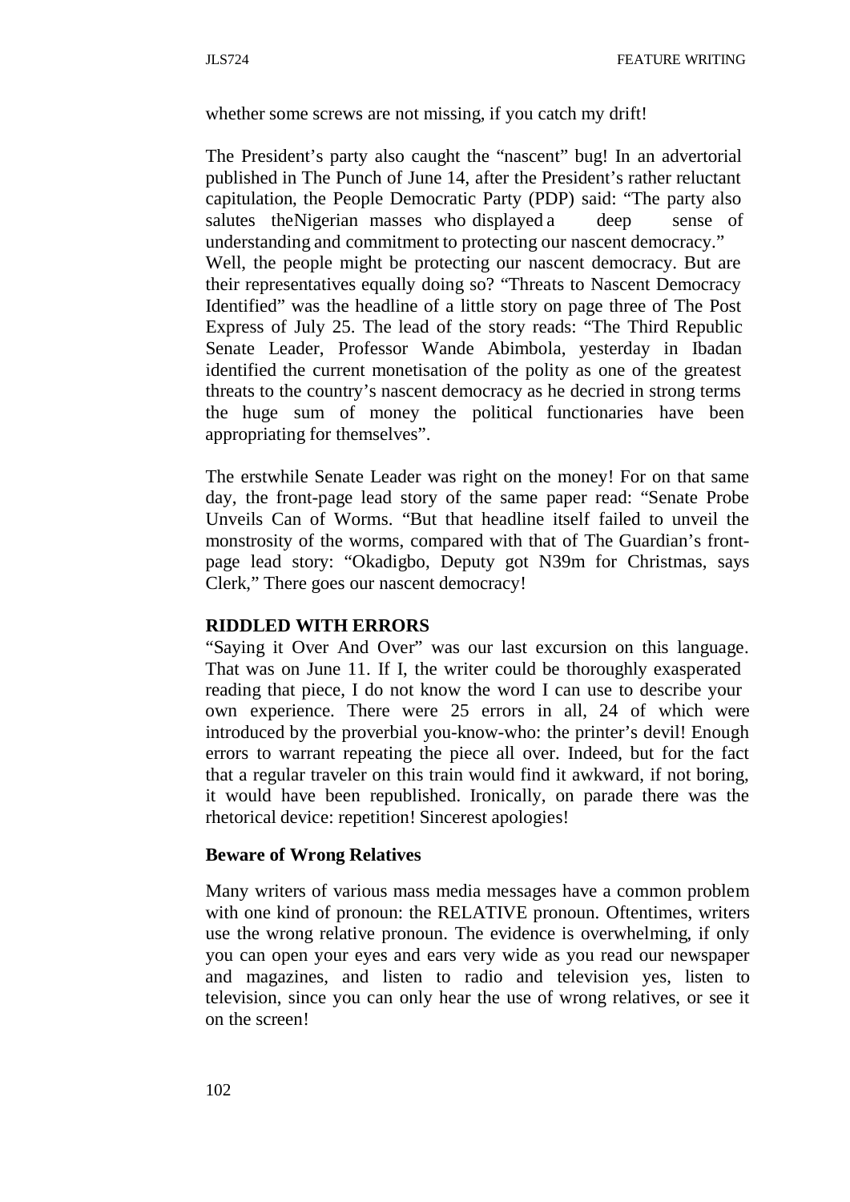whether some screws are not missing, if you catch my drift!

The President's party also caught the "nascent" bug! In an advertorial published in The Punch of June 14, after the President's rather reluctant capitulation, the People Democratic Party (PDP) said: "The party also salutes theNigerian masses who displayed a deep sense of understanding and commitment to protecting our nascent democracy."
Well, the people might be protecting our nascent democracy. But are their representatives equally doing so? "Threats to Nascent Democracy Identified" was the headline of a little story on page three of The Post Express of July 25. The lead of the story reads: "The Third Republic Senate Leader, Professor Wande Abimbola, yesterday in Ibadan identified the current monetisation of the polity as one of the greatest threats to the country's nascent democracy as he decried in strong terms the huge sum of money the political functionaries have been appropriating for themselves".

The erstwhile Senate Leader was right on the money! For on that same day, the front-page lead story of the same paper read: "Senate Probe Unveils Can of Worms. "But that headline itself failed to unveil the monstrosity of the worms, compared with that of The Guardian's front-page lead story: "Okadigbo, Deputy got N39m for Christmas, says Clerk," There goes our nascent democracy!

**RIDDLED WITH ERRORS**

"Saying it Over And Over" was our last excursion on this language. That was on June 11. If I, the writer could be thoroughly exasperated reading that piece, I do not know the word I can use to describe your own experience. There were 25 errors in all, 24 of which were introduced by the proverbial you-know-who: the printer's devil! Enough errors to warrant repeating the piece all over. Indeed, but for the fact that a regular traveler on this train would find it awkward, if not boring, it would have been republished. Ironically, on parade there was the rhetorical device: repetition! Sincerest apologies!

**Beware of Wrong Relatives**

Many writers of various mass media messages have a common problem with one kind of pronoun: the RELATIVE pronoun. Oftentimes, writers use the wrong relative pronoun. The evidence is overwhelming, if only you can open your eyes and ears very wide as you read our newspaper and magazines, and listen to radio and television yes, listen to television, since you can only hear the use of wrong relatives, or see it on the screen!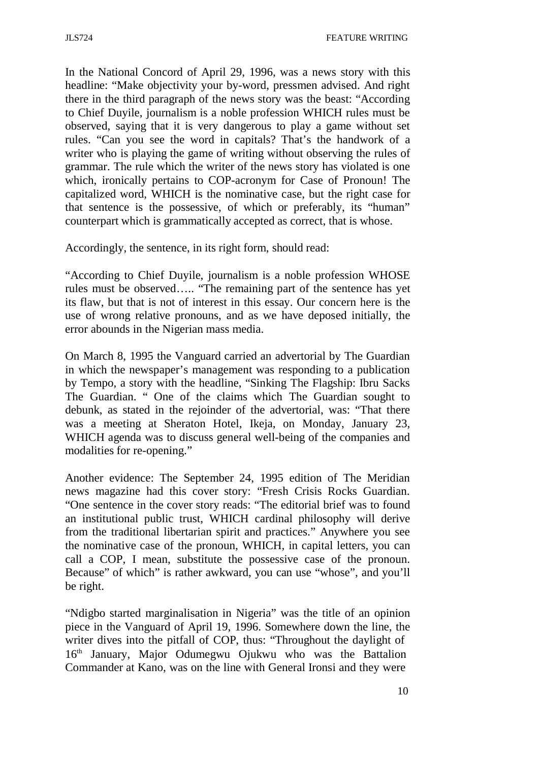In the National Concord of April 29, 1996, was a news story with this headline: "Make objectivity your by-word, pressmen advised. And right there in the third paragraph of the news story was the beast: "According to Chief Duyile, journalism is a noble profession WHICH rules must be observed, saying that it is very dangerous to play a game without set rules. "Can you see the word in capitals? That's the handwork of a writer who is playing the game of writing without observing the rules of grammar. The rule which the writer of the news story has violated is one which, ironically pertains to COP-acronym for Case of Pronoun! The capitalized word, WHICH is the nominative case, but the right case for that sentence is the possessive, of which or preferably, its "human" counterpart which is grammatically accepted as correct, that is whose.

Accordingly, the sentence, in its right form, should read:

"According to Chief Duyile, journalism is a noble profession WHOSE rules must be observed….. "The remaining part of the sentence has yet its flaw, but that is not of interest in this essay. Our concern here is the use of wrong relative pronouns, and as we have deposed initially, the error abounds in the Nigerian mass media.

On March 8, 1995 the Vanguard carried an advertorial by The Guardian in which the newspaper's management was responding to a publication by Tempo, a story with the headline, "Sinking The Flagship: Ibru Sacks The Guardian. " One of the claims which The Guardian sought to debunk, as stated in the rejoinder of the advertorial, was: "That there was a meeting at Sheraton Hotel, Ikeja, on Monday, January 23, WHICH agenda was to discuss general well-being of the companies and modalities for re-opening."

Another evidence: The September 24, 1995 edition of The Meridian news magazine had this cover story: "Fresh Crisis Rocks Guardian. "One sentence in the cover story reads: "The editorial brief was to found an institutional public trust, WHICH cardinal philosophy will derive from the traditional libertarian spirit and practices." Anywhere you see the nominative case of the pronoun, WHICH, in capital letters, you can call a COP, I mean, substitute the possessive case of the pronoun. Because" of which" is rather awkward, you can use "whose", and you'll be right.

"Ndigbo started marginalisation in Nigeria" was the title of an opinion piece in the Vanguard of April 19, 1996. Somewhere down the line, the writer dives into the pitfall of COP, thus: "Throughout the daylight of 16th January, Major Odumegwu Ojukwu who was the Battalion Commander at Kano, was on the line with General Ironsi and they were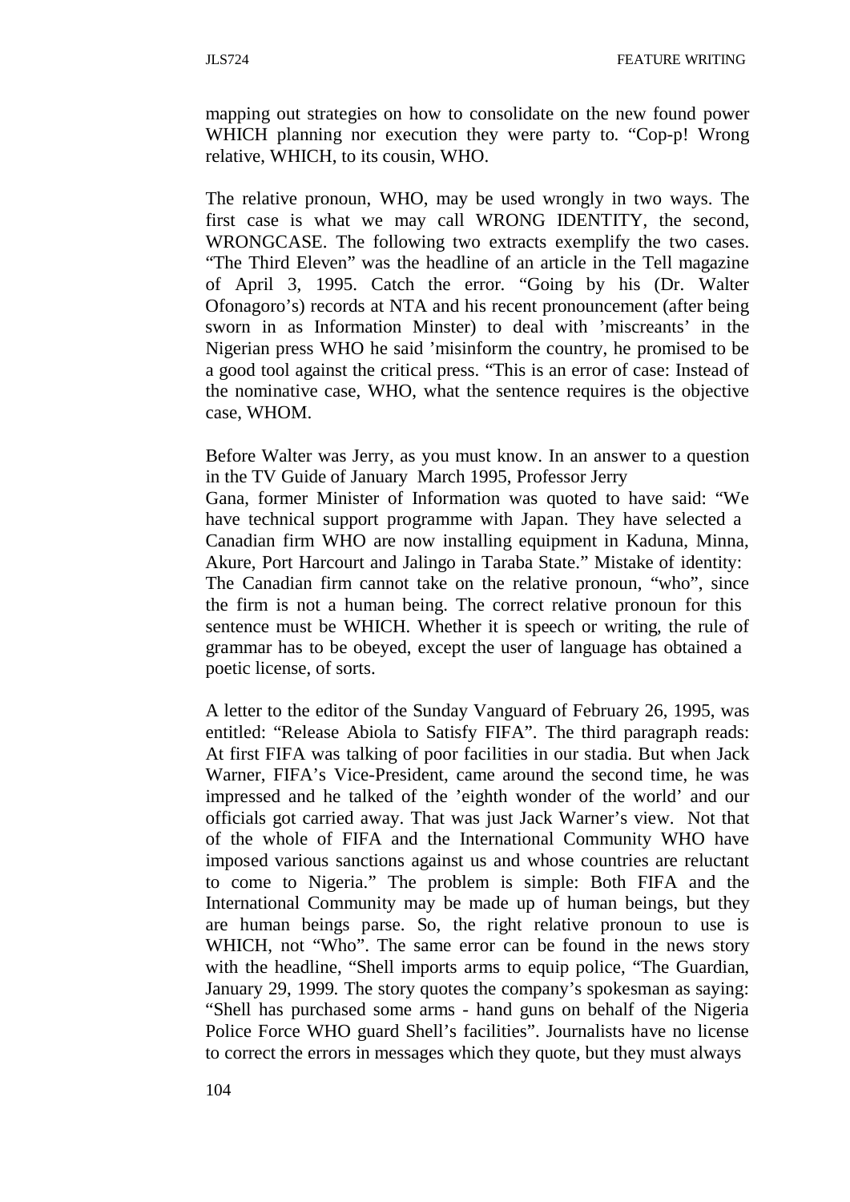mapping out strategies on how to consolidate on the new found power WHICH planning nor execution they were party to. "Cop-p! Wrong relative, WHICH, to its cousin, WHO.

The relative pronoun, WHO, may be used wrongly in two ways. The first case is what we may call WRONG IDENTITY, the second, WRONGCASE. The following two extracts exemplify the two cases. "The Third Eleven" was the headline of an article in the Tell magazine of April 3, 1995. Catch the error. "Going by his (Dr. Walter Ofonagoro's) records at NTA and his recent pronouncement (after being sworn in as Information Minster) to deal with 'miscreants' in the Nigerian press WHO he said 'misinform the country, he promised to be a good tool against the critical press. "This is an error of case: Instead of the nominative case, WHO, what the sentence requires is the objective case, WHOM.

Before Walter was Jerry, as you must know. In an answer to a question in the TV Guide of January March 1995, Professor Jerry Gana, former Minister of Information was quoted to have said: "We have technical support programme with Japan. They have selected a Canadian firm WHO are now installing equipment in Kaduna, Minna, Akure, Port Harcourt and Jalingo in Taraba State." Mistake of identity: The Canadian firm cannot take on the relative pronoun, "who", since the firm is not a human being. The correct relative pronoun for this sentence must be WHICH. Whether it is speech or writing, the rule of grammar has to be obeyed, except the user of language has obtained a poetic license, of sorts.

A letter to the editor of the Sunday Vanguard of February 26, 1995, was entitled: "Release Abiola to Satisfy FIFA". The third paragraph reads: At first FIFA was talking of poor facilities in our stadia. But when Jack Warner, FIFA's Vice-President, came around the second time, he was impressed and he talked of the 'eighth wonder of the world' and our officials got carried away. That was just Jack Warner's view. Not that of the whole of FIFA and the International Community WHO have imposed various sanctions against us and whose countries are reluctant to come to Nigeria." The problem is simple: Both FIFA and the International Community may be made up of human beings, but they are human beings parse. So, the right relative pronoun to use is WHICH, not "Who". The same error can be found in the news story with the headline, "Shell imports arms to equip police, "The Guardian, January 29, 1999. The story quotes the company's spokesman as saying: "Shell has purchased some arms - hand guns on behalf of the Nigeria Police Force WHO guard Shell's facilities". Journalists have no license to correct the errors in messages which they quote, but they must always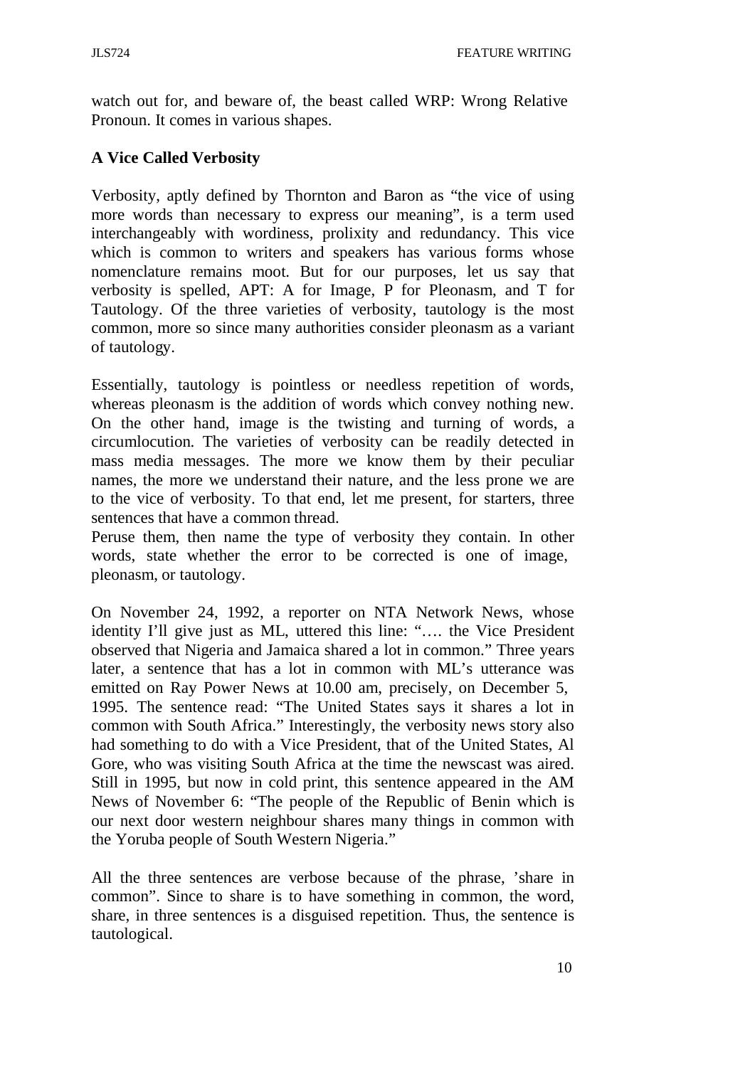watch out for, and beware of, the beast called WRP: Wrong Relative Pronoun. It comes in various shapes.

**A Vice Called Verbosity**

Verbosity, aptly defined by Thornton and Baron as "the vice of using more words than necessary to express our meaning", is a term used interchangeably with wordiness, prolixity and redundancy. This vice which is common to writers and speakers has various forms whose nomenclature remains moot. But for our purposes, let us say that verbosity is spelled, APT: A for Image, P for Pleonasm, and T for Tautology. Of the three varieties of verbosity, tautology is the most common, more so since many authorities consider pleonasm as a variant of tautology.

Essentially, tautology is pointless or needless repetition of words, whereas pleonasm is the addition of words which convey nothing new. On the other hand, image is the twisting and turning of words, a circumlocution. The varieties of verbosity can be readily detected in mass media messages. The more we know them by their peculiar names, the more we understand their nature, and the less prone we are to the vice of verbosity. To that end, let me present, for starters, three sentences that have a common thread.

Peruse them, then name the type of verbosity they contain. In other words, state whether the error to be corrected is one of image, pleonasm, or tautology.

On November 24, 1992, a reporter on NTA Network News, whose identity I'll give just as ML, uttered this line: "…. the Vice President observed that Nigeria and Jamaica shared a lot in common." Three years later, a sentence that has a lot in common with ML's utterance was emitted on Ray Power News at 10.00 am, precisely, on December 5, 1995. The sentence read: "The United States says it shares a lot in common with South Africa." Interestingly, the verbosity news story also had something to do with a Vice President, that of the United States, Al Gore, who was visiting South Africa at the time the newscast was aired. Still in 1995, but now in cold print, this sentence appeared in the AM News of November 6: "The people of the Republic of Benin which is our next door western neighbour shares many things in common with the Yoruba people of South Western Nigeria."

All the three sentences are verbose because of the phrase, 'share in common". Since to share is to have something in common, the word, share, in three sentences is a disguised repetition. Thus, the sentence is tautological.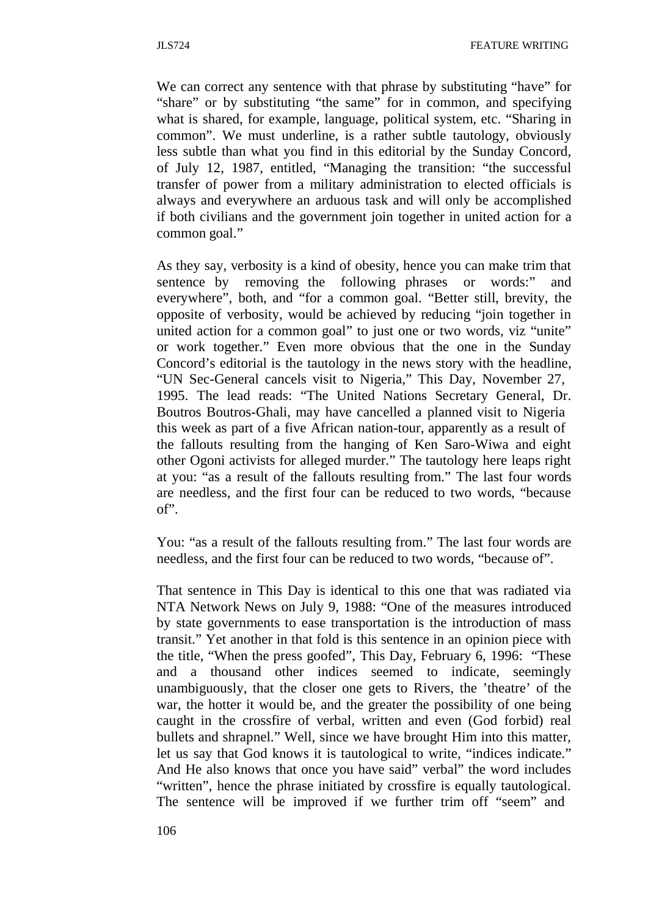We can correct any sentence with that phrase by substituting "have" for "share" or by substituting "the same" for in common, and specifying what is shared, for example, language, political system, etc. "Sharing in common". We must underline, is a rather subtle tautology, obviously less subtle than what you find in this editorial by the Sunday Concord, of July 12, 1987, entitled, "Managing the transition: "the successful transfer of power from a military administration to elected officials is always and everywhere an arduous task and will only be accomplished if both civilians and the government join together in united action for a common goal."

As they say, verbosity is a kind of obesity, hence you can make trim that sentence by removing the following phrases or words:" and everywhere", both, and "for a common goal. "Better still, brevity, the opposite of verbosity, would be achieved by reducing "join together in united action for a common goal" to just one or two words, viz "unite" or work together." Even more obvious that the one in the Sunday Concord's editorial is the tautology in the news story with the headline, "UN Sec-General cancels visit to Nigeria," This Day, November 27, 1995. The lead reads: "The United Nations Secretary General, Dr. Boutros Boutros-Ghali, may have cancelled a planned visit to Nigeria this week as part of a five African nation-tour, apparently as a result of the fallouts resulting from the hanging of Ken Saro-Wiwa and eight other Ogoni activists for alleged murder." The tautology here leaps right at you: "as a result of the fallouts resulting from." The last four words are needless, and the first four can be reduced to two words, "because of".

You: "as a result of the fallouts resulting from." The last four words are needless, and the first four can be reduced to two words, "because of".

That sentence in This Day is identical to this one that was radiated via NTA Network News on July 9, 1988: "One of the measures introduced by state governments to ease transportation is the introduction of mass transit." Yet another in that fold is this sentence in an opinion piece with the title, "When the press goofed", This Day, February 6, 1996: "These and a thousand other indices seemed to indicate, seemingly unambiguously, that the closer one gets to Rivers, the 'theatre' of the war, the hotter it would be, and the greater the possibility of one being caught in the crossfire of verbal, written and even (God forbid) real bullets and shrapnel." Well, since we have brought Him into this matter, let us say that God knows it is tautological to write, "indices indicate." And He also knows that once you have said" verbal" the word includes "written", hence the phrase initiated by crossfire is equally tautological. The sentence will be improved if we further trim off "seem" and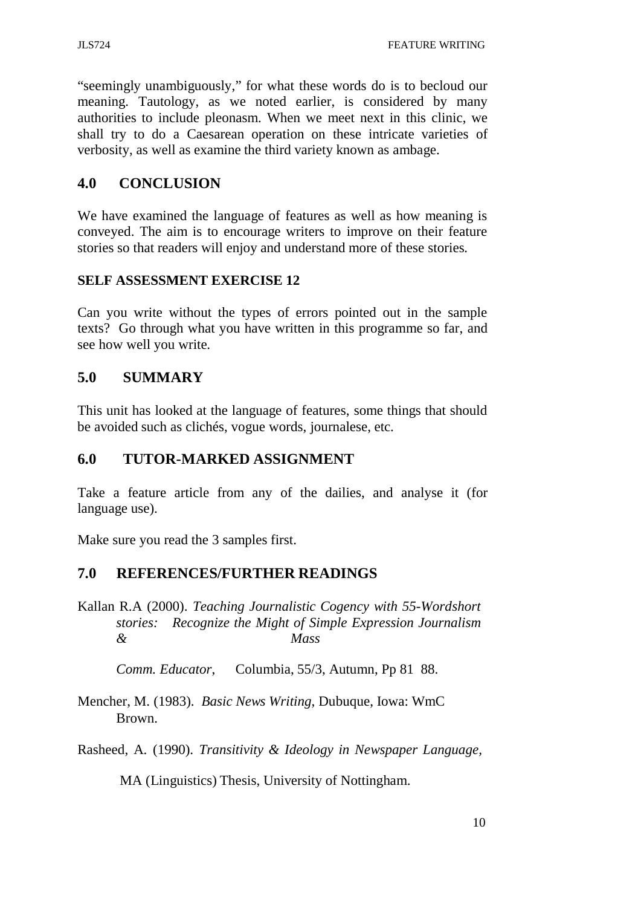"seemingly unambiguously," for what these words do is to becloud our meaning. Tautology, as we noted earlier, is considered by many authorities to include pleonasm. When we meet next in this clinic, we shall try to do a Caesarean operation on these intricate varieties of verbosity, as well as examine the third variety known as ambage.

## 4.0 CONCLUSION

We have examined the language of features as well as how meaning is conveyed. The aim is to encourage writers to improve on their feature stories so that readers will enjoy and understand more of these stories.

### SELF ASSESSMENT EXERCISE 12

Can you write without the types of errors pointed out in the sample texts? Go through what you have written in this programme so far, and see how well you write.

## 5.0 SUMMARY

This unit has looked at the language of features, some things that should be avoided such as clichés, vogue words, journalese, etc.

## 6.0 TUTOR-MARKED ASSIGNMENT

Take a feature article from any of the dailies, and analyse it (for language use).

Make sure you read the 3 samples first.

## 7.0 REFERENCES/FURTHER READINGS

Kallan R.A (2000). *Teaching Journalistic Cogency with 55-Wordshort stories: Recognize the Might of Simple Expression Journalism & Mass Comm. Educator*, Columbia, 55/3, Autumn, Pp 81 88.

Mencher, M. (1983). *Basic News Writing*, Dubuque, Iowa: WmC Brown.

Rasheed, A. (1990). *Transitivity & Ideology in Newspaper Language*, MA (Linguistics) Thesis, University of Nottingham.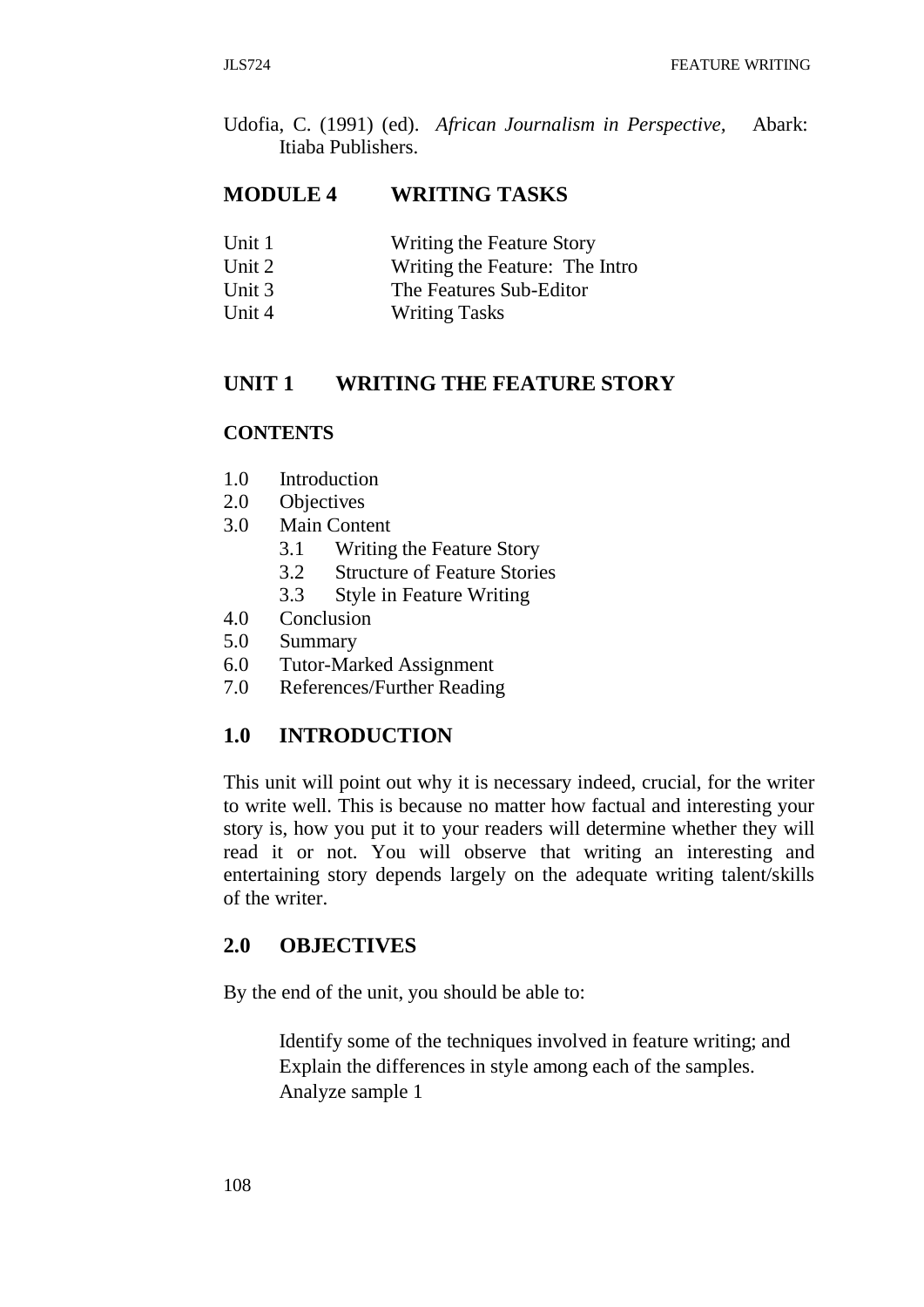Udofia, C. (1991) (ed). *African Journalism in Perspective,* Abark: Itiaba Publishers.

## MODULE 4 WRITING TASKS

Unit 1 Writing the Feature Story
Unit 2 Writing the Feature: The Intro
Unit 3 The Features Sub-Editor
Unit 4 Writing Tasks

## UNIT 1 WRITING THE FEATURE STORY

### CONTENTS

1.0 Introduction
2.0 Objectives
3.0 Main Content
 3.1 Writing the Feature Story
 3.2 Structure of Feature Stories
 3.3 Style in Feature Writing
4.0 Conclusion
5.0 Summary
6.0 Tutor-Marked Assignment
7.0 References/Further Reading

### 1.0 INTRODUCTION

This unit will point out why it is necessary indeed, crucial, for the writer to write well. This is because no matter how factual and interesting your story is, how you put it to your readers will determine whether they will read it or not. You will observe that writing an interesting and entertaining story depends largely on the adequate writing talent/skills of the writer.

### 2.0 OBJECTIVES

By the end of the unit, you should be able to:

Identify some of the techniques involved in feature writing; and
Explain the differences in style among each of the samples.
Analyze sample 1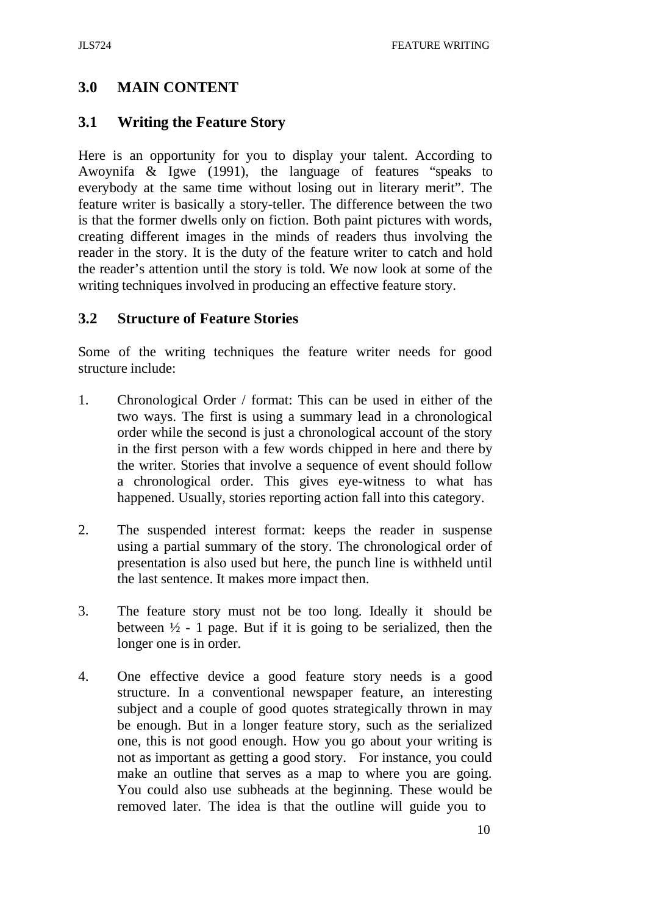## 3.0 MAIN CONTENT

### 3.1 Writing the Feature Story

Here is an opportunity for you to display your talent. According to Awoynifa & Igwe (1991), the language of features "speaks to everybody at the same time without losing out in literary merit". The feature writer is basically a story-teller. The difference between the two is that the former dwells only on fiction. Both paint pictures with words, creating different images in the minds of readers thus involving the reader in the story. It is the duty of the feature writer to catch and hold the reader's attention until the story is told. We now look at some of the writing techniques involved in producing an effective feature story.

### 3.2 Structure of Feature Stories

Some of the writing techniques the feature writer needs for good structure include:

1. Chronological Order / format: This can be used in either of the two ways. The first is using a summary lead in a chronological order while the second is just a chronological account of the story in the first person with a few words chipped in here and there by the writer. Stories that involve a sequence of event should follow a chronological order. This gives eye-witness to what has happened. Usually, stories reporting action fall into this category.

2. The suspended interest format: keeps the reader in suspense using a partial summary of the story. The chronological order of presentation is also used but here, the punch line is withheld until the last sentence. It makes more impact then.

3. The feature story must not be too long. Ideally it should be between ½ - 1 page. But if it is going to be serialized, then the longer one is in order.

4. One effective device a good feature story needs is a good structure. In a conventional newspaper feature, an interesting subject and a couple of good quotes strategically thrown in may be enough. But in a longer feature story, such as the serialized one, this is not good enough. How you go about your writing is not as important as getting a good story. For instance, you could make an outline that serves as a map to where you are going. You could also use subheads at the beginning. These would be removed later. The idea is that the outline will guide you to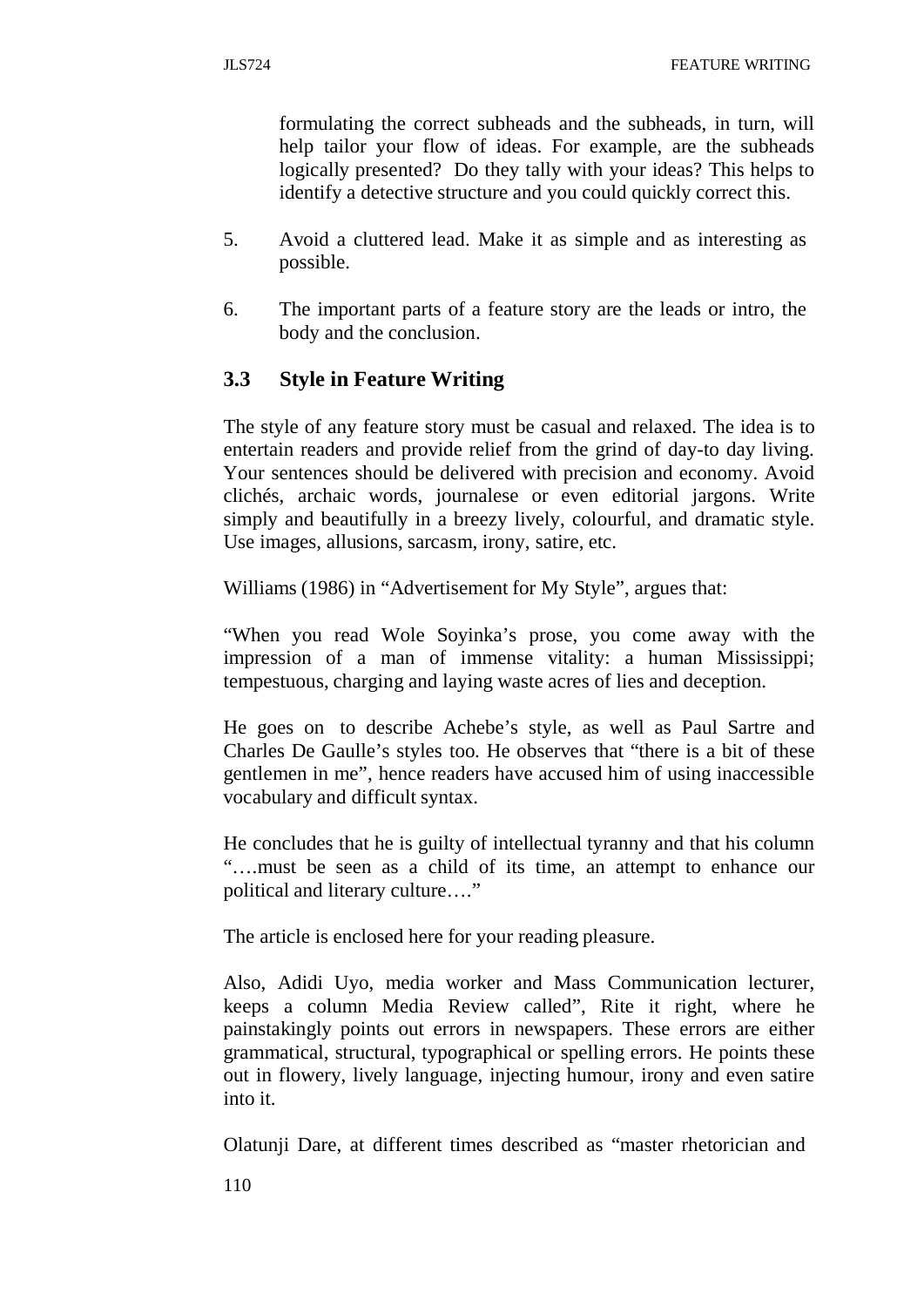formulating the correct subheads and the subheads, in turn, will help tailor your flow of ideas. For example, are the subheads logically presented? Do they tally with your ideas? This helps to identify a detective structure and you could quickly correct this.

5. Avoid a cluttered lead. Make it as simple and as interesting as possible.

6. The important parts of a feature story are the leads or intro, the body and the conclusion.

### 3.3 Style in Feature Writing

The style of any feature story must be casual and relaxed. The idea is to entertain readers and provide relief from the grind of day-to day living. Your sentences should be delivered with precision and economy. Avoid clichés, archaic words, journalese or even editorial jargons. Write simply and beautifully in a breezy lively, colourful, and dramatic style. Use images, allusions, sarcasm, irony, satire, etc.

Williams (1986) in "Advertisement for My Style", argues that:

"When you read Wole Soyinka's prose, you come away with the impression of a man of immense vitality: a human Mississippi; tempestuous, charging and laying waste acres of lies and deception.

He goes on to describe Achebe's style, as well as Paul Sartre and Charles De Gaulle's styles too. He observes that "there is a bit of these gentlemen in me", hence readers have accused him of using inaccessible vocabulary and difficult syntax.

He concludes that he is guilty of intellectual tyranny and that his column "….must be seen as a child of its time, an attempt to enhance our political and literary culture…."

The article is enclosed here for your reading pleasure.

Also, Adidi Uyo, media worker and Mass Communication lecturer, keeps a column Media Review called", Rite it right, where he painstakingly points out errors in newspapers. These errors are either grammatical, structural, typographical or spelling errors. He points these out in flowery, lively language, injecting humour, irony and even satire into it.

Olatunji Dare, at different times described as "master rhetorician and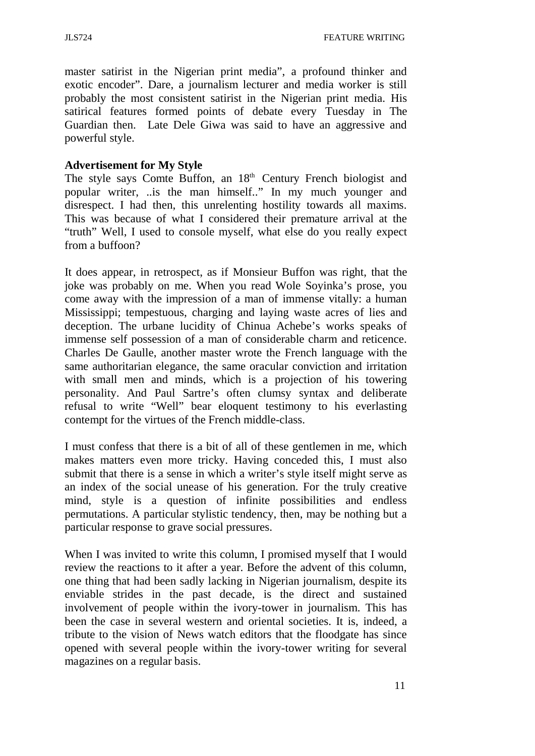master satirist in the Nigerian print media", a profound thinker and exotic encoder". Dare, a journalism lecturer and media worker is still probably the most consistent satirist in the Nigerian print media. His satirical features formed points of debate every Tuesday in The Guardian then. Late Dele Giwa was said to have an aggressive and powerful style.

**Advertisement for My Style**

The style says Comte Buffon, an 18th Century French biologist and popular writer, ..is the man himself.." In my much younger and disrespect. I had then, this unrelenting hostility towards all maxims. This was because of what I considered their premature arrival at the "truth" Well, I used to console myself, what else do you really expect from a buffoon?

It does appear, in retrospect, as if Monsieur Buffon was right, that the joke was probably on me. When you read Wole Soyinka's prose, you come away with the impression of a man of immense vitally: a human Mississippi; tempestuous, charging and laying waste acres of lies and deception. The urbane lucidity of Chinua Achebe's works speaks of immense self possession of a man of considerable charm and reticence. Charles De Gaulle, another master wrote the French language with the same authoritarian elegance, the same oracular conviction and irritation with small men and minds, which is a projection of his towering personality. And Paul Sartre's often clumsy syntax and deliberate refusal to write "Well" bear eloquent testimony to his everlasting contempt for the virtues of the French middle-class.

I must confess that there is a bit of all of these gentlemen in me, which makes matters even more tricky. Having conceded this, I must also submit that there is a sense in which a writer's style itself might serve as an index of the social unease of his generation. For the truly creative mind, style is a question of infinite possibilities and endless permutations. A particular stylistic tendency, then, may be nothing but a particular response to grave social pressures.

When I was invited to write this column, I promised myself that I would review the reactions to it after a year. Before the advent of this column, one thing that had been sadly lacking in Nigerian journalism, despite its enviable strides in the past decade, is the direct and sustained involvement of people within the ivory-tower in journalism. This has been the case in several western and oriental societies. It is, indeed, a tribute to the vision of News watch editors that the floodgate has since opened with several people within the ivory-tower writing for several magazines on a regular basis.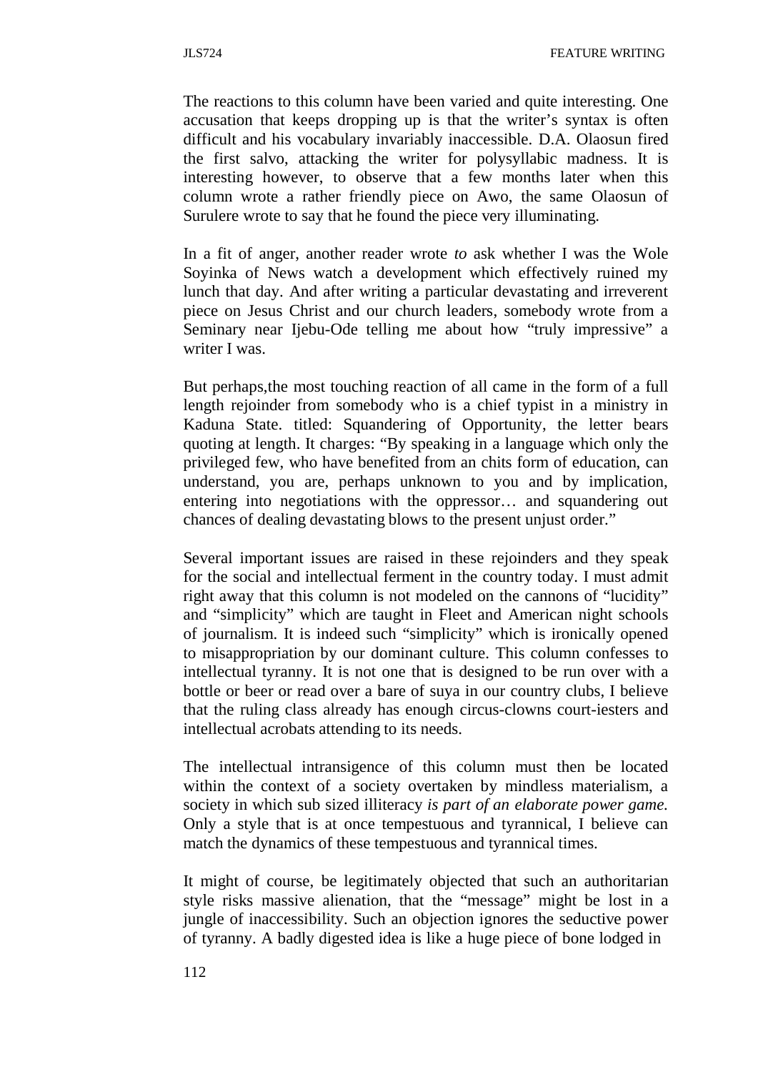The reactions to this column have been varied and quite interesting. One accusation that keeps dropping up is that the writer's syntax is often difficult and his vocabulary invariably inaccessible. D.A. Olaosun fired the first salvo, attacking the writer for polysyllabic madness. It is interesting however, to observe that a few months later when this column wrote a rather friendly piece on Awo, the same Olaosun of Surulere wrote to say that he found the piece very illuminating.

In a fit of anger, another reader wrote *to* ask whether I was the Wole Soyinka of News watch a development which effectively ruined my lunch that day. And after writing a particular devastating and irreverent piece on Jesus Christ and our church leaders, somebody wrote from a Seminary near Ijebu-Ode telling me about how "truly impressive" a writer I was.

But perhaps,the most touching reaction of all came in the form of a full length rejoinder from somebody who is a chief typist in a ministry in Kaduna State. titled: Squandering of Opportunity, the letter bears quoting at length. It charges: "By speaking in a language which only the privileged few, who have benefited from an chits form of education, can understand, you are, perhaps unknown to you and by implication, entering into negotiations with the oppressor… and squandering out chances of dealing devastating blows to the present unjust order."

Several important issues are raised in these rejoinders and they speak for the social and intellectual ferment in the country today. I must admit right away that this column is not modeled on the cannons of "lucidity" and "simplicity" which are taught in Fleet and American night schools of journalism. It is indeed such "simplicity" which is ironically opened to misappropriation by our dominant culture. This column confesses to intellectual tyranny. It is not one that is designed to be run over with a bottle or beer or read over a bare of suya in our country clubs, I believe that the ruling class already has enough circus-clowns court-iesters and intellectual acrobats attending to its needs.

The intellectual intransigence of this column must then be located within the context of a society overtaken by mindless materialism, a society in which sub sized illiteracy *is part of an elaborate power game.* Only a style that is at once tempestuous and tyrannical, I believe can match the dynamics of these tempestuous and tyrannical times.

It might of course, be legitimately objected that such an authoritarian style risks massive alienation, that the "message" might be lost in a jungle of inaccessibility. Such an objection ignores the seductive power of tyranny. A badly digested idea is like a huge piece of bone lodged in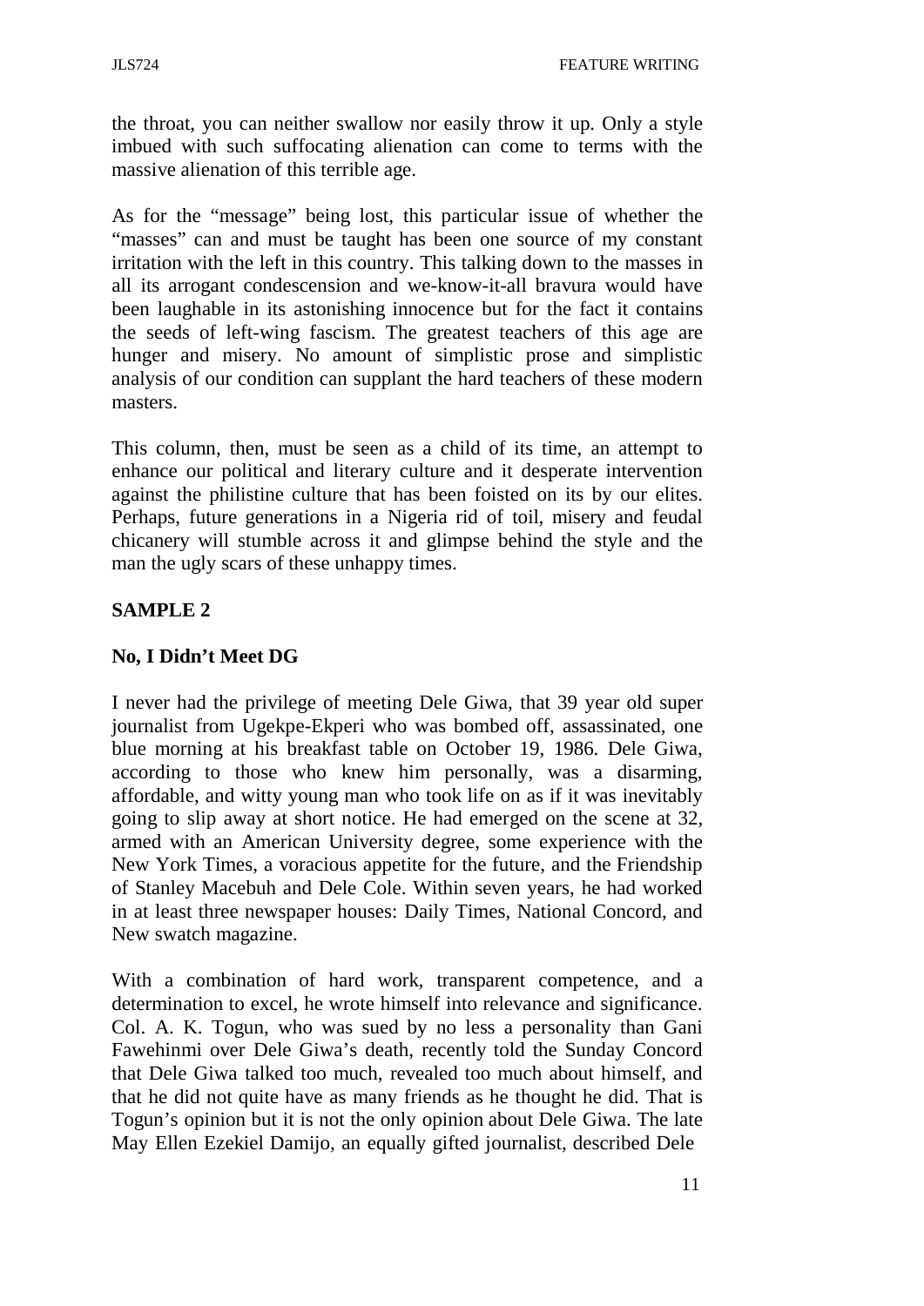the throat, you can neither swallow nor easily throw it up. Only a style imbued with such suffocating alienation can come to terms with the massive alienation of this terrible age.

As for the "message" being lost, this particular issue of whether the "masses" can and must be taught has been one source of my constant irritation with the left in this country. This talking down to the masses in all its arrogant condescension and we-know-it-all bravura would have been laughable in its astonishing innocence but for the fact it contains the seeds of left-wing fascism. The greatest teachers of this age are hunger and misery. No amount of simplistic prose and simplistic analysis of our condition can supplant the hard teachers of these modern masters.

This column, then, must be seen as a child of its time, an attempt to enhance our political and literary culture and it desperate intervention against the philistine culture that has been foisted on its by our elites. Perhaps, future generations in a Nigeria rid of toil, misery and feudal chicanery will stumble across it and glimpse behind the style and the man the ugly scars of these unhappy times.

**SAMPLE 2**

**No, I Didn't Meet DG**

I never had the privilege of meeting Dele Giwa, that 39 year old super journalist from Ugekpe-Ekperi who was bombed off, assassinated, one blue morning at his breakfast table on October 19, 1986. Dele Giwa, according to those who knew him personally, was a disarming, affordable, and witty young man who took life on as if it was inevitably going to slip away at short notice. He had emerged on the scene at 32, armed with an American University degree, some experience with the New York Times, a voracious appetite for the future, and the Friendship of Stanley Macebuh and Dele Cole. Within seven years, he had worked in at least three newspaper houses: Daily Times, National Concord, and New swatch magazine.

With a combination of hard work, transparent competence, and a determination to excel, he wrote himself into relevance and significance. Col. A. K. Togun, who was sued by no less a personality than Gani Fawehinmi over Dele Giwa's death, recently told the Sunday Concord that Dele Giwa talked too much, revealed too much about himself, and that he did not quite have as many friends as he thought he did. That is Togun's opinion but it is not the only opinion about Dele Giwa. The late May Ellen Ezekiel Damijo, an equally gifted journalist, described Dele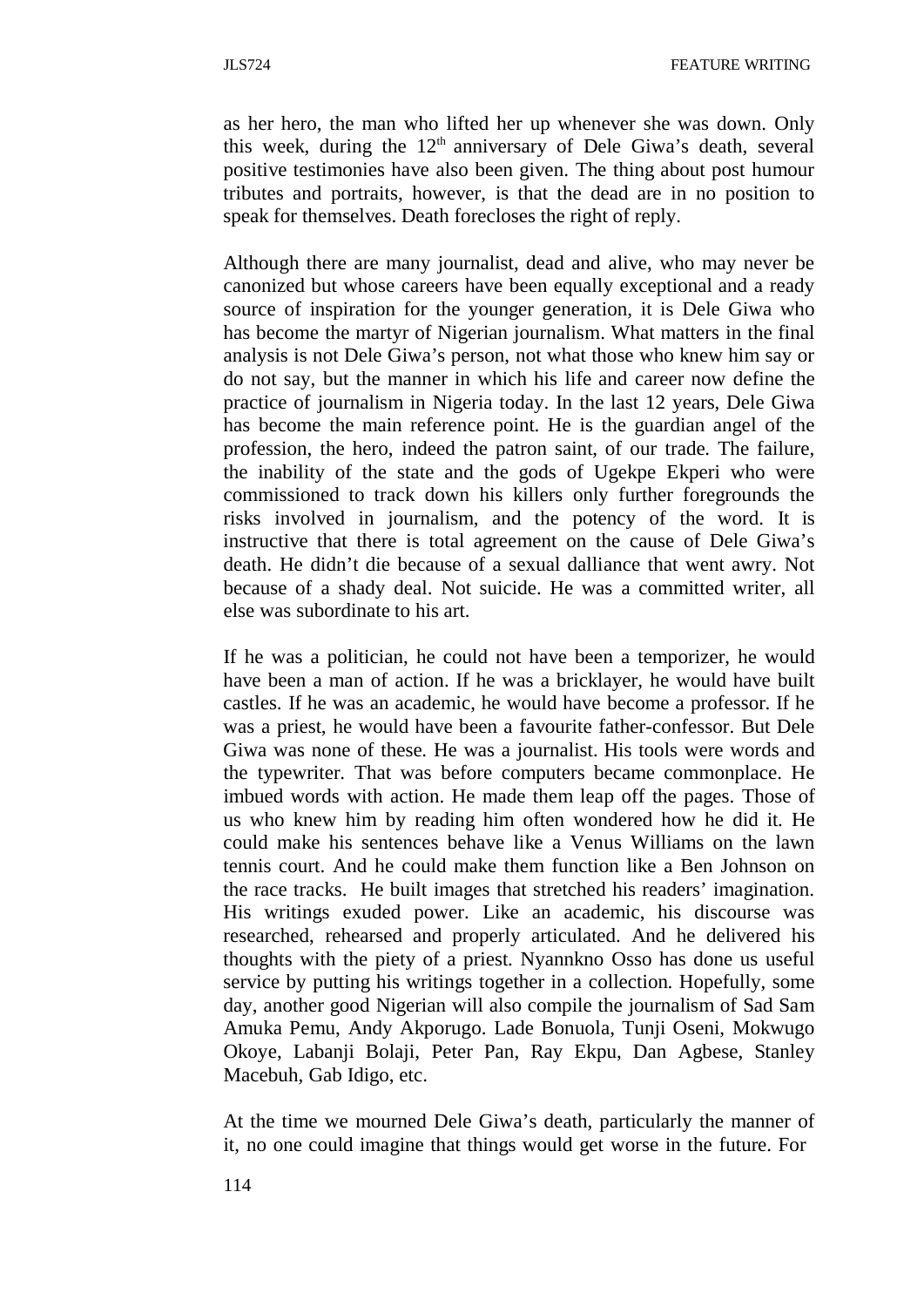as her hero, the man who lifted her up whenever she was down. Only this week, during the 12th anniversary of Dele Giwa's death, several positive testimonies have also been given. The thing about post humour tributes and portraits, however, is that the dead are in no position to speak for themselves. Death forecloses the right of reply.

Although there are many journalist, dead and alive, who may never be canonized but whose careers have been equally exceptional and a ready source of inspiration for the younger generation, it is Dele Giwa who has become the martyr of Nigerian journalism. What matters in the final analysis is not Dele Giwa's person, not what those who knew him say or do not say, but the manner in which his life and career now define the practice of journalism in Nigeria today. In the last 12 years, Dele Giwa has become the main reference point. He is the guardian angel of the profession, the hero, indeed the patron saint, of our trade. The failure, the inability of the state and the gods of Ugekpe Ekperi who were commissioned to track down his killers only further foregrounds the risks involved in journalism, and the potency of the word. It is instructive that there is total agreement on the cause of Dele Giwa's death. He didn't die because of a sexual dalliance that went awry. Not because of a shady deal. Not suicide. He was a committed writer, all else was subordinate to his art.

If he was a politician, he could not have been a temporizer, he would have been a man of action. If he was a bricklayer, he would have built castles. If he was an academic, he would have become a professor. If he was a priest, he would have been a favourite father-confessor. But Dele Giwa was none of these. He was a journalist. His tools were words and the typewriter. That was before computers became commonplace. He imbued words with action. He made them leap off the pages. Those of us who knew him by reading him often wondered how he did it. He could make his sentences behave like a Venus Williams on the lawn tennis court. And he could make them function like a Ben Johnson on the race tracks. He built images that stretched his readers' imagination. His writings exuded power. Like an academic, his discourse was researched, rehearsed and properly articulated. And he delivered his thoughts with the piety of a priest. Nyannkno Osso has done us useful service by putting his writings together in a collection. Hopefully, some day, another good Nigerian will also compile the journalism of Sad Sam Amuka Pemu, Andy Akporugo. Lade Bonuola, Tunji Oseni, Mokwugo Okoye, Labanji Bolaji, Peter Pan, Ray Ekpu, Dan Agbese, Stanley Macebuh, Gab Idigo, etc.

At the time we mourned Dele Giwa's death, particularly the manner of it, no one could imagine that things would get worse in the future. For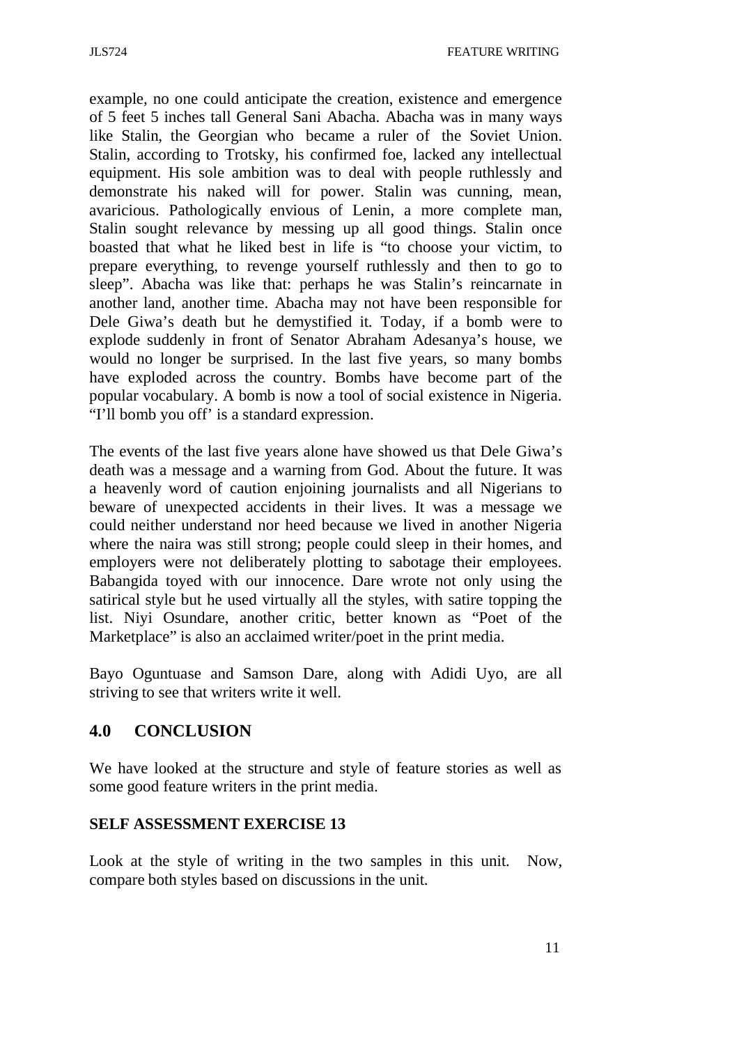example, no one could anticipate the creation, existence and emergence of 5 feet 5 inches tall General Sani Abacha. Abacha was in many ways like Stalin, the Georgian who became a ruler of the Soviet Union. Stalin, according to Trotsky, his confirmed foe, lacked any intellectual equipment. His sole ambition was to deal with people ruthlessly and demonstrate his naked will for power. Stalin was cunning, mean, avaricious. Pathologically envious of Lenin, a more complete man, Stalin sought relevance by messing up all good things. Stalin once boasted that what he liked best in life is "to choose your victim, to prepare everything, to revenge yourself ruthlessly and then to go to sleep". Abacha was like that: perhaps he was Stalin's reincarnate in another land, another time. Abacha may not have been responsible for Dele Giwa's death but he demystified it. Today, if a bomb were to explode suddenly in front of Senator Abraham Adesanya's house, we would no longer be surprised. In the last five years, so many bombs have exploded across the country. Bombs have become part of the popular vocabulary. A bomb is now a tool of social existence in Nigeria. "I'll bomb you off' is a standard expression.

The events of the last five years alone have showed us that Dele Giwa's death was a message and a warning from God. About the future. It was a heavenly word of caution enjoining journalists and all Nigerians to beware of unexpected accidents in their lives. It was a message we could neither understand nor heed because we lived in another Nigeria where the naira was still strong; people could sleep in their homes, and employers were not deliberately plotting to sabotage their employees. Babangida toyed with our innocence. Dare wrote not only using the satirical style but he used virtually all the styles, with satire topping the list. Niyi Osundare, another critic, better known as "Poet of the Marketplace" is also an acclaimed writer/poet in the print media.

Bayo Oguntuase and Samson Dare, along with Adidi Uyo, are all striving to see that writers write it well.

## 4.0 CONCLUSION

We have looked at the structure and style of feature stories as well as some good feature writers in the print media.

### SELF ASSESSMENT EXERCISE 13

Look at the style of writing in the two samples in this unit. Now, compare both styles based on discussions in the unit.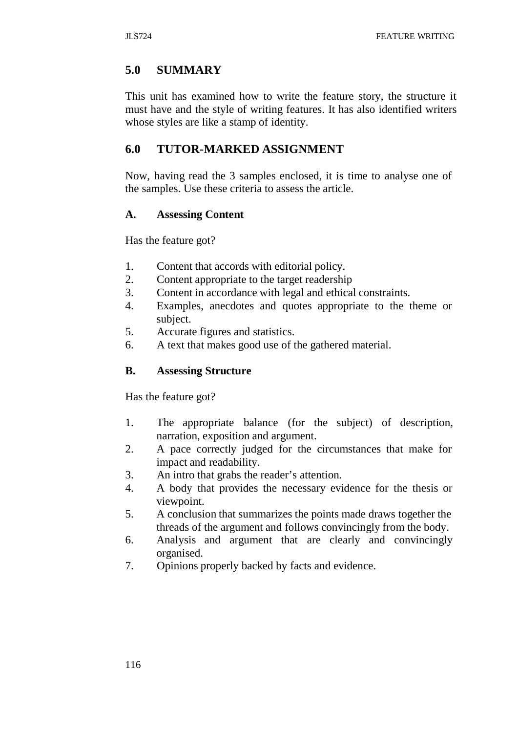## 5.0 SUMMARY

This unit has examined how to write the feature story, the structure it must have and the style of writing features. It has also identified writers whose styles are like a stamp of identity.

## 6.0 TUTOR-MARKED ASSIGNMENT

Now, having read the 3 samples enclosed, it is time to analyse one of the samples. Use these criteria to assess the article.

### A. Assessing Content

Has the feature got?

1. Content that accords with editorial policy.
2. Content appropriate to the target readership
3. Content in accordance with legal and ethical constraints.
4. Examples, anecdotes and quotes appropriate to the theme or subject.
5. Accurate figures and statistics.
6. A text that makes good use of the gathered material.

### B. Assessing Structure

Has the feature got?

1. The appropriate balance (for the subject) of description, narration, exposition and argument.
2. A pace correctly judged for the circumstances that make for impact and readability.
3. An intro that grabs the reader's attention.
4. A body that provides the necessary evidence for the thesis or viewpoint.
5. A conclusion that summarizes the points made draws together the threads of the argument and follows convincingly from the body.
6. Analysis and argument that are clearly and convincingly organised.
7. Opinions properly backed by facts and evidence.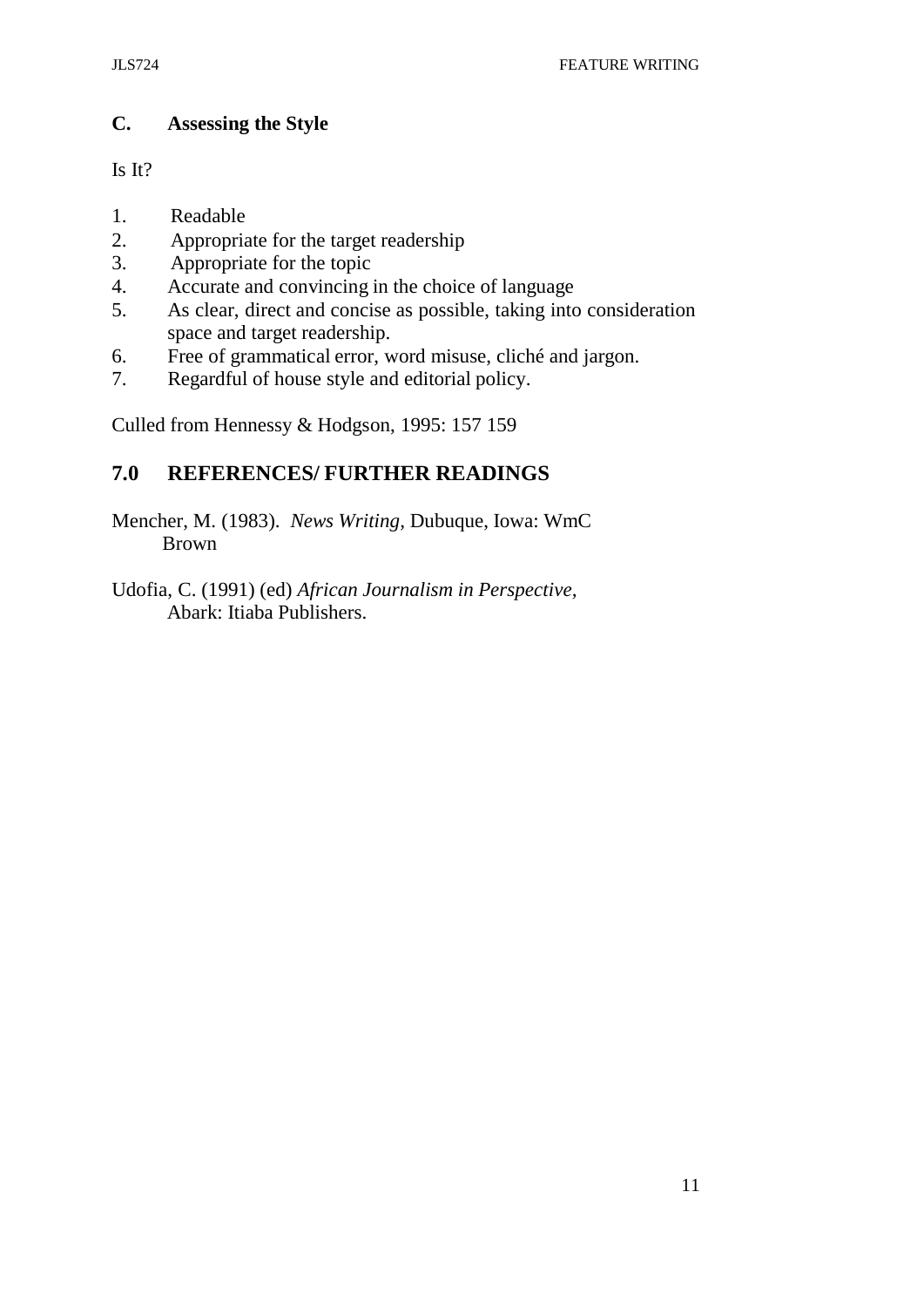### C. Assessing the Style

Is It?

1. Readable
2. Appropriate for the target readership
3. Appropriate for the topic
4. Accurate and convincing in the choice of language
5. As clear, direct and concise as possible, taking into consideration space and target readership.
6. Free of grammatical error, word misuse, cliché and jargon.
7. Regardful of house style and editorial policy.

Culled from Hennessy & Hodgson, 1995: 157 159

## 7.0 REFERENCES/ FURTHER READINGS

Mencher, M. (1983). *News Writing*, Dubuque, Iowa: WmC Brown

Udofia, C. (1991) (ed) *African Journalism in Perspective*, Abark: Itiaba Publishers.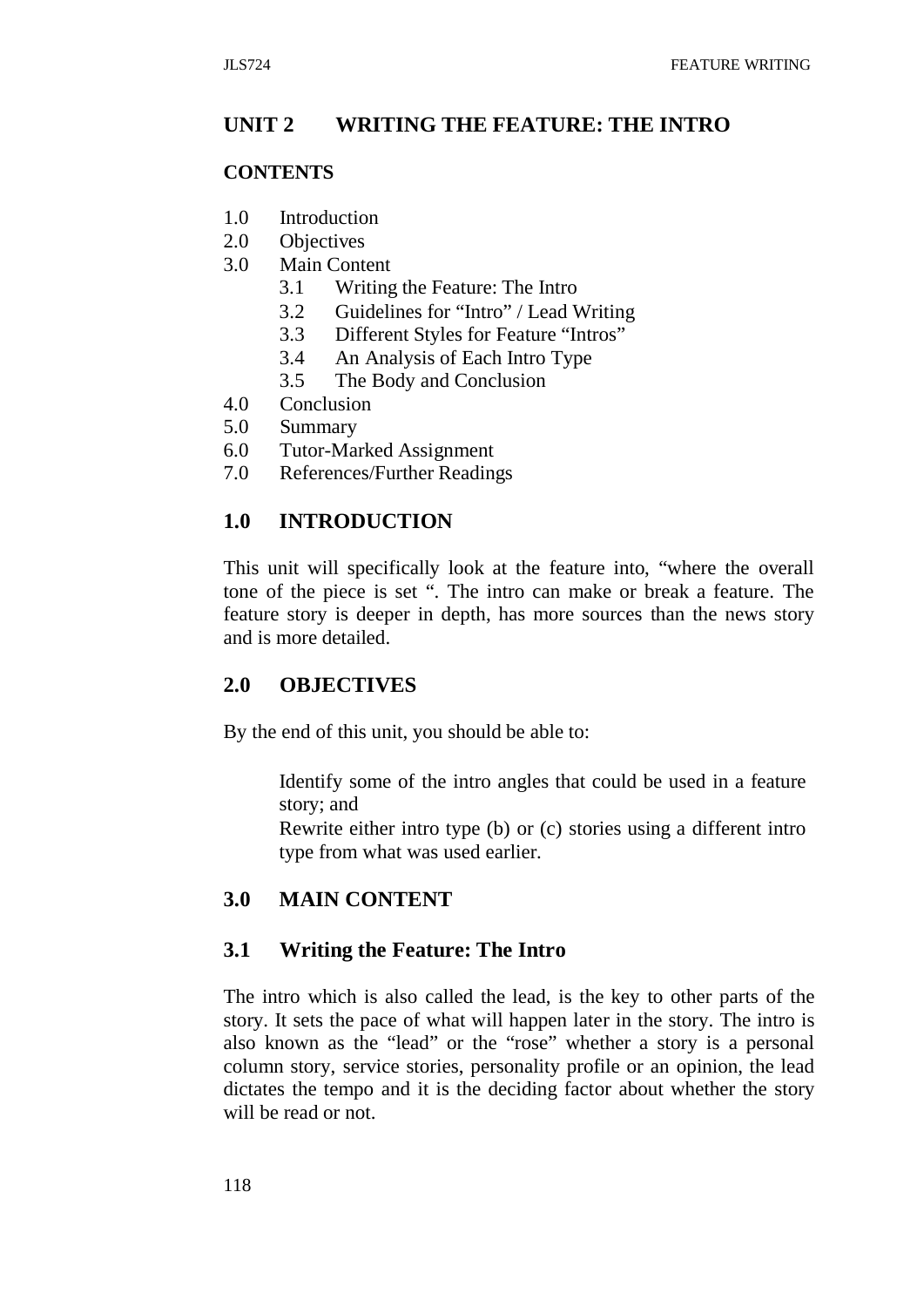## UNIT 2 WRITING THE FEATURE: THE INTRO

**CONTENTS**

1.0 Introduction
2.0 Objectives
3.0 Main Content
  3.1 Writing the Feature: The Intro
  3.2 Guidelines for “Intro” / Lead Writing
  3.3 Different Styles for Feature “Intros”
  3.4 An Analysis of Each Intro Type
  3.5 The Body and Conclusion
4.0 Conclusion
5.0 Summary
6.0 Tutor-Marked Assignment
7.0 References/Further Readings

## 1.0 INTRODUCTION

This unit will specifically look at the feature into, “where the overall tone of the piece is set “. The intro can make or break a feature. The feature story is deeper in depth, has more sources than the news story and is more detailed.

## 2.0 OBJECTIVES

By the end of this unit, you should be able to:

- Identify some of the intro angles that could be used in a feature story; and
- Rewrite either intro type (b) or (c) stories using a different intro type from what was used earlier.

## 3.0 MAIN CONTENT

### 3.1 Writing the Feature: The Intro

The intro which is also called the lead, is the key to other parts of the story. It sets the pace of what will happen later in the story. The intro is also known as the “lead” or the “rose” whether a story is a personal column story, service stories, personality profile or an opinion, the lead dictates the tempo and it is the deciding factor about whether the story will be read or not.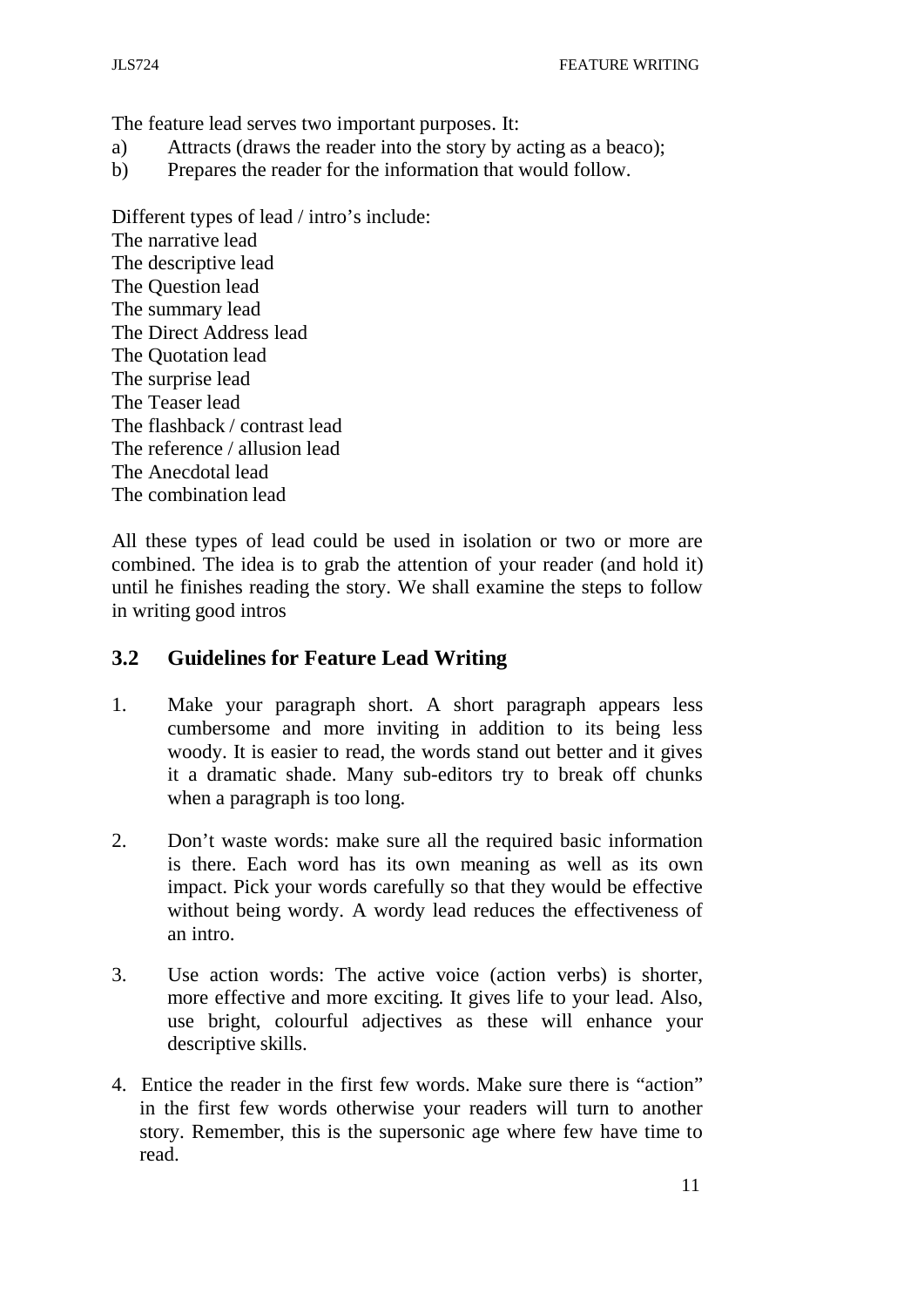The feature lead serves two important purposes. It:

a) Attracts (draws the reader into the story by acting as a beaco);
b) Prepares the reader for the information that would follow.

Different types of lead / intro's include:
The narrative lead
The descriptive lead
The Question lead
The summary lead
The Direct Address lead
The Quotation lead
The surprise lead
The Teaser lead
The flashback / contrast lead
The reference / allusion lead
The Anecdotal lead
The combination lead

All these types of lead could be used in isolation or two or more are combined. The idea is to grab the attention of your reader (and hold it) until he finishes reading the story. We shall examine the steps to follow in writing good intros

## 3.2 Guidelines for Feature Lead Writing

1. Make your paragraph short. A short paragraph appears less cumbersome and more inviting in addition to its being less woody. It is easier to read, the words stand out better and it gives it a dramatic shade. Many sub-editors try to break off chunks when a paragraph is too long.

2. Don't waste words: make sure all the required basic information is there. Each word has its own meaning as well as its own impact. Pick your words carefully so that they would be effective without being wordy. A wordy lead reduces the effectiveness of an intro.

3. Use action words: The active voice (action verbs) is shorter, more effective and more exciting. It gives life to your lead. Also, use bright, colourful adjectives as these will enhance your descriptive skills.

4. Entice the reader in the first few words. Make sure there is "action" in the first few words otherwise your readers will turn to another story. Remember, this is the supersonic age where few have time to read.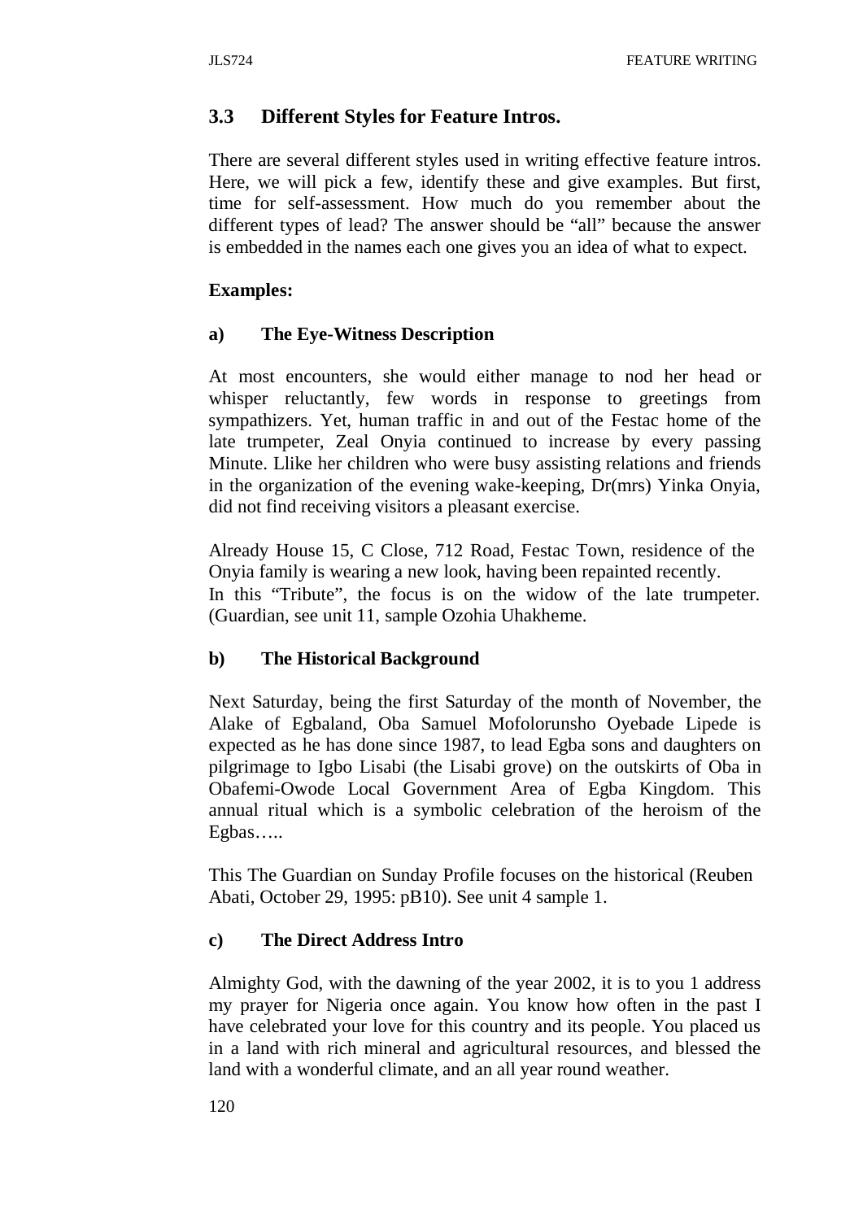## 3.3 Different Styles for Feature Intros.

There are several different styles used in writing effective feature intros. Here, we will pick a few, identify these and give examples. But first, time for self-assessment. How much do you remember about the different types of lead? The answer should be "all" because the answer is embedded in the names each one gives you an idea of what to expect.

**Examples:**

**a) The Eye-Witness Description**

At most encounters, she would either manage to nod her head or whisper reluctantly, few words in response to greetings from sympathizers. Yet, human traffic in and out of the Festac home of the late trumpeter, Zeal Onyia continued to increase by every passing Minute. Llike her children who were busy assisting relations and friends in the organization of the evening wake-keeping, Dr(mrs) Yinka Onyia, did not find receiving visitors a pleasant exercise.

Already House 15, C Close, 712 Road, Festac Town, residence of the Onyia family is wearing a new look, having been repainted recently.
In this "Tribute", the focus is on the widow of the late trumpeter. (Guardian, see unit 11, sample Ozohia Uhakheme.

**b) The Historical Background**

Next Saturday, being the first Saturday of the month of November, the Alake of Egbaland, Oba Samuel Mofolorunsho Oyebade Lipede is expected as he has done since 1987, to lead Egba sons and daughters on pilgrimage to Igbo Lisabi (the Lisabi grove) on the outskirts of Oba in Obafemi-Owode Local Government Area of Egba Kingdom. This annual ritual which is a symbolic celebration of the heroism of the Egbas…..

This The Guardian on Sunday Profile focuses on the historical (Reuben Abati, October 29, 1995: pB10). See unit 4 sample 1.

**c) The Direct Address Intro**

Almighty God, with the dawning of the year 2002, it is to you 1 address my prayer for Nigeria once again. You know how often in the past I have celebrated your love for this country and its people. You placed us in a land with rich mineral and agricultural resources, and blessed the land with a wonderful climate, and an all year round weather.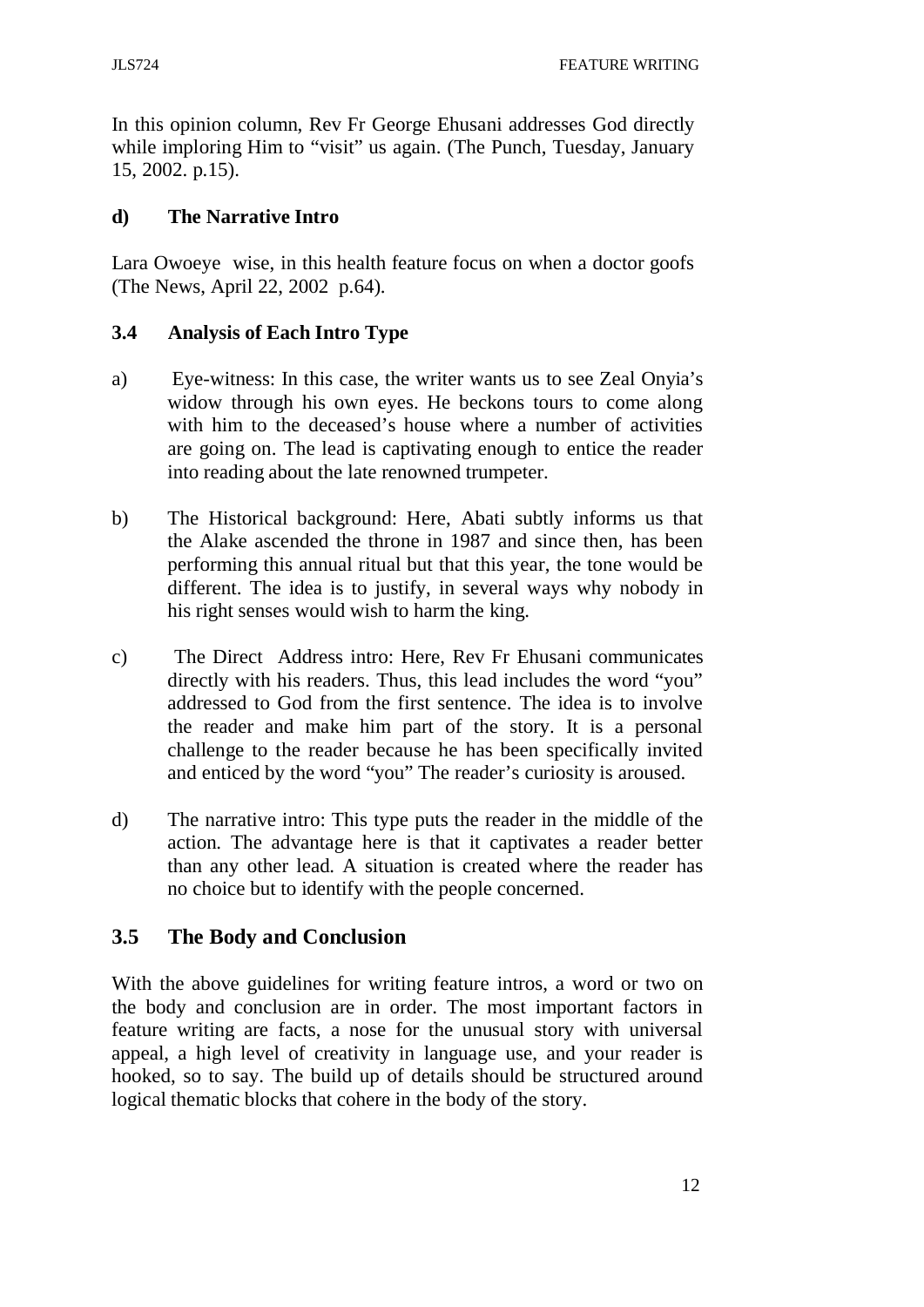In this opinion column, Rev Fr George Ehusani addresses God directly while imploring Him to "visit" us again. (The Punch, Tuesday, January 15, 2002. p.15).

**d) The Narrative Intro**

Lara Owoeye wise, in this health feature focus on when a doctor goofs (The News, April 22, 2002 p.64).

### 3.4 Analysis of Each Intro Type

a) Eye-witness: In this case, the writer wants us to see Zeal Onyia's widow through his own eyes. He beckons tours to come along with him to the deceased's house where a number of activities are going on. The lead is captivating enough to entice the reader into reading about the late renowned trumpeter.

b) The Historical background: Here, Abati subtly informs us that the Alake ascended the throne in 1987 and since then, has been performing this annual ritual but that this year, the tone would be different. The idea is to justify, in several ways why nobody in his right senses would wish to harm the king.

c) The Direct Address intro: Here, Rev Fr Ehusani communicates directly with his readers. Thus, this lead includes the word "you" addressed to God from the first sentence. The idea is to involve the reader and make him part of the story. It is a personal challenge to the reader because he has been specifically invited and enticed by the word "you" The reader's curiosity is aroused.

d) The narrative intro: This type puts the reader in the middle of the action. The advantage here is that it captivates a reader better than any other lead. A situation is created where the reader has no choice but to identify with the people concerned.

## 3.5 The Body and Conclusion

With the above guidelines for writing feature intros, a word or two on the body and conclusion are in order. The most important factors in feature writing are facts, a nose for the unusual story with universal appeal, a high level of creativity in language use, and your reader is hooked, so to say. The build up of details should be structured around logical thematic blocks that cohere in the body of the story.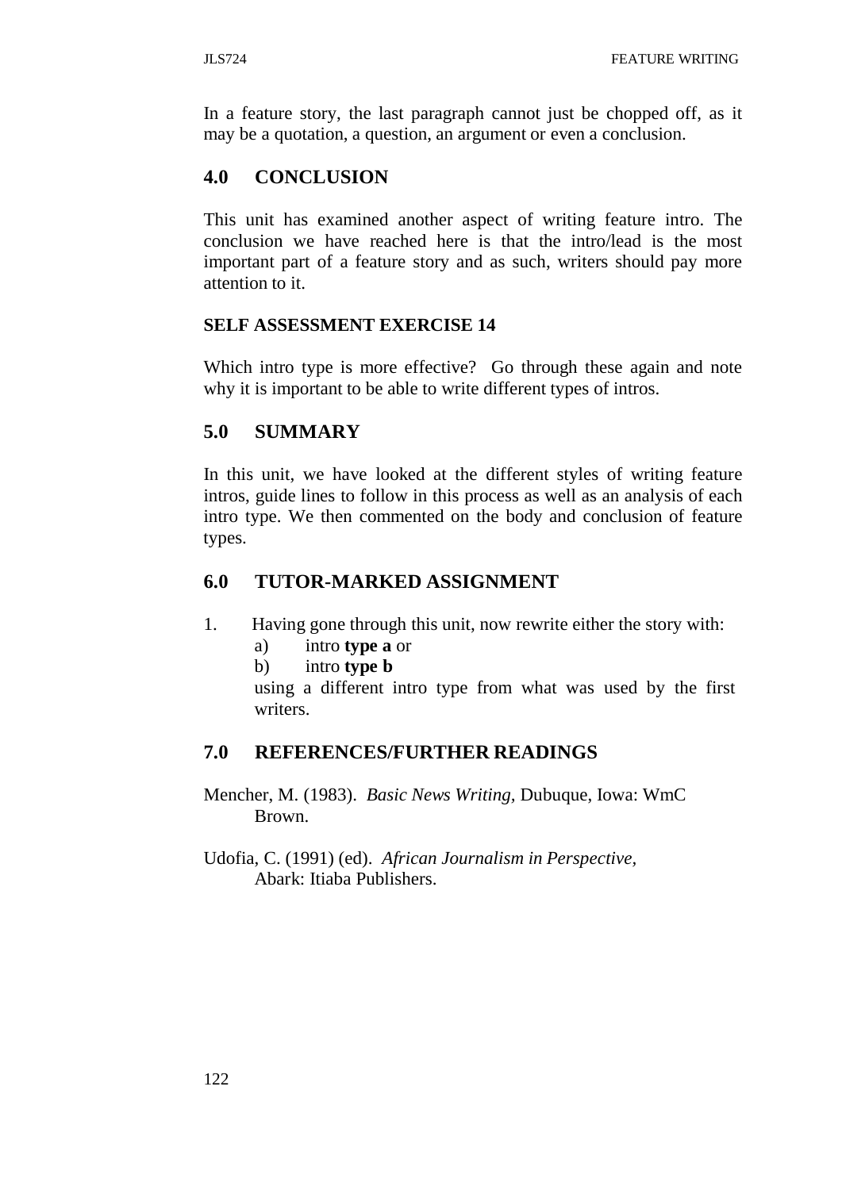In a feature story, the last paragraph cannot just be chopped off, as it may be a quotation, a question, an argument or even a conclusion.

## 4.0 CONCLUSION

This unit has examined another aspect of writing feature intro. The conclusion we have reached here is that the intro/lead is the most important part of a feature story and as such, writers should pay more attention to it.

**SELF ASSESSMENT EXERCISE 14**

Which intro type is more effective? Go through these again and note why it is important to be able to write different types of intros.

## 5.0 SUMMARY

In this unit, we have looked at the different styles of writing feature intros, guide lines to follow in this process as well as an analysis of each intro type. We then commented on the body and conclusion of feature types.

## 6.0 TUTOR-MARKED ASSIGNMENT

1. Having gone through this unit, now rewrite either the story with:
   a) intro **type a** or
   b) intro **type b**

   using a different intro type from what was used by the first writers.

## 7.0 REFERENCES/FURTHER READINGS

Mencher, M. (1983). *Basic News Writing*, Dubuque, Iowa: WmC Brown.

Udofia, C. (1991) (ed). *African Journalism in Perspective*, Abark: Itiaba Publishers.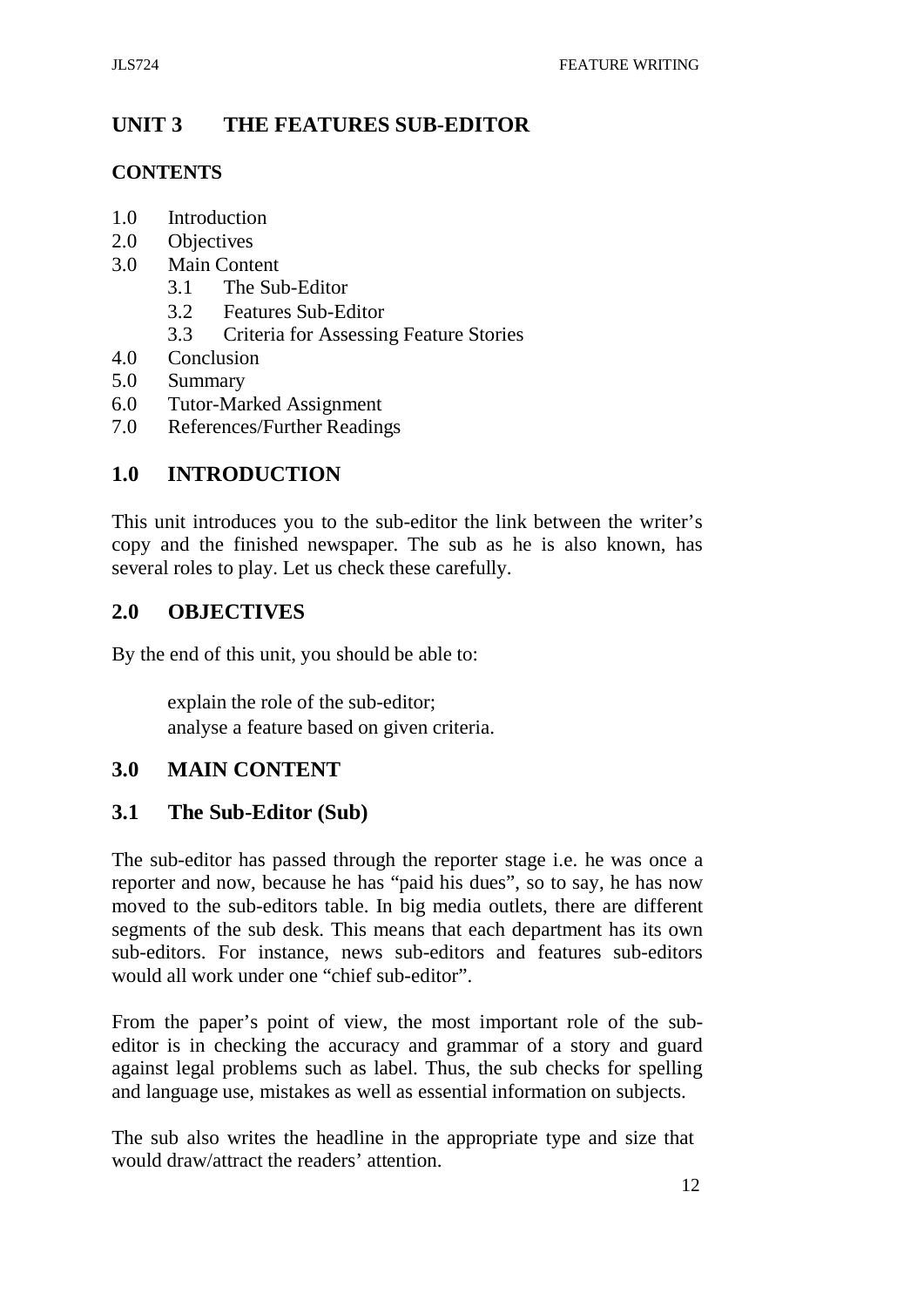# UNIT 3 THE FEATURES SUB-EDITOR

**CONTENTS**

- 1.0 Introduction
- 2.0 Objectives
- 3.0 Main Content
  - 3.1 The Sub-Editor
  - 3.2 Features Sub-Editor
  - 3.3 Criteria for Assessing Feature Stories
- 4.0 Conclusion
- 5.0 Summary
- 6.0 Tutor-Marked Assignment
- 7.0 References/Further Readings

## 1.0 INTRODUCTION

This unit introduces you to the sub-editor the link between the writer's copy and the finished newspaper. The sub as he is also known, has several roles to play. Let us check these carefully.

## 2.0 OBJECTIVES

By the end of this unit, you should be able to:

- explain the role of the sub-editor;
- analyse a feature based on given criteria.

## 3.0 MAIN CONTENT

### 3.1 The Sub-Editor (Sub)

The sub-editor has passed through the reporter stage i.e. he was once a reporter and now, because he has "paid his dues", so to say, he has now moved to the sub-editors table. In big media outlets, there are different segments of the sub desk. This means that each department has its own sub-editors. For instance, news sub-editors and features sub-editors would all work under one "chief sub-editor".

From the paper's point of view, the most important role of the sub-editor is in checking the accuracy and grammar of a story and guard against legal problems such as label. Thus, the sub checks for spelling and language use, mistakes as well as essential information on subjects.

The sub also writes the headline in the appropriate type and size that would draw/attract the readers' attention.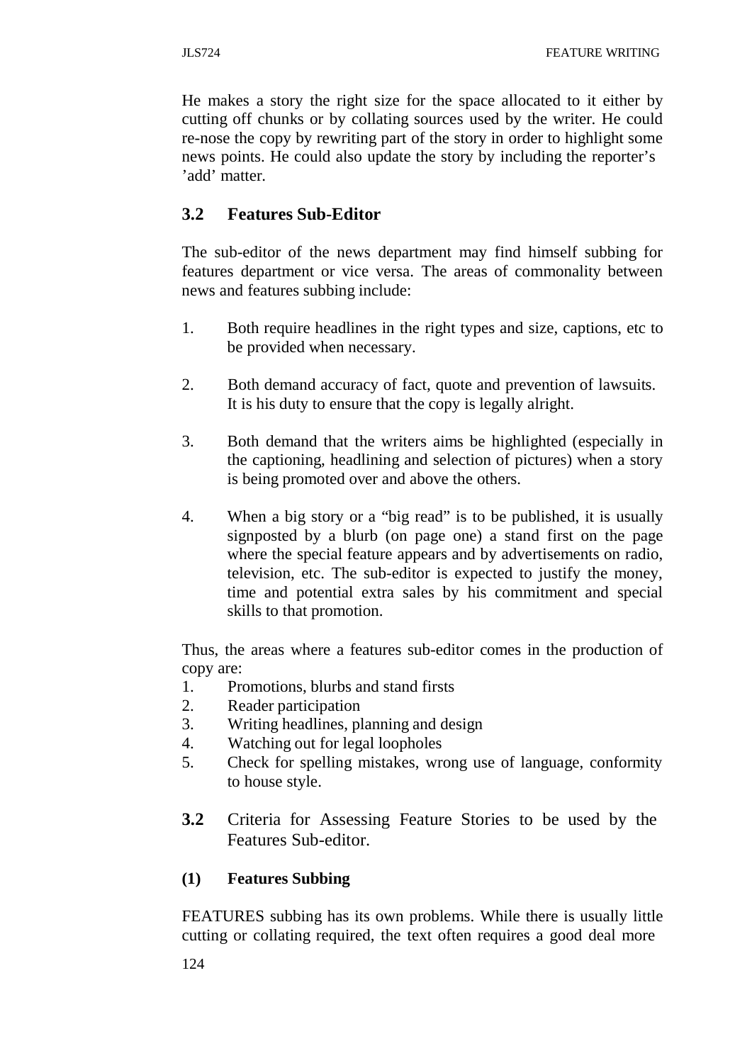He makes a story the right size for the space allocated to it either by cutting off chunks or by collating sources used by the writer. He could re-nose the copy by rewriting part of the story in order to highlight some news points. He could also update the story by including the reporter's 'add' matter.

## 3.2 Features Sub-Editor

The sub-editor of the news department may find himself subbing for features department or vice versa. The areas of commonality between news and features subbing include:

1. Both require headlines in the right types and size, captions, etc to be provided when necessary.

2. Both demand accuracy of fact, quote and prevention of lawsuits. It is his duty to ensure that the copy is legally alright.

3. Both demand that the writers aims be highlighted (especially in the captioning, headlining and selection of pictures) when a story is being promoted over and above the others.

4. When a big story or a "big read" is to be published, it is usually signposted by a blurb (on page one) a stand first on the page where the special feature appears and by advertisements on radio, television, etc. The sub-editor is expected to justify the money, time and potential extra sales by his commitment and special skills to that promotion.

Thus, the areas where a features sub-editor comes in the production of copy are:

1. Promotions, blurbs and stand firsts
2. Reader participation
3. Writing headlines, planning and design
4. Watching out for legal loopholes
5. Check for spelling mistakes, wrong use of language, conformity to house style.

## 3.2 Criteria for Assessing Feature Stories to be used by the Features Sub-editor.

### (1) Features Subbing

FEATURES subbing has its own problems. While there is usually little cutting or collating required, the text often requires a good deal more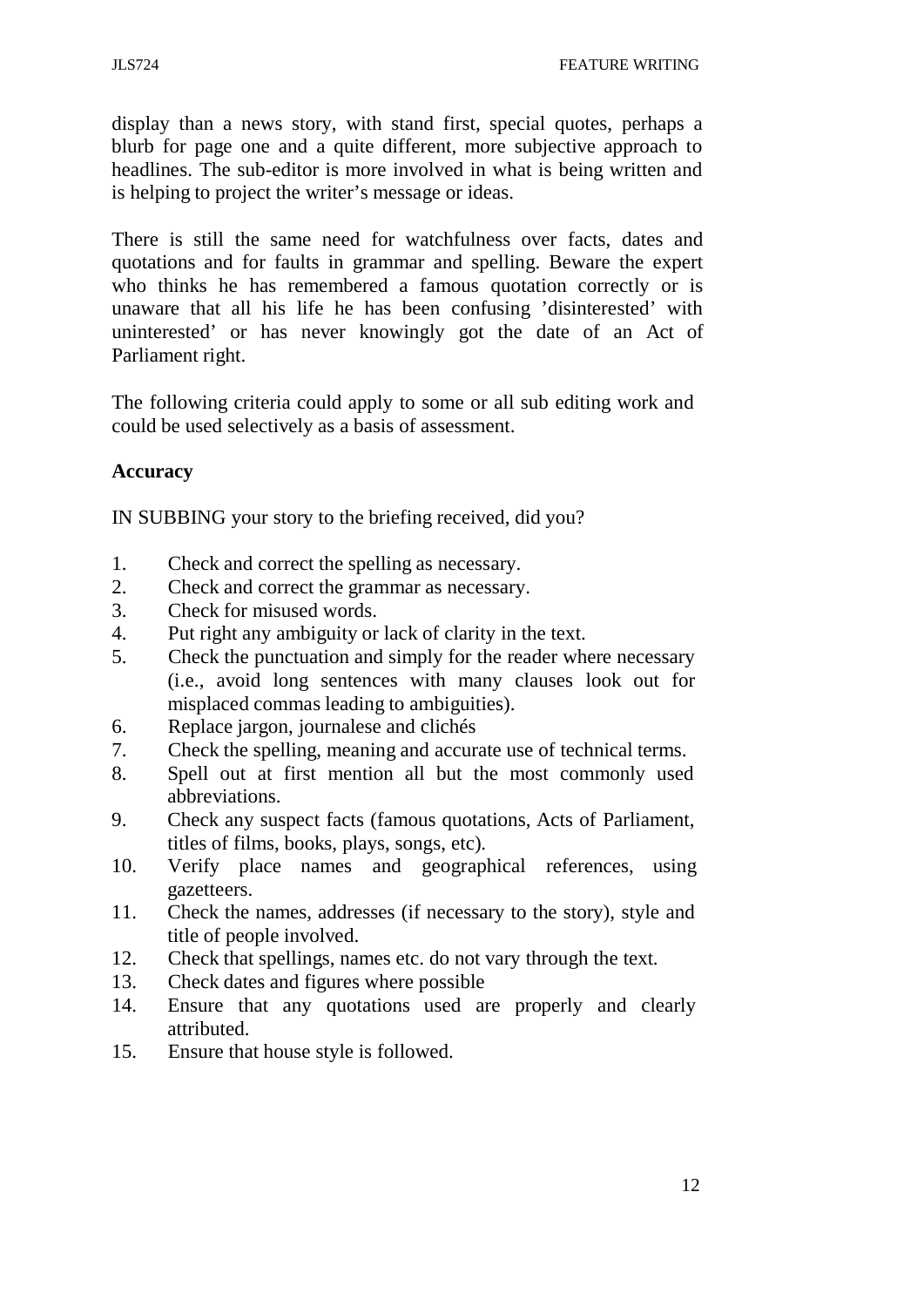display than a news story, with stand first, special quotes, perhaps a blurb for page one and a quite different, more subjective approach to headlines. The sub-editor is more involved in what is being written and is helping to project the writer's message or ideas.

There is still the same need for watchfulness over facts, dates and quotations and for faults in grammar and spelling. Beware the expert who thinks he has remembered a famous quotation correctly or is unaware that all his life he has been confusing 'disinterested' with uninterested' or has never knowingly got the date of an Act of Parliament right.

The following criteria could apply to some or all sub editing work and could be used selectively as a basis of assessment.

**Accuracy**

IN SUBBING your story to the briefing received, did you?

1. Check and correct the spelling as necessary.
2. Check and correct the grammar as necessary.
3. Check for misused words.
4. Put right any ambiguity or lack of clarity in the text.
5. Check the punctuation and simply for the reader where necessary (i.e., avoid long sentences with many clauses look out for misplaced commas leading to ambiguities).
6. Replace jargon, journalese and clichés
7. Check the spelling, meaning and accurate use of technical terms.
8. Spell out at first mention all but the most commonly used abbreviations.
9. Check any suspect facts (famous quotations, Acts of Parliament, titles of films, books, plays, songs, etc).
10. Verify place names and geographical references, using gazetteers.
11. Check the names, addresses (if necessary to the story), style and title of people involved.
12. Check that spellings, names etc. do not vary through the text.
13. Check dates and figures where possible
14. Ensure that any quotations used are properly and clearly attributed.
15. Ensure that house style is followed.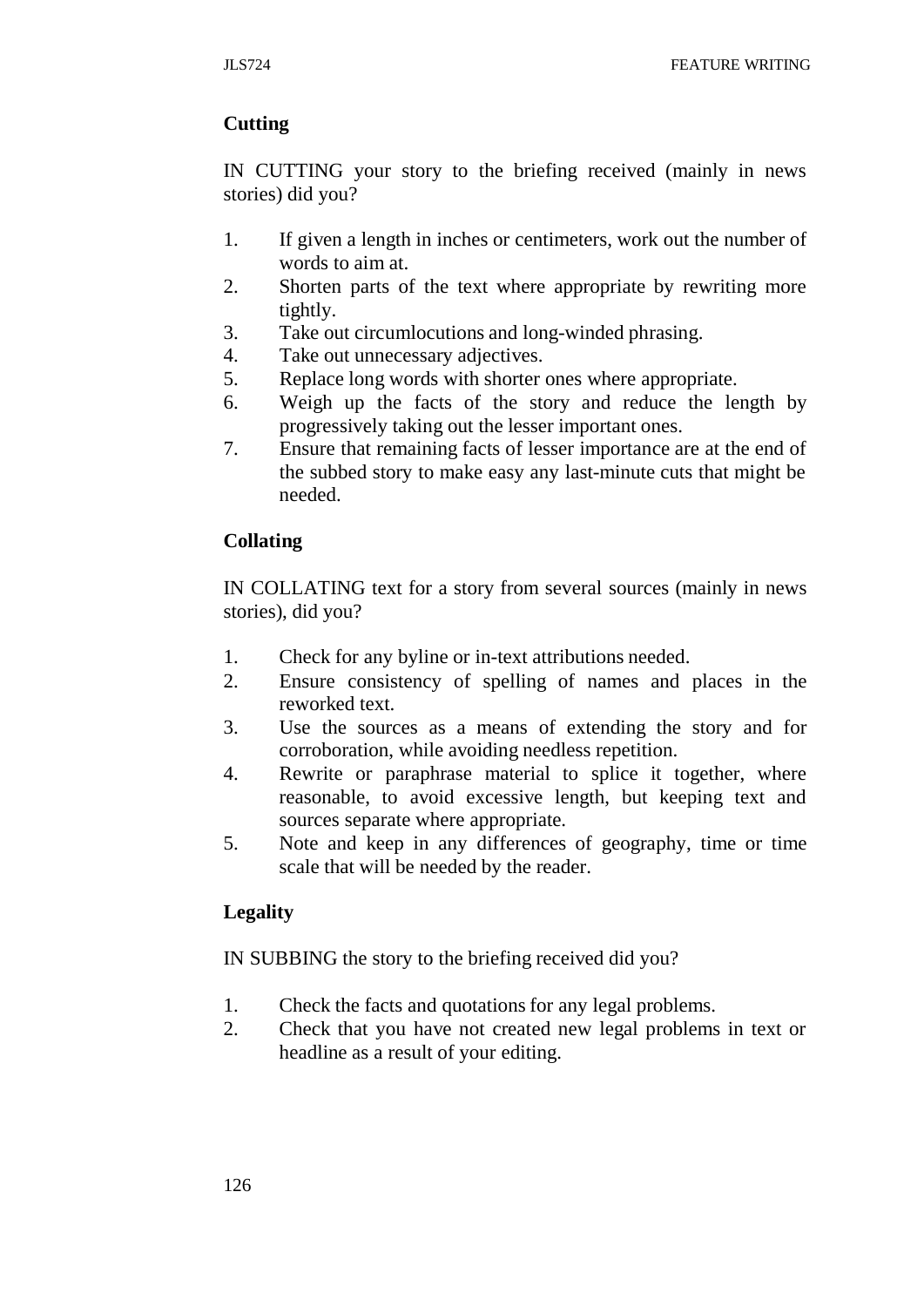**Cutting**

IN CUTTING your story to the briefing received (mainly in news stories) did you?

1. If given a length in inches or centimeters, work out the number of words to aim at.
2. Shorten parts of the text where appropriate by rewriting more tightly.
3. Take out circumlocutions and long-winded phrasing.
4. Take out unnecessary adjectives.
5. Replace long words with shorter ones where appropriate.
6. Weigh up the facts of the story and reduce the length by progressissively taking out the lesser important ones.
7. Ensure that remaining facts of lesser importance are at the end of the subbed story to make easy any last-minute cuts that might be needed.

**Collating**

IN COLLATING text for a story from several sources (mainly in news stories), did you?

1. Check for any byline or in-text attributions needed.
2. Ensure consistency of spelling of names and places in the reworked text.
3. Use the sources as a means of extending the story and for corroboration, while avoiding needless repetition.
4. Rewrite or paraphrase material to splice it together, where reasonable, to avoid excessive length, but keeping text and sources separate where appropriate.
5. Note and keep in any differences of geography, time or time scale that will be needed by the reader.

**Legality**

IN SUBBING the story to the briefing received did you?

1. Check the facts and quotations for any legal problems.
2. Check that you have not created new legal problems in text or headline as a result of your editing.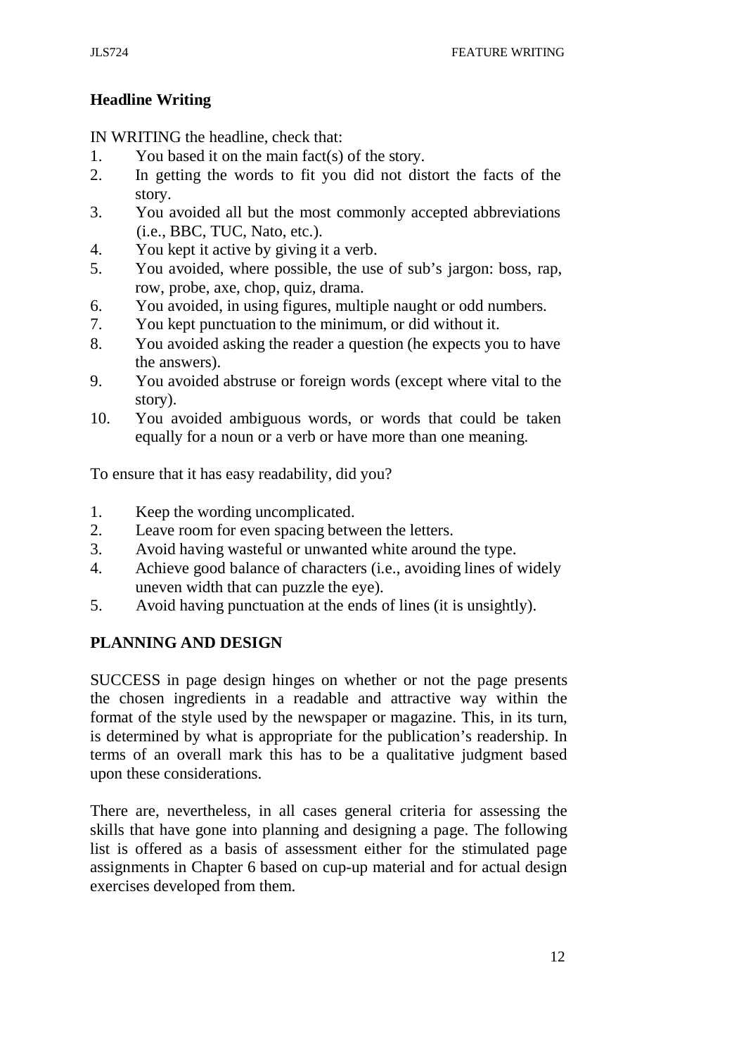### Headline Writing

IN WRITING the headline, check that:

1. You based it on the main fact(s) of the story.
2. In getting the words to fit you did not distort the facts of the story.
3. You avoided all but the most commonly accepted abbreviations (i.e., BBC, TUC, Nato, etc.).
4. You kept it active by giving it a verb.
5. You avoided, where possible, the use of sub's jargon: boss, rap, row, probe, axe, chop, quiz, drama.
6. You avoided, in using figures, multiple naught or odd numbers.
7. You kept punctuation to the minimum, or did without it.
8. You avoided asking the reader a question (he expects you to have the answers).
9. You avoided abstruse or foreign words (except where vital to the story).
10. You avoided ambiguous words, or words that could be taken equally for a noun or a verb or have more than one meaning.

To ensure that it has easy readability, did you?

1. Keep the wording uncomplicated.
2. Leave room for even spacing between the letters.
3. Avoid having wasteful or unwanted white around the type.
4. Achieve good balance of characters (i.e., avoiding lines of widely uneven width that can puzzle the eye).
5. Avoid having punctuation at the ends of lines (it is unsightly).

## PLANNING AND DESIGN

SUCCESS in page design hinges on whether or not the page presents the chosen ingredients in a readable and attractive way within the format of the style used by the newspaper or magazine. This, in its turn, is determined by what is appropriate for the publication's readership. In terms of an overall mark this has to be a qualitative judgment based upon these considerations.

There are, nevertheless, in all cases general criteria for assessing the skills that have gone into planning and designing a page. The following list is offered as a basis of assessment either for the stimulated page assignments in Chapter 6 based on cup-up material and for actual design exercises developed from them.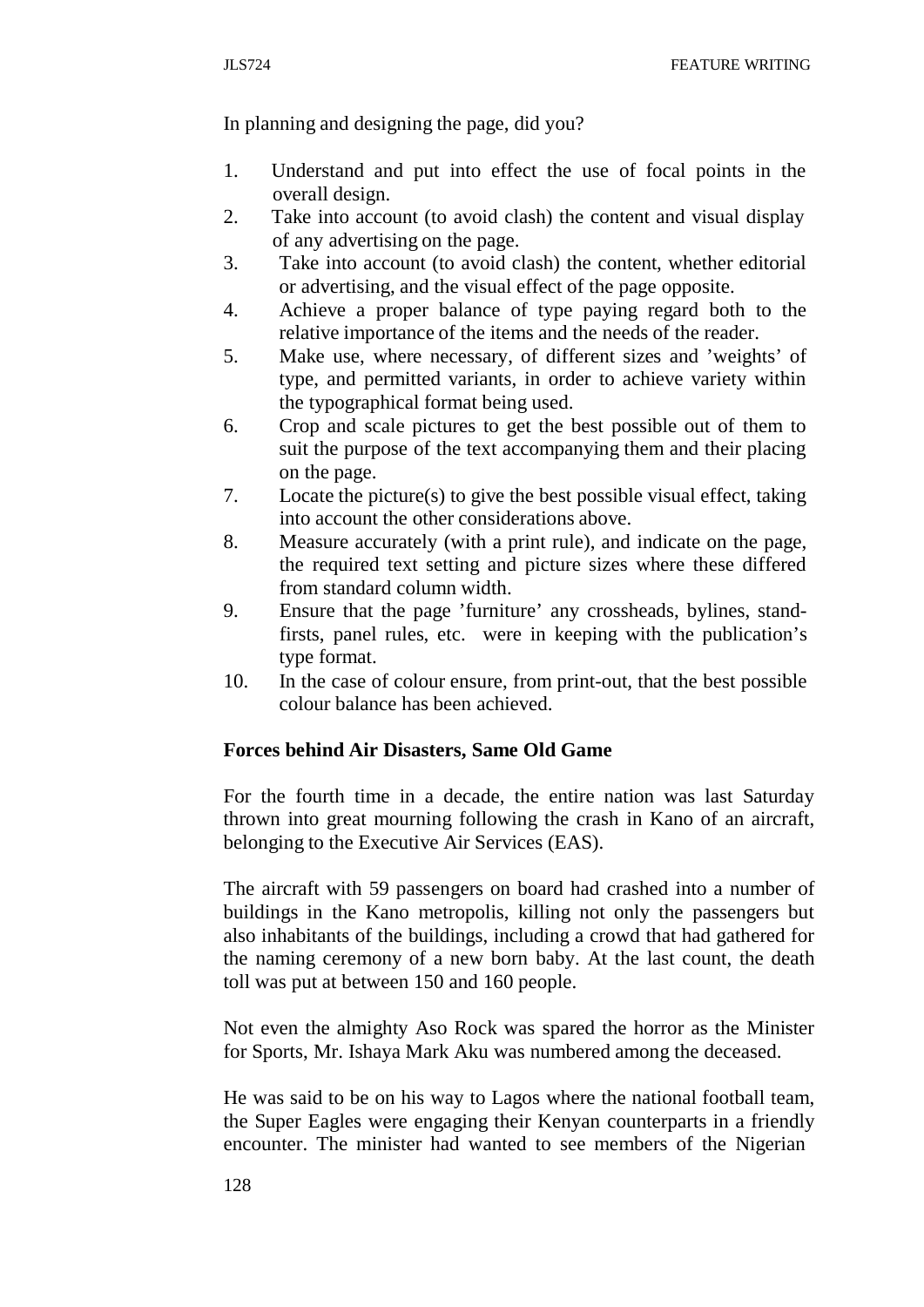In planning and designing the page, did you?

1. Understand and put into effect the use of focal points in the overall design.
2. Take into account (to avoid clash) the content and visual display of any advertising on the page.
3. Take into account (to avoid clash) the content, whether editorial or advertising, and the visual effect of the page opposite.
4. Achieve a proper balance of type paying regard both to the relative importance of the items and the needs of the reader.
5. Make use, where necessary, of different sizes and 'weights' of type, and permitted variants, in order to achieve variety within the typographical format being used.
6. Crop and scale pictures to get the best possible out of them to suit the purpose of the text accompanying them and their placing on the page.
7. Locate the picture(s) to give the best possible visual effect, taking into account the other considerations above.
8. Measure accurately (with a print rule), and indicate on the page, the required text setting and picture sizes where these differed from standard column width.
9. Ensure that the page 'furniture' any crossheads, bylines, stand-firsts, panel rules, etc. were in keeping with the publication's type format.
10. In the case of colour ensure, from print-out, that the best possible colour balance has been achieved.

**Forces behind Air Disasters, Same Old Game**

For the fourth time in a decade, the entire nation was last Saturday thrown into great mourning following the crash in Kano of an aircraft, belonging to the Executive Air Services (EAS).

The aircraft with 59 passengers on board had crashed into a number of buildings in the Kano metropolis, killing not only the passengers but also inhabitants of the buildings, including a crowd that had gathered for the naming ceremony of a new born baby. At the last count, the death toll was put at between 150 and 160 people.

Not even the almighty Aso Rock was spared the horror as the Minister for Sports, Mr. Ishaya Mark Aku was numbered among the deceased.

He was said to be on his way to Lagos where the national football team, the Super Eagles were engaging their Kenyan counterparts in a friendly encounter. The minister had wanted to see members of the Nigerian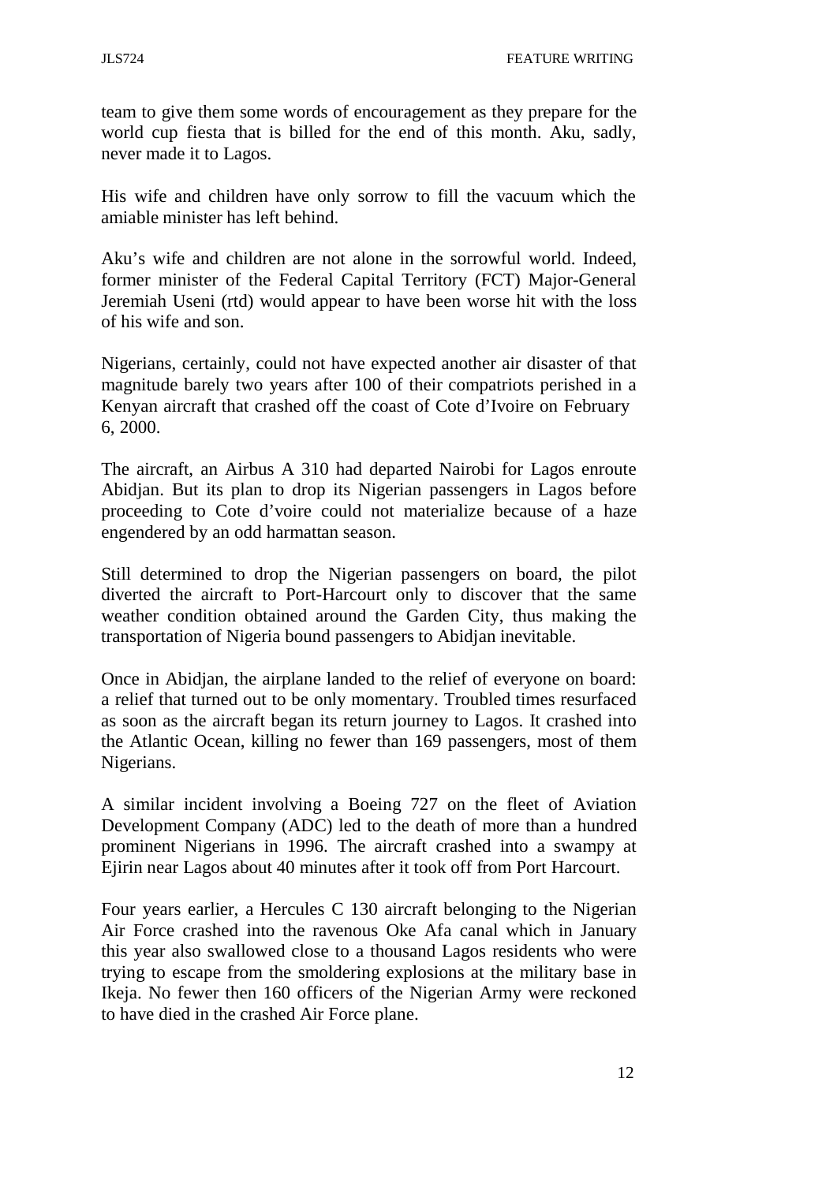team to give them some words of encouragement as they prepare for the world cup fiesta that is billed for the end of this month. Aku, sadly, never made it to Lagos.

His wife and children have only sorrow to fill the vacuum which the amiable minister has left behind.

Aku's wife and children are not alone in the sorrowful world. Indeed, former minister of the Federal Capital Territory (FCT) Major-General Jeremiah Useni (rtd) would appear to have been worse hit with the loss of his wife and son.

Nigerians, certainly, could not have expected another air disaster of that magnitude barely two years after 100 of their compatriots perished in a Kenyan aircraft that crashed off the coast of Cote d'Ivoire on February 6, 2000.

The aircraft, an Airbus A 310 had departed Nairobi for Lagos enroute Abidjan. But its plan to drop its Nigerian passengers in Lagos before proceeding to Cote d'voire could not materialize because of a haze engendered by an odd harmattan season.

Still determined to drop the Nigerian passengers on board, the pilot diverted the aircraft to Port-Harcourt only to discover that the same weather condition obtained around the Garden City, thus making the transportation of Nigeria bound passengers to Abidjan inevitable.

Once in Abidjan, the airplane landed to the relief of everyone on board: a relief that turned out to be only momentary. Troubled times resurfaced as soon as the aircraft began its return journey to Lagos. It crashed into the Atlantic Ocean, killing no fewer than 169 passengers, most of them Nigerians.

A similar incident involving a Boeing 727 on the fleet of Aviation Development Company (ADC) led to the death of more than a hundred prominent Nigerians in 1996. The aircraft crashed into a swampy at Ejirin near Lagos about 40 minutes after it took off from Port Harcourt.

Four years earlier, a Hercules C 130 aircraft belonging to the Nigerian Air Force crashed into the ravenous Oke Afa canal which in January this year also swallowed close to a thousand Lagos residents who were trying to escape from the smoldering explosions at the military base in Ikeja. No fewer then 160 officers of the Nigerian Army were reckoned to have died in the crashed Air Force plane.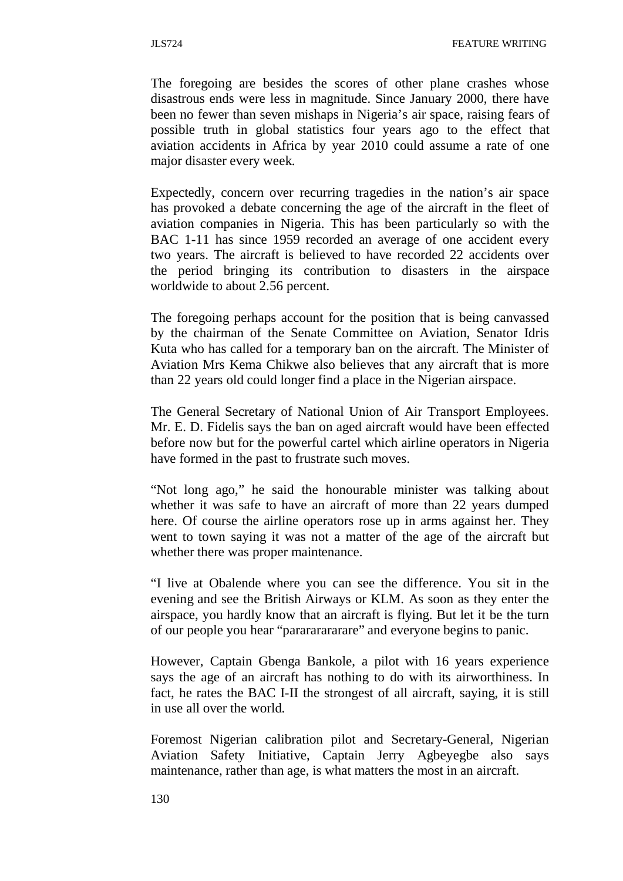The foregoing are besides the scores of other plane crashes whose disastrous ends were less in magnitude. Since January 2000, there have been no fewer than seven mishaps in Nigeria's air space, raising fears of possible truth in global statistics four years ago to the effect that aviation accidents in Africa by year 2010 could assume a rate of one major disaster every week.

Expectedly, concern over recurring tragedies in the nation's air space has provoked a debate concerning the age of the aircraft in the fleet of aviation companies in Nigeria. This has been particularly so with the BAC 1-11 has since 1959 recorded an average of one accident every two years. The aircraft is believed to have recorded 22 accidents over the period bringing its contribution to disasters in the airspace worldwide to about 2.56 percent.

The foregoing perhaps account for the position that is being canvassed by the chairman of the Senate Committee on Aviation, Senator Idris Kuta who has called for a temporary ban on the aircraft. The Minister of Aviation Mrs Kema Chikwe also believes that any aircraft that is more than 22 years old could longer find a place in the Nigerian airspace.

The General Secretary of National Union of Air Transport Employees. Mr. E. D. Fidelis says the ban on aged aircraft would have been effected before now but for the powerful cartel which airline operators in Nigeria have formed in the past to frustrate such moves.

"Not long ago," he said the honourable minister was talking about whether it was safe to have an aircraft of more than 22 years dumped here. Of course the airline operators rose up in arms against her. They went to town saying it was not a matter of the age of the aircraft but whether there was proper maintenance.

"I live at Obalende where you can see the difference. You sit in the evening and see the British Airways or KLM. As soon as they enter the airspace, you hardly know that an aircraft is flying. But let it be the turn of our people you hear "parararararare" and everyone begins to panic.

However, Captain Gbenga Bankole, a pilot with 16 years experience says the age of an aircraft has nothing to do with its airworthiness. In fact, he rates the BAC I-II the strongest of all aircraft, saying, it is still in use all over the world.

Foremost Nigerian calibration pilot and Secretary-General, Nigerian Aviation Safety Initiative, Captain Jerry Agbeyegbe also says maintenance, rather than age, is what matters the most in an aircraft.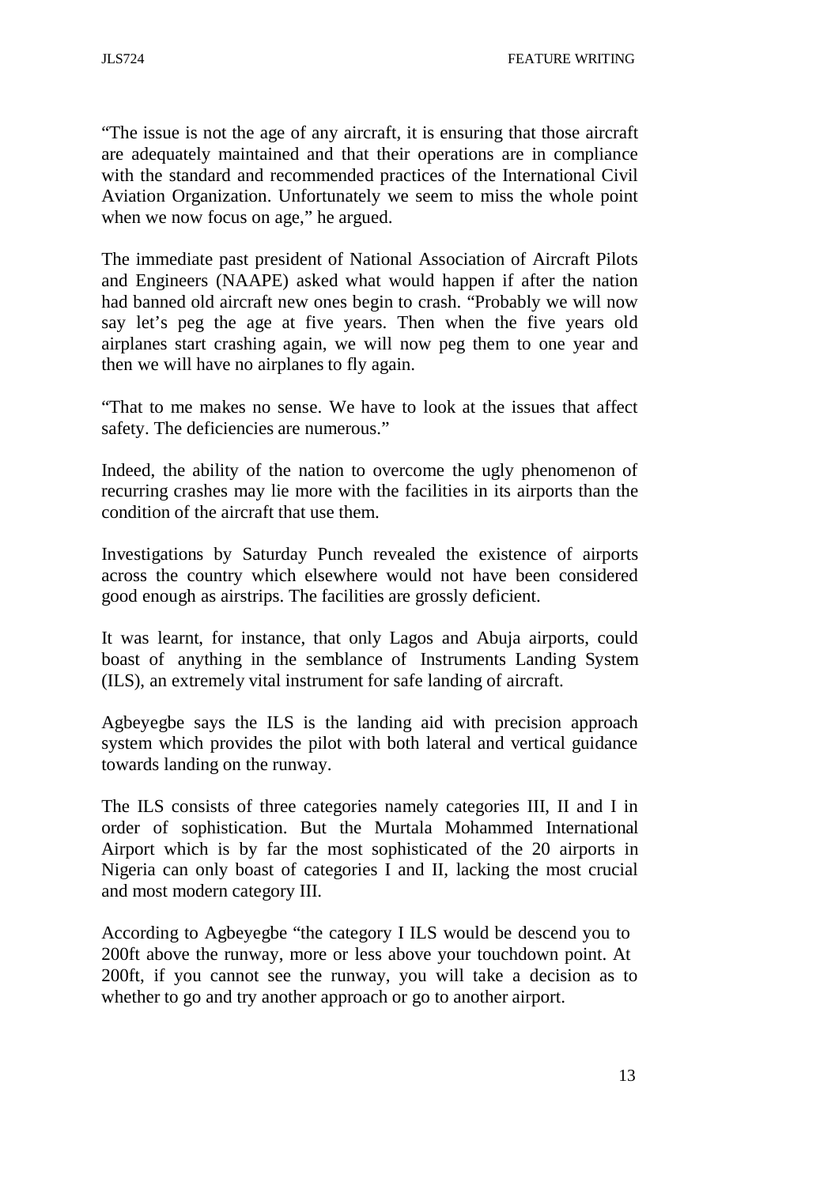"The issue is not the age of any aircraft, it is ensuring that those aircraft are adequately maintained and that their operations are in compliance with the standard and recommended practices of the International Civil Aviation Organization. Unfortunately we seem to miss the whole point when we now focus on age," he argued.

The immediate past president of National Association of Aircraft Pilots and Engineers (NAAPE) asked what would happen if after the nation had banned old aircraft new ones begin to crash. "Probably we will now say let's peg the age at five years. Then when the five years old airplanes start crashing again, we will now peg them to one year and then we will have no airplanes to fly again.

"That to me makes no sense. We have to look at the issues that affect safety. The deficiencies are numerous."

Indeed, the ability of the nation to overcome the ugly phenomenon of recurring crashes may lie more with the facilities in its airports than the condition of the aircraft that use them.

Investigations by Saturday Punch revealed the existence of airports across the country which elsewhere would not have been considered good enough as airstrips. The facilities are grossly deficient.

It was learnt, for instance, that only Lagos and Abuja airports, could boast of anything in the semblance of Instruments Landing System (ILS), an extremely vital instrument for safe landing of aircraft.

Agbeyegbe says the ILS is the landing aid with precision approach system which provides the pilot with both lateral and vertical guidance towards landing on the runway.

The ILS consists of three categories namely categories III, II and I in order of sophistication. But the Murtala Mohammed International Airport which is by far the most sophisticated of the 20 airports in Nigeria can only boast of categories I and II, lacking the most crucial and most modern category III.

According to Agbeyegbe "the category I ILS would be descend you to 200ft above the runway, more or less above your touchdown point. At 200ft, if you cannot see the runway, you will take a decision as to whether to go and try another approach or go to another airport.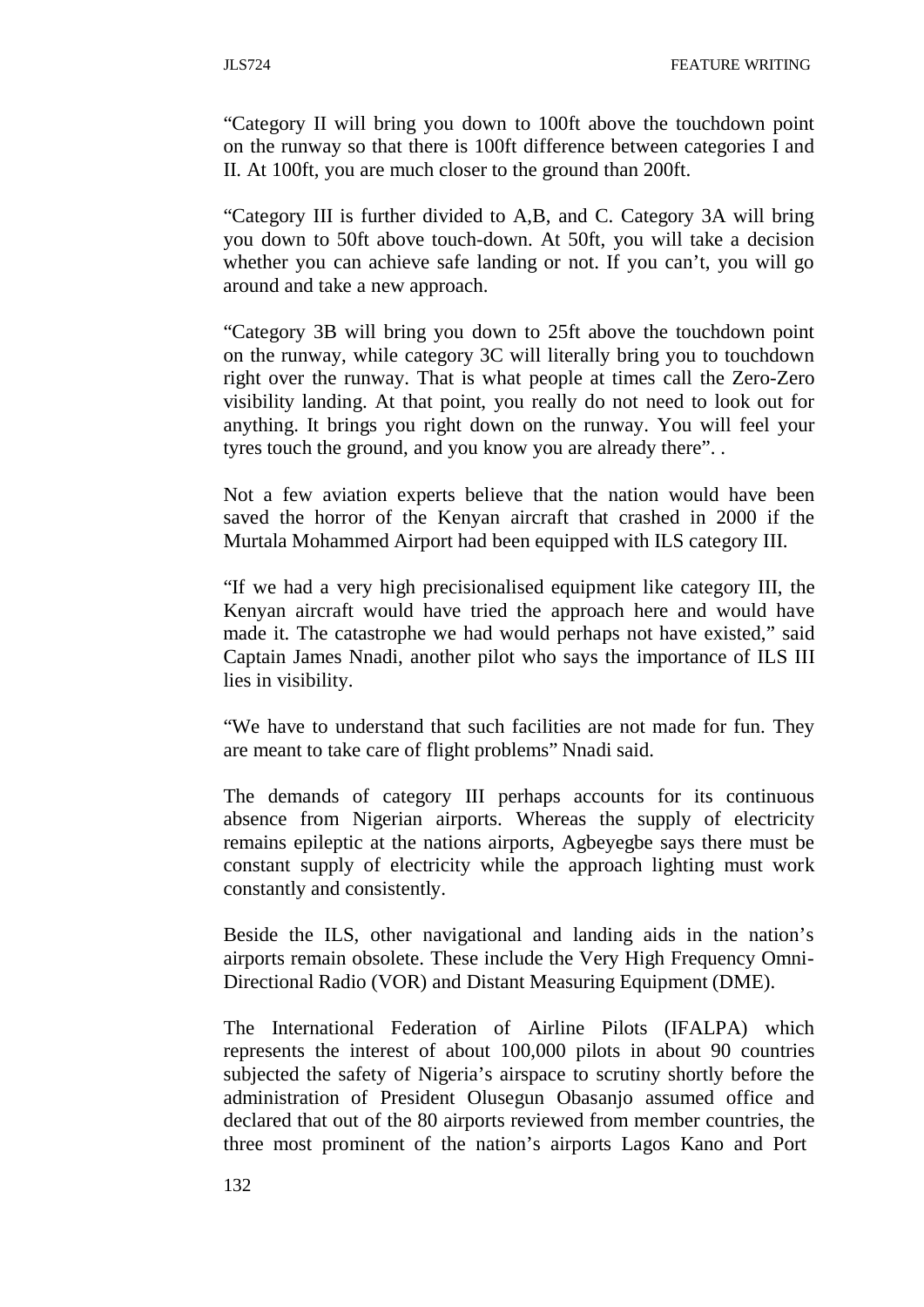"Category II will bring you down to 100ft above the touchdown point on the runway so that there is 100ft difference between categories I and II. At 100ft, you are much closer to the ground than 200ft.

"Category III is further divided to A,B, and C. Category 3A will bring you down to 50ft above touch-down. At 50ft, you will take a decision whether you can achieve safe landing or not. If you can't, you will go around and take a new approach.

"Category 3B will bring you down to 25ft above the touchdown point on the runway, while category 3C will literally bring you to touchdown right over the runway. That is what people at times call the Zero-Zero visibility landing. At that point, you really do not need to look out for anything. It brings you right down on the runway. You will feel your tyres touch the ground, and you know you are already there". .

Not a few aviation experts believe that the nation would have been saved the horror of the Kenyan aircraft that crashed in 2000 if the Murtala Mohammed Airport had been equipped with ILS category III.

"If we had a very high precisionalised equipment like category III, the Kenyan aircraft would have tried the approach here and would have made it. The catastrophe we had would perhaps not have existed," said Captain James Nnadi, another pilot who says the importance of ILS III lies in visibility.

"We have to understand that such facilities are not made for fun. They are meant to take care of flight problems" Nnadi said.

The demands of category III perhaps accounts for its continuous absence from Nigerian airports. Whereas the supply of electricity remains epileptic at the nations airports, Agbeyegbe says there must be constant supply of electricity while the approach lighting must work constantly and consistently.

Beside the ILS, other navigational and landing aids in the nation's airports remain obsolete. These include the Very High Frequency Omni-Directional Radio (VOR) and Distant Measuring Equipment (DME).

The International Federation of Airline Pilots (IFALPA) which represents the interest of about 100,000 pilots in about 90 countries subjected the safety of Nigeria's airspace to scrutiny shortly before the administration of President Olusegun Obasanjo assumed office and declared that out of the 80 airports reviewed from member countries, the three most prominent of the nation's airports Lagos Kano and Port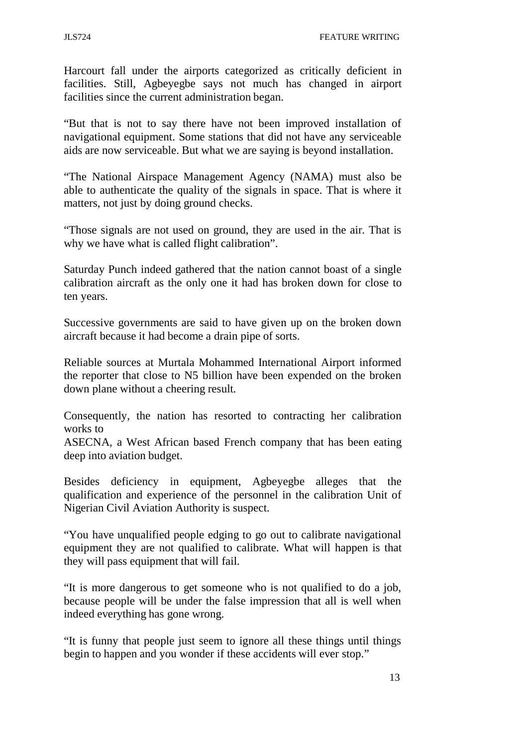Harcourt fall under the airports categorized as critically deficient in facilities. Still, Agbeyegbe says not much has changed in airport facilities since the current administration began.

"But that is not to say there have not been improved installation of navigational equipment. Some stations that did not have any serviceable aids are now serviceable. But what we are saying is beyond installation.

"The National Airspace Management Agency (NAMA) must also be able to authenticate the quality of the signals in space. That is where it matters, not just by doing ground checks.

"Those signals are not used on ground, they are used in the air. That is why we have what is called flight calibration".

Saturday Punch indeed gathered that the nation cannot boast of a single calibration aircraft as the only one it had has broken down for close to ten years.

Successive governments are said to have given up on the broken down aircraft because it had become a drain pipe of sorts.

Reliable sources at Murtala Mohammed International Airport informed the reporter that close to N5 billion have been expended on the broken down plane without a cheering result.

Consequently, the nation has resorted to contracting her calibration works to
ASECNA, a West African based French company that has been eating deep into aviation budget.

Besides deficiency in equipment, Agbeyegbe alleges that the qualification and experience of the personnel in the calibration Unit of Nigerian Civil Aviation Authority is suspect.

"You have unqualified people edging to go out to calibrate navigational equipment they are not qualified to calibrate. What will happen is that they will pass equipment that will fail.

"It is more dangerous to get someone who is not qualified to do a job, because people will be under the false impression that all is well when indeed everything has gone wrong.

"It is funny that people just seem to ignore all these things until things begin to happen and you wonder if these accidents will ever stop."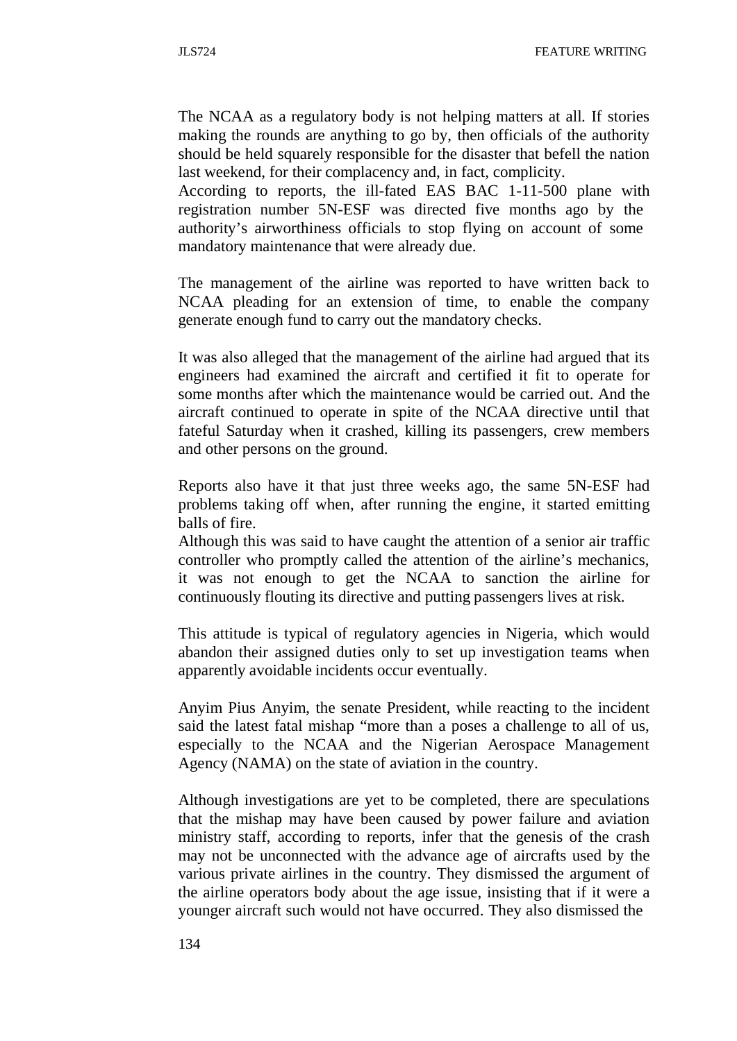The NCAA as a regulatory body is not helping matters at all. If stories making the rounds are anything to go by, then officials of the authority should be held squarely responsible for the disaster that befell the nation last weekend, for their complacency and, in fact, complicity.
According to reports, the ill-fated EAS BAC 1-11-500 plane with registration number 5N-ESF was directed five months ago by the authority's airworthiness officials to stop flying on account of some mandatory maintenance that were already due.

The management of the airline was reported to have written back to NCAA pleading for an extension of time, to enable the company generate enough fund to carry out the mandatory checks.

It was also alleged that the management of the airline had argued that its engineers had examined the aircraft and certified it fit to operate for some months after which the maintenance would be carried out. And the aircraft continued to operate in spite of the NCAA directive until that fateful Saturday when it crashed, killing its passengers, crew members and other persons on the ground.

Reports also have it that just three weeks ago, the same 5N-ESF had problems taking off when, after running the engine, it started emitting balls of fire.
Although this was said to have caught the attention of a senior air traffic controller who promptly called the attention of the airline's mechanics, it was not enough to get the NCAA to sanction the airline for continuously flouting its directive and putting passengers lives at risk.

This attitude is typical of regulatory agencies in Nigeria, which would abandon their assigned duties only to set up investigation teams when apparently avoidable incidents occur eventually.

Anyim Pius Anyim, the senate President, while reacting to the incident said the latest fatal mishap "more than a poses a challenge to all of us, especially to the NCAA and the Nigerian Aerospace Management Agency (NAMA) on the state of aviation in the country.

Although investigations are yet to be completed, there are speculations that the mishap may have been caused by power failure and aviation ministry staff, according to reports, infer that the genesis of the crash may not be unconnected with the advance age of aircrafts used by the various private airlines in the country. They dismissed the argument of the airline operators body about the age issue, insisting that if it were a younger aircraft such would not have occurred. They also dismissed the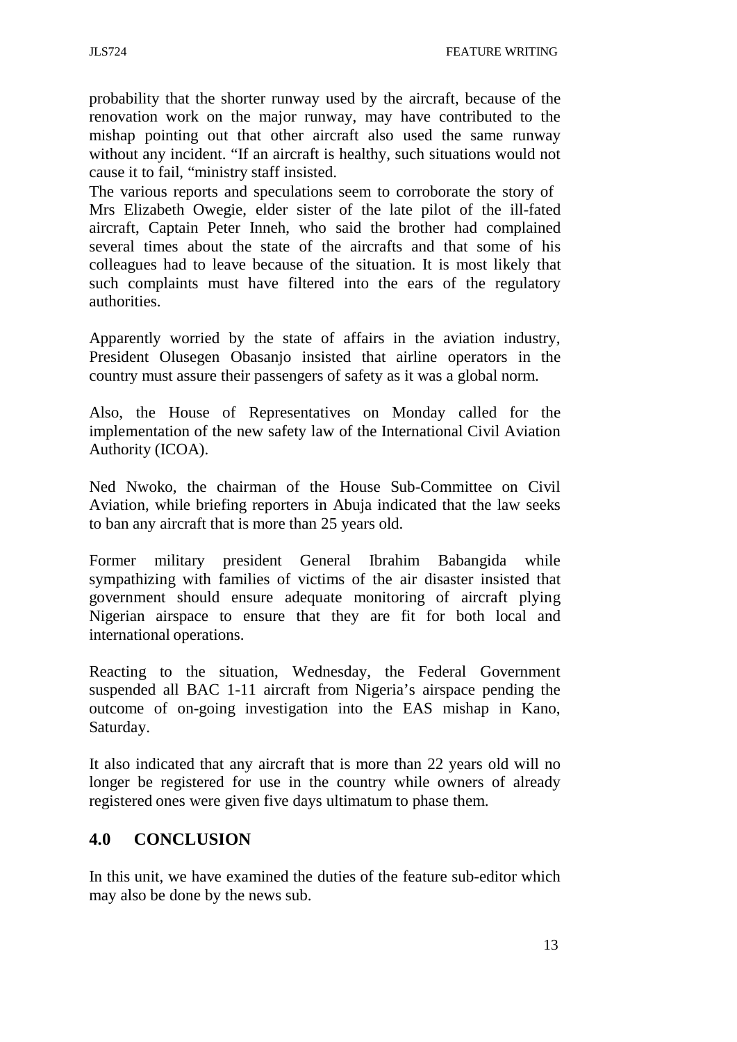probability that the shorter runway used by the aircraft, because of the renovation work on the major runway, may have contributed to the mishap pointing out that other aircraft also used the same runway without any incident. "If an aircraft is healthy, such situations would not cause it to fail, "ministry staff insisted.

The various reports and speculations seem to corroborate the story of Mrs Elizabeth Owegie, elder sister of the late pilot of the ill-fated aircraft, Captain Peter Inneh, who said the brother had complained several times about the state of the aircrafts and that some of his colleagues had to leave because of the situation. It is most likely that such complaints must have filtered into the ears of the regulatory authorities.

Apparently worried by the state of affairs in the aviation industry, President Olusegen Obasanjo insisted that airline operators in the country must assure their passengers of safety as it was a global norm.

Also, the House of Representatives on Monday called for the implementation of the new safety law of the International Civil Aviation Authority (ICOA).

Ned Nwoko, the chairman of the House Sub-Committee on Civil Aviation, while briefing reporters in Abuja indicated that the law seeks to ban any aircraft that is more than 25 years old.

Former military president General Ibrahim Babangida while sympathizing with families of victims of the air disaster insisted that government should ensure adequate monitoring of aircraft plying Nigerian airspace to ensure that they are fit for both local and international operations.

Reacting to the situation, Wednesday, the Federal Government suspended all BAC 1-11 aircraft from Nigeria's airspace pending the outcome of on-going investigation into the EAS mishap in Kano, Saturday.

It also indicated that any aircraft that is more than 22 years old will no longer be registered for use in the country while owners of already registered ones were given five days ultimatum to phase them.

## 4.0 CONCLUSION

In this unit, we have examined the duties of the feature sub-editor which may also be done by the news sub.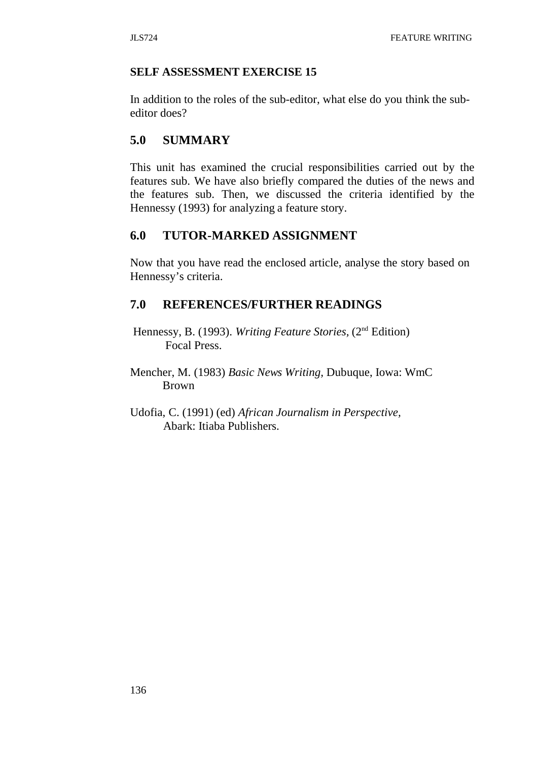**SELF ASSESSMENT EXERCISE 15**

In addition to the roles of the sub-editor, what else do you think the sub-editor does?

## 5.0 SUMMARY

This unit has examined the crucial responsibilities carried out by the features sub. We have also briefly compared the duties of the news and the features sub. Then, we discussed the criteria identified by the Hennessy (1993) for analyzing a feature story.

## 6.0 TUTOR-MARKED ASSIGNMENT

Now that you have read the enclosed article, analyse the story based on Hennessy's criteria.

## 7.0 REFERENCES/FURTHER READINGS

Hennessy, B. (1993). *Writing Feature Stories,* (2nd Edition) Focal Press.

Mencher, M. (1983) *Basic News Writing,* Dubuque, Iowa: WmC Brown

Udofia, C. (1991) (ed) *African Journalism in Perspective,* Abark: Itiaba Publishers.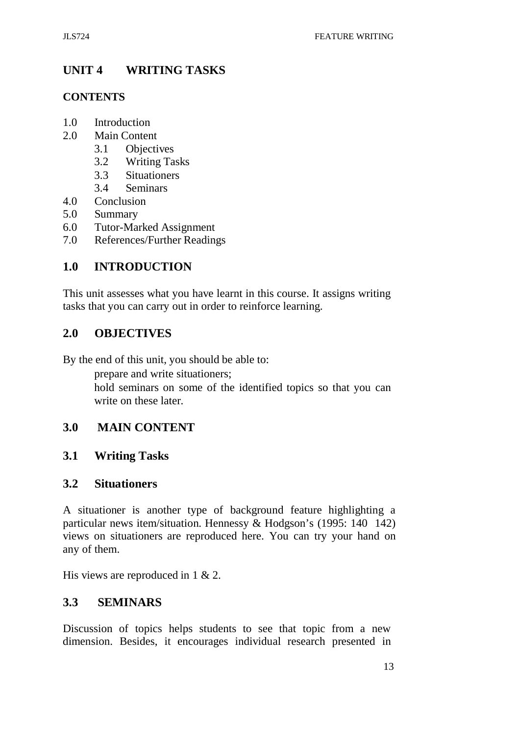# UNIT 4 WRITING TASKS

## CONTENTS

1.0 Introduction
2.0 Main Content
  3.1 Objectives
  3.2 Writing Tasks
  3.3 Situationers
  3.4 Seminars
4.0 Conclusion
5.0 Summary
6.0 Tutor-Marked Assignment
7.0 References/Further Readings

## 1.0 INTRODUCTION

This unit assesses what you have learnt in this course. It assigns writing tasks that you can carry out in order to reinforce learning.

## 2.0 OBJECTIVES

By the end of this unit, you should be able to:

- prepare and write situationers;
- hold seminars on some of the identified topics so that you can write on these later.

## 3.0 MAIN CONTENT

### 3.1 Writing Tasks

### 3.2 Situationers

A situationer is another type of background feature highlighting a particular news item/situation. Hennessy & Hodgson's (1995: 140 142) views on situationers are reproduced here. You can try your hand on any of them.

His views are reproduced in 1 & 2.

### 3.3 SEMINARS

Discussion of topics helps students to see that topic from a new dimension. Besides, it encourages individual research presented in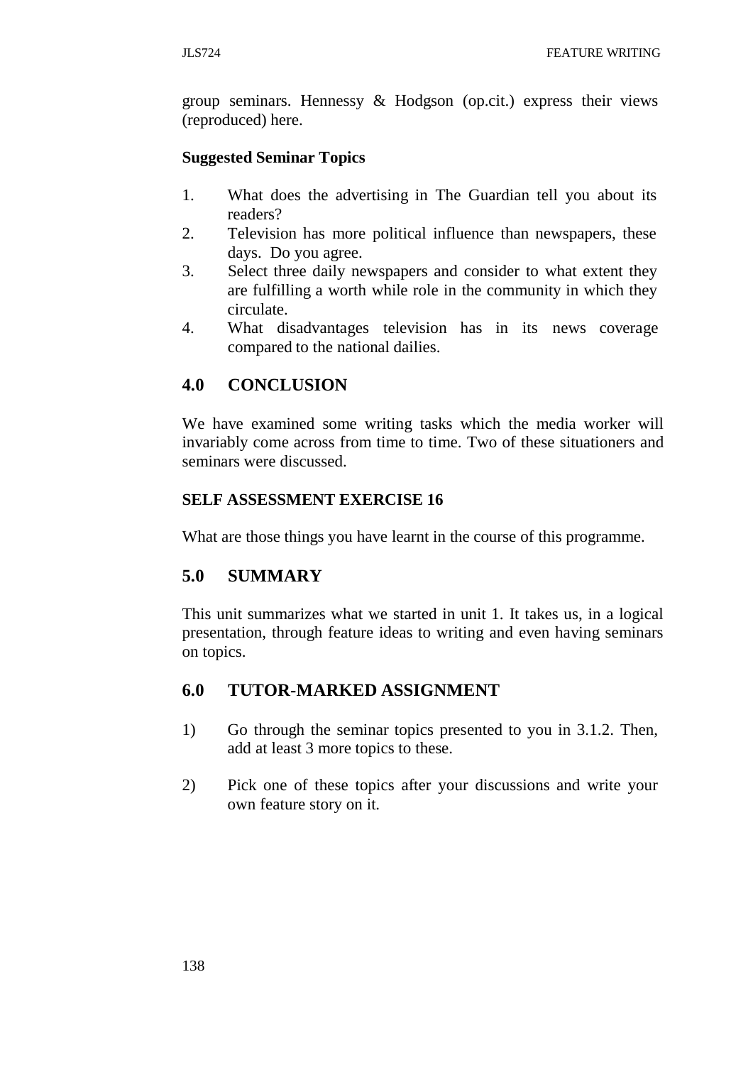group seminars. Hennessy & Hodgson (op.cit.) express their views (reproduced) here.

**Suggested Seminar Topics**

1. What does the advertising in The Guardian tell you about its readers?
2. Television has more political influence than newspapers, these days. Do you agree.
3. Select three daily newspapers and consider to what extent they are fulfilling a worth while role in the community in which they circulate.
4. What disadvantages television has in its news coverage compared to the national dailies.

## 4.0 CONCLUSION

We have examined some writing tasks which the media worker will invariably come across from time to time. Two of these situationers and seminars were discussed.

**SELF ASSESSMENT EXERCISE 16**

What are those things you have learnt in the course of this programme.

## 5.0 SUMMARY

This unit summarizes what we started in unit 1. It takes us, in a logical presentation, through feature ideas to writing and even having seminars on topics.

## 6.0 TUTOR-MARKED ASSIGNMENT

1) Go through the seminar topics presented to you in 3.1.2. Then, add at least 3 more topics to these.

2) Pick one of these topics after your discussions and write your own feature story on it.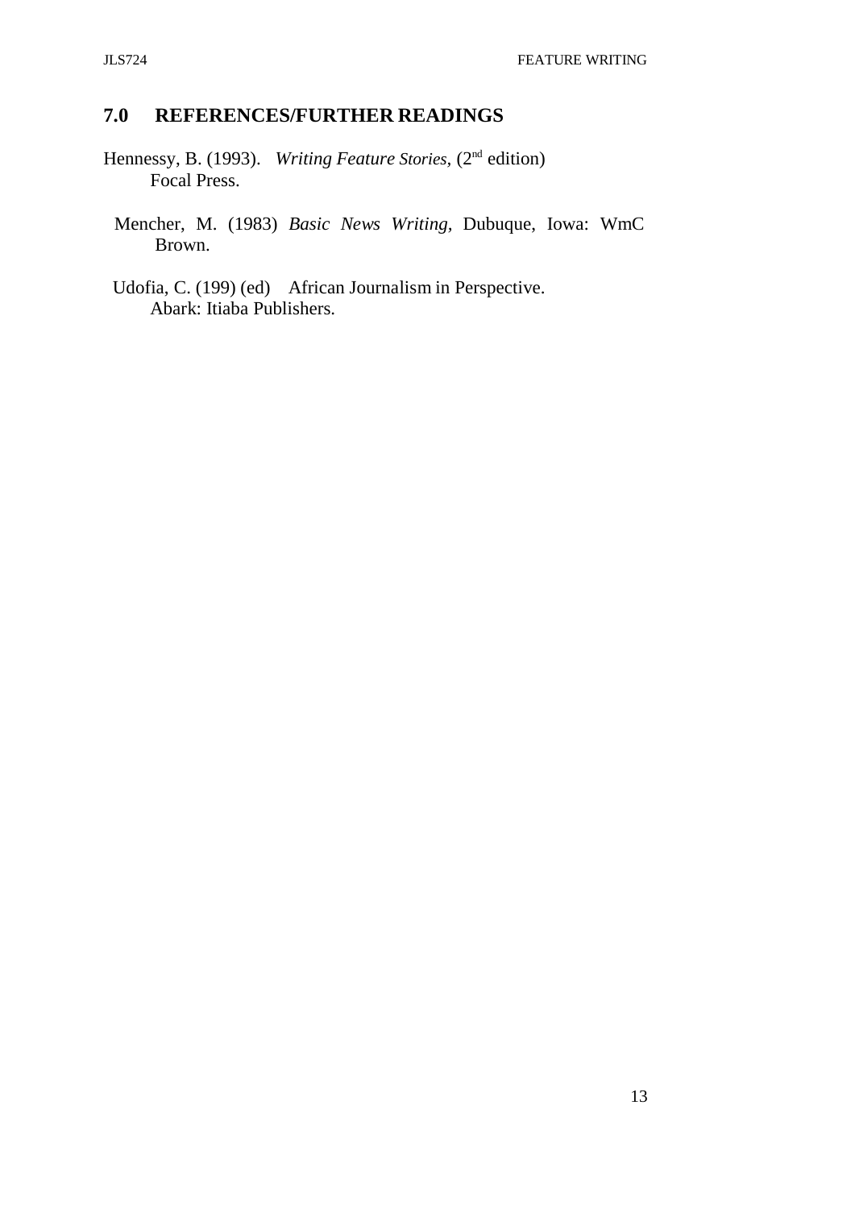## 7.0 REFERENCES/FURTHER READINGS

Hennessy, B. (1993). *Writing Feature Stories*, ($2^{nd}$ edition) Focal Press.

Mencher, M. (1983) *Basic News Writing*, Dubuque, Iowa: WmC Brown.

Udofia, C. (199) (ed) African Journalism in Perspective. Abark: Itiaba Publishers.